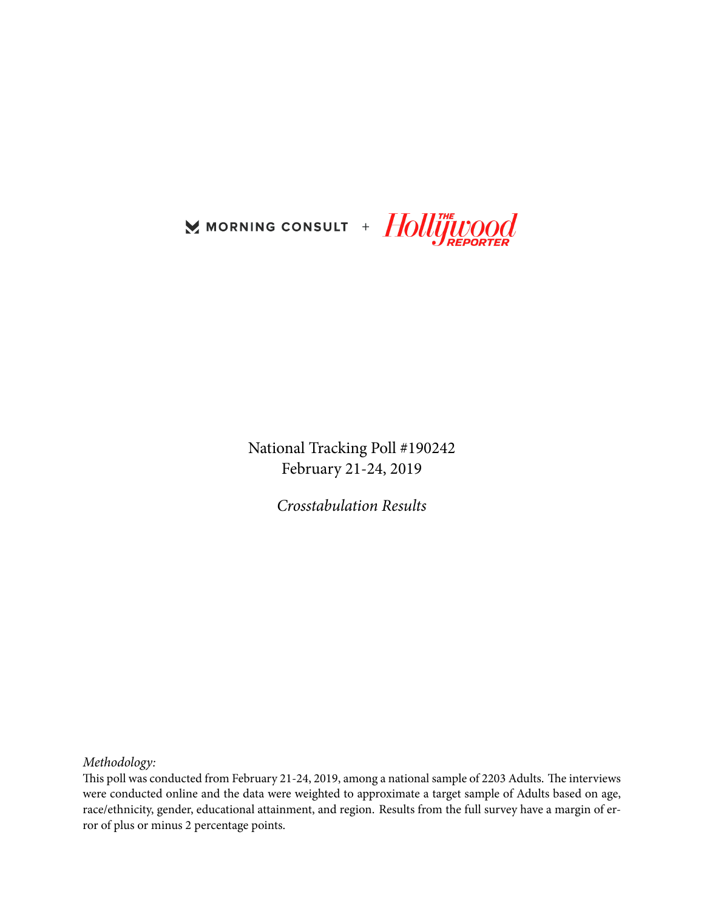MORNING CONSULT + The Hollywood Reporter

National Tracking Poll #190242
February 21-24, 2019

*Crosstabulation Results*

*Methodology:*
This poll was conducted from February 21-24, 2019, among a national sample of 2203 Adults. The interviews were conducted online and the data were weighted to approximate a target sample of Adults based on age, race/ethnicity, gender, educational attainment, and region. Results from the full survey have a margin of error of plus or minus 2 percentage points.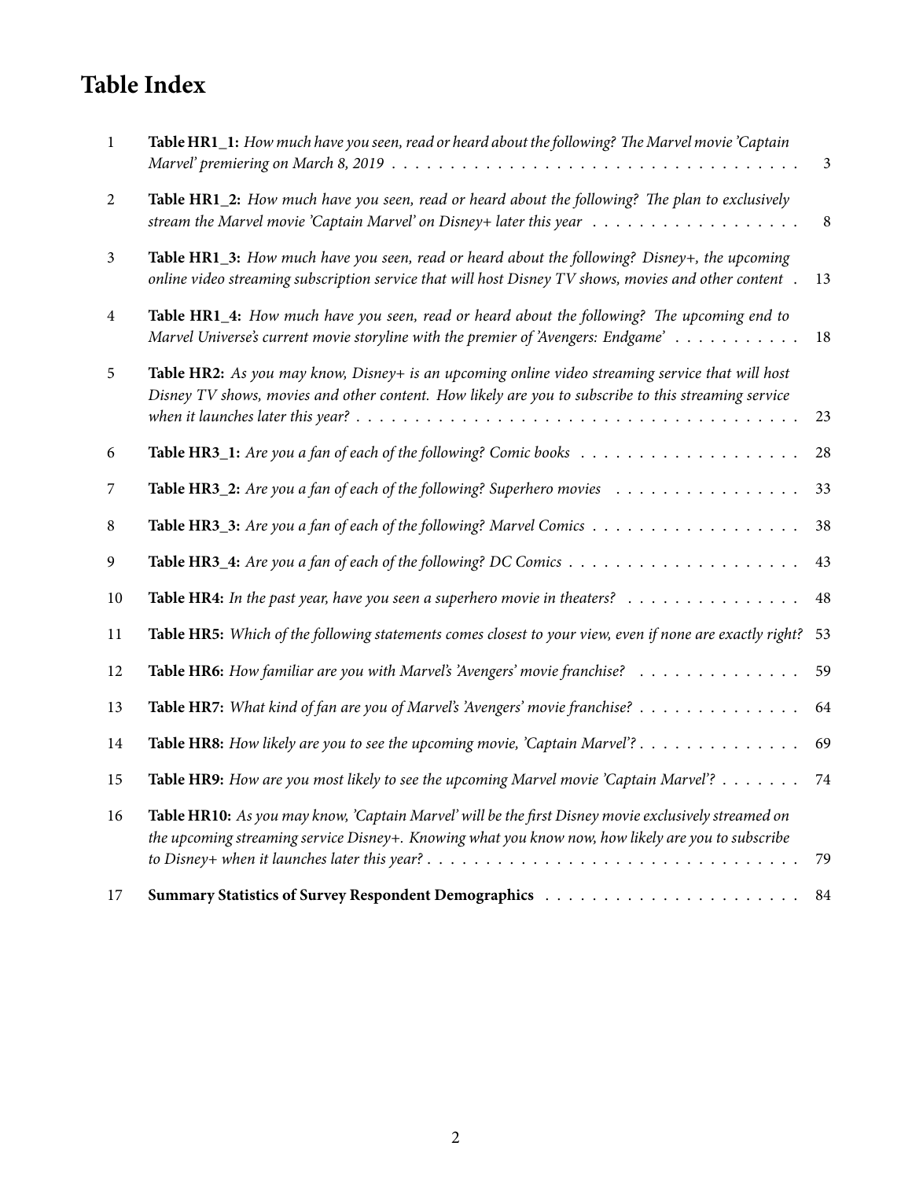# Table Index

| | | |
|---|---|---|
| 1 | **Table HR1_1:** *How much have you seen, read or heard about the following? The Marvel movie 'Captain Marvel' premiering on March 8, 2019* | 3 |
| 2 | **Table HR1_2:** *How much have you seen, read or heard about the following? The plan to exclusively stream the Marvel movie 'Captain Marvel' on Disney+ later this year* | 8 |
| 3 | **Table HR1_3:** *How much have you seen, read or heard about the following? Disney+, the upcoming online video streaming subscription service that will host Disney TV shows, movies and other content* | 13 |
| 4 | **Table HR1_4:** *How much have you seen, read or heard about the following? The upcoming end to Marvel Universe's current movie storyline with the premier of 'Avengers: Endgame'* | 18 |
| 5 | **Table HR2:** *As you may know, Disney+ is an upcoming online video streaming service that will host Disney TV shows, movies and other content. How likely are you to subscribe to this streaming service when it launches later this year?* | 23 |
| 6 | **Table HR3_1:** *Are you a fan of each of the following? Comic books* | 28 |
| 7 | **Table HR3_2:** *Are you a fan of each of the following? Superhero movies* | 33 |
| 8 | **Table HR3_3:** *Are you a fan of each of the following? Marvel Comics* | 38 |
| 9 | **Table HR3_4:** *Are you a fan of each of the following? DC Comics* | 43 |
| 10 | **Table HR4:** *In the past year, have you seen a superhero movie in theaters?* | 48 |
| 11 | **Table HR5:** *Which of the following statements comes closest to your view, even if none are exactly right?* | 53 |
| 12 | **Table HR6:** *How familiar are you with Marvel's 'Avengers' movie franchise?* | 59 |
| 13 | **Table HR7:** *What kind of fan are you of Marvel's 'Avengers' movie franchise?* | 64 |
| 14 | **Table HR8:** *How likely are you to see the upcoming movie, 'Captain Marvel'?* | 69 |
| 15 | **Table HR9:** *How are you most likely to see the upcoming Marvel movie 'Captain Marvel'?* | 74 |
| 16 | **Table HR10:** *As you may know, 'Captain Marvel' will be the first Disney movie exclusively streamed on the upcoming streaming service Disney+. Knowing what you know now, how likely are you to subscribe to Disney+ when it launches later this year?* | 79 |
| 17 | **Summary Statistics of Survey Respondent Demographics** | 84 |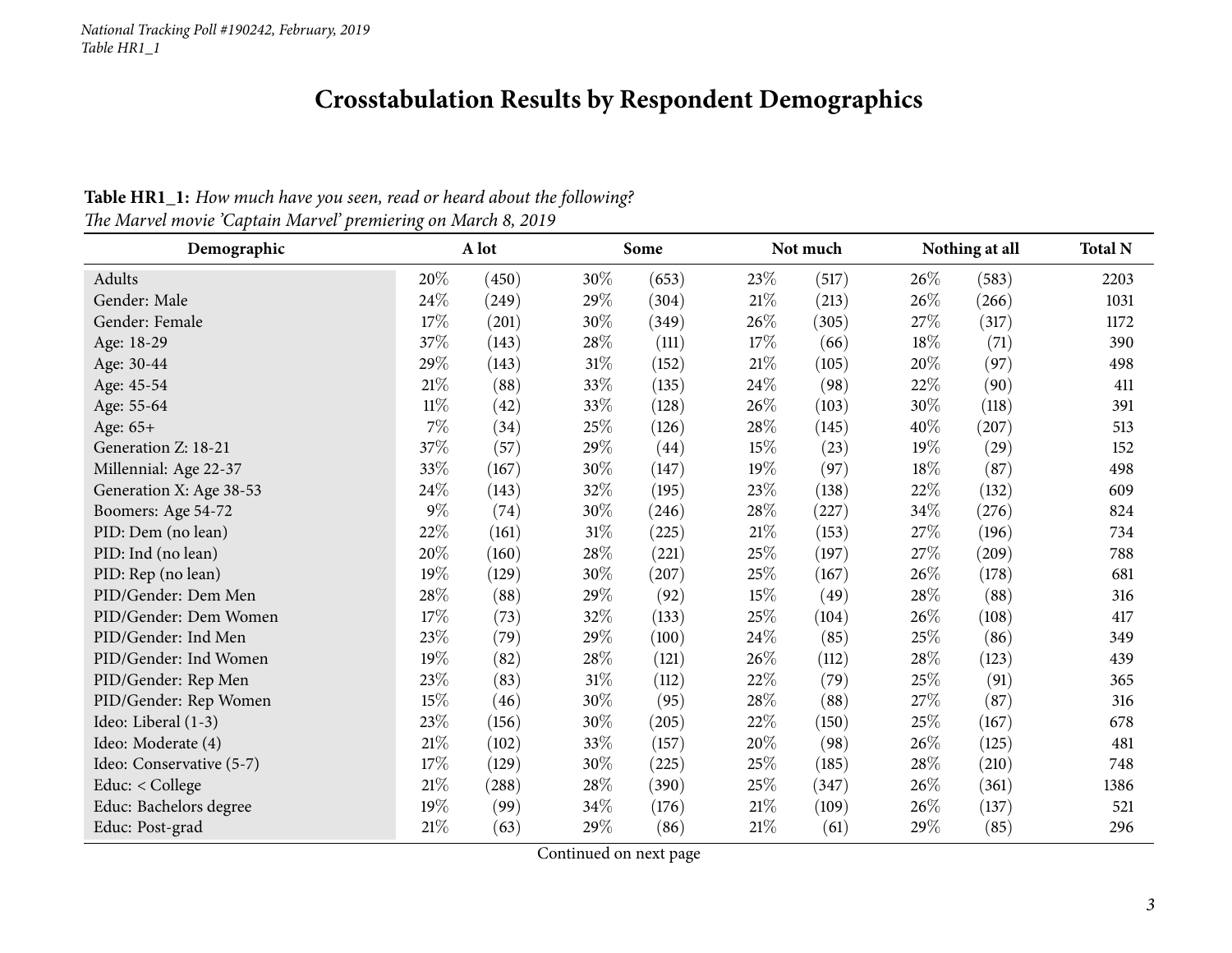*National Tracking Poll #190242, February, 2019*
*Table HR1_1*

# Crosstabulation Results by Respondent Demographics

**Table HR1_1:** *How much have you seen, read or heard about the following?*
*The Marvel movie 'Captain Marvel' premiering on March 8, 2019*

| Demographic | A lot | | Some | | Not much | | Nothing at all | | Total N |
|---|---|---|---|---|---|---|---|---|---|
| Adults | 20% | (450) | 30% | (653) | 23% | (517) | 26% | (583) | 2203 |
| Gender: Male | 24% | (249) | 29% | (304) | 21% | (213) | 26% | (266) | 1031 |
| Gender: Female | 17% | (201) | 30% | (349) | 26% | (305) | 27% | (317) | 1172 |
| Age: 18-29 | 37% | (143) | 28% | (111) | 17% | (66) | 18% | (71) | 390 |
| Age: 30-44 | 29% | (143) | 31% | (152) | 21% | (105) | 20% | (97) | 498 |
| Age: 45-54 | 21% | (88) | 33% | (135) | 24% | (98) | 22% | (90) | 411 |
| Age: 55-64 | 11% | (42) | 33% | (128) | 26% | (103) | 30% | (118) | 391 |
| Age: 65+ | 7% | (34) | 25% | (126) | 28% | (145) | 40% | (207) | 513 |
| Generation Z: 18-21 | 37% | (57) | 29% | (44) | 15% | (23) | 19% | (29) | 152 |
| Millennial: Age 22-37 | 33% | (167) | 30% | (147) | 19% | (97) | 18% | (87) | 498 |
| Generation X: Age 38-53 | 24% | (143) | 32% | (195) | 23% | (138) | 22% | (132) | 609 |
| Boomers: Age 54-72 | 9% | (74) | 30% | (246) | 28% | (227) | 34% | (276) | 824 |
| PID: Dem (no lean) | 22% | (161) | 31% | (225) | 21% | (153) | 27% | (196) | 734 |
| PID: Ind (no lean) | 20% | (160) | 28% | (221) | 25% | (197) | 27% | (209) | 788 |
| PID: Rep (no lean) | 19% | (129) | 30% | (207) | 25% | (167) | 26% | (178) | 681 |
| PID/Gender: Dem Men | 28% | (88) | 29% | (92) | 15% | (49) | 28% | (88) | 316 |
| PID/Gender: Dem Women | 17% | (73) | 32% | (133) | 25% | (104) | 26% | (108) | 417 |
| PID/Gender: Ind Men | 23% | (79) | 29% | (100) | 24% | (85) | 25% | (86) | 349 |
| PID/Gender: Ind Women | 19% | (82) | 28% | (121) | 26% | (112) | 28% | (123) | 439 |
| PID/Gender: Rep Men | 23% | (83) | 31% | (112) | 22% | (79) | 25% | (91) | 365 |
| PID/Gender: Rep Women | 15% | (46) | 30% | (95) | 28% | (88) | 27% | (87) | 316 |
| Ideo: Liberal (1-3) | 23% | (156) | 30% | (205) | 22% | (150) | 25% | (167) | 678 |
| Ideo: Moderate (4) | 21% | (102) | 33% | (157) | 20% | (98) | 26% | (125) | 481 |
| Ideo: Conservative (5-7) | 17% | (129) | 30% | (225) | 25% | (185) | 28% | (210) | 748 |
| Educ: < College | 21% | (288) | 28% | (390) | 25% | (347) | 26% | (361) | 1386 |
| Educ: Bachelors degree | 19% | (99) | 34% | (176) | 21% | (109) | 26% | (137) | 521 |
| Educ: Post-grad | 21% | (63) | 29% | (86) | 21% | (61) | 29% | (85) | 296 |

Continued on next page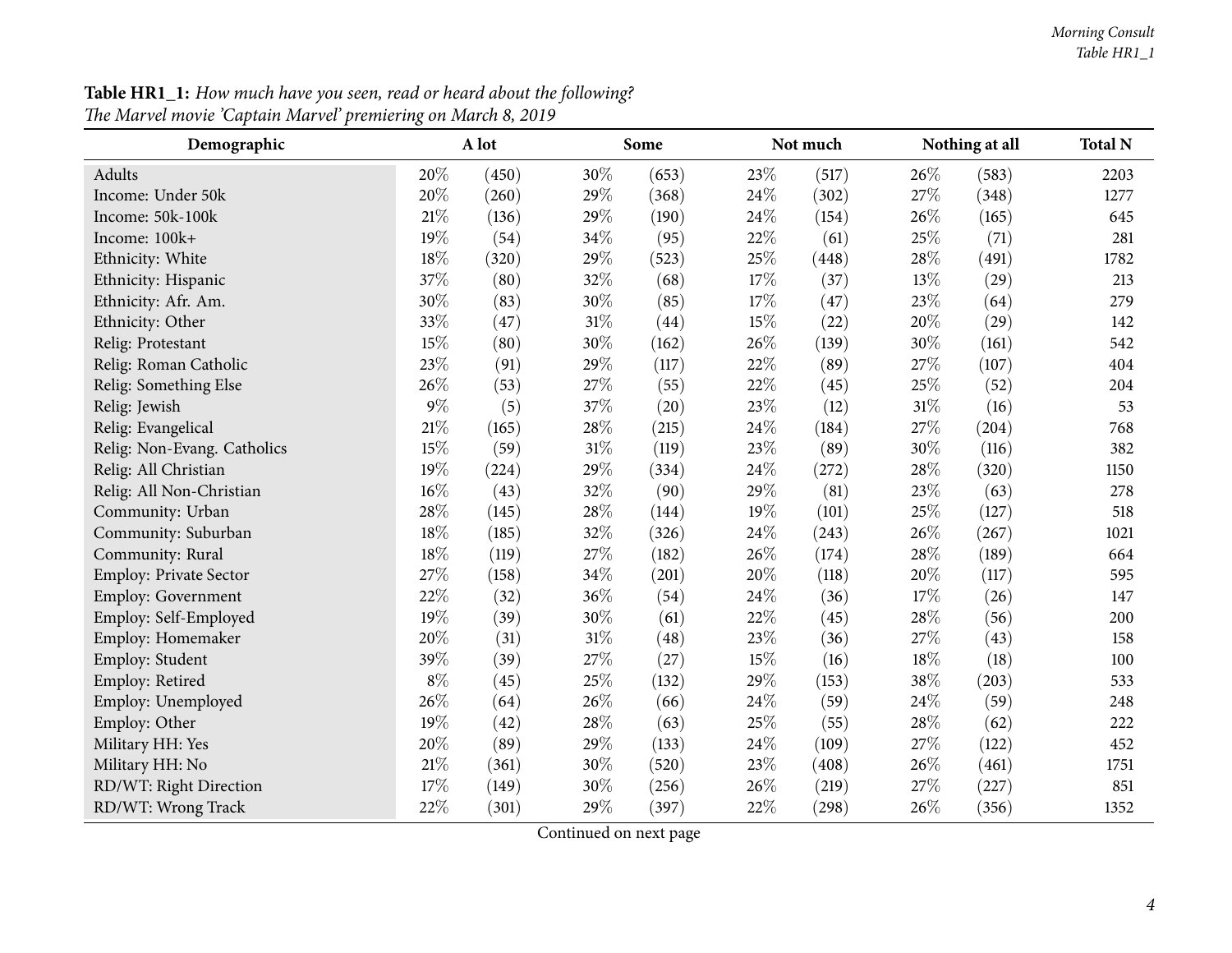**Table HR1_1:** *How much have you seen, read or heard about the following?*
*The Marvel movie 'Captain Marvel' premiering on March 8, 2019*

| Demographic | A lot | | Some | | Not much | | Nothing at all | | Total N |
|---|---|---|---|---|---|---|---|---|---|
| Adults | 20% | (450) | 30% | (653) | 23% | (517) | 26% | (583) | 2203 |
| Income: Under 50k | 20% | (260) | 29% | (368) | 24% | (302) | 27% | (348) | 1277 |
| Income: 50k-100k | 21% | (136) | 29% | (190) | 24% | (154) | 26% | (165) | 645 |
| Income: 100k+ | 19% | (54) | 34% | (95) | 22% | (61) | 25% | (71) | 281 |
| Ethnicity: White | 18% | (320) | 29% | (523) | 25% | (448) | 28% | (491) | 1782 |
| Ethnicity: Hispanic | 37% | (80) | 32% | (68) | 17% | (37) | 13% | (29) | 213 |
| Ethnicity: Afr. Am. | 30% | (83) | 30% | (85) | 17% | (47) | 23% | (64) | 279 |
| Ethnicity: Other | 33% | (47) | 31% | (44) | 15% | (22) | 20% | (29) | 142 |
| Relig: Protestant | 15% | (80) | 30% | (162) | 26% | (139) | 30% | (161) | 542 |
| Relig: Roman Catholic | 23% | (91) | 29% | (117) | 22% | (89) | 27% | (107) | 404 |
| Relig: Something Else | 26% | (53) | 27% | (55) | 22% | (45) | 25% | (52) | 204 |
| Relig: Jewish | 9% | (5) | 37% | (20) | 23% | (12) | 31% | (16) | 53 |
| Relig: Evangelical | 21% | (165) | 28% | (215) | 24% | (184) | 27% | (204) | 768 |
| Relig: Non-Evang. Catholics | 15% | (59) | 31% | (119) | 23% | (89) | 30% | (116) | 382 |
| Relig: All Christian | 19% | (224) | 29% | (334) | 24% | (272) | 28% | (320) | 1150 |
| Relig: All Non-Christian | 16% | (43) | 32% | (90) | 29% | (81) | 23% | (63) | 278 |
| Community: Urban | 28% | (145) | 28% | (144) | 19% | (101) | 25% | (127) | 518 |
| Community: Suburban | 18% | (185) | 32% | (326) | 24% | (243) | 26% | (267) | 1021 |
| Community: Rural | 18% | (119) | 27% | (182) | 26% | (174) | 28% | (189) | 664 |
| Employ: Private Sector | 27% | (158) | 34% | (201) | 20% | (118) | 20% | (117) | 595 |
| Employ: Government | 22% | (32) | 36% | (54) | 24% | (36) | 17% | (26) | 147 |
| Employ: Self-Employed | 19% | (39) | 30% | (61) | 22% | (45) | 28% | (56) | 200 |
| Employ: Homemaker | 20% | (31) | 31% | (48) | 23% | (36) | 27% | (43) | 158 |
| Employ: Student | 39% | (39) | 27% | (27) | 15% | (16) | 18% | (18) | 100 |
| Employ: Retired | 8% | (45) | 25% | (132) | 29% | (153) | 38% | (203) | 533 |
| Employ: Unemployed | 26% | (64) | 26% | (66) | 24% | (59) | 24% | (59) | 248 |
| Employ: Other | 19% | (42) | 28% | (63) | 25% | (55) | 28% | (62) | 222 |
| Military HH: Yes | 20% | (89) | 29% | (133) | 24% | (109) | 27% | (122) | 452 |
| Military HH: No | 21% | (361) | 30% | (520) | 23% | (408) | 26% | (461) | 1751 |
| RD/WT: Right Direction | 17% | (149) | 30% | (256) | 26% | (219) | 27% | (227) | 851 |
| RD/WT: Wrong Track | 22% | (301) | 29% | (397) | 22% | (298) | 26% | (356) | 1352 |

Continued on next page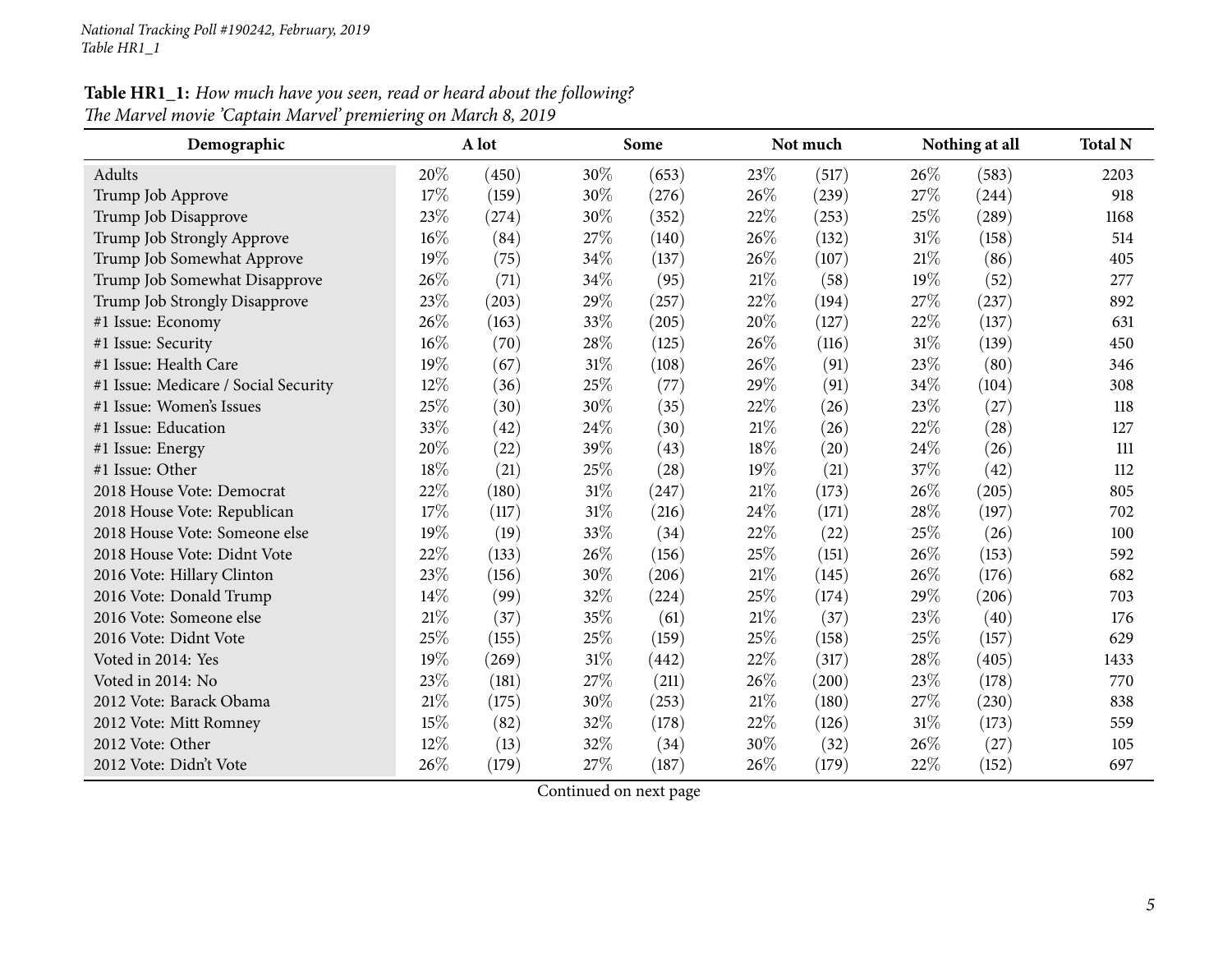**Table HR1_1:** *How much have you seen, read or heard about the following?*
*The Marvel movie 'Captain Marvel' premiering on March 8, 2019*

| Demographic | A lot | | Some | | Not much | | Nothing at all | | Total N |
|---|---|---|---|---|---|---|---|---|---|
| Adults | 20% | (450) | 30% | (653) | 23% | (517) | 26% | (583) | 2203 |
| Trump Job Approve | 17% | (159) | 30% | (276) | 26% | (239) | 27% | (244) | 918 |
| Trump Job Disapprove | 23% | (274) | 30% | (352) | 22% | (253) | 25% | (289) | 1168 |
| Trump Job Strongly Approve | 16% | (84) | 27% | (140) | 26% | (132) | 31% | (158) | 514 |
| Trump Job Somewhat Approve | 19% | (75) | 34% | (137) | 26% | (107) | 21% | (86) | 405 |
| Trump Job Somewhat Disapprove | 26% | (71) | 34% | (95) | 21% | (58) | 19% | (52) | 277 |
| Trump Job Strongly Disapprove | 23% | (203) | 29% | (257) | 22% | (194) | 27% | (237) | 892 |
| #1 Issue: Economy | 26% | (163) | 33% | (205) | 20% | (127) | 22% | (137) | 631 |
| #1 Issue: Security | 16% | (70) | 28% | (125) | 26% | (116) | 31% | (139) | 450 |
| #1 Issue: Health Care | 19% | (67) | 31% | (108) | 26% | (91) | 23% | (80) | 346 |
| #1 Issue: Medicare / Social Security | 12% | (36) | 25% | (77) | 29% | (91) | 34% | (104) | 308 |
| #1 Issue: Women's Issues | 25% | (30) | 30% | (35) | 22% | (26) | 23% | (27) | 118 |
| #1 Issue: Education | 33% | (42) | 24% | (30) | 21% | (26) | 22% | (28) | 127 |
| #1 Issue: Energy | 20% | (22) | 39% | (43) | 18% | (20) | 24% | (26) | 111 |
| #1 Issue: Other | 18% | (21) | 25% | (28) | 19% | (21) | 37% | (42) | 112 |
| 2018 House Vote: Democrat | 22% | (180) | 31% | (247) | 21% | (173) | 26% | (205) | 805 |
| 2018 House Vote: Republican | 17% | (117) | 31% | (216) | 24% | (171) | 28% | (197) | 702 |
| 2018 House Vote: Someone else | 19% | (19) | 33% | (34) | 22% | (22) | 25% | (26) | 100 |
| 2018 House Vote: Didnt Vote | 22% | (133) | 26% | (156) | 25% | (151) | 26% | (153) | 592 |
| 2016 Vote: Hillary Clinton | 23% | (156) | 30% | (206) | 21% | (145) | 26% | (176) | 682 |
| 2016 Vote: Donald Trump | 14% | (99) | 32% | (224) | 25% | (174) | 29% | (206) | 703 |
| 2016 Vote: Someone else | 21% | (37) | 35% | (61) | 21% | (37) | 23% | (40) | 176 |
| 2016 Vote: Didnt Vote | 25% | (155) | 25% | (159) | 25% | (158) | 25% | (157) | 629 |
| Voted in 2014: Yes | 19% | (269) | 31% | (442) | 22% | (317) | 28% | (405) | 1433 |
| Voted in 2014: No | 23% | (181) | 27% | (211) | 26% | (200) | 23% | (178) | 770 |
| 2012 Vote: Barack Obama | 21% | (175) | 30% | (253) | 21% | (180) | 27% | (230) | 838 |
| 2012 Vote: Mitt Romney | 15% | (82) | 32% | (178) | 22% | (126) | 31% | (173) | 559 |
| 2012 Vote: Other | 12% | (13) | 32% | (34) | 30% | (32) | 26% | (27) | 105 |
| 2012 Vote: Didn't Vote | 26% | (179) | 27% | (187) | 26% | (179) | 22% | (152) | 697 |

Continued on next page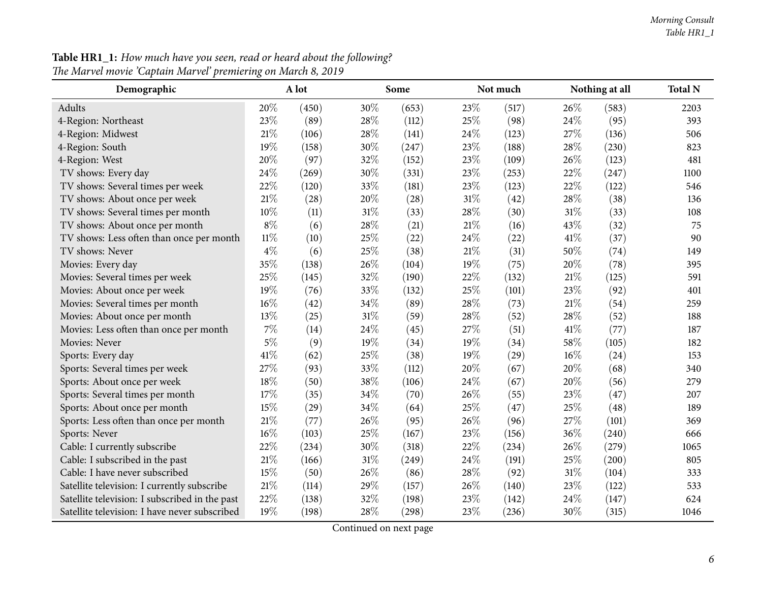**Table HR1_1:** *How much have you seen, read or heard about the following?*
*The Marvel movie 'Captain Marvel' premiering on March 8, 2019*

| Demographic | A lot | | Some | | Not much | | Nothing at all | | Total N |
|---|---|---|---|---|---|---|---|---|---|
| Adults | 20% | (450) | 30% | (653) | 23% | (517) | 26% | (583) | 2203 |
| 4-Region: Northeast | 23% | (89) | 28% | (112) | 25% | (98) | 24% | (95) | 393 |
| 4-Region: Midwest | 21% | (106) | 28% | (141) | 24% | (123) | 27% | (136) | 506 |
| 4-Region: South | 19% | (158) | 30% | (247) | 23% | (188) | 28% | (230) | 823 |
| 4-Region: West | 20% | (97) | 32% | (152) | 23% | (109) | 26% | (123) | 481 |
| TV shows: Every day | 24% | (269) | 30% | (331) | 23% | (253) | 22% | (247) | 1100 |
| TV shows: Several times per week | 22% | (120) | 33% | (181) | 23% | (123) | 22% | (122) | 546 |
| TV shows: About once per week | 21% | (28) | 20% | (28) | 31% | (42) | 28% | (38) | 136 |
| TV shows: Several times per month | 10% | (11) | 31% | (33) | 28% | (30) | 31% | (33) | 108 |
| TV shows: About once per month | 8% | (6) | 28% | (21) | 21% | (16) | 43% | (32) | 75 |
| TV shows: Less often than once per month | 11% | (10) | 25% | (22) | 24% | (22) | 41% | (37) | 90 |
| TV shows: Never | 4% | (6) | 25% | (38) | 21% | (31) | 50% | (74) | 149 |
| Movies: Every day | 35% | (138) | 26% | (104) | 19% | (75) | 20% | (78) | 395 |
| Movies: Several times per week | 25% | (145) | 32% | (190) | 22% | (132) | 21% | (125) | 591 |
| Movies: About once per week | 19% | (76) | 33% | (132) | 25% | (101) | 23% | (92) | 401 |
| Movies: Several times per month | 16% | (42) | 34% | (89) | 28% | (73) | 21% | (54) | 259 |
| Movies: About once per month | 13% | (25) | 31% | (59) | 28% | (52) | 28% | (52) | 188 |
| Movies: Less often than once per month | 7% | (14) | 24% | (45) | 27% | (51) | 41% | (77) | 187 |
| Movies: Never | 5% | (9) | 19% | (34) | 19% | (34) | 58% | (105) | 182 |
| Sports: Every day | 41% | (62) | 25% | (38) | 19% | (29) | 16% | (24) | 153 |
| Sports: Several times per week | 27% | (93) | 33% | (112) | 20% | (67) | 20% | (68) | 340 |
| Sports: About once per week | 18% | (50) | 38% | (106) | 24% | (67) | 20% | (56) | 279 |
| Sports: Several times per month | 17% | (35) | 34% | (70) | 26% | (55) | 23% | (47) | 207 |
| Sports: About once per month | 15% | (29) | 34% | (64) | 25% | (47) | 25% | (48) | 189 |
| Sports: Less often than once per month | 21% | (77) | 26% | (95) | 26% | (96) | 27% | (101) | 369 |
| Sports: Never | 16% | (103) | 25% | (167) | 23% | (156) | 36% | (240) | 666 |
| Cable: I currently subscribe | 22% | (234) | 30% | (318) | 22% | (234) | 26% | (279) | 1065 |
| Cable: I subscribed in the past | 21% | (166) | 31% | (249) | 24% | (191) | 25% | (200) | 805 |
| Cable: I have never subscribed | 15% | (50) | 26% | (86) | 28% | (92) | 31% | (104) | 333 |
| Satellite television: I currently subscribe | 21% | (114) | 29% | (157) | 26% | (140) | 23% | (122) | 533 |
| Satellite television: I subscribed in the past | 22% | (138) | 32% | (198) | 23% | (142) | 24% | (147) | 624 |
| Satellite television: I have never subscribed | 19% | (198) | 28% | (298) | 23% | (236) | 30% | (315) | 1046 |

Continued on next page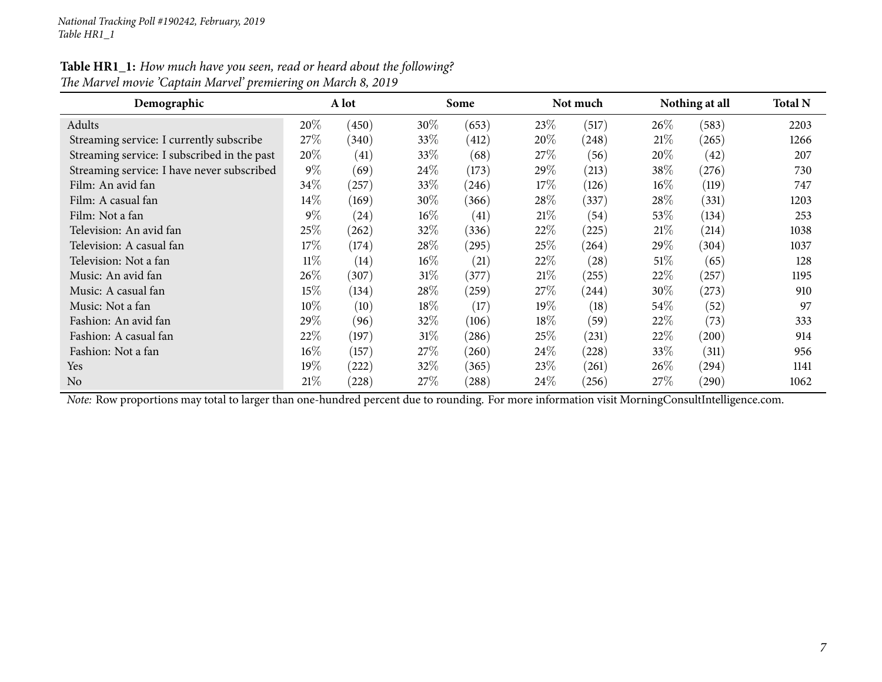**Table HR1_1:** *How much have you seen, read or heard about the following?*
*The Marvel movie 'Captain Marvel' premiering on March 8, 2019*

| Demographic | A lot | | Some | | Not much | | Nothing at all | | Total N |
|---|---|---|---|---|---|---|---|---|---|
| Adults | 20% | (450) | 30% | (653) | 23% | (517) | 26% | (583) | 2203 |
| Streaming service: I currently subscribe | 27% | (340) | 33% | (412) | 20% | (248) | 21% | (265) | 1266 |
| Streaming service: I subscribed in the past | 20% | (41) | 33% | (68) | 27% | (56) | 20% | (42) | 207 |
| Streaming service: I have never subscribed | 9% | (69) | 24% | (173) | 29% | (213) | 38% | (276) | 730 |
| Film: An avid fan | 34% | (257) | 33% | (246) | 17% | (126) | 16% | (119) | 747 |
| Film: A casual fan | 14% | (169) | 30% | (366) | 28% | (337) | 28% | (331) | 1203 |
| Film: Not a fan | 9% | (24) | 16% | (41) | 21% | (54) | 53% | (134) | 253 |
| Television: An avid fan | 25% | (262) | 32% | (336) | 22% | (225) | 21% | (214) | 1038 |
| Television: A casual fan | 17% | (174) | 28% | (295) | 25% | (264) | 29% | (304) | 1037 |
| Television: Not a fan | 11% | (14) | 16% | (21) | 22% | (28) | 51% | (65) | 128 |
| Music: An avid fan | 26% | (307) | 31% | (377) | 21% | (255) | 22% | (257) | 1195 |
| Music: A casual fan | 15% | (134) | 28% | (259) | 27% | (244) | 30% | (273) | 910 |
| Music: Not a fan | 10% | (10) | 18% | (17) | 19% | (18) | 54% | (52) | 97 |
| Fashion: An avid fan | 29% | (96) | 32% | (106) | 18% | (59) | 22% | (73) | 333 |
| Fashion: A casual fan | 22% | (197) | 31% | (286) | 25% | (231) | 22% | (200) | 914 |
| Fashion: Not a fan | 16% | (157) | 27% | (260) | 24% | (228) | 33% | (311) | 956 |
| Yes | 19% | (222) | 32% | (365) | 23% | (261) | 26% | (294) | 1141 |
| No | 21% | (228) | 27% | (288) | 24% | (256) | 27% | (290) | 1062 |

*Note:* Row proportions may total to larger than one-hundred percent due to rounding. For more information visit MorningConsultIntelligence.com.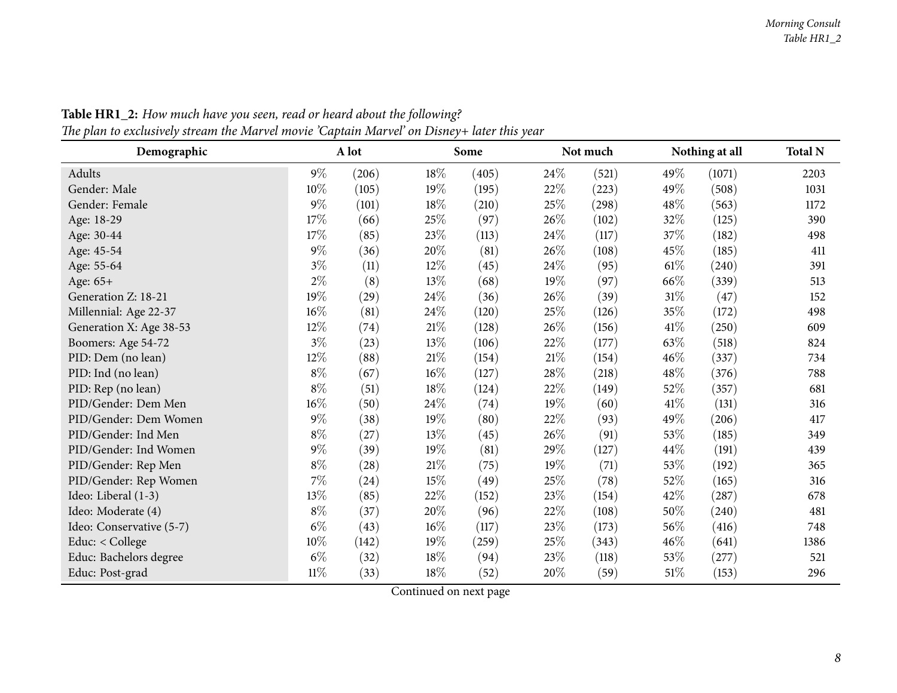**Table HR1_2:** *How much have you seen, read or heard about the following?*
*The plan to exclusively stream the Marvel movie 'Captain Marvel' on Disney+ later this year*

| Demographic | A lot | | Some | | Not much | | Nothing at all | | Total N |
|---|---|---|---|---|---|---|---|---|---|
| Adults | 9% | (206) | 18% | (405) | 24% | (521) | 49% | (1071) | 2203 |
| Gender: Male | 10% | (105) | 19% | (195) | 22% | (223) | 49% | (508) | 1031 |
| Gender: Female | 9% | (101) | 18% | (210) | 25% | (298) | 48% | (563) | 1172 |
| Age: 18-29 | 17% | (66) | 25% | (97) | 26% | (102) | 32% | (125) | 390 |
| Age: 30-44 | 17% | (85) | 23% | (113) | 24% | (117) | 37% | (182) | 498 |
| Age: 45-54 | 9% | (36) | 20% | (81) | 26% | (108) | 45% | (185) | 411 |
| Age: 55-64 | 3% | (11) | 12% | (45) | 24% | (95) | 61% | (240) | 391 |
| Age: 65+ | 2% | (8) | 13% | (68) | 19% | (97) | 66% | (339) | 513 |
| Generation Z: 18-21 | 19% | (29) | 24% | (36) | 26% | (39) | 31% | (47) | 152 |
| Millennial: Age 22-37 | 16% | (81) | 24% | (120) | 25% | (126) | 35% | (172) | 498 |
| Generation X: Age 38-53 | 12% | (74) | 21% | (128) | 26% | (156) | 41% | (250) | 609 |
| Boomers: Age 54-72 | 3% | (23) | 13% | (106) | 22% | (177) | 63% | (518) | 824 |
| PID: Dem (no lean) | 12% | (88) | 21% | (154) | 21% | (154) | 46% | (337) | 734 |
| PID: Ind (no lean) | 8% | (67) | 16% | (127) | 28% | (218) | 48% | (376) | 788 |
| PID: Rep (no lean) | 8% | (51) | 18% | (124) | 22% | (149) | 52% | (357) | 681 |
| PID/Gender: Dem Men | 16% | (50) | 24% | (74) | 19% | (60) | 41% | (131) | 316 |
| PID/Gender: Dem Women | 9% | (38) | 19% | (80) | 22% | (93) | 49% | (206) | 417 |
| PID/Gender: Ind Men | 8% | (27) | 13% | (45) | 26% | (91) | 53% | (185) | 349 |
| PID/Gender: Ind Women | 9% | (39) | 19% | (81) | 29% | (127) | 44% | (191) | 439 |
| PID/Gender: Rep Men | 8% | (28) | 21% | (75) | 19% | (71) | 53% | (192) | 365 |
| PID/Gender: Rep Women | 7% | (24) | 15% | (49) | 25% | (78) | 52% | (165) | 316 |
| Ideo: Liberal (1-3) | 13% | (85) | 22% | (152) | 23% | (154) | 42% | (287) | 678 |
| Ideo: Moderate (4) | 8% | (37) | 20% | (96) | 22% | (108) | 50% | (240) | 481 |
| Ideo: Conservative (5-7) | 6% | (43) | 16% | (117) | 23% | (173) | 56% | (416) | 748 |
| Educ: < College | 10% | (142) | 19% | (259) | 25% | (343) | 46% | (641) | 1386 |
| Educ: Bachelors degree | 6% | (32) | 18% | (94) | 23% | (118) | 53% | (277) | 521 |
| Educ: Post-grad | 11% | (33) | 18% | (52) | 20% | (59) | 51% | (153) | 296 |

Continued on next page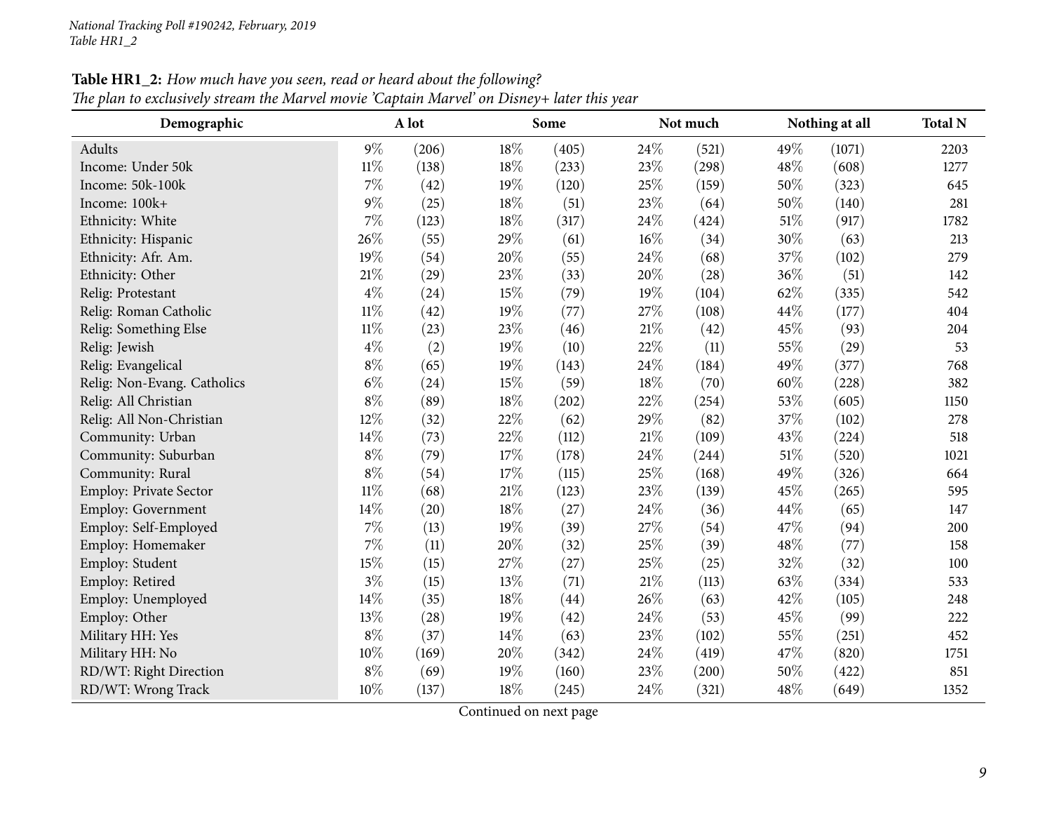**Table HR1_2:** *How much have you seen, read or heard about the following?*
*The plan to exclusively stream the Marvel movie 'Captain Marvel' on Disney+ later this year*

| Demographic | A lot | | Some | | Not much | | Nothing at all | | Total N |
|---|---|---|---|---|---|---|---|---|---|
| Adults | 9% | (206) | 18% | (405) | 24% | (521) | 49% | (1071) | 2203 |
| Income: Under 50k | 11% | (138) | 18% | (233) | 23% | (298) | 48% | (608) | 1277 |
| Income: 50k-100k | 7% | (42) | 19% | (120) | 25% | (159) | 50% | (323) | 645 |
| Income: 100k+ | 9% | (25) | 18% | (51) | 23% | (64) | 50% | (140) | 281 |
| Ethnicity: White | 7% | (123) | 18% | (317) | 24% | (424) | 51% | (917) | 1782 |
| Ethnicity: Hispanic | 26% | (55) | 29% | (61) | 16% | (34) | 30% | (63) | 213 |
| Ethnicity: Afr. Am. | 19% | (54) | 20% | (55) | 24% | (68) | 37% | (102) | 279 |
| Ethnicity: Other | 21% | (29) | 23% | (33) | 20% | (28) | 36% | (51) | 142 |
| Relig: Protestant | 4% | (24) | 15% | (79) | 19% | (104) | 62% | (335) | 542 |
| Relig: Roman Catholic | 11% | (42) | 19% | (77) | 27% | (108) | 44% | (177) | 404 |
| Relig: Something Else | 11% | (23) | 23% | (46) | 21% | (42) | 45% | (93) | 204 |
| Relig: Jewish | 4% | (2) | 19% | (10) | 22% | (11) | 55% | (29) | 53 |
| Relig: Evangelical | 8% | (65) | 19% | (143) | 24% | (184) | 49% | (377) | 768 |
| Relig: Non-Evang. Catholics | 6% | (24) | 15% | (59) | 18% | (70) | 60% | (228) | 382 |
| Relig: All Christian | 8% | (89) | 18% | (202) | 22% | (254) | 53% | (605) | 1150 |
| Relig: All Non-Christian | 12% | (32) | 22% | (62) | 29% | (82) | 37% | (102) | 278 |
| Community: Urban | 14% | (73) | 22% | (112) | 21% | (109) | 43% | (224) | 518 |
| Community: Suburban | 8% | (79) | 17% | (178) | 24% | (244) | 51% | (520) | 1021 |
| Community: Rural | 8% | (54) | 17% | (115) | 25% | (168) | 49% | (326) | 664 |
| Employ: Private Sector | 11% | (68) | 21% | (123) | 23% | (139) | 45% | (265) | 595 |
| Employ: Government | 14% | (20) | 18% | (27) | 24% | (36) | 44% | (65) | 147 |
| Employ: Self-Employed | 7% | (13) | 19% | (39) | 27% | (54) | 47% | (94) | 200 |
| Employ: Homemaker | 7% | (11) | 20% | (32) | 25% | (39) | 48% | (77) | 158 |
| Employ: Student | 15% | (15) | 27% | (27) | 25% | (25) | 32% | (32) | 100 |
| Employ: Retired | 3% | (15) | 13% | (71) | 21% | (113) | 63% | (334) | 533 |
| Employ: Unemployed | 14% | (35) | 18% | (44) | 26% | (63) | 42% | (105) | 248 |
| Employ: Other | 13% | (28) | 19% | (42) | 24% | (53) | 45% | (99) | 222 |
| Military HH: Yes | 8% | (37) | 14% | (63) | 23% | (102) | 55% | (251) | 452 |
| Military HH: No | 10% | (169) | 20% | (342) | 24% | (419) | 47% | (820) | 1751 |
| RD/WT: Right Direction | 8% | (69) | 19% | (160) | 23% | (200) | 50% | (422) | 851 |
| RD/WT: Wrong Track | 10% | (137) | 18% | (245) | 24% | (321) | 48% | (649) | 1352 |

Continued on next page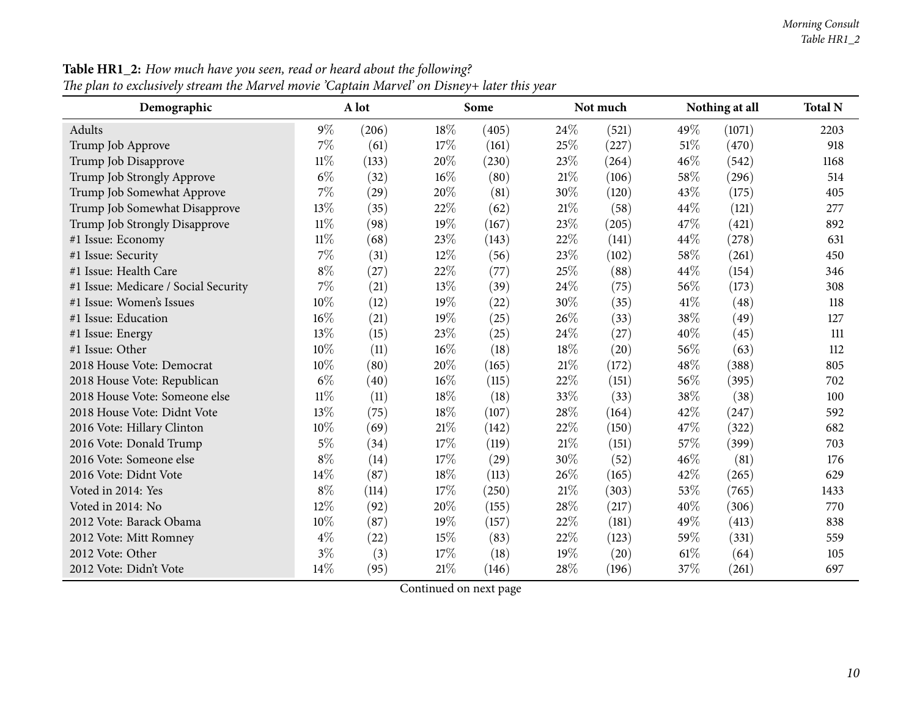**Table HR1_2:** *How much have you seen, read or heard about the following?*
*The plan to exclusively stream the Marvel movie 'Captain Marvel' on Disney+ later this year*

| Demographic | A lot | | Some | | Not much | | Nothing at all | | Total N |
|---|---|---|---|---|---|---|---|---|---|
| Adults | 9% | (206) | 18% | (405) | 24% | (521) | 49% | (1071) | 2203 |
| Trump Job Approve | 7% | (61) | 17% | (161) | 25% | (227) | 51% | (470) | 918 |
| Trump Job Disapprove | 11% | (133) | 20% | (230) | 23% | (264) | 46% | (542) | 1168 |
| Trump Job Strongly Approve | 6% | (32) | 16% | (80) | 21% | (106) | 58% | (296) | 514 |
| Trump Job Somewhat Approve | 7% | (29) | 20% | (81) | 30% | (120) | 43% | (175) | 405 |
| Trump Job Somewhat Disapprove | 13% | (35) | 22% | (62) | 21% | (58) | 44% | (121) | 277 |
| Trump Job Strongly Disapprove | 11% | (98) | 19% | (167) | 23% | (205) | 47% | (421) | 892 |
| #1 Issue: Economy | 11% | (68) | 23% | (143) | 22% | (141) | 44% | (278) | 631 |
| #1 Issue: Security | 7% | (31) | 12% | (56) | 23% | (102) | 58% | (261) | 450 |
| #1 Issue: Health Care | 8% | (27) | 22% | (77) | 25% | (88) | 44% | (154) | 346 |
| #1 Issue: Medicare / Social Security | 7% | (21) | 13% | (39) | 24% | (75) | 56% | (173) | 308 |
| #1 Issue: Women's Issues | 10% | (12) | 19% | (22) | 30% | (35) | 41% | (48) | 118 |
| #1 Issue: Education | 16% | (21) | 19% | (25) | 26% | (33) | 38% | (49) | 127 |
| #1 Issue: Energy | 13% | (15) | 23% | (25) | 24% | (27) | 40% | (45) | 111 |
| #1 Issue: Other | 10% | (11) | 16% | (18) | 18% | (20) | 56% | (63) | 112 |
| 2018 House Vote: Democrat | 10% | (80) | 20% | (165) | 21% | (172) | 48% | (388) | 805 |
| 2018 House Vote: Republican | 6% | (40) | 16% | (115) | 22% | (151) | 56% | (395) | 702 |
| 2018 House Vote: Someone else | 11% | (11) | 18% | (18) | 33% | (33) | 38% | (38) | 100 |
| 2018 House Vote: Didnt Vote | 13% | (75) | 18% | (107) | 28% | (164) | 42% | (247) | 592 |
| 2016 Vote: Hillary Clinton | 10% | (69) | 21% | (142) | 22% | (150) | 47% | (322) | 682 |
| 2016 Vote: Donald Trump | 5% | (34) | 17% | (119) | 21% | (151) | 57% | (399) | 703 |
| 2016 Vote: Someone else | 8% | (14) | 17% | (29) | 30% | (52) | 46% | (81) | 176 |
| 2016 Vote: Didnt Vote | 14% | (87) | 18% | (113) | 26% | (165) | 42% | (265) | 629 |
| Voted in 2014: Yes | 8% | (114) | 17% | (250) | 21% | (303) | 53% | (765) | 1433 |
| Voted in 2014: No | 12% | (92) | 20% | (155) | 28% | (217) | 40% | (306) | 770 |
| 2012 Vote: Barack Obama | 10% | (87) | 19% | (157) | 22% | (181) | 49% | (413) | 838 |
| 2012 Vote: Mitt Romney | 4% | (22) | 15% | (83) | 22% | (123) | 59% | (331) | 559 |
| 2012 Vote: Other | 3% | (3) | 17% | (18) | 19% | (20) | 61% | (64) | 105 |
| 2012 Vote: Didn't Vote | 14% | (95) | 21% | (146) | 28% | (196) | 37% | (261) | 697 |

Continued on next page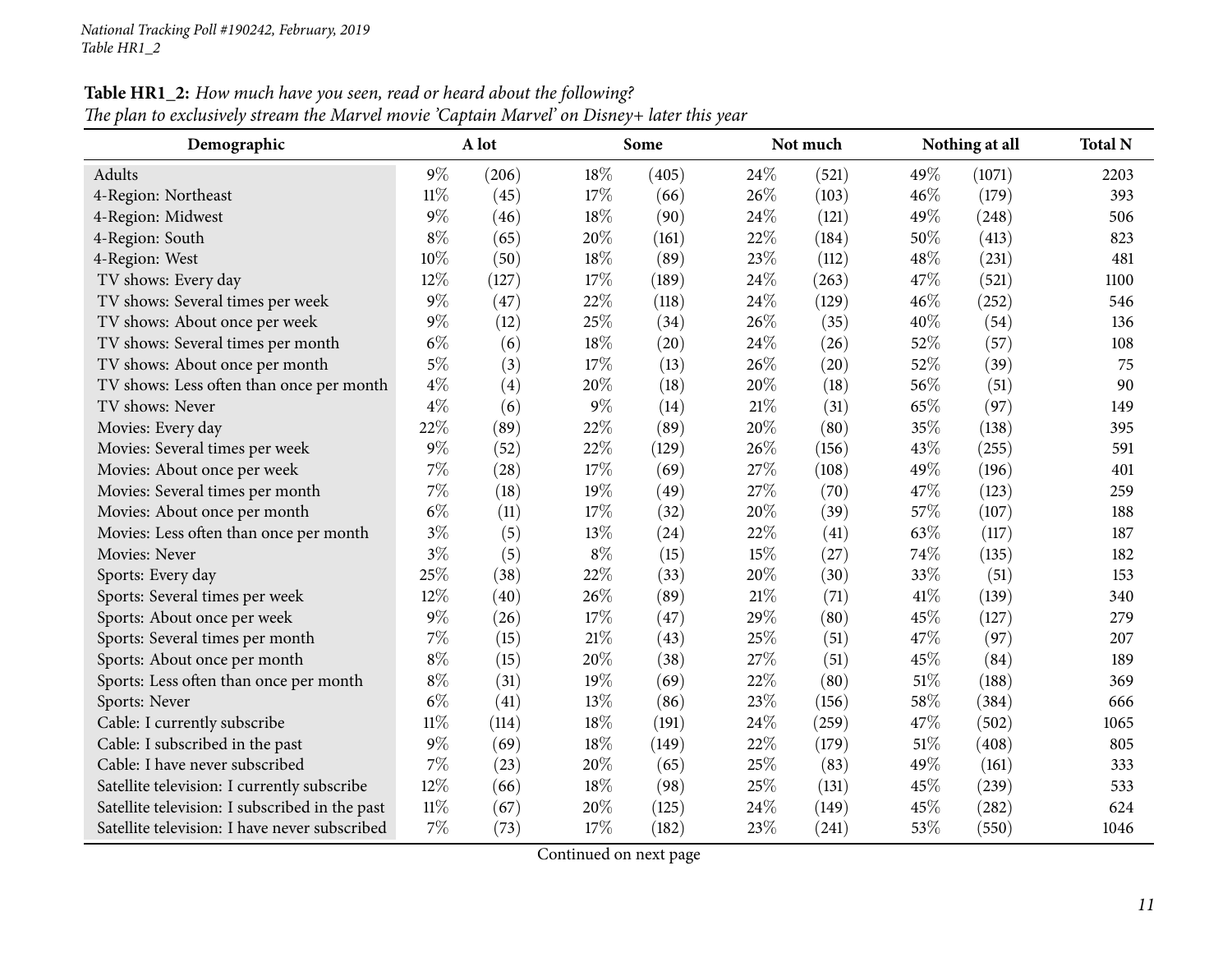**Table HR1_2:** *How much have you seen, read or heard about the following?*
*The plan to exclusively stream the Marvel movie 'Captain Marvel' on Disney+ later this year*

| Demographic | A lot | | Some | | Not much | | Nothing at all | | Total N |
|---|---|---|---|---|---|---|---|---|---|
| Adults | 9% | (206) | 18% | (405) | 24% | (521) | 49% | (1071) | 2203 |
| 4-Region: Northeast | 11% | (45) | 17% | (66) | 26% | (103) | 46% | (179) | 393 |
| 4-Region: Midwest | 9% | (46) | 18% | (90) | 24% | (121) | 49% | (248) | 506 |
| 4-Region: South | 8% | (65) | 20% | (161) | 22% | (184) | 50% | (413) | 823 |
| 4-Region: West | 10% | (50) | 18% | (89) | 23% | (112) | 48% | (231) | 481 |
| TV shows: Every day | 12% | (127) | 17% | (189) | 24% | (263) | 47% | (521) | 1100 |
| TV shows: Several times per week | 9% | (47) | 22% | (118) | 24% | (129) | 46% | (252) | 546 |
| TV shows: About once per week | 9% | (12) | 25% | (34) | 26% | (35) | 40% | (54) | 136 |
| TV shows: Several times per month | 6% | (6) | 18% | (20) | 24% | (26) | 52% | (57) | 108 |
| TV shows: About once per month | 5% | (3) | 17% | (13) | 26% | (20) | 52% | (39) | 75 |
| TV shows: Less often than once per month | 4% | (4) | 20% | (18) | 20% | (18) | 56% | (51) | 90 |
| TV shows: Never | 4% | (6) | 9% | (14) | 21% | (31) | 65% | (97) | 149 |
| Movies: Every day | 22% | (89) | 22% | (89) | 20% | (80) | 35% | (138) | 395 |
| Movies: Several times per week | 9% | (52) | 22% | (129) | 26% | (156) | 43% | (255) | 591 |
| Movies: About once per week | 7% | (28) | 17% | (69) | 27% | (108) | 49% | (196) | 401 |
| Movies: Several times per month | 7% | (18) | 19% | (49) | 27% | (70) | 47% | (123) | 259 |
| Movies: About once per month | 6% | (11) | 17% | (32) | 20% | (39) | 57% | (107) | 188 |
| Movies: Less often than once per month | 3% | (5) | 13% | (24) | 22% | (41) | 63% | (117) | 187 |
| Movies: Never | 3% | (5) | 8% | (15) | 15% | (27) | 74% | (135) | 182 |
| Sports: Every day | 25% | (38) | 22% | (33) | 20% | (30) | 33% | (51) | 153 |
| Sports: Several times per week | 12% | (40) | 26% | (89) | 21% | (71) | 41% | (139) | 340 |
| Sports: About once per week | 9% | (26) | 17% | (47) | 29% | (80) | 45% | (127) | 279 |
| Sports: Several times per month | 7% | (15) | 21% | (43) | 25% | (51) | 47% | (97) | 207 |
| Sports: About once per month | 8% | (15) | 20% | (38) | 27% | (51) | 45% | (84) | 189 |
| Sports: Less often than once per month | 8% | (31) | 19% | (69) | 22% | (80) | 51% | (188) | 369 |
| Sports: Never | 6% | (41) | 13% | (86) | 23% | (156) | 58% | (384) | 666 |
| Cable: I currently subscribe | 11% | (114) | 18% | (191) | 24% | (259) | 47% | (502) | 1065 |
| Cable: I subscribed in the past | 9% | (69) | 18% | (149) | 22% | (179) | 51% | (408) | 805 |
| Cable: I have never subscribed | 7% | (23) | 20% | (65) | 25% | (83) | 49% | (161) | 333 |
| Satellite television: I currently subscribe | 12% | (66) | 18% | (98) | 25% | (131) | 45% | (239) | 533 |
| Satellite television: I subscribed in the past | 11% | (67) | 20% | (125) | 24% | (149) | 45% | (282) | 624 |
| Satellite television: I have never subscribed | 7% | (73) | 17% | (182) | 23% | (241) | 53% | (550) | 1046 |

Continued on next page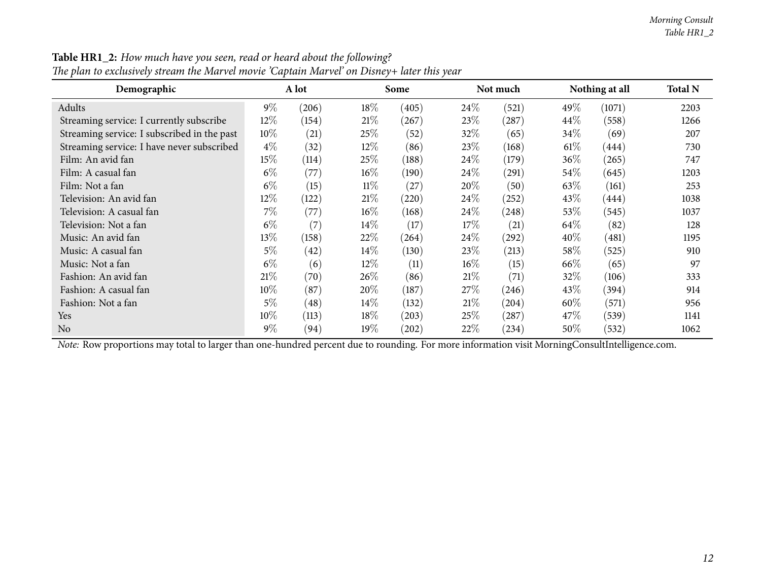**Table HR1_2:** *How much have you seen, read or heard about the following?*
*The plan to exclusively stream the Marvel movie 'Captain Marvel' on Disney+ later this year*

| Demographic | A lot | | Some | | Not much | | Nothing at all | | Total N |
|---|---|---|---|---|---|---|---|---|---|
| Adults | 9% | (206) | 18% | (405) | 24% | (521) | 49% | (1071) | 2203 |
| Streaming service: I currently subscribe | 12% | (154) | 21% | (267) | 23% | (287) | 44% | (558) | 1266 |
| Streaming service: I subscribed in the past | 10% | (21) | 25% | (52) | 32% | (65) | 34% | (69) | 207 |
| Streaming service: I have never subscribed | 4% | (32) | 12% | (86) | 23% | (168) | 61% | (444) | 730 |
| Film: An avid fan | 15% | (114) | 25% | (188) | 24% | (179) | 36% | (265) | 747 |
| Film: A casual fan | 6% | (77) | 16% | (190) | 24% | (291) | 54% | (645) | 1203 |
| Film: Not a fan | 6% | (15) | 11% | (27) | 20% | (50) | 63% | (161) | 253 |
| Television: An avid fan | 12% | (122) | 21% | (220) | 24% | (252) | 43% | (444) | 1038 |
| Television: A casual fan | 7% | (77) | 16% | (168) | 24% | (248) | 53% | (545) | 1037 |
| Television: Not a fan | 6% | (7) | 14% | (17) | 17% | (21) | 64% | (82) | 128 |
| Music: An avid fan | 13% | (158) | 22% | (264) | 24% | (292) | 40% | (481) | 1195 |
| Music: A casual fan | 5% | (42) | 14% | (130) | 23% | (213) | 58% | (525) | 910 |
| Music: Not a fan | 6% | (6) | 12% | (11) | 16% | (15) | 66% | (65) | 97 |
| Fashion: An avid fan | 21% | (70) | 26% | (86) | 21% | (71) | 32% | (106) | 333 |
| Fashion: A casual fan | 10% | (87) | 20% | (187) | 27% | (246) | 43% | (394) | 914 |
| Fashion: Not a fan | 5% | (48) | 14% | (132) | 21% | (204) | 60% | (571) | 956 |
| Yes | 10% | (113) | 18% | (203) | 25% | (287) | 47% | (539) | 1141 |
| No | 9% | (94) | 19% | (202) | 22% | (234) | 50% | (532) | 1062 |

*Note:* Row proportions may total to larger than one-hundred percent due to rounding. For more information visit MorningConsultIntelligence.com.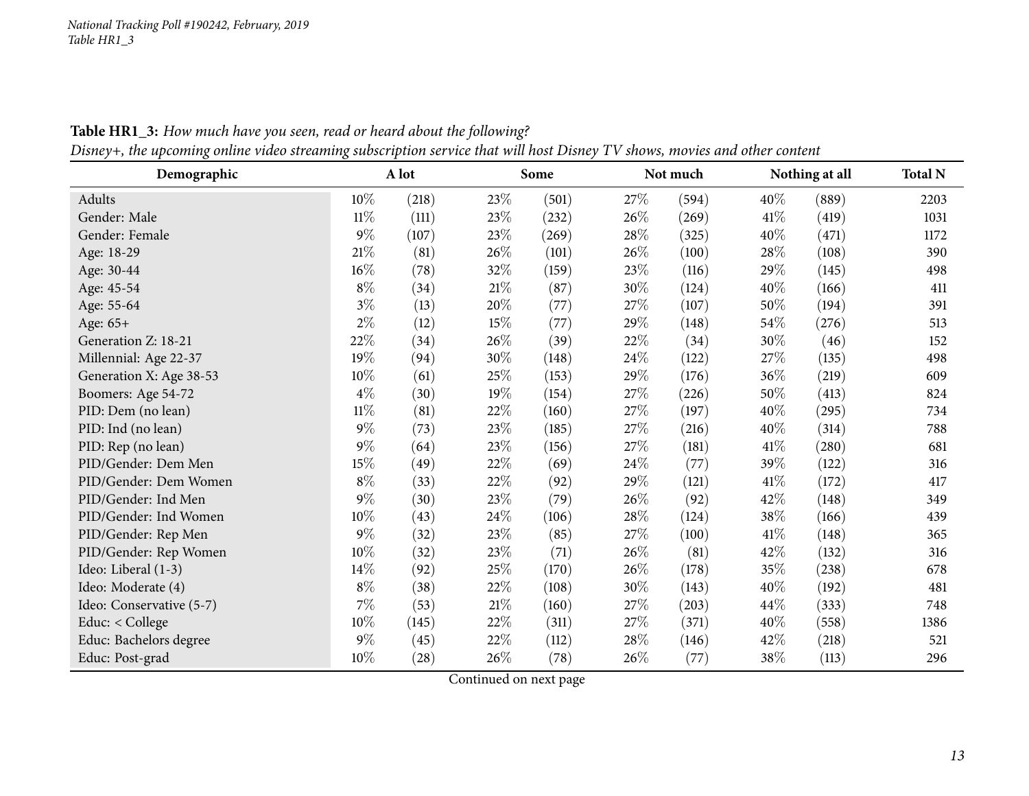**Table HR1_3:** *How much have you seen, read or heard about the following?*
*Disney+, the upcoming online video streaming subscription service that will host Disney TV shows, movies and other content*

| Demographic | A lot | | Some | | Not much | | Nothing at all | | Total N |
|---|---|---|---|---|---|---|---|---|---|
| Adults | 10% | (218) | 23% | (501) | 27% | (594) | 40% | (889) | 2203 |
| Gender: Male | 11% | (111) | 23% | (232) | 26% | (269) | 41% | (419) | 1031 |
| Gender: Female | 9% | (107) | 23% | (269) | 28% | (325) | 40% | (471) | 1172 |
| Age: 18-29 | 21% | (81) | 26% | (101) | 26% | (100) | 28% | (108) | 390 |
| Age: 30-44 | 16% | (78) | 32% | (159) | 23% | (116) | 29% | (145) | 498 |
| Age: 45-54 | 8% | (34) | 21% | (87) | 30% | (124) | 40% | (166) | 411 |
| Age: 55-64 | 3% | (13) | 20% | (77) | 27% | (107) | 50% | (194) | 391 |
| Age: 65+ | 2% | (12) | 15% | (77) | 29% | (148) | 54% | (276) | 513 |
| Generation Z: 18-21 | 22% | (34) | 26% | (39) | 22% | (34) | 30% | (46) | 152 |
| Millennial: Age 22-37 | 19% | (94) | 30% | (148) | 24% | (122) | 27% | (135) | 498 |
| Generation X: Age 38-53 | 10% | (61) | 25% | (153) | 29% | (176) | 36% | (219) | 609 |
| Boomers: Age 54-72 | 4% | (30) | 19% | (154) | 27% | (226) | 50% | (413) | 824 |
| PID: Dem (no lean) | 11% | (81) | 22% | (160) | 27% | (197) | 40% | (295) | 734 |
| PID: Ind (no lean) | 9% | (73) | 23% | (185) | 27% | (216) | 40% | (314) | 788 |
| PID: Rep (no lean) | 9% | (64) | 23% | (156) | 27% | (181) | 41% | (280) | 681 |
| PID/Gender: Dem Men | 15% | (49) | 22% | (69) | 24% | (77) | 39% | (122) | 316 |
| PID/Gender: Dem Women | 8% | (33) | 22% | (92) | 29% | (121) | 41% | (172) | 417 |
| PID/Gender: Ind Men | 9% | (30) | 23% | (79) | 26% | (92) | 42% | (148) | 349 |
| PID/Gender: Ind Women | 10% | (43) | 24% | (106) | 28% | (124) | 38% | (166) | 439 |
| PID/Gender: Rep Men | 9% | (32) | 23% | (85) | 27% | (100) | 41% | (148) | 365 |
| PID/Gender: Rep Women | 10% | (32) | 23% | (71) | 26% | (81) | 42% | (132) | 316 |
| Ideo: Liberal (1-3) | 14% | (92) | 25% | (170) | 26% | (178) | 35% | (238) | 678 |
| Ideo: Moderate (4) | 8% | (38) | 22% | (108) | 30% | (143) | 40% | (192) | 481 |
| Ideo: Conservative (5-7) | 7% | (53) | 21% | (160) | 27% | (203) | 44% | (333) | 748 |
| Educ: < College | 10% | (145) | 22% | (311) | 27% | (371) | 40% | (558) | 1386 |
| Educ: Bachelors degree | 9% | (45) | 22% | (112) | 28% | (146) | 42% | (218) | 521 |
| Educ: Post-grad | 10% | (28) | 26% | (78) | 26% | (77) | 38% | (113) | 296 |

Continued on next page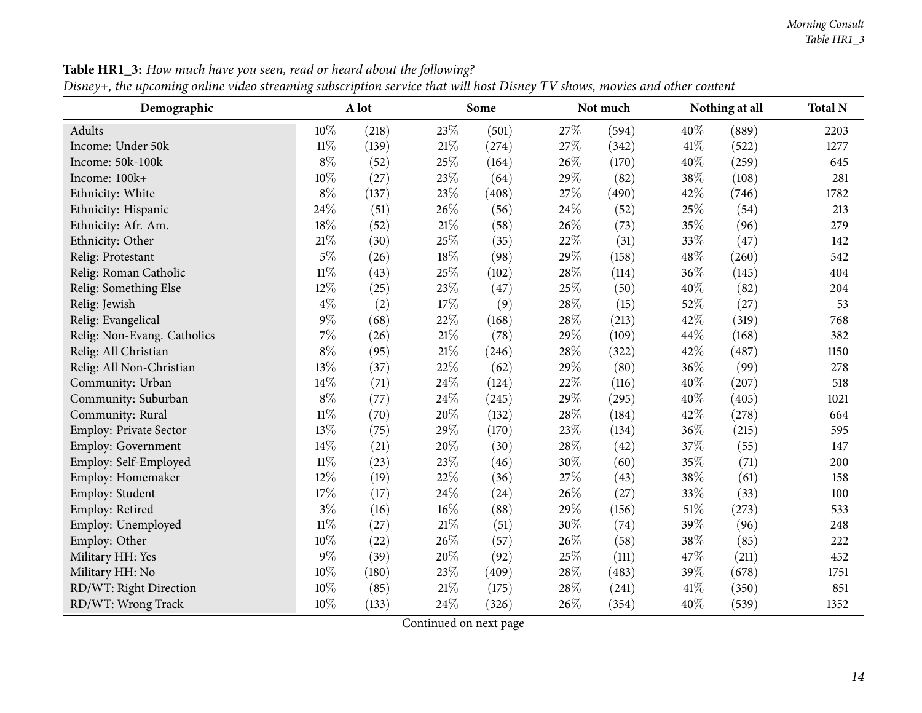**Table HR1_3:** *How much have you seen, read or heard about the following?*
*Disney+, the upcoming online video streaming subscription service that will host Disney TV shows, movies and other content*

| Demographic | A lot | | Some | | Not much | | Nothing at all | | Total N |
|---|---|---|---|---|---|---|---|---|---|
| Adults | 10% | (218) | 23% | (501) | 27% | (594) | 40% | (889) | 2203 |
| Income: Under 50k | 11% | (139) | 21% | (274) | 27% | (342) | 41% | (522) | 1277 |
| Income: 50k-100k | 8% | (52) | 25% | (164) | 26% | (170) | 40% | (259) | 645 |
| Income: 100k+ | 10% | (27) | 23% | (64) | 29% | (82) | 38% | (108) | 281 |
| Ethnicity: White | 8% | (137) | 23% | (408) | 27% | (490) | 42% | (746) | 1782 |
| Ethnicity: Hispanic | 24% | (51) | 26% | (56) | 24% | (52) | 25% | (54) | 213 |
| Ethnicity: Afr. Am. | 18% | (52) | 21% | (58) | 26% | (73) | 35% | (96) | 279 |
| Ethnicity: Other | 21% | (30) | 25% | (35) | 22% | (31) | 33% | (47) | 142 |
| Relig: Protestant | 5% | (26) | 18% | (98) | 29% | (158) | 48% | (260) | 542 |
| Relig: Roman Catholic | 11% | (43) | 25% | (102) | 28% | (114) | 36% | (145) | 404 |
| Relig: Something Else | 12% | (25) | 23% | (47) | 25% | (50) | 40% | (82) | 204 |
| Relig: Jewish | 4% | (2) | 17% | (9) | 28% | (15) | 52% | (27) | 53 |
| Relig: Evangelical | 9% | (68) | 22% | (168) | 28% | (213) | 42% | (319) | 768 |
| Relig: Non-Evang. Catholics | 7% | (26) | 21% | (78) | 29% | (109) | 44% | (168) | 382 |
| Relig: All Christian | 8% | (95) | 21% | (246) | 28% | (322) | 42% | (487) | 1150 |
| Relig: All Non-Christian | 13% | (37) | 22% | (62) | 29% | (80) | 36% | (99) | 278 |
| Community: Urban | 14% | (71) | 24% | (124) | 22% | (116) | 40% | (207) | 518 |
| Community: Suburban | 8% | (77) | 24% | (245) | 29% | (295) | 40% | (405) | 1021 |
| Community: Rural | 11% | (70) | 20% | (132) | 28% | (184) | 42% | (278) | 664 |
| Employ: Private Sector | 13% | (75) | 29% | (170) | 23% | (134) | 36% | (215) | 595 |
| Employ: Government | 14% | (21) | 20% | (30) | 28% | (42) | 37% | (55) | 147 |
| Employ: Self-Employed | 11% | (23) | 23% | (46) | 30% | (60) | 35% | (71) | 200 |
| Employ: Homemaker | 12% | (19) | 22% | (36) | 27% | (43) | 38% | (61) | 158 |
| Employ: Student | 17% | (17) | 24% | (24) | 26% | (27) | 33% | (33) | 100 |
| Employ: Retired | 3% | (16) | 16% | (88) | 29% | (156) | 51% | (273) | 533 |
| Employ: Unemployed | 11% | (27) | 21% | (51) | 30% | (74) | 39% | (96) | 248 |
| Employ: Other | 10% | (22) | 26% | (57) | 26% | (58) | 38% | (85) | 222 |
| Military HH: Yes | 9% | (39) | 20% | (92) | 25% | (111) | 47% | (211) | 452 |
| Military HH: No | 10% | (180) | 23% | (409) | 28% | (483) | 39% | (678) | 1751 |
| RD/WT: Right Direction | 10% | (85) | 21% | (175) | 28% | (241) | 41% | (350) | 851 |
| RD/WT: Wrong Track | 10% | (133) | 24% | (326) | 26% | (354) | 40% | (539) | 1352 |

Continued on next page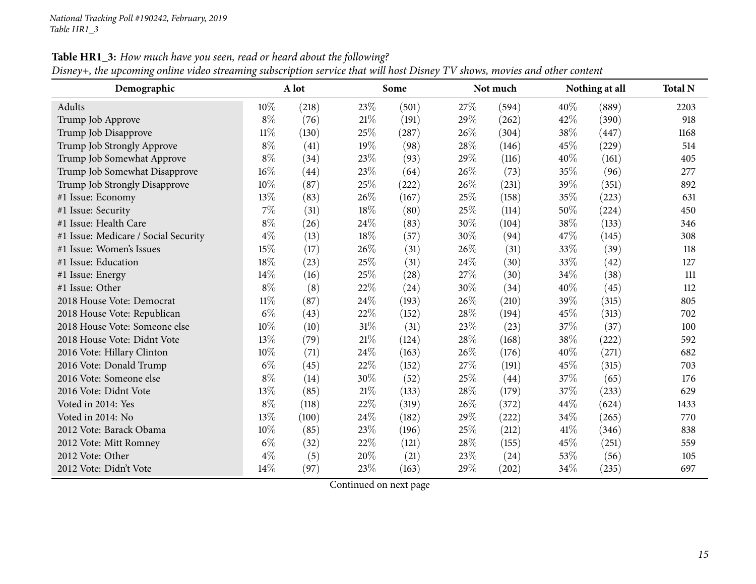**Table HR1_3:** *How much have you seen, read or heard about the following?*
*Disney+, the upcoming online video streaming subscription service that will host Disney TV shows, movies and other content*

| Demographic | A lot | | Some | | Not much | | Nothing at all | | Total N |
|---|---|---|---|---|---|---|---|---|---|
| Adults | 10% | (218) | 23% | (501) | 27% | (594) | 40% | (889) | 2203 |
| Trump Job Approve | 8% | (76) | 21% | (191) | 29% | (262) | 42% | (390) | 918 |
| Trump Job Disapprove | 11% | (130) | 25% | (287) | 26% | (304) | 38% | (447) | 1168 |
| Trump Job Strongly Approve | 8% | (41) | 19% | (98) | 28% | (146) | 45% | (229) | 514 |
| Trump Job Somewhat Approve | 8% | (34) | 23% | (93) | 29% | (116) | 40% | (161) | 405 |
| Trump Job Somewhat Disapprove | 16% | (44) | 23% | (64) | 26% | (73) | 35% | (96) | 277 |
| Trump Job Strongly Disapprove | 10% | (87) | 25% | (222) | 26% | (231) | 39% | (351) | 892 |
| #1 Issue: Economy | 13% | (83) | 26% | (167) | 25% | (158) | 35% | (223) | 631 |
| #1 Issue: Security | 7% | (31) | 18% | (80) | 25% | (114) | 50% | (224) | 450 |
| #1 Issue: Health Care | 8% | (26) | 24% | (83) | 30% | (104) | 38% | (133) | 346 |
| #1 Issue: Medicare / Social Security | 4% | (13) | 18% | (57) | 30% | (94) | 47% | (145) | 308 |
| #1 Issue: Women's Issues | 15% | (17) | 26% | (31) | 26% | (31) | 33% | (39) | 118 |
| #1 Issue: Education | 18% | (23) | 25% | (31) | 24% | (30) | 33% | (42) | 127 |
| #1 Issue: Energy | 14% | (16) | 25% | (28) | 27% | (30) | 34% | (38) | 111 |
| #1 Issue: Other | 8% | (8) | 22% | (24) | 30% | (34) | 40% | (45) | 112 |
| 2018 House Vote: Democrat | 11% | (87) | 24% | (193) | 26% | (210) | 39% | (315) | 805 |
| 2018 House Vote: Republican | 6% | (43) | 22% | (152) | 28% | (194) | 45% | (313) | 702 |
| 2018 House Vote: Someone else | 10% | (10) | 31% | (31) | 23% | (23) | 37% | (37) | 100 |
| 2018 House Vote: Didnt Vote | 13% | (79) | 21% | (124) | 28% | (168) | 38% | (222) | 592 |
| 2016 Vote: Hillary Clinton | 10% | (71) | 24% | (163) | 26% | (176) | 40% | (271) | 682 |
| 2016 Vote: Donald Trump | 6% | (45) | 22% | (152) | 27% | (191) | 45% | (315) | 703 |
| 2016 Vote: Someone else | 8% | (14) | 30% | (52) | 25% | (44) | 37% | (65) | 176 |
| 2016 Vote: Didnt Vote | 13% | (85) | 21% | (133) | 28% | (179) | 37% | (233) | 629 |
| Voted in 2014: Yes | 8% | (118) | 22% | (319) | 26% | (372) | 44% | (624) | 1433 |
| Voted in 2014: No | 13% | (100) | 24% | (182) | 29% | (222) | 34% | (265) | 770 |
| 2012 Vote: Barack Obama | 10% | (85) | 23% | (196) | 25% | (212) | 41% | (346) | 838 |
| 2012 Vote: Mitt Romney | 6% | (32) | 22% | (121) | 28% | (155) | 45% | (251) | 559 |
| 2012 Vote: Other | 4% | (5) | 20% | (21) | 23% | (24) | 53% | (56) | 105 |
| 2012 Vote: Didn't Vote | 14% | (97) | 23% | (163) | 29% | (202) | 34% | (235) | 697 |

Continued on next page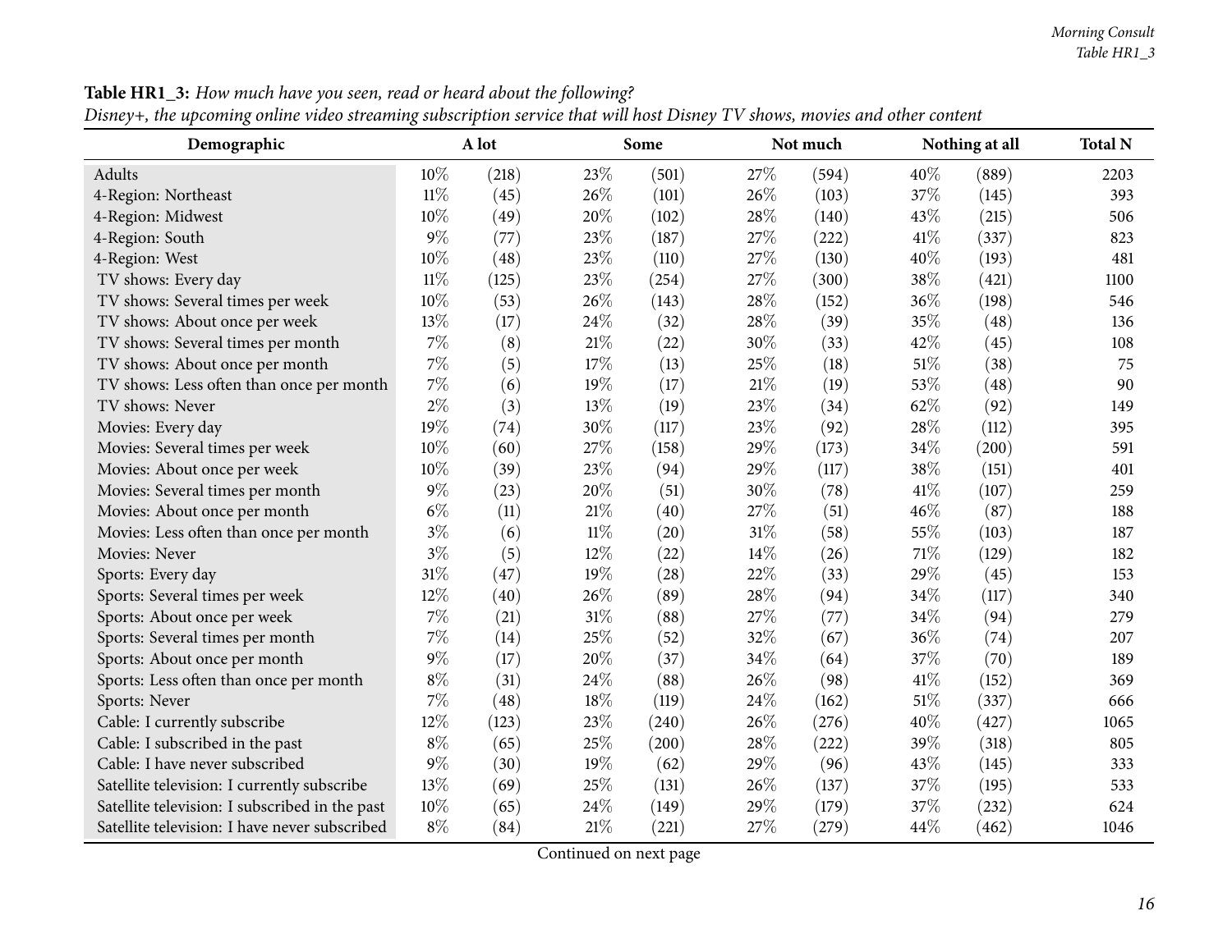**Table HR1_3:** *How much have you seen, read or heard about the following?*
*Disney+, the upcoming online video streaming subscription service that will host Disney TV shows, movies and other content*

| Demographic | A lot | | Some | | Not much | | Nothing at all | | Total N |
|---|---|---|---|---|---|---|---|---|---|
| Adults | 10% | (218) | 23% | (501) | 27% | (594) | 40% | (889) | 2203 |
| 4-Region: Northeast | 11% | (45) | 26% | (101) | 26% | (103) | 37% | (145) | 393 |
| 4-Region: Midwest | 10% | (49) | 20% | (102) | 28% | (140) | 43% | (215) | 506 |
| 4-Region: South | 9% | (77) | 23% | (187) | 27% | (222) | 41% | (337) | 823 |
| 4-Region: West | 10% | (48) | 23% | (110) | 27% | (130) | 40% | (193) | 481 |
| TV shows: Every day | 11% | (125) | 23% | (254) | 27% | (300) | 38% | (421) | 1100 |
| TV shows: Several times per week | 10% | (53) | 26% | (143) | 28% | (152) | 36% | (198) | 546 |
| TV shows: About once per week | 13% | (17) | 24% | (32) | 28% | (39) | 35% | (48) | 136 |
| TV shows: Several times per month | 7% | (8) | 21% | (22) | 30% | (33) | 42% | (45) | 108 |
| TV shows: About once per month | 7% | (5) | 17% | (13) | 25% | (18) | 51% | (38) | 75 |
| TV shows: Less often than once per month | 7% | (6) | 19% | (17) | 21% | (19) | 53% | (48) | 90 |
| TV shows: Never | 2% | (3) | 13% | (19) | 23% | (34) | 62% | (92) | 149 |
| Movies: Every day | 19% | (74) | 30% | (117) | 23% | (92) | 28% | (112) | 395 |
| Movies: Several times per week | 10% | (60) | 27% | (158) | 29% | (173) | 34% | (200) | 591 |
| Movies: About once per week | 10% | (39) | 23% | (94) | 29% | (117) | 38% | (151) | 401 |
| Movies: Several times per month | 9% | (23) | 20% | (51) | 30% | (78) | 41% | (107) | 259 |
| Movies: About once per month | 6% | (11) | 21% | (40) | 27% | (51) | 46% | (87) | 188 |
| Movies: Less often than once per month | 3% | (6) | 11% | (20) | 31% | (58) | 55% | (103) | 187 |
| Movies: Never | 3% | (5) | 12% | (22) | 14% | (26) | 71% | (129) | 182 |
| Sports: Every day | 31% | (47) | 19% | (28) | 22% | (33) | 29% | (45) | 153 |
| Sports: Several times per week | 12% | (40) | 26% | (89) | 28% | (94) | 34% | (117) | 340 |
| Sports: About once per week | 7% | (21) | 31% | (88) | 27% | (77) | 34% | (94) | 279 |
| Sports: Several times per month | 7% | (14) | 25% | (52) | 32% | (67) | 36% | (74) | 207 |
| Sports: About once per month | 9% | (17) | 20% | (37) | 34% | (64) | 37% | (70) | 189 |
| Sports: Less often than once per month | 8% | (31) | 24% | (88) | 26% | (98) | 41% | (152) | 369 |
| Sports: Never | 7% | (48) | 18% | (119) | 24% | (162) | 51% | (337) | 666 |
| Cable: I currently subscribe | 12% | (123) | 23% | (240) | 26% | (276) | 40% | (427) | 1065 |
| Cable: I subscribed in the past | 8% | (65) | 25% | (200) | 28% | (222) | 39% | (318) | 805 |
| Cable: I have never subscribed | 9% | (30) | 19% | (62) | 29% | (96) | 43% | (145) | 333 |
| Satellite television: I currently subscribe | 13% | (69) | 25% | (131) | 26% | (137) | 37% | (195) | 533 |
| Satellite television: I subscribed in the past | 10% | (65) | 24% | (149) | 29% | (179) | 37% | (232) | 624 |
| Satellite television: I have never subscribed | 8% | (84) | 21% | (221) | 27% | (279) | 44% | (462) | 1046 |

Continued on next page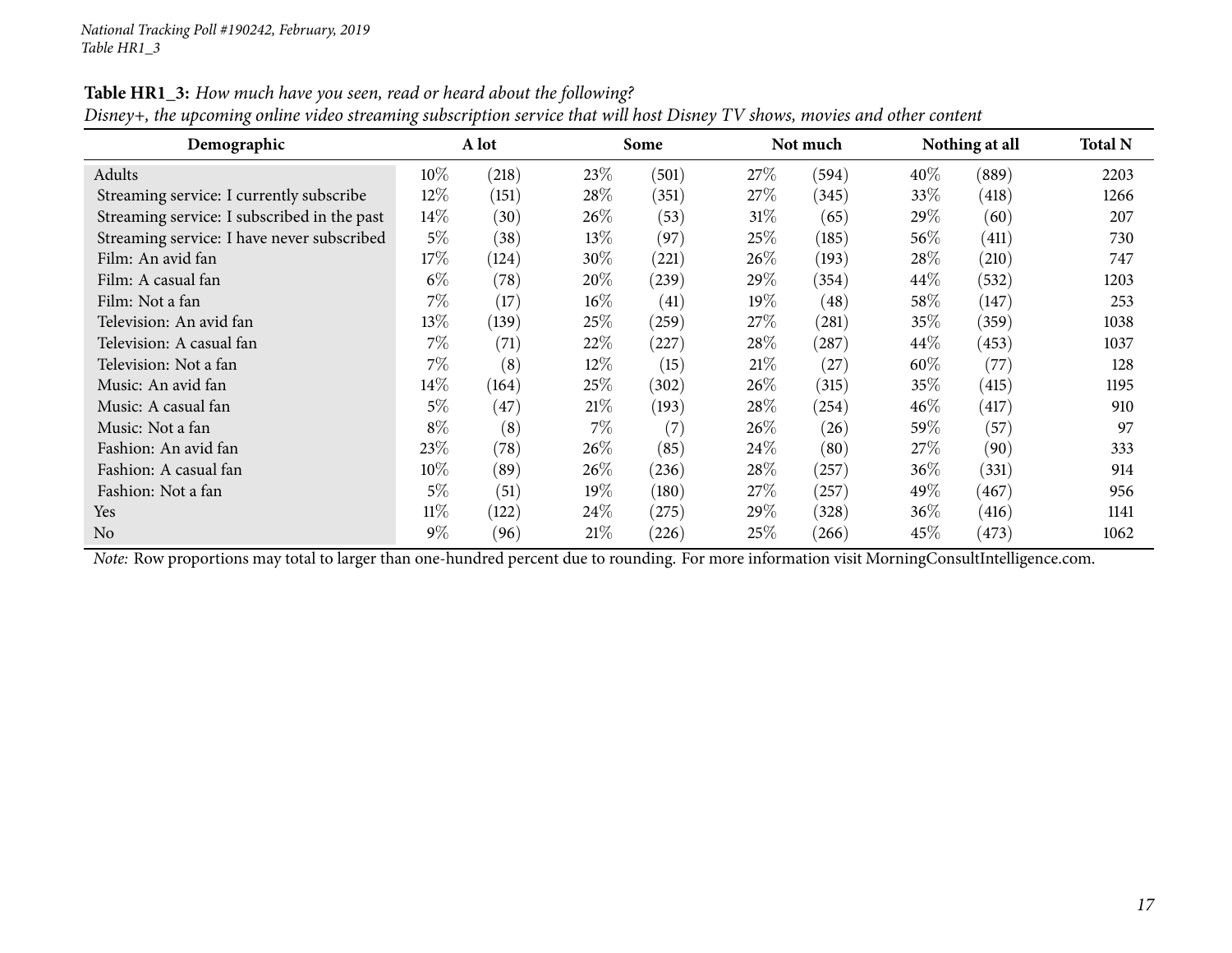*National Tracking Poll #190242, February, 2019*
*Table HR1_3*

**Table HR1_3:** *How much have you seen, read or heard about the following?*
*Disney+, the upcoming online video streaming subscription service that will host Disney TV shows, movies and other content*

| Demographic | A lot | | Some | | Not much | | Nothing at all | | Total N |
|---|---|---|---|---|---|---|---|---|---|
| Adults | 10% | (218) | 23% | (501) | 27% | (594) | 40% | (889) | 2203 |
| Streaming service: I currently subscribe | 12% | (151) | 28% | (351) | 27% | (345) | 33% | (418) | 1266 |
| Streaming service: I subscribed in the past | 14% | (30) | 26% | (53) | 31% | (65) | 29% | (60) | 207 |
| Streaming service: I have never subscribed | 5% | (38) | 13% | (97) | 25% | (185) | 56% | (411) | 730 |
| Film: An avid fan | 17% | (124) | 30% | (221) | 26% | (193) | 28% | (210) | 747 |
| Film: A casual fan | 6% | (78) | 20% | (239) | 29% | (354) | 44% | (532) | 1203 |
| Film: Not a fan | 7% | (17) | 16% | (41) | 19% | (48) | 58% | (147) | 253 |
| Television: An avid fan | 13% | (139) | 25% | (259) | 27% | (281) | 35% | (359) | 1038 |
| Television: A casual fan | 7% | (71) | 22% | (227) | 28% | (287) | 44% | (453) | 1037 |
| Television: Not a fan | 7% | (8) | 12% | (15) | 21% | (27) | 60% | (77) | 128 |
| Music: An avid fan | 14% | (164) | 25% | (302) | 26% | (315) | 35% | (415) | 1195 |
| Music: A casual fan | 5% | (47) | 21% | (193) | 28% | (254) | 46% | (417) | 910 |
| Music: Not a fan | 8% | (8) | 7% | (7) | 26% | (26) | 59% | (57) | 97 |
| Fashion: An avid fan | 23% | (78) | 26% | (85) | 24% | (80) | 27% | (90) | 333 |
| Fashion: A casual fan | 10% | (89) | 26% | (236) | 28% | (257) | 36% | (331) | 914 |
| Fashion: Not a fan | 5% | (51) | 19% | (180) | 27% | (257) | 49% | (467) | 956 |
| Yes | 11% | (122) | 24% | (275) | 29% | (328) | 36% | (416) | 1141 |
| No | 9% | (96) | 21% | (226) | 25% | (266) | 45% | (473) | 1062 |

*Note:* Row proportions may total to larger than one-hundred percent due to rounding. For more information visit MorningConsultIntelligence.com.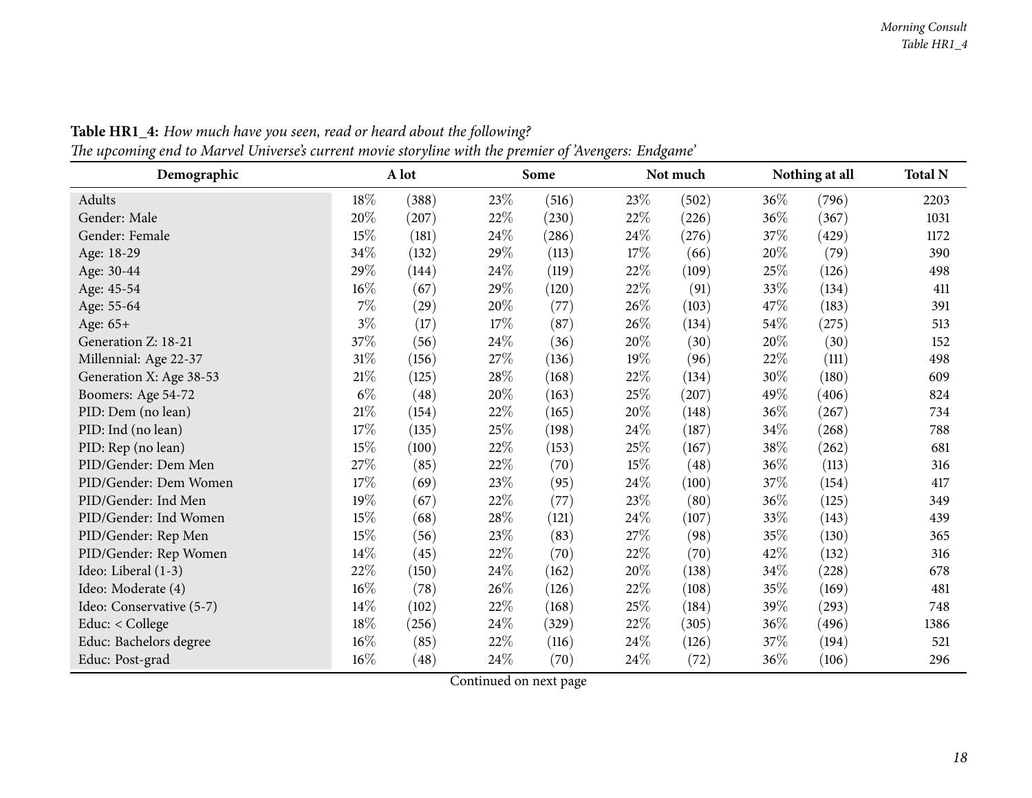**Table HR1_4:** *How much have you seen, read or heard about the following?*
*The upcoming end to Marvel Universe's current movie storyline with the premier of 'Avengers: Endgame'*

| Demographic | A lot | | Some | | Not much | | Nothing at all | | Total N |
|---|---|---|---|---|---|---|---|---|---|
| Adults | 18% | (388) | 23% | (516) | 23% | (502) | 36% | (796) | 2203 |
| Gender: Male | 20% | (207) | 22% | (230) | 22% | (226) | 36% | (367) | 1031 |
| Gender: Female | 15% | (181) | 24% | (286) | 24% | (276) | 37% | (429) | 1172 |
| Age: 18-29 | 34% | (132) | 29% | (113) | 17% | (66) | 20% | (79) | 390 |
| Age: 30-44 | 29% | (144) | 24% | (119) | 22% | (109) | 25% | (126) | 498 |
| Age: 45-54 | 16% | (67) | 29% | (120) | 22% | (91) | 33% | (134) | 411 |
| Age: 55-64 | 7% | (29) | 20% | (77) | 26% | (103) | 47% | (183) | 391 |
| Age: 65+ | 3% | (17) | 17% | (87) | 26% | (134) | 54% | (275) | 513 |
| Generation Z: 18-21 | 37% | (56) | 24% | (36) | 20% | (30) | 20% | (30) | 152 |
| Millennial: Age 22-37 | 31% | (156) | 27% | (136) | 19% | (96) | 22% | (111) | 498 |
| Generation X: Age 38-53 | 21% | (125) | 28% | (168) | 22% | (134) | 30% | (180) | 609 |
| Boomers: Age 54-72 | 6% | (48) | 20% | (163) | 25% | (207) | 49% | (406) | 824 |
| PID: Dem (no lean) | 21% | (154) | 22% | (165) | 20% | (148) | 36% | (267) | 734 |
| PID: Ind (no lean) | 17% | (135) | 25% | (198) | 24% | (187) | 34% | (268) | 788 |
| PID: Rep (no lean) | 15% | (100) | 22% | (153) | 25% | (167) | 38% | (262) | 681 |
| PID/Gender: Dem Men | 27% | (85) | 22% | (70) | 15% | (48) | 36% | (113) | 316 |
| PID/Gender: Dem Women | 17% | (69) | 23% | (95) | 24% | (100) | 37% | (154) | 417 |
| PID/Gender: Ind Men | 19% | (67) | 22% | (77) | 23% | (80) | 36% | (125) | 349 |
| PID/Gender: Ind Women | 15% | (68) | 28% | (121) | 24% | (107) | 33% | (143) | 439 |
| PID/Gender: Rep Men | 15% | (56) | 23% | (83) | 27% | (98) | 35% | (130) | 365 |
| PID/Gender: Rep Women | 14% | (45) | 22% | (70) | 22% | (70) | 42% | (132) | 316 |
| Ideo: Liberal (1-3) | 22% | (150) | 24% | (162) | 20% | (138) | 34% | (228) | 678 |
| Ideo: Moderate (4) | 16% | (78) | 26% | (126) | 22% | (108) | 35% | (169) | 481 |
| Ideo: Conservative (5-7) | 14% | (102) | 22% | (168) | 25% | (184) | 39% | (293) | 748 |
| Educ: < College | 18% | (256) | 24% | (329) | 22% | (305) | 36% | (496) | 1386 |
| Educ: Bachelors degree | 16% | (85) | 22% | (116) | 24% | (126) | 37% | (194) | 521 |
| Educ: Post-grad | 16% | (48) | 24% | (70) | 24% | (72) | 36% | (106) | 296 |

Continued on next page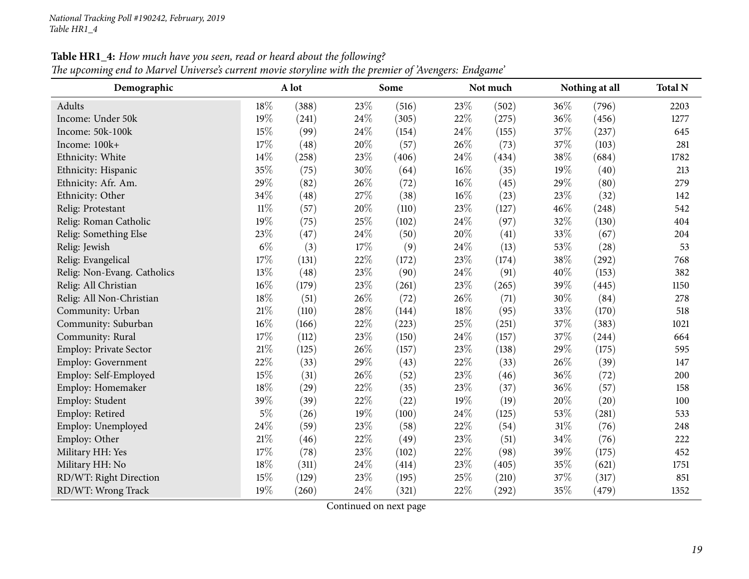**Table HR1_4:** *How much have you seen, read or heard about the following?*
*The upcoming end to Marvel Universe's current movie storyline with the premier of 'Avengers: Endgame'*

| Demographic | A lot | | Some | | Not much | | Nothing at all | | Total N |
|---|---|---|---|---|---|---|---|---|---|
| Adults | 18% | (388) | 23% | (516) | 23% | (502) | 36% | (796) | 2203 |
| Income: Under 50k | 19% | (241) | 24% | (305) | 22% | (275) | 36% | (456) | 1277 |
| Income: 50k-100k | 15% | (99) | 24% | (154) | 24% | (155) | 37% | (237) | 645 |
| Income: 100k+ | 17% | (48) | 20% | (57) | 26% | (73) | 37% | (103) | 281 |
| Ethnicity: White | 14% | (258) | 23% | (406) | 24% | (434) | 38% | (684) | 1782 |
| Ethnicity: Hispanic | 35% | (75) | 30% | (64) | 16% | (35) | 19% | (40) | 213 |
| Ethnicity: Afr. Am. | 29% | (82) | 26% | (72) | 16% | (45) | 29% | (80) | 279 |
| Ethnicity: Other | 34% | (48) | 27% | (38) | 16% | (23) | 23% | (32) | 142 |
| Relig: Protestant | 11% | (57) | 20% | (110) | 23% | (127) | 46% | (248) | 542 |
| Relig: Roman Catholic | 19% | (75) | 25% | (102) | 24% | (97) | 32% | (130) | 404 |
| Relig: Something Else | 23% | (47) | 24% | (50) | 20% | (41) | 33% | (67) | 204 |
| Relig: Jewish | 6% | (3) | 17% | (9) | 24% | (13) | 53% | (28) | 53 |
| Relig: Evangelical | 17% | (131) | 22% | (172) | 23% | (174) | 38% | (292) | 768 |
| Relig: Non-Evang. Catholics | 13% | (48) | 23% | (90) | 24% | (91) | 40% | (153) | 382 |
| Relig: All Christian | 16% | (179) | 23% | (261) | 23% | (265) | 39% | (445) | 1150 |
| Relig: All Non-Christian | 18% | (51) | 26% | (72) | 26% | (71) | 30% | (84) | 278 |
| Community: Urban | 21% | (110) | 28% | (144) | 18% | (95) | 33% | (170) | 518 |
| Community: Suburban | 16% | (166) | 22% | (223) | 25% | (251) | 37% | (383) | 1021 |
| Community: Rural | 17% | (112) | 23% | (150) | 24% | (157) | 37% | (244) | 664 |
| Employ: Private Sector | 21% | (125) | 26% | (157) | 23% | (138) | 29% | (175) | 595 |
| Employ: Government | 22% | (33) | 29% | (43) | 22% | (33) | 26% | (39) | 147 |
| Employ: Self-Employed | 15% | (31) | 26% | (52) | 23% | (46) | 36% | (72) | 200 |
| Employ: Homemaker | 18% | (29) | 22% | (35) | 23% | (37) | 36% | (57) | 158 |
| Employ: Student | 39% | (39) | 22% | (22) | 19% | (19) | 20% | (20) | 100 |
| Employ: Retired | 5% | (26) | 19% | (100) | 24% | (125) | 53% | (281) | 533 |
| Employ: Unemployed | 24% | (59) | 23% | (58) | 22% | (54) | 31% | (76) | 248 |
| Employ: Other | 21% | (46) | 22% | (49) | 23% | (51) | 34% | (76) | 222 |
| Military HH: Yes | 17% | (78) | 23% | (102) | 22% | (98) | 39% | (175) | 452 |
| Military HH: No | 18% | (311) | 24% | (414) | 23% | (405) | 35% | (621) | 1751 |
| RD/WT: Right Direction | 15% | (129) | 23% | (195) | 25% | (210) | 37% | (317) | 851 |
| RD/WT: Wrong Track | 19% | (260) | 24% | (321) | 22% | (292) | 35% | (479) | 1352 |

Continued on next page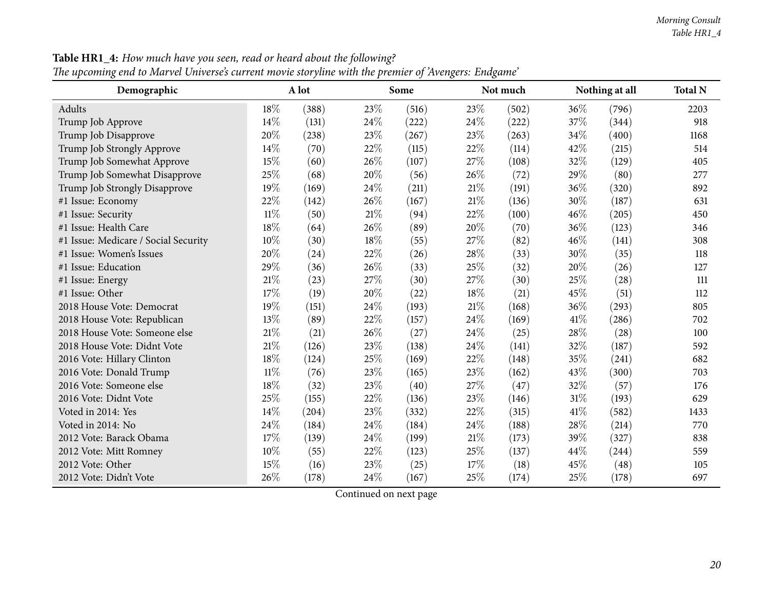**Table HR1_4:** *How much have you seen, read or heard about the following?*
*The upcoming end to Marvel Universe's current movie storyline with the premier of 'Avengers: Endgame'*

| Demographic | A lot | | Some | | Not much | | Nothing at all | | Total N |
|---|---|---|---|---|---|---|---|---|---|
| Adults | 18% | (388) | 23% | (516) | 23% | (502) | 36% | (796) | 2203 |
| Trump Job Approve | 14% | (131) | 24% | (222) | 24% | (222) | 37% | (344) | 918 |
| Trump Job Disapprove | 20% | (238) | 23% | (267) | 23% | (263) | 34% | (400) | 1168 |
| Trump Job Strongly Approve | 14% | (70) | 22% | (115) | 22% | (114) | 42% | (215) | 514 |
| Trump Job Somewhat Approve | 15% | (60) | 26% | (107) | 27% | (108) | 32% | (129) | 405 |
| Trump Job Somewhat Disapprove | 25% | (68) | 20% | (56) | 26% | (72) | 29% | (80) | 277 |
| Trump Job Strongly Disapprove | 19% | (169) | 24% | (211) | 21% | (191) | 36% | (320) | 892 |
| #1 Issue: Economy | 22% | (142) | 26% | (167) | 21% | (136) | 30% | (187) | 631 |
| #1 Issue: Security | 11% | (50) | 21% | (94) | 22% | (100) | 46% | (205) | 450 |
| #1 Issue: Health Care | 18% | (64) | 26% | (89) | 20% | (70) | 36% | (123) | 346 |
| #1 Issue: Medicare / Social Security | 10% | (30) | 18% | (55) | 27% | (82) | 46% | (141) | 308 |
| #1 Issue: Women's Issues | 20% | (24) | 22% | (26) | 28% | (33) | 30% | (35) | 118 |
| #1 Issue: Education | 29% | (36) | 26% | (33) | 25% | (32) | 20% | (26) | 127 |
| #1 Issue: Energy | 21% | (23) | 27% | (30) | 27% | (30) | 25% | (28) | 111 |
| #1 Issue: Other | 17% | (19) | 20% | (22) | 18% | (21) | 45% | (51) | 112 |
| 2018 House Vote: Democrat | 19% | (151) | 24% | (193) | 21% | (168) | 36% | (293) | 805 |
| 2018 House Vote: Republican | 13% | (89) | 22% | (157) | 24% | (169) | 41% | (286) | 702 |
| 2018 House Vote: Someone else | 21% | (21) | 26% | (27) | 24% | (25) | 28% | (28) | 100 |
| 2018 House Vote: Didnt Vote | 21% | (126) | 23% | (138) | 24% | (141) | 32% | (187) | 592 |
| 2016 Vote: Hillary Clinton | 18% | (124) | 25% | (169) | 22% | (148) | 35% | (241) | 682 |
| 2016 Vote: Donald Trump | 11% | (76) | 23% | (165) | 23% | (162) | 43% | (300) | 703 |
| 2016 Vote: Someone else | 18% | (32) | 23% | (40) | 27% | (47) | 32% | (57) | 176 |
| 2016 Vote: Didnt Vote | 25% | (155) | 22% | (136) | 23% | (146) | 31% | (193) | 629 |
| Voted in 2014: Yes | 14% | (204) | 23% | (332) | 22% | (315) | 41% | (582) | 1433 |
| Voted in 2014: No | 24% | (184) | 24% | (184) | 24% | (188) | 28% | (214) | 770 |
| 2012 Vote: Barack Obama | 17% | (139) | 24% | (199) | 21% | (173) | 39% | (327) | 838 |
| 2012 Vote: Mitt Romney | 10% | (55) | 22% | (123) | 25% | (137) | 44% | (244) | 559 |
| 2012 Vote: Other | 15% | (16) | 23% | (25) | 17% | (18) | 45% | (48) | 105 |
| 2012 Vote: Didn't Vote | 26% | (178) | 24% | (167) | 25% | (174) | 25% | (178) | 697 |

Continued on next page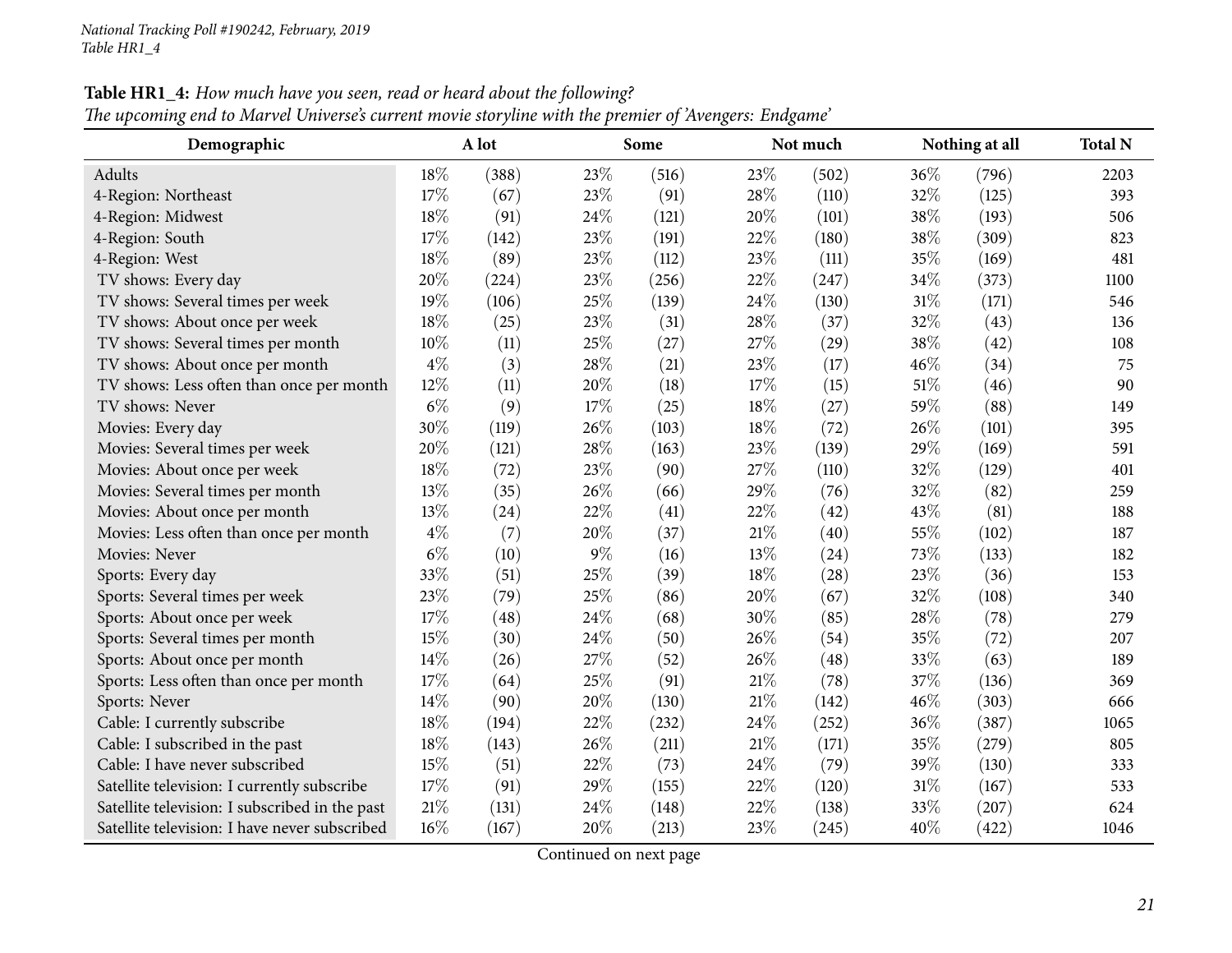**Table HR1_4:** *How much have you seen, read or heard about the following?*
*The upcoming end to Marvel Universe's current movie storyline with the premier of 'Avengers: Endgame'*

| Demographic | A lot | | Some | | Not much | | Nothing at all | | Total N |
|---|---|---|---|---|---|---|---|---|---|
| Adults | 18% | (388) | 23% | (516) | 23% | (502) | 36% | (796) | 2203 |
| 4-Region: Northeast | 17% | (67) | 23% | (91) | 28% | (110) | 32% | (125) | 393 |
| 4-Region: Midwest | 18% | (91) | 24% | (121) | 20% | (101) | 38% | (193) | 506 |
| 4-Region: South | 17% | (142) | 23% | (191) | 22% | (180) | 38% | (309) | 823 |
| 4-Region: West | 18% | (89) | 23% | (112) | 23% | (111) | 35% | (169) | 481 |
| TV shows: Every day | 20% | (224) | 23% | (256) | 22% | (247) | 34% | (373) | 1100 |
| TV shows: Several times per week | 19% | (106) | 25% | (139) | 24% | (130) | 31% | (171) | 546 |
| TV shows: About once per week | 18% | (25) | 23% | (31) | 28% | (37) | 32% | (43) | 136 |
| TV shows: Several times per month | 10% | (11) | 25% | (27) | 27% | (29) | 38% | (42) | 108 |
| TV shows: About once per month | 4% | (3) | 28% | (21) | 23% | (17) | 46% | (34) | 75 |
| TV shows: Less often than once per month | 12% | (11) | 20% | (18) | 17% | (15) | 51% | (46) | 90 |
| TV shows: Never | 6% | (9) | 17% | (25) | 18% | (27) | 59% | (88) | 149 |
| Movies: Every day | 30% | (119) | 26% | (103) | 18% | (72) | 26% | (101) | 395 |
| Movies: Several times per week | 20% | (121) | 28% | (163) | 23% | (139) | 29% | (169) | 591 |
| Movies: About once per week | 18% | (72) | 23% | (90) | 27% | (110) | 32% | (129) | 401 |
| Movies: Several times per month | 13% | (35) | 26% | (66) | 29% | (76) | 32% | (82) | 259 |
| Movies: About once per month | 13% | (24) | 22% | (41) | 22% | (42) | 43% | (81) | 188 |
| Movies: Less often than once per month | 4% | (7) | 20% | (37) | 21% | (40) | 55% | (102) | 187 |
| Movies: Never | 6% | (10) | 9% | (16) | 13% | (24) | 73% | (133) | 182 |
| Sports: Every day | 33% | (51) | 25% | (39) | 18% | (28) | 23% | (36) | 153 |
| Sports: Several times per week | 23% | (79) | 25% | (86) | 20% | (67) | 32% | (108) | 340 |
| Sports: About once per week | 17% | (48) | 24% | (68) | 30% | (85) | 28% | (78) | 279 |
| Sports: Several times per month | 15% | (30) | 24% | (50) | 26% | (54) | 35% | (72) | 207 |
| Sports: About once per month | 14% | (26) | 27% | (52) | 26% | (48) | 33% | (63) | 189 |
| Sports: Less often than once per month | 17% | (64) | 25% | (91) | 21% | (78) | 37% | (136) | 369 |
| Sports: Never | 14% | (90) | 20% | (130) | 21% | (142) | 46% | (303) | 666 |
| Cable: I currently subscribe | 18% | (194) | 22% | (232) | 24% | (252) | 36% | (387) | 1065 |
| Cable: I subscribed in the past | 18% | (143) | 26% | (211) | 21% | (171) | 35% | (279) | 805 |
| Cable: I have never subscribed | 15% | (51) | 22% | (73) | 24% | (79) | 39% | (130) | 333 |
| Satellite television: I currently subscribe | 17% | (91) | 29% | (155) | 22% | (120) | 31% | (167) | 533 |
| Satellite television: I subscribed in the past | 21% | (131) | 24% | (148) | 22% | (138) | 33% | (207) | 624 |
| Satellite television: I have never subscribed | 16% | (167) | 20% | (213) | 23% | (245) | 40% | (422) | 1046 |

Continued on next page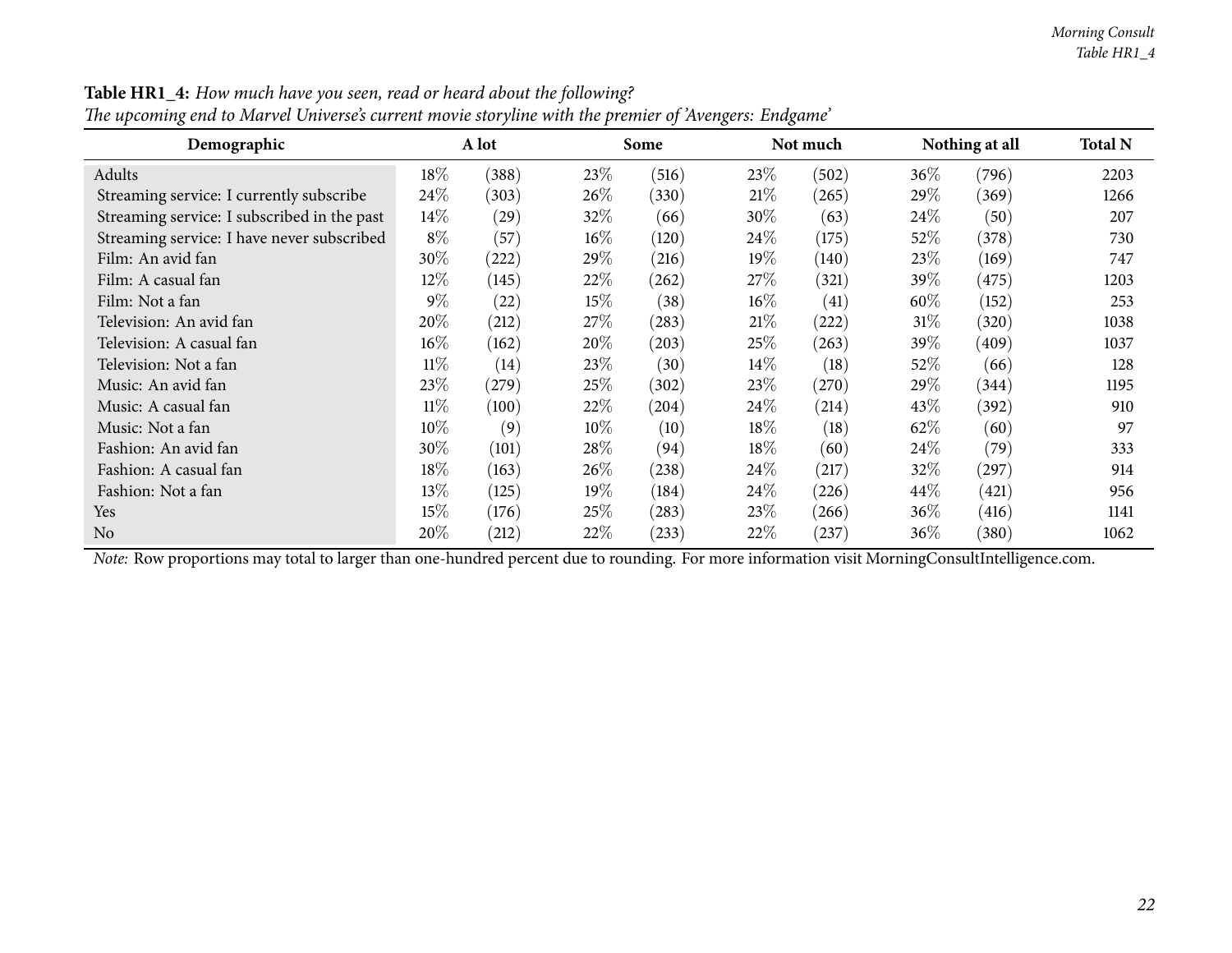**Table HR1_4:** *How much have you seen, read or heard about the following?*
*The upcoming end to Marvel Universe's current movie storyline with the premier of 'Avengers: Endgame'*

| Demographic | A lot | | Some | | Not much | | Nothing at all | | Total N |
|---|---|---|---|---|---|---|---|---|---|
| Adults | 18% | (388) | 23% | (516) | 23% | (502) | 36% | (796) | 2203 |
| Streaming service: I currently subscribe | 24% | (303) | 26% | (330) | 21% | (265) | 29% | (369) | 1266 |
| Streaming service: I subscribed in the past | 14% | (29) | 32% | (66) | 30% | (63) | 24% | (50) | 207 |
| Streaming service: I have never subscribed | 8% | (57) | 16% | (120) | 24% | (175) | 52% | (378) | 730 |
| Film: An avid fan | 30% | (222) | 29% | (216) | 19% | (140) | 23% | (169) | 747 |
| Film: A casual fan | 12% | (145) | 22% | (262) | 27% | (321) | 39% | (475) | 1203 |
| Film: Not a fan | 9% | (22) | 15% | (38) | 16% | (41) | 60% | (152) | 253 |
| Television: An avid fan | 20% | (212) | 27% | (283) | 21% | (222) | 31% | (320) | 1038 |
| Television: A casual fan | 16% | (162) | 20% | (203) | 25% | (263) | 39% | (409) | 1037 |
| Television: Not a fan | 11% | (14) | 23% | (30) | 14% | (18) | 52% | (66) | 128 |
| Music: An avid fan | 23% | (279) | 25% | (302) | 23% | (270) | 29% | (344) | 1195 |
| Music: A casual fan | 11% | (100) | 22% | (204) | 24% | (214) | 43% | (392) | 910 |
| Music: Not a fan | 10% | (9) | 10% | (10) | 18% | (18) | 62% | (60) | 97 |
| Fashion: An avid fan | 30% | (101) | 28% | (94) | 18% | (60) | 24% | (79) | 333 |
| Fashion: A casual fan | 18% | (163) | 26% | (238) | 24% | (217) | 32% | (297) | 914 |
| Fashion: Not a fan | 13% | (125) | 19% | (184) | 24% | (226) | 44% | (421) | 956 |
| Yes | 15% | (176) | 25% | (283) | 23% | (266) | 36% | (416) | 1141 |
| No | 20% | (212) | 22% | (233) | 22% | (237) | 36% | (380) | 1062 |

*Note:* Row proportions may total to larger than one-hundred percent due to rounding. For more information visit MorningConsultIntelligence.com.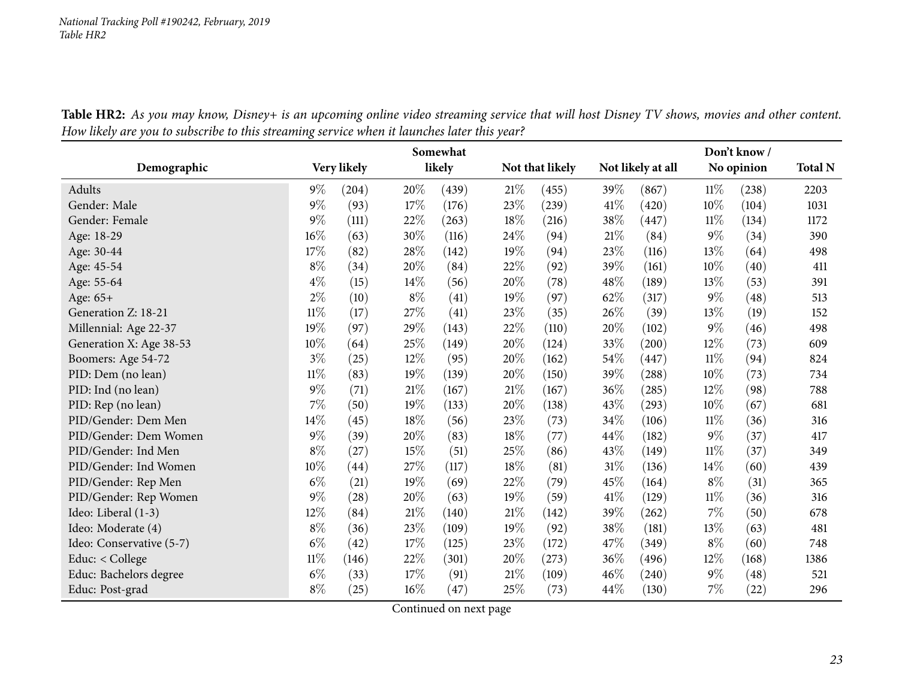**Table HR2:** *As you may know, Disney+ is an upcoming online video streaming service that will host Disney TV shows, movies and other content. How likely are you to subscribe to this streaming service when it launches later this year?*

| Demographic | Very likely | | Somewhat likely | | Not that likely | | Not likely at all | | Don't know / No opinion | | Total N |
|---|---|---|---|---|---|---|---|---|---|---|---|
| Adults | 9% | (204) | 20% | (439) | 21% | (455) | 39% | (867) | 11% | (238) | 2203 |
| Gender: Male | 9% | (93) | 17% | (176) | 23% | (239) | 41% | (420) | 10% | (104) | 1031 |
| Gender: Female | 9% | (111) | 22% | (263) | 18% | (216) | 38% | (447) | 11% | (134) | 1172 |
| Age: 18-29 | 16% | (63) | 30% | (116) | 24% | (94) | 21% | (84) | 9% | (34) | 390 |
| Age: 30-44 | 17% | (82) | 28% | (142) | 19% | (94) | 23% | (116) | 13% | (64) | 498 |
| Age: 45-54 | 8% | (34) | 20% | (84) | 22% | (92) | 39% | (161) | 10% | (40) | 411 |
| Age: 55-64 | 4% | (15) | 14% | (56) | 20% | (78) | 48% | (189) | 13% | (53) | 391 |
| Age: 65+ | 2% | (10) | 8% | (41) | 19% | (97) | 62% | (317) | 9% | (48) | 513 |
| Generation Z: 18-21 | 11% | (17) | 27% | (41) | 23% | (35) | 26% | (39) | 13% | (19) | 152 |
| Millennial: Age 22-37 | 19% | (97) | 29% | (143) | 22% | (110) | 20% | (102) | 9% | (46) | 498 |
| Generation X: Age 38-53 | 10% | (64) | 25% | (149) | 20% | (124) | 33% | (200) | 12% | (73) | 609 |
| Boomers: Age 54-72 | 3% | (25) | 12% | (95) | 20% | (162) | 54% | (447) | 11% | (94) | 824 |
| PID: Dem (no lean) | 11% | (83) | 19% | (139) | 20% | (150) | 39% | (288) | 10% | (73) | 734 |
| PID: Ind (no lean) | 9% | (71) | 21% | (167) | 21% | (167) | 36% | (285) | 12% | (98) | 788 |
| PID: Rep (no lean) | 7% | (50) | 19% | (133) | 20% | (138) | 43% | (293) | 10% | (67) | 681 |
| PID/Gender: Dem Men | 14% | (45) | 18% | (56) | 23% | (73) | 34% | (106) | 11% | (36) | 316 |
| PID/Gender: Dem Women | 9% | (39) | 20% | (83) | 18% | (77) | 44% | (182) | 9% | (37) | 417 |
| PID/Gender: Ind Men | 8% | (27) | 15% | (51) | 25% | (86) | 43% | (149) | 11% | (37) | 349 |
| PID/Gender: Ind Women | 10% | (44) | 27% | (117) | 18% | (81) | 31% | (136) | 14% | (60) | 439 |
| PID/Gender: Rep Men | 6% | (21) | 19% | (69) | 22% | (79) | 45% | (164) | 8% | (31) | 365 |
| PID/Gender: Rep Women | 9% | (28) | 20% | (63) | 19% | (59) | 41% | (129) | 11% | (36) | 316 |
| Ideo: Liberal (1-3) | 12% | (84) | 21% | (140) | 21% | (142) | 39% | (262) | 7% | (50) | 678 |
| Ideo: Moderate (4) | 8% | (36) | 23% | (109) | 19% | (92) | 38% | (181) | 13% | (63) | 481 |
| Ideo: Conservative (5-7) | 6% | (42) | 17% | (125) | 23% | (172) | 47% | (349) | 8% | (60) | 748 |
| Educ: < College | 11% | (146) | 22% | (301) | 20% | (273) | 36% | (496) | 12% | (168) | 1386 |
| Educ: Bachelors degree | 6% | (33) | 17% | (91) | 21% | (109) | 46% | (240) | 9% | (48) | 521 |
| Educ: Post-grad | 8% | (25) | 16% | (47) | 25% | (73) | 44% | (130) | 7% | (22) | 296 |

Continued on next page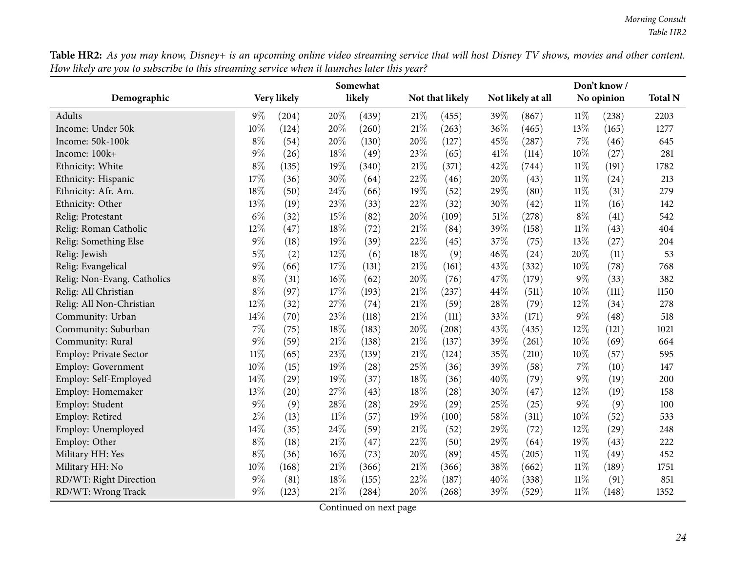**Table HR2:** *As you may know, Disney+ is an upcoming online video streaming service that will host Disney TV shows, movies and other content. How likely are you to subscribe to this streaming service when it launches later this year?*

| Demographic | Very likely | | Somewhat likely | | Not that likely | | Not likely at all | | Don't know / No opinion | | Total N |
|---|---|---|---|---|---|---|---|---|---|---|---|
| Adults | 9% | (204) | 20% | (439) | 21% | (455) | 39% | (867) | 11% | (238) | 2203 |
| Income: Under 50k | 10% | (124) | 20% | (260) | 21% | (263) | 36% | (465) | 13% | (165) | 1277 |
| Income: 50k-100k | 8% | (54) | 20% | (130) | 20% | (127) | 45% | (287) | 7% | (46) | 645 |
| Income: 100k+ | 9% | (26) | 18% | (49) | 23% | (65) | 41% | (114) | 10% | (27) | 281 |
| Ethnicity: White | 8% | (135) | 19% | (340) | 21% | (371) | 42% | (744) | 11% | (191) | 1782 |
| Ethnicity: Hispanic | 17% | (36) | 30% | (64) | 22% | (46) | 20% | (43) | 11% | (24) | 213 |
| Ethnicity: Afr. Am. | 18% | (50) | 24% | (66) | 19% | (52) | 29% | (80) | 11% | (31) | 279 |
| Ethnicity: Other | 13% | (19) | 23% | (33) | 22% | (32) | 30% | (42) | 11% | (16) | 142 |
| Relig: Protestant | 6% | (32) | 15% | (82) | 20% | (109) | 51% | (278) | 8% | (41) | 542 |
| Relig: Roman Catholic | 12% | (47) | 18% | (72) | 21% | (84) | 39% | (158) | 11% | (43) | 404 |
| Relig: Something Else | 9% | (18) | 19% | (39) | 22% | (45) | 37% | (75) | 13% | (27) | 204 |
| Relig: Jewish | 5% | (2) | 12% | (6) | 18% | (9) | 46% | (24) | 20% | (11) | 53 |
| Relig: Evangelical | 9% | (66) | 17% | (131) | 21% | (161) | 43% | (332) | 10% | (78) | 768 |
| Relig: Non-Evang. Catholics | 8% | (31) | 16% | (62) | 20% | (76) | 47% | (179) | 9% | (33) | 382 |
| Relig: All Christian | 8% | (97) | 17% | (193) | 21% | (237) | 44% | (511) | 10% | (111) | 1150 |
| Relig: All Non-Christian | 12% | (32) | 27% | (74) | 21% | (59) | 28% | (79) | 12% | (34) | 278 |
| Community: Urban | 14% | (70) | 23% | (118) | 21% | (111) | 33% | (171) | 9% | (48) | 518 |
| Community: Suburban | 7% | (75) | 18% | (183) | 20% | (208) | 43% | (435) | 12% | (121) | 1021 |
| Community: Rural | 9% | (59) | 21% | (138) | 21% | (137) | 39% | (261) | 10% | (69) | 664 |
| Employ: Private Sector | 11% | (65) | 23% | (139) | 21% | (124) | 35% | (210) | 10% | (57) | 595 |
| Employ: Government | 10% | (15) | 19% | (28) | 25% | (36) | 39% | (58) | 7% | (10) | 147 |
| Employ: Self-Employed | 14% | (29) | 19% | (37) | 18% | (36) | 40% | (79) | 9% | (19) | 200 |
| Employ: Homemaker | 13% | (20) | 27% | (43) | 18% | (28) | 30% | (47) | 12% | (19) | 158 |
| Employ: Student | 9% | (9) | 28% | (28) | 29% | (29) | 25% | (25) | 9% | (9) | 100 |
| Employ: Retired | 2% | (13) | 11% | (57) | 19% | (100) | 58% | (311) | 10% | (52) | 533 |
| Employ: Unemployed | 14% | (35) | 24% | (59) | 21% | (52) | 29% | (72) | 12% | (29) | 248 |
| Employ: Other | 8% | (18) | 21% | (47) | 22% | (50) | 29% | (64) | 19% | (43) | 222 |
| Military HH: Yes | 8% | (36) | 16% | (73) | 20% | (89) | 45% | (205) | 11% | (49) | 452 |
| Military HH: No | 10% | (168) | 21% | (366) | 21% | (366) | 38% | (662) | 11% | (189) | 1751 |
| RD/WT: Right Direction | 9% | (81) | 18% | (155) | 22% | (187) | 40% | (338) | 11% | (91) | 851 |
| RD/WT: Wrong Track | 9% | (123) | 21% | (284) | 20% | (268) | 39% | (529) | 11% | (148) | 1352 |

Continued on next page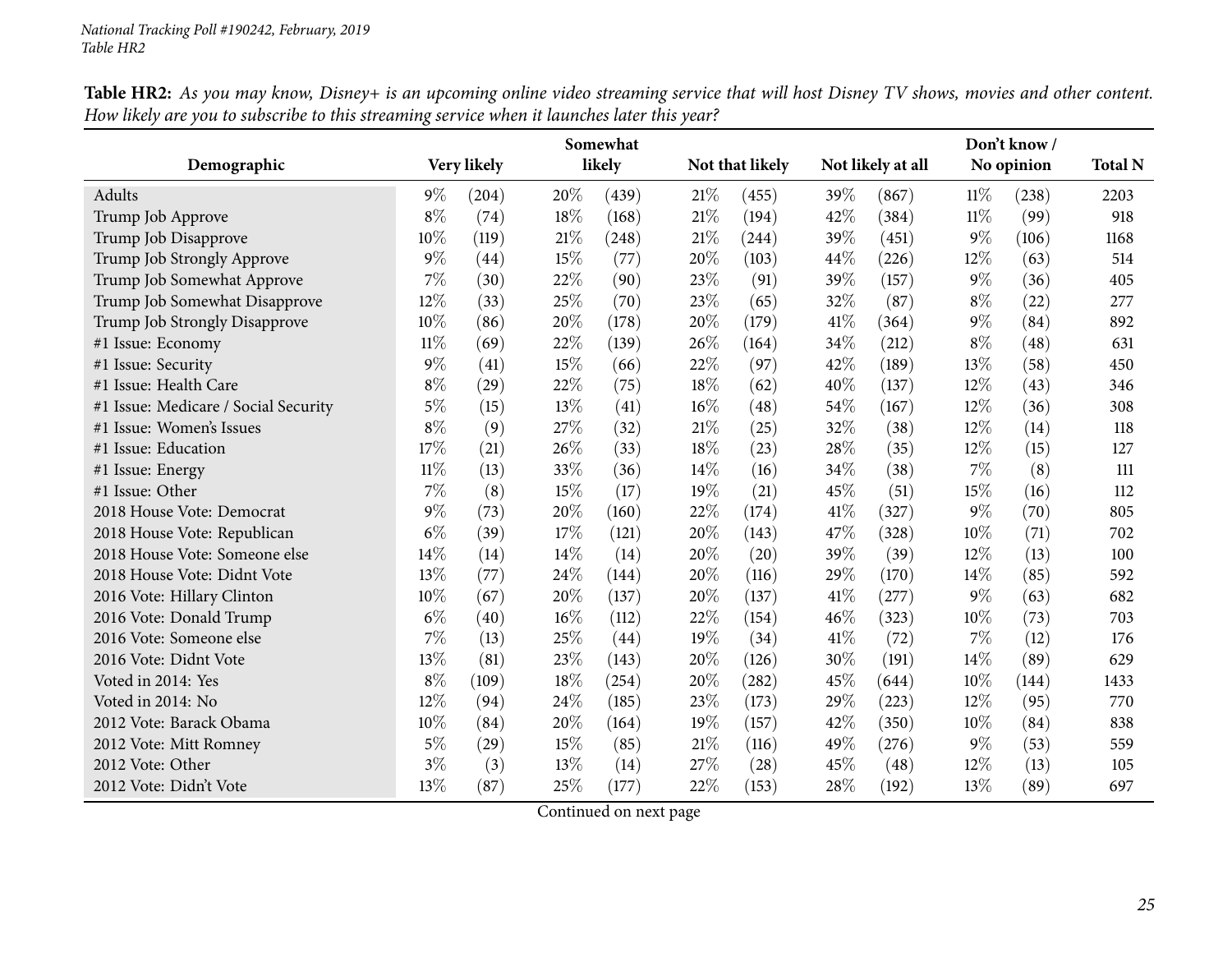*National Tracking Poll #190242, February, 2019*
*Table HR2*

**Table HR2:** *As you may know, Disney+ is an upcoming online video streaming service that will host Disney TV shows, movies and other content. How likely are you to subscribe to this streaming service when it launches later this year?*

| Demographic | Very likely | | Somewhat likely | | Not that likely | | Not likely at all | | Don't know / No opinion | | Total N |
|---|---|---|---|---|---|---|---|---|---|---|---|
| Adults | 9% | (204) | 20% | (439) | 21% | (455) | 39% | (867) | 11% | (238) | 2203 |
| Trump Job Approve | 8% | (74) | 18% | (168) | 21% | (194) | 42% | (384) | 11% | (99) | 918 |
| Trump Job Disapprove | 10% | (119) | 21% | (248) | 21% | (244) | 39% | (451) | 9% | (106) | 1168 |
| Trump Job Strongly Approve | 9% | (44) | 15% | (77) | 20% | (103) | 44% | (226) | 12% | (63) | 514 |
| Trump Job Somewhat Approve | 7% | (30) | 22% | (90) | 23% | (91) | 39% | (157) | 9% | (36) | 405 |
| Trump Job Somewhat Disapprove | 12% | (33) | 25% | (70) | 23% | (65) | 32% | (87) | 8% | (22) | 277 |
| Trump Job Strongly Disapprove | 10% | (86) | 20% | (178) | 20% | (179) | 41% | (364) | 9% | (84) | 892 |
| #1 Issue: Economy | 11% | (69) | 22% | (139) | 26% | (164) | 34% | (212) | 8% | (48) | 631 |
| #1 Issue: Security | 9% | (41) | 15% | (66) | 22% | (97) | 42% | (189) | 13% | (58) | 450 |
| #1 Issue: Health Care | 8% | (29) | 22% | (75) | 18% | (62) | 40% | (137) | 12% | (43) | 346 |
| #1 Issue: Medicare / Social Security | 5% | (15) | 13% | (41) | 16% | (48) | 54% | (167) | 12% | (36) | 308 |
| #1 Issue: Women's Issues | 8% | (9) | 27% | (32) | 21% | (25) | 32% | (38) | 12% | (14) | 118 |
| #1 Issue: Education | 17% | (21) | 26% | (33) | 18% | (23) | 28% | (35) | 12% | (15) | 127 |
| #1 Issue: Energy | 11% | (13) | 33% | (36) | 14% | (16) | 34% | (38) | 7% | (8) | 111 |
| #1 Issue: Other | 7% | (8) | 15% | (17) | 19% | (21) | 45% | (51) | 15% | (16) | 112 |
| 2018 House Vote: Democrat | 9% | (73) | 20% | (160) | 22% | (174) | 41% | (327) | 9% | (70) | 805 |
| 2018 House Vote: Republican | 6% | (39) | 17% | (121) | 20% | (143) | 47% | (328) | 10% | (71) | 702 |
| 2018 House Vote: Someone else | 14% | (14) | 14% | (14) | 20% | (20) | 39% | (39) | 12% | (13) | 100 |
| 2018 House Vote: Didnt Vote | 13% | (77) | 24% | (144) | 20% | (116) | 29% | (170) | 14% | (85) | 592 |
| 2016 Vote: Hillary Clinton | 10% | (67) | 20% | (137) | 20% | (137) | 41% | (277) | 9% | (63) | 682 |
| 2016 Vote: Donald Trump | 6% | (40) | 16% | (112) | 22% | (154) | 46% | (323) | 10% | (73) | 703 |
| 2016 Vote: Someone else | 7% | (13) | 25% | (44) | 19% | (34) | 41% | (72) | 7% | (12) | 176 |
| 2016 Vote: Didnt Vote | 13% | (81) | 23% | (143) | 20% | (126) | 30% | (191) | 14% | (89) | 629 |
| Voted in 2014: Yes | 8% | (109) | 18% | (254) | 20% | (282) | 45% | (644) | 10% | (144) | 1433 |
| Voted in 2014: No | 12% | (94) | 24% | (185) | 23% | (173) | 29% | (223) | 12% | (95) | 770 |
| 2012 Vote: Barack Obama | 10% | (84) | 20% | (164) | 19% | (157) | 42% | (350) | 10% | (84) | 838 |
| 2012 Vote: Mitt Romney | 5% | (29) | 15% | (85) | 21% | (116) | 49% | (276) | 9% | (53) | 559 |
| 2012 Vote: Other | 3% | (3) | 13% | (14) | 27% | (28) | 45% | (48) | 12% | (13) | 105 |
| 2012 Vote: Didn't Vote | 13% | (87) | 25% | (177) | 22% | (153) | 28% | (192) | 13% | (89) | 697 |

Continued on next page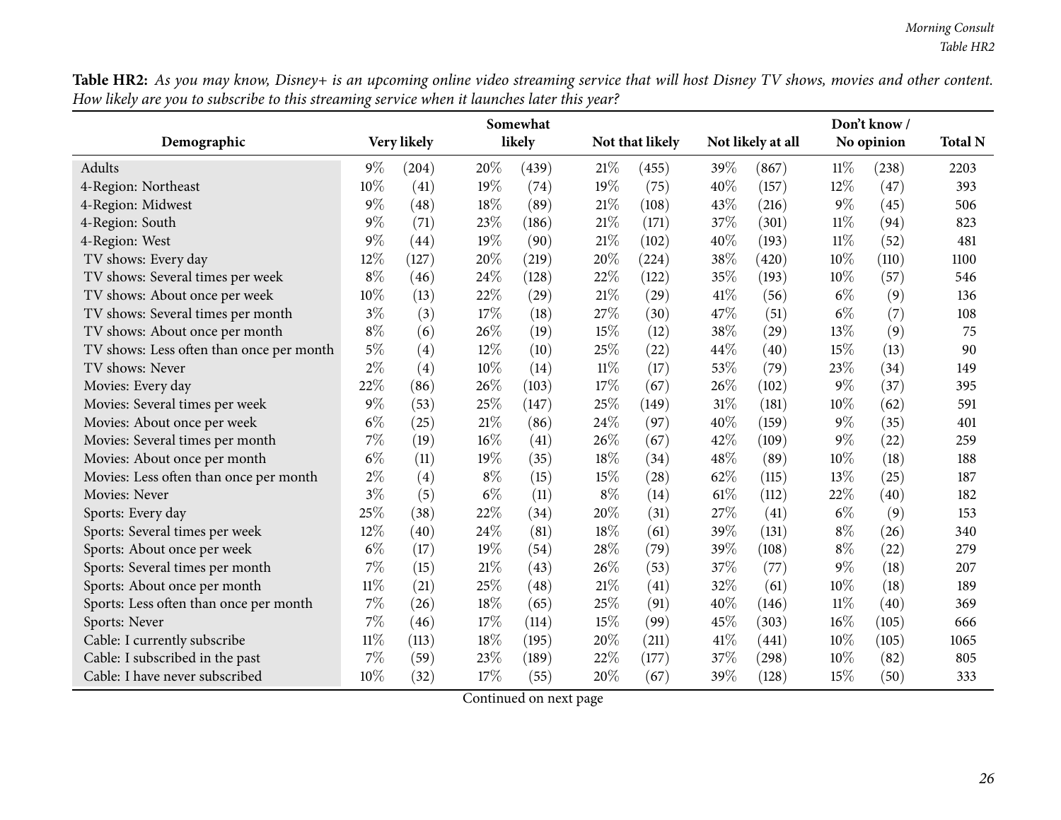**Table HR2:** *As you may know, Disney+ is an upcoming online video streaming service that will host Disney TV shows, movies and other content. How likely are you to subscribe to this streaming service when it launches later this year?*

| Demographic | Very likely | | Somewhat likely | | Not that likely | | Not likely at all | | Don't know / No opinion | | Total N |
|---|---|---|---|---|---|---|---|---|---|---|---|
| Adults | 9% | (204) | 20% | (439) | 21% | (455) | 39% | (867) | 11% | (238) | 2203 |
| 4-Region: Northeast | 10% | (41) | 19% | (74) | 19% | (75) | 40% | (157) | 12% | (47) | 393 |
| 4-Region: Midwest | 9% | (48) | 18% | (89) | 21% | (108) | 43% | (216) | 9% | (45) | 506 |
| 4-Region: South | 9% | (71) | 23% | (186) | 21% | (171) | 37% | (301) | 11% | (94) | 823 |
| 4-Region: West | 9% | (44) | 19% | (90) | 21% | (102) | 40% | (193) | 11% | (52) | 481 |
| TV shows: Every day | 12% | (127) | 20% | (219) | 20% | (224) | 38% | (420) | 10% | (110) | 1100 |
| TV shows: Several times per week | 8% | (46) | 24% | (128) | 22% | (122) | 35% | (193) | 10% | (57) | 546 |
| TV shows: About once per week | 10% | (13) | 22% | (29) | 21% | (29) | 41% | (56) | 6% | (9) | 136 |
| TV shows: Several times per month | 3% | (3) | 17% | (18) | 27% | (30) | 47% | (51) | 6% | (7) | 108 |
| TV shows: About once per month | 8% | (6) | 26% | (19) | 15% | (12) | 38% | (29) | 13% | (9) | 75 |
| TV shows: Less often than once per month | 5% | (4) | 12% | (10) | 25% | (22) | 44% | (40) | 15% | (13) | 90 |
| TV shows: Never | 2% | (4) | 10% | (14) | 11% | (17) | 53% | (79) | 23% | (34) | 149 |
| Movies: Every day | 22% | (86) | 26% | (103) | 17% | (67) | 26% | (102) | 9% | (37) | 395 |
| Movies: Several times per week | 9% | (53) | 25% | (147) | 25% | (149) | 31% | (181) | 10% | (62) | 591 |
| Movies: About once per week | 6% | (25) | 21% | (86) | 24% | (97) | 40% | (159) | 9% | (35) | 401 |
| Movies: Several times per month | 7% | (19) | 16% | (41) | 26% | (67) | 42% | (109) | 9% | (22) | 259 |
| Movies: About once per month | 6% | (11) | 19% | (35) | 18% | (34) | 48% | (89) | 10% | (18) | 188 |
| Movies: Less often than once per month | 2% | (4) | 8% | (15) | 15% | (28) | 62% | (115) | 13% | (25) | 187 |
| Movies: Never | 3% | (5) | 6% | (11) | 8% | (14) | 61% | (112) | 22% | (40) | 182 |
| Sports: Every day | 25% | (38) | 22% | (34) | 20% | (31) | 27% | (41) | 6% | (9) | 153 |
| Sports: Several times per week | 12% | (40) | 24% | (81) | 18% | (61) | 39% | (131) | 8% | (26) | 340 |
| Sports: About once per week | 6% | (17) | 19% | (54) | 28% | (79) | 39% | (108) | 8% | (22) | 279 |
| Sports: Several times per month | 7% | (15) | 21% | (43) | 26% | (53) | 37% | (77) | 9% | (18) | 207 |
| Sports: About once per month | 11% | (21) | 25% | (48) | 21% | (41) | 32% | (61) | 10% | (18) | 189 |
| Sports: Less often than once per month | 7% | (26) | 18% | (65) | 25% | (91) | 40% | (146) | 11% | (40) | 369 |
| Sports: Never | 7% | (46) | 17% | (114) | 15% | (99) | 45% | (303) | 16% | (105) | 666 |
| Cable: I currently subscribe | 11% | (113) | 18% | (195) | 20% | (211) | 41% | (441) | 10% | (105) | 1065 |
| Cable: I subscribed in the past | 7% | (59) | 23% | (189) | 22% | (177) | 37% | (298) | 10% | (82) | 805 |
| Cable: I have never subscribed | 10% | (32) | 17% | (55) | 20% | (67) | 39% | (128) | 15% | (50) | 333 |

Continued on next page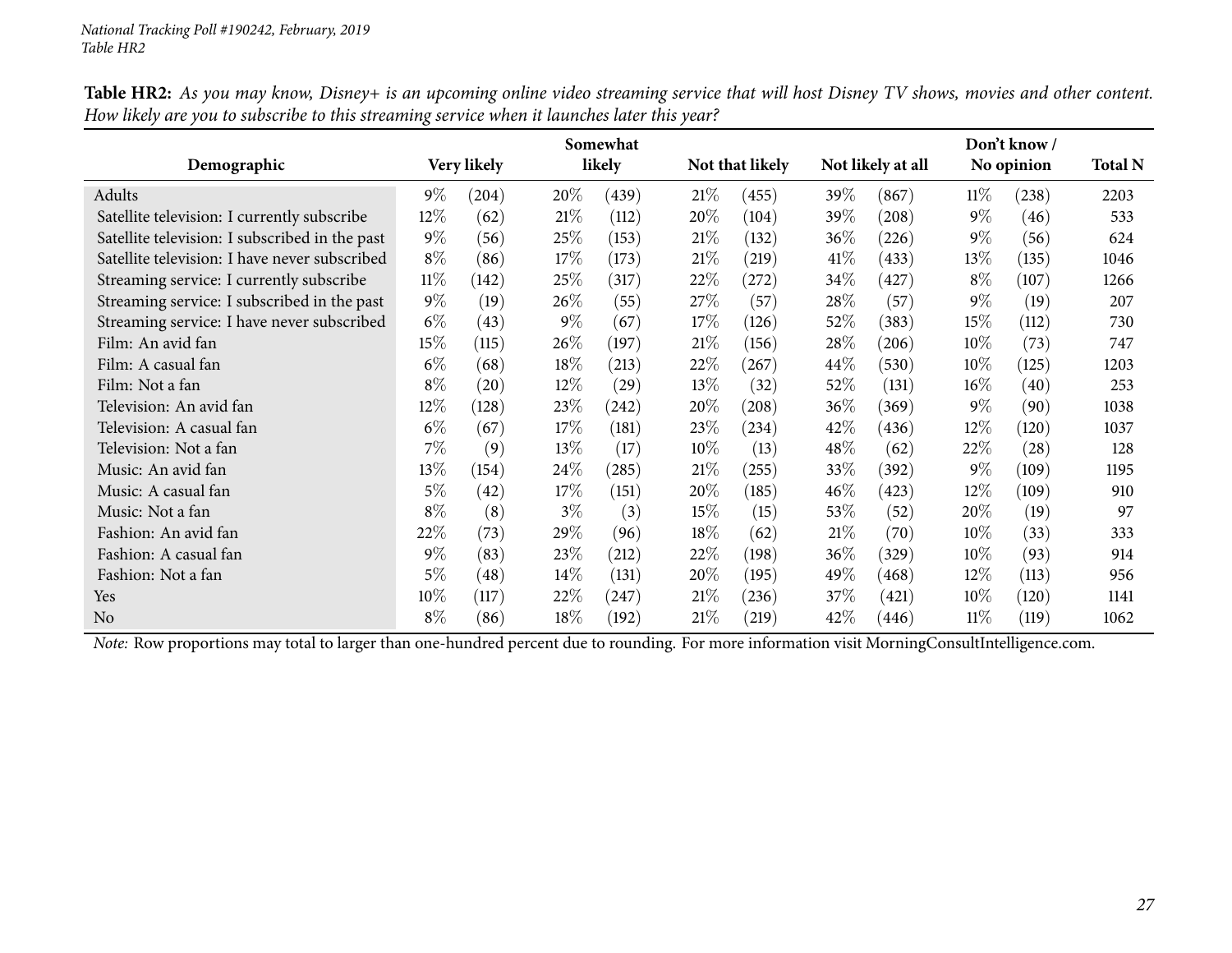**Table HR2:** *As you may know, Disney+ is an upcoming online video streaming service that will host Disney TV shows, movies and other content. How likely are you to subscribe to this streaming service when it launches later this year?*

| Demographic | Very likely | | Somewhat likely | | Not that likely | | Not likely at all | | Don't know / No opinion | | Total N |
|---|---|---|---|---|---|---|---|---|---|---|---|
| Adults | 9% | (204) | 20% | (439) | 21% | (455) | 39% | (867) | 11% | (238) | 2203 |
| Satellite television: I currently subscribe | 12% | (62) | 21% | (112) | 20% | (104) | 39% | (208) | 9% | (46) | 533 |
| Satellite television: I subscribed in the past | 9% | (56) | 25% | (153) | 21% | (132) | 36% | (226) | 9% | (56) | 624 |
| Satellite television: I have never subscribed | 8% | (86) | 17% | (173) | 21% | (219) | 41% | (433) | 13% | (135) | 1046 |
| Streaming service: I currently subscribe | 11% | (142) | 25% | (317) | 22% | (272) | 34% | (427) | 8% | (107) | 1266 |
| Streaming service: I subscribed in the past | 9% | (19) | 26% | (55) | 27% | (57) | 28% | (57) | 9% | (19) | 207 |
| Streaming service: I have never subscribed | 6% | (43) | 9% | (67) | 17% | (126) | 52% | (383) | 15% | (112) | 730 |
| Film: An avid fan | 15% | (115) | 26% | (197) | 21% | (156) | 28% | (206) | 10% | (73) | 747 |
| Film: A casual fan | 6% | (68) | 18% | (213) | 22% | (267) | 44% | (530) | 10% | (125) | 1203 |
| Film: Not a fan | 8% | (20) | 12% | (29) | 13% | (32) | 52% | (131) | 16% | (40) | 253 |
| Television: An avid fan | 12% | (128) | 23% | (242) | 20% | (208) | 36% | (369) | 9% | (90) | 1038 |
| Television: A casual fan | 6% | (67) | 17% | (181) | 23% | (234) | 42% | (436) | 12% | (120) | 1037 |
| Television: Not a fan | 7% | (9) | 13% | (17) | 10% | (13) | 48% | (62) | 22% | (28) | 128 |
| Music: An avid fan | 13% | (154) | 24% | (285) | 21% | (255) | 33% | (392) | 9% | (109) | 1195 |
| Music: A casual fan | 5% | (42) | 17% | (151) | 20% | (185) | 46% | (423) | 12% | (109) | 910 |
| Music: Not a fan | 8% | (8) | 3% | (3) | 15% | (15) | 53% | (52) | 20% | (19) | 97 |
| Fashion: An avid fan | 22% | (73) | 29% | (96) | 18% | (62) | 21% | (70) | 10% | (33) | 333 |
| Fashion: A casual fan | 9% | (83) | 23% | (212) | 22% | (198) | 36% | (329) | 10% | (93) | 914 |
| Fashion: Not a fan | 5% | (48) | 14% | (131) | 20% | (195) | 49% | (468) | 12% | (113) | 956 |
| Yes | 10% | (117) | 22% | (247) | 21% | (236) | 37% | (421) | 10% | (120) | 1141 |
| No | 8% | (86) | 18% | (192) | 21% | (219) | 42% | (446) | 11% | (119) | 1062 |

*Note:* Row proportions may total to larger than one-hundred percent due to rounding. For more information visit MorningConsultIntelligence.com.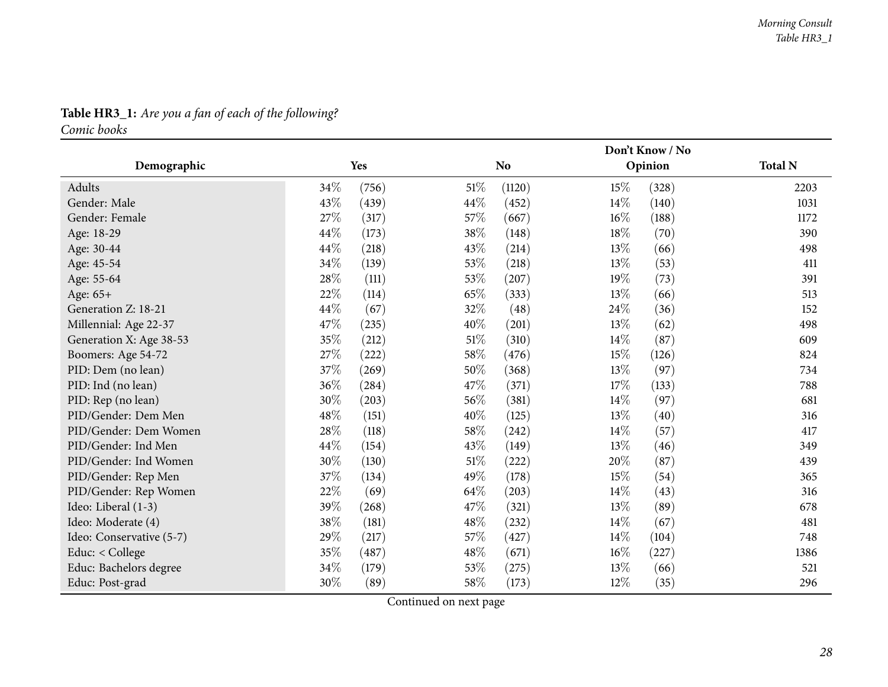**Table HR3_1:** *Are you a fan of each of the following?*
*Comic books*

| Demographic | Yes | | No | | Don't Know / No Opinion | | Total N |
|---|---|---|---|---|---|---|---|
| Adults | 34% | (756) | 51% | (1120) | 15% | (328) | 2203 |
| Gender: Male | 43% | (439) | 44% | (452) | 14% | (140) | 1031 |
| Gender: Female | 27% | (317) | 57% | (667) | 16% | (188) | 1172 |
| Age: 18-29 | 44% | (173) | 38% | (148) | 18% | (70) | 390 |
| Age: 30-44 | 44% | (218) | 43% | (214) | 13% | (66) | 498 |
| Age: 45-54 | 34% | (139) | 53% | (218) | 13% | (53) | 411 |
| Age: 55-64 | 28% | (111) | 53% | (207) | 19% | (73) | 391 |
| Age: 65+ | 22% | (114) | 65% | (333) | 13% | (66) | 513 |
| Generation Z: 18-21 | 44% | (67) | 32% | (48) | 24% | (36) | 152 |
| Millennial: Age 22-37 | 47% | (235) | 40% | (201) | 13% | (62) | 498 |
| Generation X: Age 38-53 | 35% | (212) | 51% | (310) | 14% | (87) | 609 |
| Boomers: Age 54-72 | 27% | (222) | 58% | (476) | 15% | (126) | 824 |
| PID: Dem (no lean) | 37% | (269) | 50% | (368) | 13% | (97) | 734 |
| PID: Ind (no lean) | 36% | (284) | 47% | (371) | 17% | (133) | 788 |
| PID: Rep (no lean) | 30% | (203) | 56% | (381) | 14% | (97) | 681 |
| PID/Gender: Dem Men | 48% | (151) | 40% | (125) | 13% | (40) | 316 |
| PID/Gender: Dem Women | 28% | (118) | 58% | (242) | 14% | (57) | 417 |
| PID/Gender: Ind Men | 44% | (154) | 43% | (149) | 13% | (46) | 349 |
| PID/Gender: Ind Women | 30% | (130) | 51% | (222) | 20% | (87) | 439 |
| PID/Gender: Rep Men | 37% | (134) | 49% | (178) | 15% | (54) | 365 |
| PID/Gender: Rep Women | 22% | (69) | 64% | (203) | 14% | (43) | 316 |
| Ideo: Liberal (1-3) | 39% | (268) | 47% | (321) | 13% | (89) | 678 |
| Ideo: Moderate (4) | 38% | (181) | 48% | (232) | 14% | (67) | 481 |
| Ideo: Conservative (5-7) | 29% | (217) | 57% | (427) | 14% | (104) | 748 |
| Educ: < College | 35% | (487) | 48% | (671) | 16% | (227) | 1386 |
| Educ: Bachelors degree | 34% | (179) | 53% | (275) | 13% | (66) | 521 |
| Educ: Post-grad | 30% | (89) | 58% | (173) | 12% | (35) | 296 |

Continued on next page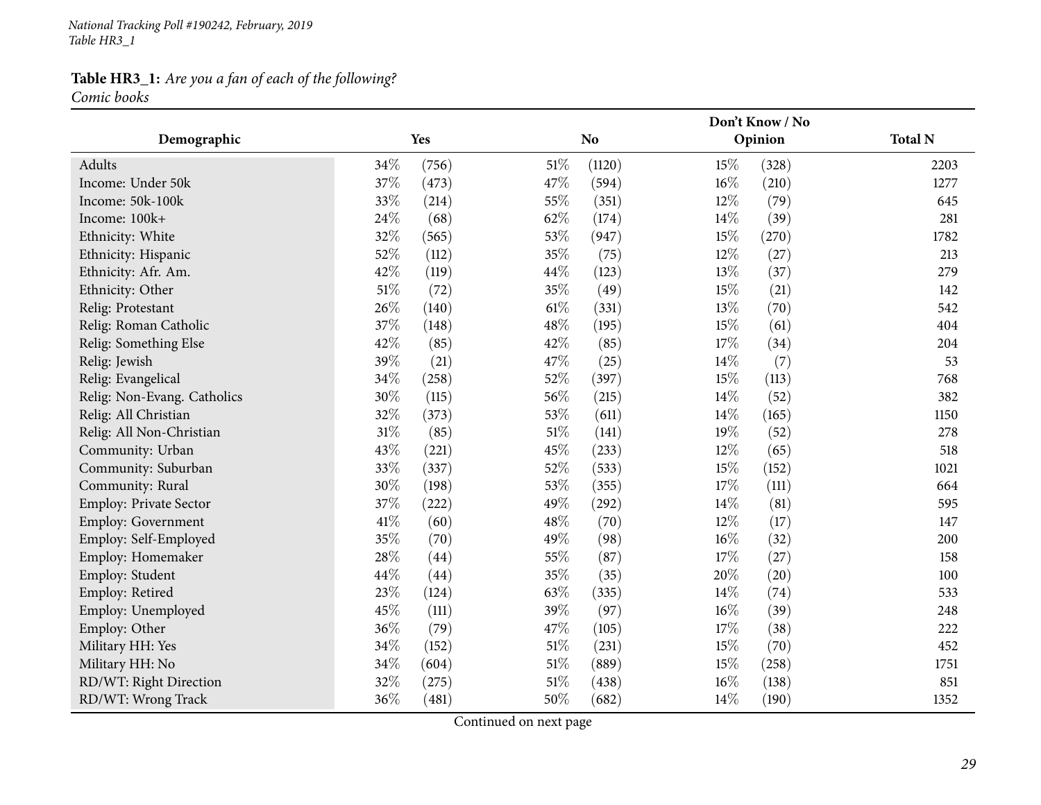**Table HR3_1:** *Are you a fan of each of the following?*
*Comic books*

| Demographic | Yes | | No | | Don't Know / No Opinion | | Total N |
|---|---|---|---|---|---|---|---|
| Adults | 34% | (756) | 51% | (1120) | 15% | (328) | 2203 |
| Income: Under 50k | 37% | (473) | 47% | (594) | 16% | (210) | 1277 |
| Income: 50k-100k | 33% | (214) | 55% | (351) | 12% | (79) | 645 |
| Income: 100k+ | 24% | (68) | 62% | (174) | 14% | (39) | 281 |
| Ethnicity: White | 32% | (565) | 53% | (947) | 15% | (270) | 1782 |
| Ethnicity: Hispanic | 52% | (112) | 35% | (75) | 12% | (27) | 213 |
| Ethnicity: Afr. Am. | 42% | (119) | 44% | (123) | 13% | (37) | 279 |
| Ethnicity: Other | 51% | (72) | 35% | (49) | 15% | (21) | 142 |
| Relig: Protestant | 26% | (140) | 61% | (331) | 13% | (70) | 542 |
| Relig: Roman Catholic | 37% | (148) | 48% | (195) | 15% | (61) | 404 |
| Relig: Something Else | 42% | (85) | 42% | (85) | 17% | (34) | 204 |
| Relig: Jewish | 39% | (21) | 47% | (25) | 14% | (7) | 53 |
| Relig: Evangelical | 34% | (258) | 52% | (397) | 15% | (113) | 768 |
| Relig: Non-Evang. Catholics | 30% | (115) | 56% | (215) | 14% | (52) | 382 |
| Relig: All Christian | 32% | (373) | 53% | (611) | 14% | (165) | 1150 |
| Relig: All Non-Christian | 31% | (85) | 51% | (141) | 19% | (52) | 278 |
| Community: Urban | 43% | (221) | 45% | (233) | 12% | (65) | 518 |
| Community: Suburban | 33% | (337) | 52% | (533) | 15% | (152) | 1021 |
| Community: Rural | 30% | (198) | 53% | (355) | 17% | (111) | 664 |
| Employ: Private Sector | 37% | (222) | 49% | (292) | 14% | (81) | 595 |
| Employ: Government | 41% | (60) | 48% | (70) | 12% | (17) | 147 |
| Employ: Self-Employed | 35% | (70) | 49% | (98) | 16% | (32) | 200 |
| Employ: Homemaker | 28% | (44) | 55% | (87) | 17% | (27) | 158 |
| Employ: Student | 44% | (44) | 35% | (35) | 20% | (20) | 100 |
| Employ: Retired | 23% | (124) | 63% | (335) | 14% | (74) | 533 |
| Employ: Unemployed | 45% | (111) | 39% | (97) | 16% | (39) | 248 |
| Employ: Other | 36% | (79) | 47% | (105) | 17% | (38) | 222 |
| Military HH: Yes | 34% | (152) | 51% | (231) | 15% | (70) | 452 |
| Military HH: No | 34% | (604) | 51% | (889) | 15% | (258) | 1751 |
| RD/WT: Right Direction | 32% | (275) | 51% | (438) | 16% | (138) | 851 |
| RD/WT: Wrong Track | 36% | (481) | 50% | (682) | 14% | (190) | 1352 |

Continued on next page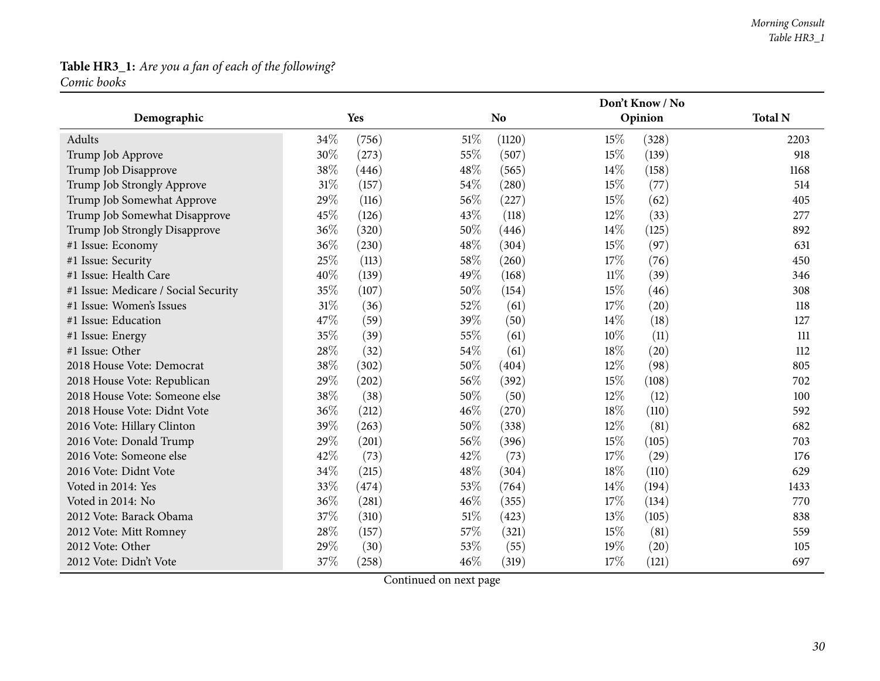**Table HR3_1:** *Are you a fan of each of the following?*
*Comic books*

| Demographic | Yes | | No | | Don't Know / No Opinion | | Total N |
|---|---|---|---|---|---|---|---|
| Adults | 34% | (756) | 51% | (1120) | 15% | (328) | 2203 |
| Trump Job Approve | 30% | (273) | 55% | (507) | 15% | (139) | 918 |
| Trump Job Disapprove | 38% | (446) | 48% | (565) | 14% | (158) | 1168 |
| Trump Job Strongly Approve | 31% | (157) | 54% | (280) | 15% | (77) | 514 |
| Trump Job Somewhat Approve | 29% | (116) | 56% | (227) | 15% | (62) | 405 |
| Trump Job Somewhat Disapprove | 45% | (126) | 43% | (118) | 12% | (33) | 277 |
| Trump Job Strongly Disapprove | 36% | (320) | 50% | (446) | 14% | (125) | 892 |
| #1 Issue: Economy | 36% | (230) | 48% | (304) | 15% | (97) | 631 |
| #1 Issue: Security | 25% | (113) | 58% | (260) | 17% | (76) | 450 |
| #1 Issue: Health Care | 40% | (139) | 49% | (168) | 11% | (39) | 346 |
| #1 Issue: Medicare / Social Security | 35% | (107) | 50% | (154) | 15% | (46) | 308 |
| #1 Issue: Women's Issues | 31% | (36) | 52% | (61) | 17% | (20) | 118 |
| #1 Issue: Education | 47% | (59) | 39% | (50) | 14% | (18) | 127 |
| #1 Issue: Energy | 35% | (39) | 55% | (61) | 10% | (11) | 111 |
| #1 Issue: Other | 28% | (32) | 54% | (61) | 18% | (20) | 112 |
| 2018 House Vote: Democrat | 38% | (302) | 50% | (404) | 12% | (98) | 805 |
| 2018 House Vote: Republican | 29% | (202) | 56% | (392) | 15% | (108) | 702 |
| 2018 House Vote: Someone else | 38% | (38) | 50% | (50) | 12% | (12) | 100 |
| 2018 House Vote: Didnt Vote | 36% | (212) | 46% | (270) | 18% | (110) | 592 |
| 2016 Vote: Hillary Clinton | 39% | (263) | 50% | (338) | 12% | (81) | 682 |
| 2016 Vote: Donald Trump | 29% | (201) | 56% | (396) | 15% | (105) | 703 |
| 2016 Vote: Someone else | 42% | (73) | 42% | (73) | 17% | (29) | 176 |
| 2016 Vote: Didnt Vote | 34% | (215) | 48% | (304) | 18% | (110) | 629 |
| Voted in 2014: Yes | 33% | (474) | 53% | (764) | 14% | (194) | 1433 |
| Voted in 2014: No | 36% | (281) | 46% | (355) | 17% | (134) | 770 |
| 2012 Vote: Barack Obama | 37% | (310) | 51% | (423) | 13% | (105) | 838 |
| 2012 Vote: Mitt Romney | 28% | (157) | 57% | (321) | 15% | (81) | 559 |
| 2012 Vote: Other | 29% | (30) | 53% | (55) | 19% | (20) | 105 |
| 2012 Vote: Didn't Vote | 37% | (258) | 46% | (319) | 17% | (121) | 697 |

Continued on next page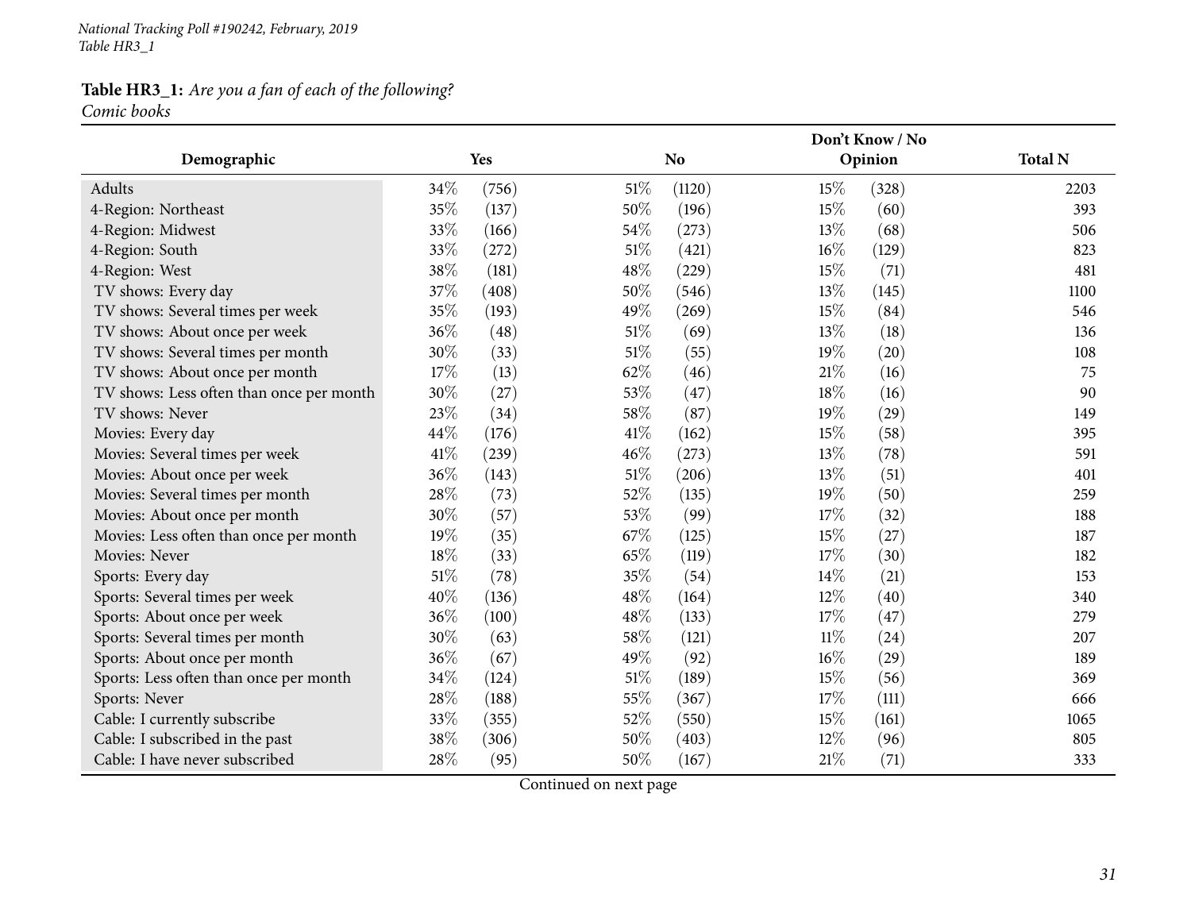**Table HR3_1:** *Are you a fan of each of the following?*
*Comic books*

| Demographic | Yes | | No | | Don't Know / No Opinion | | Total N |
|---|---|---|---|---|---|---|---|
| Adults | 34% | (756) | 51% | (1120) | 15% | (328) | 2203 |
| 4-Region: Northeast | 35% | (137) | 50% | (196) | 15% | (60) | 393 |
| 4-Region: Midwest | 33% | (166) | 54% | (273) | 13% | (68) | 506 |
| 4-Region: South | 33% | (272) | 51% | (421) | 16% | (129) | 823 |
| 4-Region: West | 38% | (181) | 48% | (229) | 15% | (71) | 481 |
| TV shows: Every day | 37% | (408) | 50% | (546) | 13% | (145) | 1100 |
| TV shows: Several times per week | 35% | (193) | 49% | (269) | 15% | (84) | 546 |
| TV shows: About once per week | 36% | (48) | 51% | (69) | 13% | (18) | 136 |
| TV shows: Several times per month | 30% | (33) | 51% | (55) | 19% | (20) | 108 |
| TV shows: About once per month | 17% | (13) | 62% | (46) | 21% | (16) | 75 |
| TV shows: Less often than once per month | 30% | (27) | 53% | (47) | 18% | (16) | 90 |
| TV shows: Never | 23% | (34) | 58% | (87) | 19% | (29) | 149 |
| Movies: Every day | 44% | (176) | 41% | (162) | 15% | (58) | 395 |
| Movies: Several times per week | 41% | (239) | 46% | (273) | 13% | (78) | 591 |
| Movies: About once per week | 36% | (143) | 51% | (206) | 13% | (51) | 401 |
| Movies: Several times per month | 28% | (73) | 52% | (135) | 19% | (50) | 259 |
| Movies: About once per month | 30% | (57) | 53% | (99) | 17% | (32) | 188 |
| Movies: Less often than once per month | 19% | (35) | 67% | (125) | 15% | (27) | 187 |
| Movies: Never | 18% | (33) | 65% | (119) | 17% | (30) | 182 |
| Sports: Every day | 51% | (78) | 35% | (54) | 14% | (21) | 153 |
| Sports: Several times per week | 40% | (136) | 48% | (164) | 12% | (40) | 340 |
| Sports: About once per week | 36% | (100) | 48% | (133) | 17% | (47) | 279 |
| Sports: Several times per month | 30% | (63) | 58% | (121) | 11% | (24) | 207 |
| Sports: About once per month | 36% | (67) | 49% | (92) | 16% | (29) | 189 |
| Sports: Less often than once per month | 34% | (124) | 51% | (189) | 15% | (56) | 369 |
| Sports: Never | 28% | (188) | 55% | (367) | 17% | (111) | 666 |
| Cable: I currently subscribe | 33% | (355) | 52% | (550) | 15% | (161) | 1065 |
| Cable: I subscribed in the past | 38% | (306) | 50% | (403) | 12% | (96) | 805 |
| Cable: I have never subscribed | 28% | (95) | 50% | (167) | 21% | (71) | 333 |

Continued on next page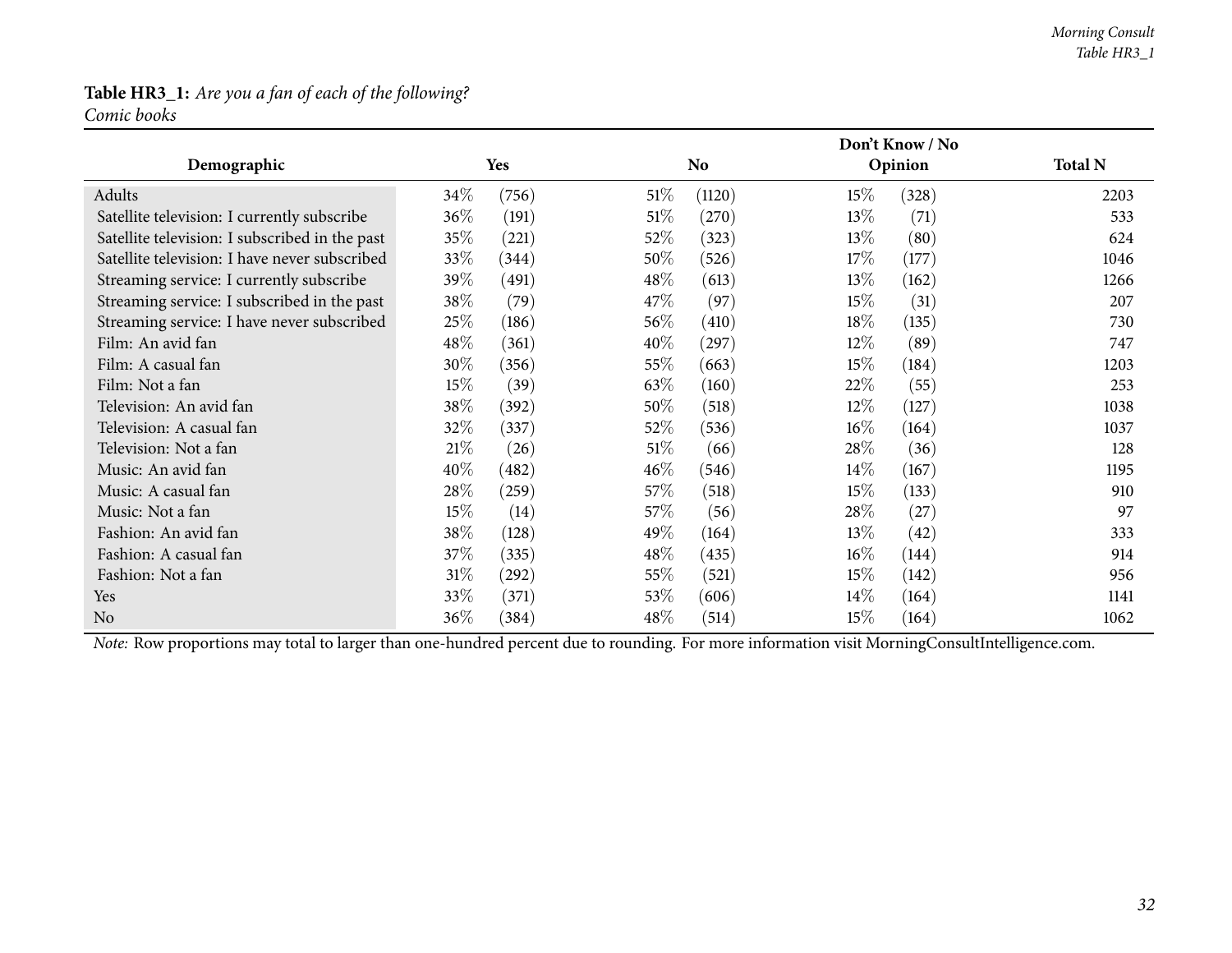**Table HR3_1:** *Are you a fan of each of the following?*
*Comic books*

| Demographic | Yes | | No | | Don't Know / No Opinion | | Total N |
|---|---|---|---|---|---|---|---|
| Adults | 34% | (756) | 51% | (1120) | 15% | (328) | 2203 |
| Satellite television: I currently subscribe | 36% | (191) | 51% | (270) | 13% | (71) | 533 |
| Satellite television: I subscribed in the past | 35% | (221) | 52% | (323) | 13% | (80) | 624 |
| Satellite television: I have never subscribed | 33% | (344) | 50% | (526) | 17% | (177) | 1046 |
| Streaming service: I currently subscribe | 39% | (491) | 48% | (613) | 13% | (162) | 1266 |
| Streaming service: I subscribed in the past | 38% | (79) | 47% | (97) | 15% | (31) | 207 |
| Streaming service: I have never subscribed | 25% | (186) | 56% | (410) | 18% | (135) | 730 |
| Film: An avid fan | 48% | (361) | 40% | (297) | 12% | (89) | 747 |
| Film: A casual fan | 30% | (356) | 55% | (663) | 15% | (184) | 1203 |
| Film: Not a fan | 15% | (39) | 63% | (160) | 22% | (55) | 253 |
| Television: An avid fan | 38% | (392) | 50% | (518) | 12% | (127) | 1038 |
| Television: A casual fan | 32% | (337) | 52% | (536) | 16% | (164) | 1037 |
| Television: Not a fan | 21% | (26) | 51% | (66) | 28% | (36) | 128 |
| Music: An avid fan | 40% | (482) | 46% | (546) | 14% | (167) | 1195 |
| Music: A casual fan | 28% | (259) | 57% | (518) | 15% | (133) | 910 |
| Music: Not a fan | 15% | (14) | 57% | (56) | 28% | (27) | 97 |
| Fashion: An avid fan | 38% | (128) | 49% | (164) | 13% | (42) | 333 |
| Fashion: A casual fan | 37% | (335) | 48% | (435) | 16% | (144) | 914 |
| Fashion: Not a fan | 31% | (292) | 55% | (521) | 15% | (142) | 956 |
| Yes | 33% | (371) | 53% | (606) | 14% | (164) | 1141 |
| No | 36% | (384) | 48% | (514) | 15% | (164) | 1062 |

*Note:* Row proportions may total to larger than one-hundred percent due to rounding. For more information visit MorningConsultIntelligence.com.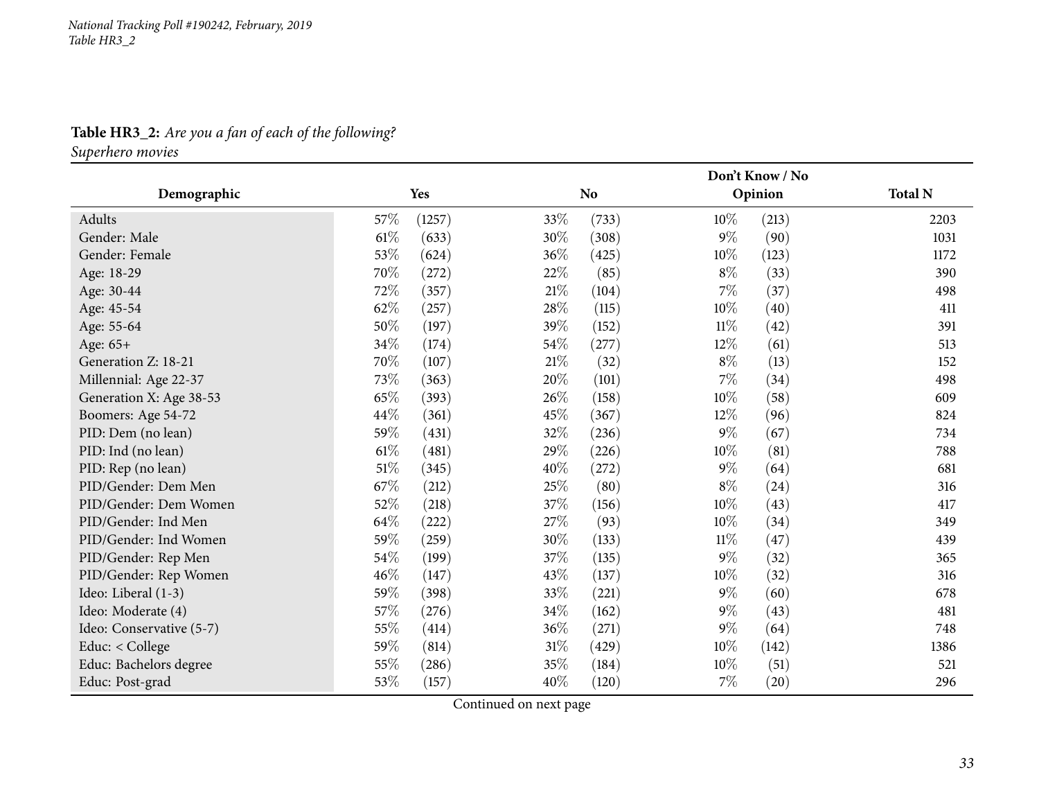**Table HR3_2:** *Are you a fan of each of the following?*
*Superhero movies*

| Demographic | Yes | | No | | Don't Know / No Opinion | | Total N |
|---|---|---|---|---|---|---|---|
| Adults | 57% | (1257) | 33% | (733) | 10% | (213) | 2203 |
| Gender: Male | 61% | (633) | 30% | (308) | 9% | (90) | 1031 |
| Gender: Female | 53% | (624) | 36% | (425) | 10% | (123) | 1172 |
| Age: 18-29 | 70% | (272) | 22% | (85) | 8% | (33) | 390 |
| Age: 30-44 | 72% | (357) | 21% | (104) | 7% | (37) | 498 |
| Age: 45-54 | 62% | (257) | 28% | (115) | 10% | (40) | 411 |
| Age: 55-64 | 50% | (197) | 39% | (152) | 11% | (42) | 391 |
| Age: 65+ | 34% | (174) | 54% | (277) | 12% | (61) | 513 |
| Generation Z: 18-21 | 70% | (107) | 21% | (32) | 8% | (13) | 152 |
| Millennial: Age 22-37 | 73% | (363) | 20% | (101) | 7% | (34) | 498 |
| Generation X: Age 38-53 | 65% | (393) | 26% | (158) | 10% | (58) | 609 |
| Boomers: Age 54-72 | 44% | (361) | 45% | (367) | 12% | (96) | 824 |
| PID: Dem (no lean) | 59% | (431) | 32% | (236) | 9% | (67) | 734 |
| PID: Ind (no lean) | 61% | (481) | 29% | (226) | 10% | (81) | 788 |
| PID: Rep (no lean) | 51% | (345) | 40% | (272) | 9% | (64) | 681 |
| PID/Gender: Dem Men | 67% | (212) | 25% | (80) | 8% | (24) | 316 |
| PID/Gender: Dem Women | 52% | (218) | 37% | (156) | 10% | (43) | 417 |
| PID/Gender: Ind Men | 64% | (222) | 27% | (93) | 10% | (34) | 349 |
| PID/Gender: Ind Women | 59% | (259) | 30% | (133) | 11% | (47) | 439 |
| PID/Gender: Rep Men | 54% | (199) | 37% | (135) | 9% | (32) | 365 |
| PID/Gender: Rep Women | 46% | (147) | 43% | (137) | 10% | (32) | 316 |
| Ideo: Liberal (1-3) | 59% | (398) | 33% | (221) | 9% | (60) | 678 |
| Ideo: Moderate (4) | 57% | (276) | 34% | (162) | 9% | (43) | 481 |
| Ideo: Conservative (5-7) | 55% | (414) | 36% | (271) | 9% | (64) | 748 |
| Educ: < College | 59% | (814) | 31% | (429) | 10% | (142) | 1386 |
| Educ: Bachelors degree | 55% | (286) | 35% | (184) | 10% | (51) | 521 |
| Educ: Post-grad | 53% | (157) | 40% | (120) | 7% | (20) | 296 |

Continued on next page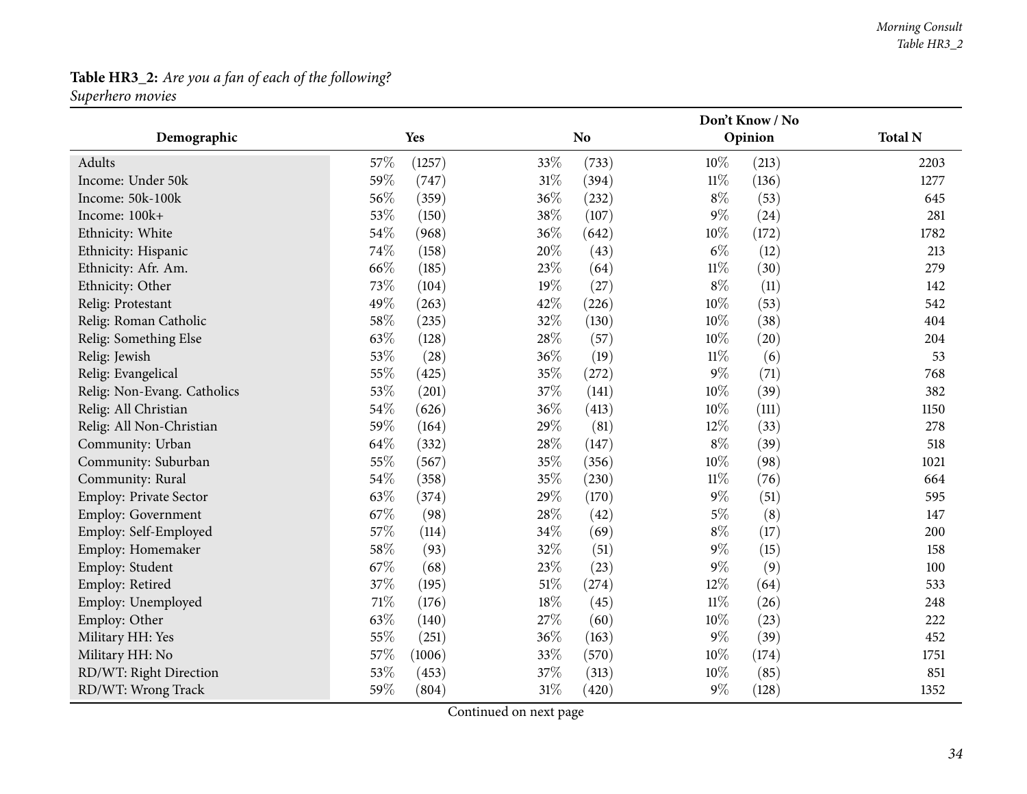**Table HR3_2:** *Are you a fan of each of the following?*
*Superhero movies*

| Demographic | Yes | | No | | Don't Know / No Opinion | | Total N |
|---|---|---|---|---|---|---|---|
| Adults | 57% | (1257) | 33% | (733) | 10% | (213) | 2203 |
| Income: Under 50k | 59% | (747) | 31% | (394) | 11% | (136) | 1277 |
| Income: 50k-100k | 56% | (359) | 36% | (232) | 8% | (53) | 645 |
| Income: 100k+ | 53% | (150) | 38% | (107) | 9% | (24) | 281 |
| Ethnicity: White | 54% | (968) | 36% | (642) | 10% | (172) | 1782 |
| Ethnicity: Hispanic | 74% | (158) | 20% | (43) | 6% | (12) | 213 |
| Ethnicity: Afr. Am. | 66% | (185) | 23% | (64) | 11% | (30) | 279 |
| Ethnicity: Other | 73% | (104) | 19% | (27) | 8% | (11) | 142 |
| Relig: Protestant | 49% | (263) | 42% | (226) | 10% | (53) | 542 |
| Relig: Roman Catholic | 58% | (235) | 32% | (130) | 10% | (38) | 404 |
| Relig: Something Else | 63% | (128) | 28% | (57) | 10% | (20) | 204 |
| Relig: Jewish | 53% | (28) | 36% | (19) | 11% | (6) | 53 |
| Relig: Evangelical | 55% | (425) | 35% | (272) | 9% | (71) | 768 |
| Relig: Non-Evang. Catholics | 53% | (201) | 37% | (141) | 10% | (39) | 382 |
| Relig: All Christian | 54% | (626) | 36% | (413) | 10% | (111) | 1150 |
| Relig: All Non-Christian | 59% | (164) | 29% | (81) | 12% | (33) | 278 |
| Community: Urban | 64% | (332) | 28% | (147) | 8% | (39) | 518 |
| Community: Suburban | 55% | (567) | 35% | (356) | 10% | (98) | 1021 |
| Community: Rural | 54% | (358) | 35% | (230) | 11% | (76) | 664 |
| Employ: Private Sector | 63% | (374) | 29% | (170) | 9% | (51) | 595 |
| Employ: Government | 67% | (98) | 28% | (42) | 5% | (8) | 147 |
| Employ: Self-Employed | 57% | (114) | 34% | (69) | 8% | (17) | 200 |
| Employ: Homemaker | 58% | (93) | 32% | (51) | 9% | (15) | 158 |
| Employ: Student | 67% | (68) | 23% | (23) | 9% | (9) | 100 |
| Employ: Retired | 37% | (195) | 51% | (274) | 12% | (64) | 533 |
| Employ: Unemployed | 71% | (176) | 18% | (45) | 11% | (26) | 248 |
| Employ: Other | 63% | (140) | 27% | (60) | 10% | (23) | 222 |
| Military HH: Yes | 55% | (251) | 36% | (163) | 9% | (39) | 452 |
| Military HH: No | 57% | (1006) | 33% | (570) | 10% | (174) | 1751 |
| RD/WT: Right Direction | 53% | (453) | 37% | (313) | 10% | (85) | 851 |
| RD/WT: Wrong Track | 59% | (804) | 31% | (420) | 9% | (128) | 1352 |

Continued on next page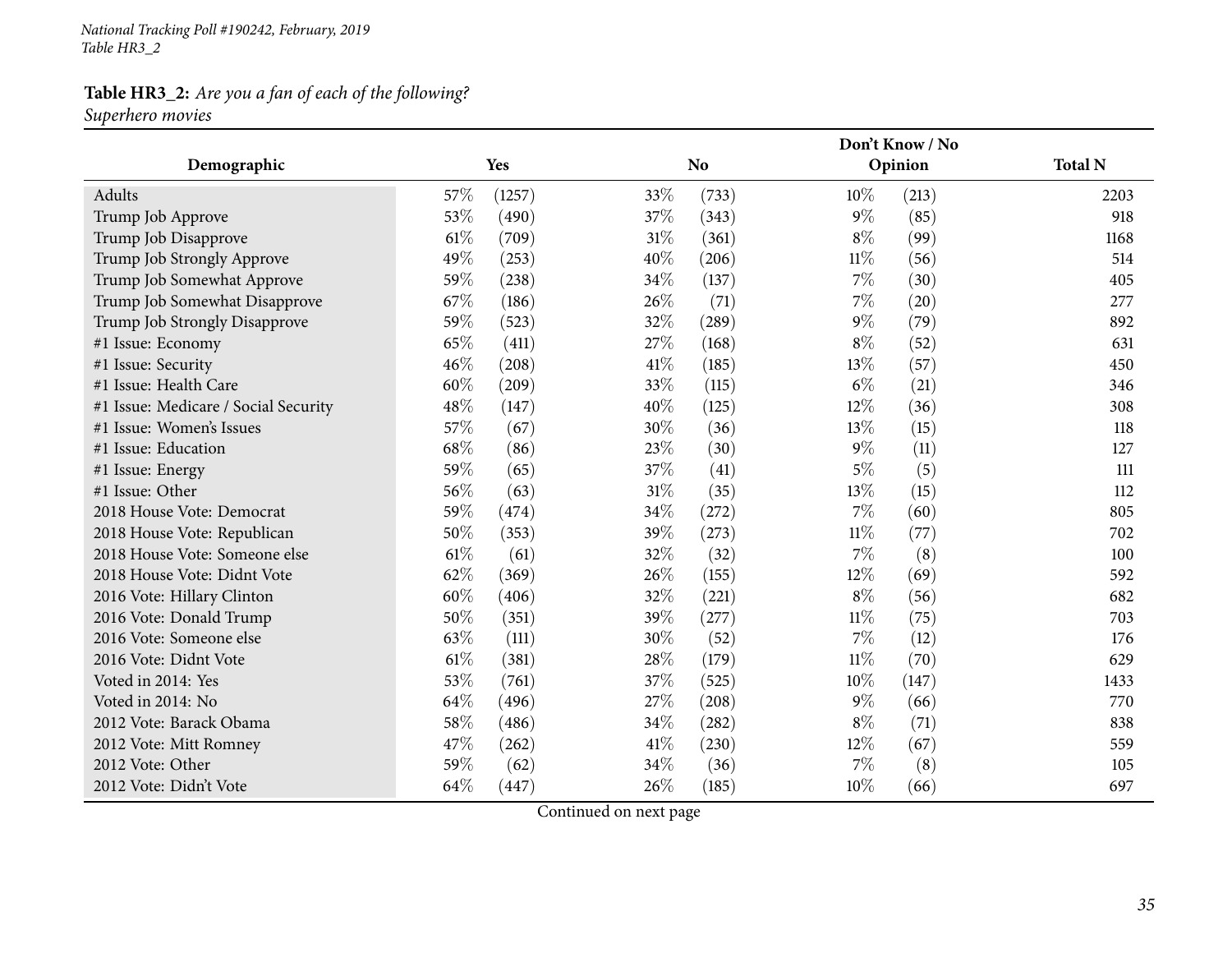*National Tracking Poll #190242, February, 2019*
*Table HR3_2*

**Table HR3_2:** *Are you a fan of each of the following?*
*Superhero movies*

| Demographic | Yes | | No | | Don't Know / No Opinion | | Total N |
|---|---|---|---|---|---|---|---|
| Adults | 57% | (1257) | 33% | (733) | 10% | (213) | 2203 |
| Trump Job Approve | 53% | (490) | 37% | (343) | 9% | (85) | 918 |
| Trump Job Disapprove | 61% | (709) | 31% | (361) | 8% | (99) | 1168 |
| Trump Job Strongly Approve | 49% | (253) | 40% | (206) | 11% | (56) | 514 |
| Trump Job Somewhat Approve | 59% | (238) | 34% | (137) | 7% | (30) | 405 |
| Trump Job Somewhat Disapprove | 67% | (186) | 26% | (71) | 7% | (20) | 277 |
| Trump Job Strongly Disapprove | 59% | (523) | 32% | (289) | 9% | (79) | 892 |
| #1 Issue: Economy | 65% | (411) | 27% | (168) | 8% | (52) | 631 |
| #1 Issue: Security | 46% | (208) | 41% | (185) | 13% | (57) | 450 |
| #1 Issue: Health Care | 60% | (209) | 33% | (115) | 6% | (21) | 346 |
| #1 Issue: Medicare / Social Security | 48% | (147) | 40% | (125) | 12% | (36) | 308 |
| #1 Issue: Women's Issues | 57% | (67) | 30% | (36) | 13% | (15) | 118 |
| #1 Issue: Education | 68% | (86) | 23% | (30) | 9% | (11) | 127 |
| #1 Issue: Energy | 59% | (65) | 37% | (41) | 5% | (5) | 111 |
| #1 Issue: Other | 56% | (63) | 31% | (35) | 13% | (15) | 112 |
| 2018 House Vote: Democrat | 59% | (474) | 34% | (272) | 7% | (60) | 805 |
| 2018 House Vote: Republican | 50% | (353) | 39% | (273) | 11% | (77) | 702 |
| 2018 House Vote: Someone else | 61% | (61) | 32% | (32) | 7% | (8) | 100 |
| 2018 House Vote: Didnt Vote | 62% | (369) | 26% | (155) | 12% | (69) | 592 |
| 2016 Vote: Hillary Clinton | 60% | (406) | 32% | (221) | 8% | (56) | 682 |
| 2016 Vote: Donald Trump | 50% | (351) | 39% | (277) | 11% | (75) | 703 |
| 2016 Vote: Someone else | 63% | (111) | 30% | (52) | 7% | (12) | 176 |
| 2016 Vote: Didnt Vote | 61% | (381) | 28% | (179) | 11% | (70) | 629 |
| Voted in 2014: Yes | 53% | (761) | 37% | (525) | 10% | (147) | 1433 |
| Voted in 2014: No | 64% | (496) | 27% | (208) | 9% | (66) | 770 |
| 2012 Vote: Barack Obama | 58% | (486) | 34% | (282) | 8% | (71) | 838 |
| 2012 Vote: Mitt Romney | 47% | (262) | 41% | (230) | 12% | (67) | 559 |
| 2012 Vote: Other | 59% | (62) | 34% | (36) | 7% | (8) | 105 |
| 2012 Vote: Didn't Vote | 64% | (447) | 26% | (185) | 10% | (66) | 697 |

Continued on next page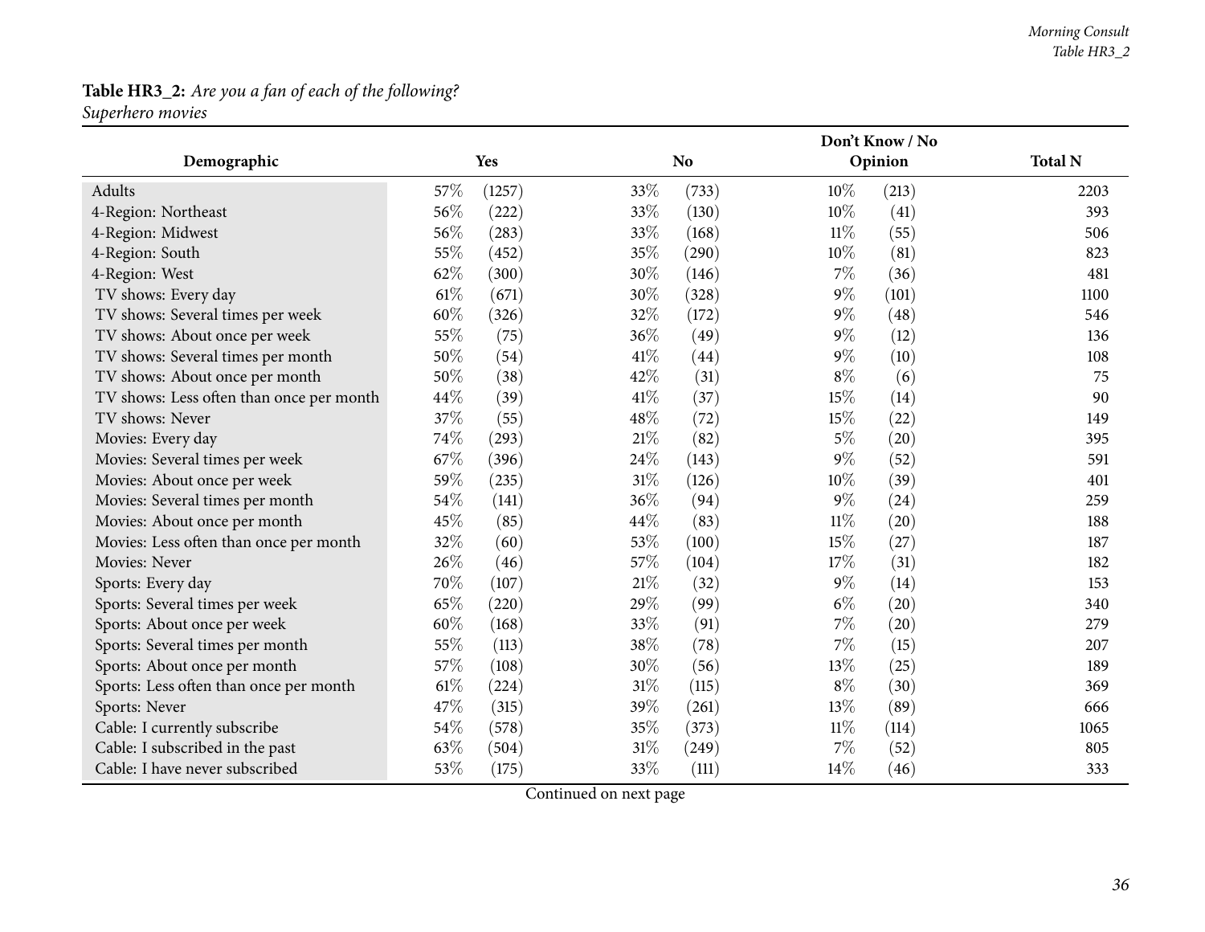**Table HR3_2:** *Are you a fan of each of the following?*
*Superhero movies*

| Demographic | Yes | | No | | Don't Know / No Opinion | | Total N |
|---|---|---|---|---|---|---|---|
| Adults | 57% | (1257) | 33% | (733) | 10% | (213) | 2203 |
| 4-Region: Northeast | 56% | (222) | 33% | (130) | 10% | (41) | 393 |
| 4-Region: Midwest | 56% | (283) | 33% | (168) | 11% | (55) | 506 |
| 4-Region: South | 55% | (452) | 35% | (290) | 10% | (81) | 823 |
| 4-Region: West | 62% | (300) | 30% | (146) | 7% | (36) | 481 |
| TV shows: Every day | 61% | (671) | 30% | (328) | 9% | (101) | 1100 |
| TV shows: Several times per week | 60% | (326) | 32% | (172) | 9% | (48) | 546 |
| TV shows: About once per week | 55% | (75) | 36% | (49) | 9% | (12) | 136 |
| TV shows: Several times per month | 50% | (54) | 41% | (44) | 9% | (10) | 108 |
| TV shows: About once per month | 50% | (38) | 42% | (31) | 8% | (6) | 75 |
| TV shows: Less often than once per month | 44% | (39) | 41% | (37) | 15% | (14) | 90 |
| TV shows: Never | 37% | (55) | 48% | (72) | 15% | (22) | 149 |
| Movies: Every day | 74% | (293) | 21% | (82) | 5% | (20) | 395 |
| Movies: Several times per week | 67% | (396) | 24% | (143) | 9% | (52) | 591 |
| Movies: About once per week | 59% | (235) | 31% | (126) | 10% | (39) | 401 |
| Movies: Several times per month | 54% | (141) | 36% | (94) | 9% | (24) | 259 |
| Movies: About once per month | 45% | (85) | 44% | (83) | 11% | (20) | 188 |
| Movies: Less often than once per month | 32% | (60) | 53% | (100) | 15% | (27) | 187 |
| Movies: Never | 26% | (46) | 57% | (104) | 17% | (31) | 182 |
| Sports: Every day | 70% | (107) | 21% | (32) | 9% | (14) | 153 |
| Sports: Several times per week | 65% | (220) | 29% | (99) | 6% | (20) | 340 |
| Sports: About once per week | 60% | (168) | 33% | (91) | 7% | (20) | 279 |
| Sports: Several times per month | 55% | (113) | 38% | (78) | 7% | (15) | 207 |
| Sports: About once per month | 57% | (108) | 30% | (56) | 13% | (25) | 189 |
| Sports: Less often than once per month | 61% | (224) | 31% | (115) | 8% | (30) | 369 |
| Sports: Never | 47% | (315) | 39% | (261) | 13% | (89) | 666 |
| Cable: I currently subscribe | 54% | (578) | 35% | (373) | 11% | (114) | 1065 |
| Cable: I subscribed in the past | 63% | (504) | 31% | (249) | 7% | (52) | 805 |
| Cable: I have never subscribed | 53% | (175) | 33% | (111) | 14% | (46) | 333 |

Continued on next page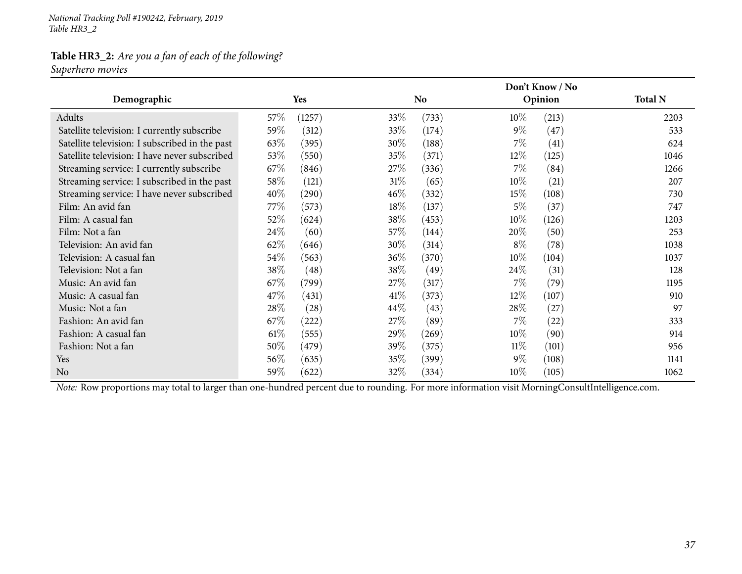National Tracking Poll #190242, February, 2019
Table HR3_2

**Table HR3_2:** *Are you a fan of each of the following?*
*Superhero movies*

| Demographic | Yes | | No | | Don't Know / No Opinion | | Total N |
|---|---|---|---|---|---|---|---|
| Adults | 57% | (1257) | 33% | (733) | 10% | (213) | 2203 |
| Satellite television: I currently subscribe | 59% | (312) | 33% | (174) | 9% | (47) | 533 |
| Satellite television: I subscribed in the past | 63% | (395) | 30% | (188) | 7% | (41) | 624 |
| Satellite television: I have never subscribed | 53% | (550) | 35% | (371) | 12% | (125) | 1046 |
| Streaming service: I currently subscribe | 67% | (846) | 27% | (336) | 7% | (84) | 1266 |
| Streaming service: I subscribed in the past | 58% | (121) | 31% | (65) | 10% | (21) | 207 |
| Streaming service: I have never subscribed | 40% | (290) | 46% | (332) | 15% | (108) | 730 |
| Film: An avid fan | 77% | (573) | 18% | (137) | 5% | (37) | 747 |
| Film: A casual fan | 52% | (624) | 38% | (453) | 10% | (126) | 1203 |
| Film: Not a fan | 24% | (60) | 57% | (144) | 20% | (50) | 253 |
| Television: An avid fan | 62% | (646) | 30% | (314) | 8% | (78) | 1038 |
| Television: A casual fan | 54% | (563) | 36% | (370) | 10% | (104) | 1037 |
| Television: Not a fan | 38% | (48) | 38% | (49) | 24% | (31) | 128 |
| Music: An avid fan | 67% | (799) | 27% | (317) | 7% | (79) | 1195 |
| Music: A casual fan | 47% | (431) | 41% | (373) | 12% | (107) | 910 |
| Music: Not a fan | 28% | (28) | 44% | (43) | 28% | (27) | 97 |
| Fashion: An avid fan | 67% | (222) | 27% | (89) | 7% | (22) | 333 |
| Fashion: A casual fan | 61% | (555) | 29% | (269) | 10% | (90) | 914 |
| Fashion: Not a fan | 50% | (479) | 39% | (375) | 11% | (101) | 956 |
| Yes | 56% | (635) | 35% | (399) | 9% | (108) | 1141 |
| No | 59% | (622) | 32% | (334) | 10% | (105) | 1062 |

*Note:* Row proportions may total to larger than one-hundred percent due to rounding. For more information visit MorningConsultIntelligence.com.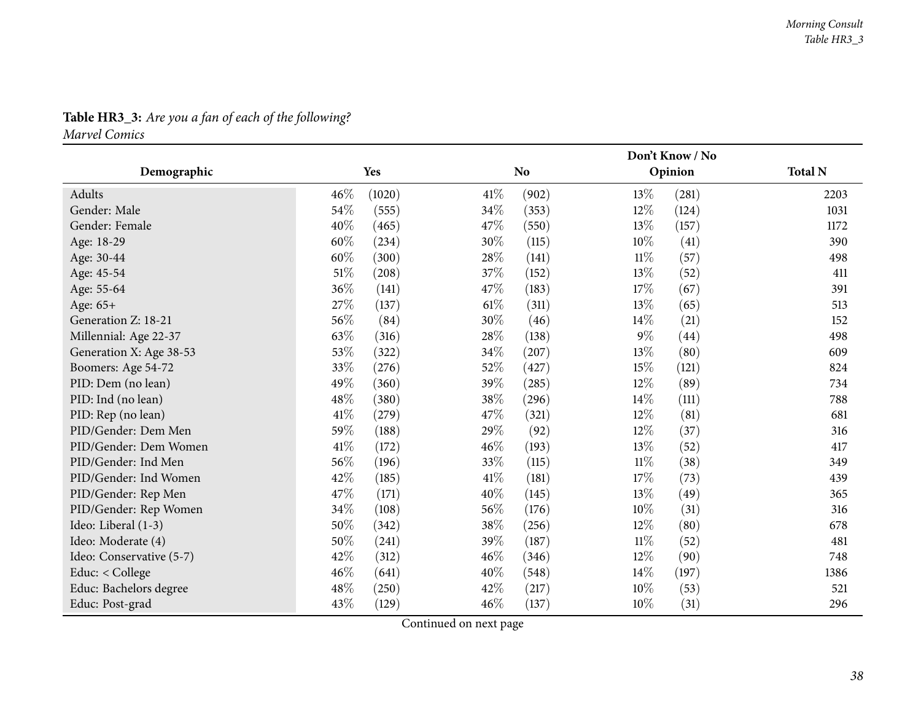**Table HR3_3:** *Are you a fan of each of the following?*
*Marvel Comics*

| Demographic | Yes | | No | | Don't Know / No Opinion | | Total N |
|---|---|---|---|---|---|---|---|
| Adults | 46% | (1020) | 41% | (902) | 13% | (281) | 2203 |
| Gender: Male | 54% | (555) | 34% | (353) | 12% | (124) | 1031 |
| Gender: Female | 40% | (465) | 47% | (550) | 13% | (157) | 1172 |
| Age: 18-29 | 60% | (234) | 30% | (115) | 10% | (41) | 390 |
| Age: 30-44 | 60% | (300) | 28% | (141) | 11% | (57) | 498 |
| Age: 45-54 | 51% | (208) | 37% | (152) | 13% | (52) | 411 |
| Age: 55-64 | 36% | (141) | 47% | (183) | 17% | (67) | 391 |
| Age: 65+ | 27% | (137) | 61% | (311) | 13% | (65) | 513 |
| Generation Z: 18-21 | 56% | (84) | 30% | (46) | 14% | (21) | 152 |
| Millennial: Age 22-37 | 63% | (316) | 28% | (138) | 9% | (44) | 498 |
| Generation X: Age 38-53 | 53% | (322) | 34% | (207) | 13% | (80) | 609 |
| Boomers: Age 54-72 | 33% | (276) | 52% | (427) | 15% | (121) | 824 |
| PID: Dem (no lean) | 49% | (360) | 39% | (285) | 12% | (89) | 734 |
| PID: Ind (no lean) | 48% | (380) | 38% | (296) | 14% | (111) | 788 |
| PID: Rep (no lean) | 41% | (279) | 47% | (321) | 12% | (81) | 681 |
| PID/Gender: Dem Men | 59% | (188) | 29% | (92) | 12% | (37) | 316 |
| PID/Gender: Dem Women | 41% | (172) | 46% | (193) | 13% | (52) | 417 |
| PID/Gender: Ind Men | 56% | (196) | 33% | (115) | 11% | (38) | 349 |
| PID/Gender: Ind Women | 42% | (185) | 41% | (181) | 17% | (73) | 439 |
| PID/Gender: Rep Men | 47% | (171) | 40% | (145) | 13% | (49) | 365 |
| PID/Gender: Rep Women | 34% | (108) | 56% | (176) | 10% | (31) | 316 |
| Ideo: Liberal (1-3) | 50% | (342) | 38% | (256) | 12% | (80) | 678 |
| Ideo: Moderate (4) | 50% | (241) | 39% | (187) | 11% | (52) | 481 |
| Ideo: Conservative (5-7) | 42% | (312) | 46% | (346) | 12% | (90) | 748 |
| Educ: < College | 46% | (641) | 40% | (548) | 14% | (197) | 1386 |
| Educ: Bachelors degree | 48% | (250) | 42% | (217) | 10% | (53) | 521 |
| Educ: Post-grad | 43% | (129) | 46% | (137) | 10% | (31) | 296 |

Continued on next page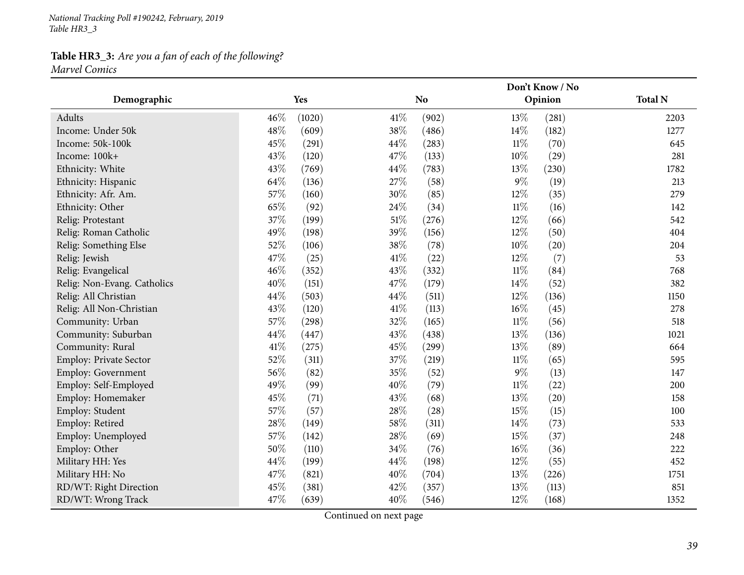**Table HR3_3:** *Are you a fan of each of the following?*
*Marvel Comics*

| Demographic | Yes | | No | | Don't Know / No Opinion | | Total N |
|---|---|---|---|---|---|---|---|
| Adults | 46% | (1020) | 41% | (902) | 13% | (281) | 2203 |
| Income: Under 50k | 48% | (609) | 38% | (486) | 14% | (182) | 1277 |
| Income: 50k-100k | 45% | (291) | 44% | (283) | 11% | (70) | 645 |
| Income: 100k+ | 43% | (120) | 47% | (133) | 10% | (29) | 281 |
| Ethnicity: White | 43% | (769) | 44% | (783) | 13% | (230) | 1782 |
| Ethnicity: Hispanic | 64% | (136) | 27% | (58) | 9% | (19) | 213 |
| Ethnicity: Afr. Am. | 57% | (160) | 30% | (85) | 12% | (35) | 279 |
| Ethnicity: Other | 65% | (92) | 24% | (34) | 11% | (16) | 142 |
| Relig: Protestant | 37% | (199) | 51% | (276) | 12% | (66) | 542 |
| Relig: Roman Catholic | 49% | (198) | 39% | (156) | 12% | (50) | 404 |
| Relig: Something Else | 52% | (106) | 38% | (78) | 10% | (20) | 204 |
| Relig: Jewish | 47% | (25) | 41% | (22) | 12% | (7) | 53 |
| Relig: Evangelical | 46% | (352) | 43% | (332) | 11% | (84) | 768 |
| Relig: Non-Evang. Catholics | 40% | (151) | 47% | (179) | 14% | (52) | 382 |
| Relig: All Christian | 44% | (503) | 44% | (511) | 12% | (136) | 1150 |
| Relig: All Non-Christian | 43% | (120) | 41% | (113) | 16% | (45) | 278 |
| Community: Urban | 57% | (298) | 32% | (165) | 11% | (56) | 518 |
| Community: Suburban | 44% | (447) | 43% | (438) | 13% | (136) | 1021 |
| Community: Rural | 41% | (275) | 45% | (299) | 13% | (89) | 664 |
| Employ: Private Sector | 52% | (311) | 37% | (219) | 11% | (65) | 595 |
| Employ: Government | 56% | (82) | 35% | (52) | 9% | (13) | 147 |
| Employ: Self-Employed | 49% | (99) | 40% | (79) | 11% | (22) | 200 |
| Employ: Homemaker | 45% | (71) | 43% | (68) | 13% | (20) | 158 |
| Employ: Student | 57% | (57) | 28% | (28) | 15% | (15) | 100 |
| Employ: Retired | 28% | (149) | 58% | (311) | 14% | (73) | 533 |
| Employ: Unemployed | 57% | (142) | 28% | (69) | 15% | (37) | 248 |
| Employ: Other | 50% | (110) | 34% | (76) | 16% | (36) | 222 |
| Military HH: Yes | 44% | (199) | 44% | (198) | 12% | (55) | 452 |
| Military HH: No | 47% | (821) | 40% | (704) | 13% | (226) | 1751 |
| RD/WT: Right Direction | 45% | (381) | 42% | (357) | 13% | (113) | 851 |
| RD/WT: Wrong Track | 47% | (639) | 40% | (546) | 12% | (168) | 1352 |

Continued on next page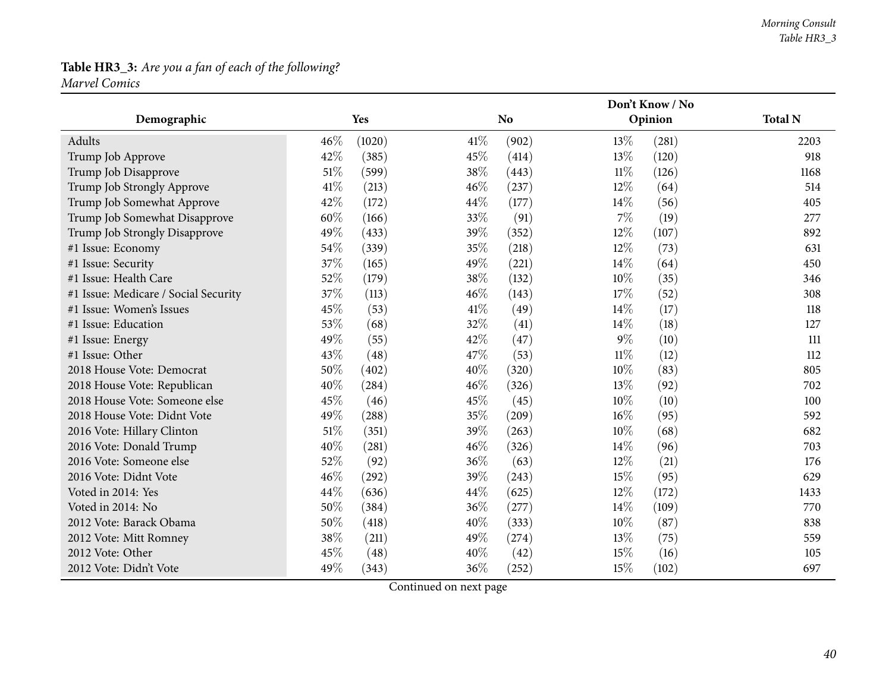**Table HR3_3:** *Are you a fan of each of the following?*
*Marvel Comics*

| Demographic | Yes | | No | | Don't Know / No Opinion | | Total N |
|---|---|---|---|---|---|---|---|
| Adults | 46% | (1020) | 41% | (902) | 13% | (281) | 2203 |
| Trump Job Approve | 42% | (385) | 45% | (414) | 13% | (120) | 918 |
| Trump Job Disapprove | 51% | (599) | 38% | (443) | 11% | (126) | 1168 |
| Trump Job Strongly Approve | 41% | (213) | 46% | (237) | 12% | (64) | 514 |
| Trump Job Somewhat Approve | 42% | (172) | 44% | (177) | 14% | (56) | 405 |
| Trump Job Somewhat Disapprove | 60% | (166) | 33% | (91) | 7% | (19) | 277 |
| Trump Job Strongly Disapprove | 49% | (433) | 39% | (352) | 12% | (107) | 892 |
| #1 Issue: Economy | 54% | (339) | 35% | (218) | 12% | (73) | 631 |
| #1 Issue: Security | 37% | (165) | 49% | (221) | 14% | (64) | 450 |
| #1 Issue: Health Care | 52% | (179) | 38% | (132) | 10% | (35) | 346 |
| #1 Issue: Medicare / Social Security | 37% | (113) | 46% | (143) | 17% | (52) | 308 |
| #1 Issue: Women's Issues | 45% | (53) | 41% | (49) | 14% | (17) | 118 |
| #1 Issue: Education | 53% | (68) | 32% | (41) | 14% | (18) | 127 |
| #1 Issue: Energy | 49% | (55) | 42% | (47) | 9% | (10) | 111 |
| #1 Issue: Other | 43% | (48) | 47% | (53) | 11% | (12) | 112 |
| 2018 House Vote: Democrat | 50% | (402) | 40% | (320) | 10% | (83) | 805 |
| 2018 House Vote: Republican | 40% | (284) | 46% | (326) | 13% | (92) | 702 |
| 2018 House Vote: Someone else | 45% | (46) | 45% | (45) | 10% | (10) | 100 |
| 2018 House Vote: Didnt Vote | 49% | (288) | 35% | (209) | 16% | (95) | 592 |
| 2016 Vote: Hillary Clinton | 51% | (351) | 39% | (263) | 10% | (68) | 682 |
| 2016 Vote: Donald Trump | 40% | (281) | 46% | (326) | 14% | (96) | 703 |
| 2016 Vote: Someone else | 52% | (92) | 36% | (63) | 12% | (21) | 176 |
| 2016 Vote: Didnt Vote | 46% | (292) | 39% | (243) | 15% | (95) | 629 |
| Voted in 2014: Yes | 44% | (636) | 44% | (625) | 12% | (172) | 1433 |
| Voted in 2014: No | 50% | (384) | 36% | (277) | 14% | (109) | 770 |
| 2012 Vote: Barack Obama | 50% | (418) | 40% | (333) | 10% | (87) | 838 |
| 2012 Vote: Mitt Romney | 38% | (211) | 49% | (274) | 13% | (75) | 559 |
| 2012 Vote: Other | 45% | (48) | 40% | (42) | 15% | (16) | 105 |
| 2012 Vote: Didn't Vote | 49% | (343) | 36% | (252) | 15% | (102) | 697 |

Continued on next page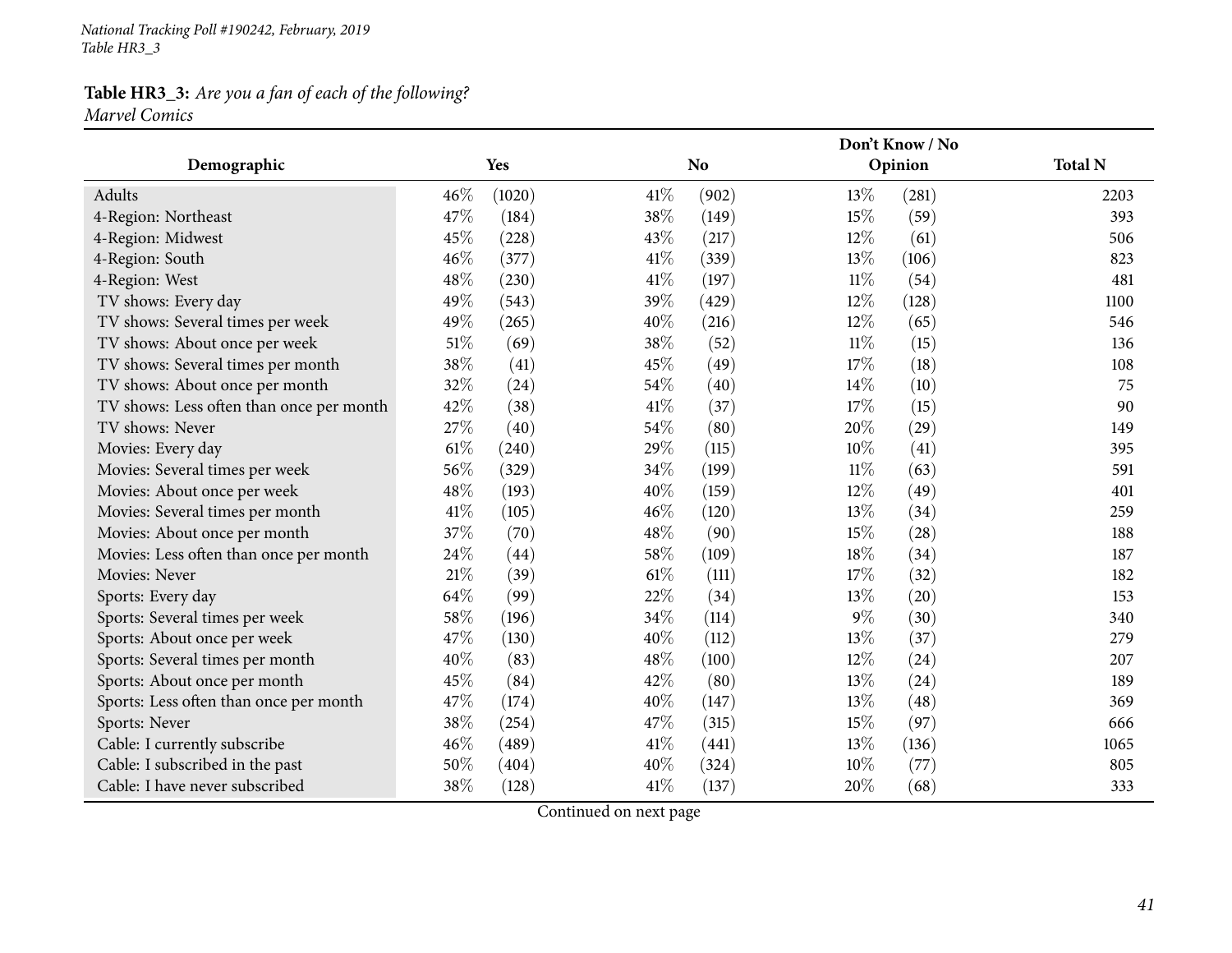*National Tracking Poll #190242, February, 2019*
*Table HR3_3*

**Table HR3_3:** *Are you a fan of each of the following?*
*Marvel Comics*

| Demographic | Yes | | No | | Don't Know / No Opinion | | Total N |
|---|---|---|---|---|---|---|---|
| Adults | 46% | (1020) | 41% | (902) | 13% | (281) | 2203 |
| 4-Region: Northeast | 47% | (184) | 38% | (149) | 15% | (59) | 393 |
| 4-Region: Midwest | 45% | (228) | 43% | (217) | 12% | (61) | 506 |
| 4-Region: South | 46% | (377) | 41% | (339) | 13% | (106) | 823 |
| 4-Region: West | 48% | (230) | 41% | (197) | 11% | (54) | 481 |
| TV shows: Every day | 49% | (543) | 39% | (429) | 12% | (128) | 1100 |
| TV shows: Several times per week | 49% | (265) | 40% | (216) | 12% | (65) | 546 |
| TV shows: About once per week | 51% | (69) | 38% | (52) | 11% | (15) | 136 |
| TV shows: Several times per month | 38% | (41) | 45% | (49) | 17% | (18) | 108 |
| TV shows: About once per month | 32% | (24) | 54% | (40) | 14% | (10) | 75 |
| TV shows: Less often than once per month | 42% | (38) | 41% | (37) | 17% | (15) | 90 |
| TV shows: Never | 27% | (40) | 54% | (80) | 20% | (29) | 149 |
| Movies: Every day | 61% | (240) | 29% | (115) | 10% | (41) | 395 |
| Movies: Several times per week | 56% | (329) | 34% | (199) | 11% | (63) | 591 |
| Movies: About once per week | 48% | (193) | 40% | (159) | 12% | (49) | 401 |
| Movies: Several times per month | 41% | (105) | 46% | (120) | 13% | (34) | 259 |
| Movies: About once per month | 37% | (70) | 48% | (90) | 15% | (28) | 188 |
| Movies: Less often than once per month | 24% | (44) | 58% | (109) | 18% | (34) | 187 |
| Movies: Never | 21% | (39) | 61% | (111) | 17% | (32) | 182 |
| Sports: Every day | 64% | (99) | 22% | (34) | 13% | (20) | 153 |
| Sports: Several times per week | 58% | (196) | 34% | (114) | 9% | (30) | 340 |
| Sports: About once per week | 47% | (130) | 40% | (112) | 13% | (37) | 279 |
| Sports: Several times per month | 40% | (83) | 48% | (100) | 12% | (24) | 207 |
| Sports: About once per month | 45% | (84) | 42% | (80) | 13% | (24) | 189 |
| Sports: Less often than once per month | 47% | (174) | 40% | (147) | 13% | (48) | 369 |
| Sports: Never | 38% | (254) | 47% | (315) | 15% | (97) | 666 |
| Cable: I currently subscribe | 46% | (489) | 41% | (441) | 13% | (136) | 1065 |
| Cable: I subscribed in the past | 50% | (404) | 40% | (324) | 10% | (77) | 805 |
| Cable: I have never subscribed | 38% | (128) | 41% | (137) | 20% | (68) | 333 |

Continued on next page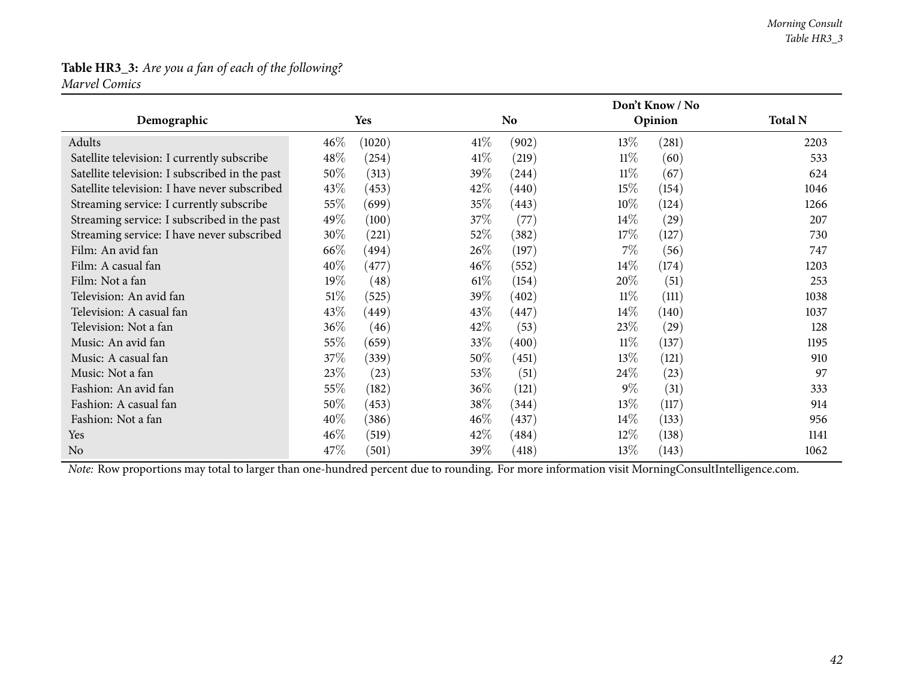**Table HR3_3:** *Are you a fan of each of the following?*
*Marvel Comics*

| Demographic | Yes | | No | | Don't Know / No Opinion | | Total N |
|---|---|---|---|---|---|---|---|
| Adults | 46% | (1020) | 41% | (902) | 13% | (281) | 2203 |
| Satellite television: I currently subscribe | 48% | (254) | 41% | (219) | 11% | (60) | 533 |
| Satellite television: I subscribed in the past | 50% | (313) | 39% | (244) | 11% | (67) | 624 |
| Satellite television: I have never subscribed | 43% | (453) | 42% | (440) | 15% | (154) | 1046 |
| Streaming service: I currently subscribe | 55% | (699) | 35% | (443) | 10% | (124) | 1266 |
| Streaming service: I subscribed in the past | 49% | (100) | 37% | (77) | 14% | (29) | 207 |
| Streaming service: I have never subscribed | 30% | (221) | 52% | (382) | 17% | (127) | 730 |
| Film: An avid fan | 66% | (494) | 26% | (197) | 7% | (56) | 747 |
| Film: A casual fan | 40% | (477) | 46% | (552) | 14% | (174) | 1203 |
| Film: Not a fan | 19% | (48) | 61% | (154) | 20% | (51) | 253 |
| Television: An avid fan | 51% | (525) | 39% | (402) | 11% | (111) | 1038 |
| Television: A casual fan | 43% | (449) | 43% | (447) | 14% | (140) | 1037 |
| Television: Not a fan | 36% | (46) | 42% | (53) | 23% | (29) | 128 |
| Music: An avid fan | 55% | (659) | 33% | (400) | 11% | (137) | 1195 |
| Music: A casual fan | 37% | (339) | 50% | (451) | 13% | (121) | 910 |
| Music: Not a fan | 23% | (23) | 53% | (51) | 24% | (23) | 97 |
| Fashion: An avid fan | 55% | (182) | 36% | (121) | 9% | (31) | 333 |
| Fashion: A casual fan | 50% | (453) | 38% | (344) | 13% | (117) | 914 |
| Fashion: Not a fan | 40% | (386) | 46% | (437) | 14% | (133) | 956 |
| Yes | 46% | (519) | 42% | (484) | 12% | (138) | 1141 |
| No | 47% | (501) | 39% | (418) | 13% | (143) | 1062 |

*Note:* Row proportions may total to larger than one-hundred percent due to rounding. For more information visit MorningConsultIntelligence.com.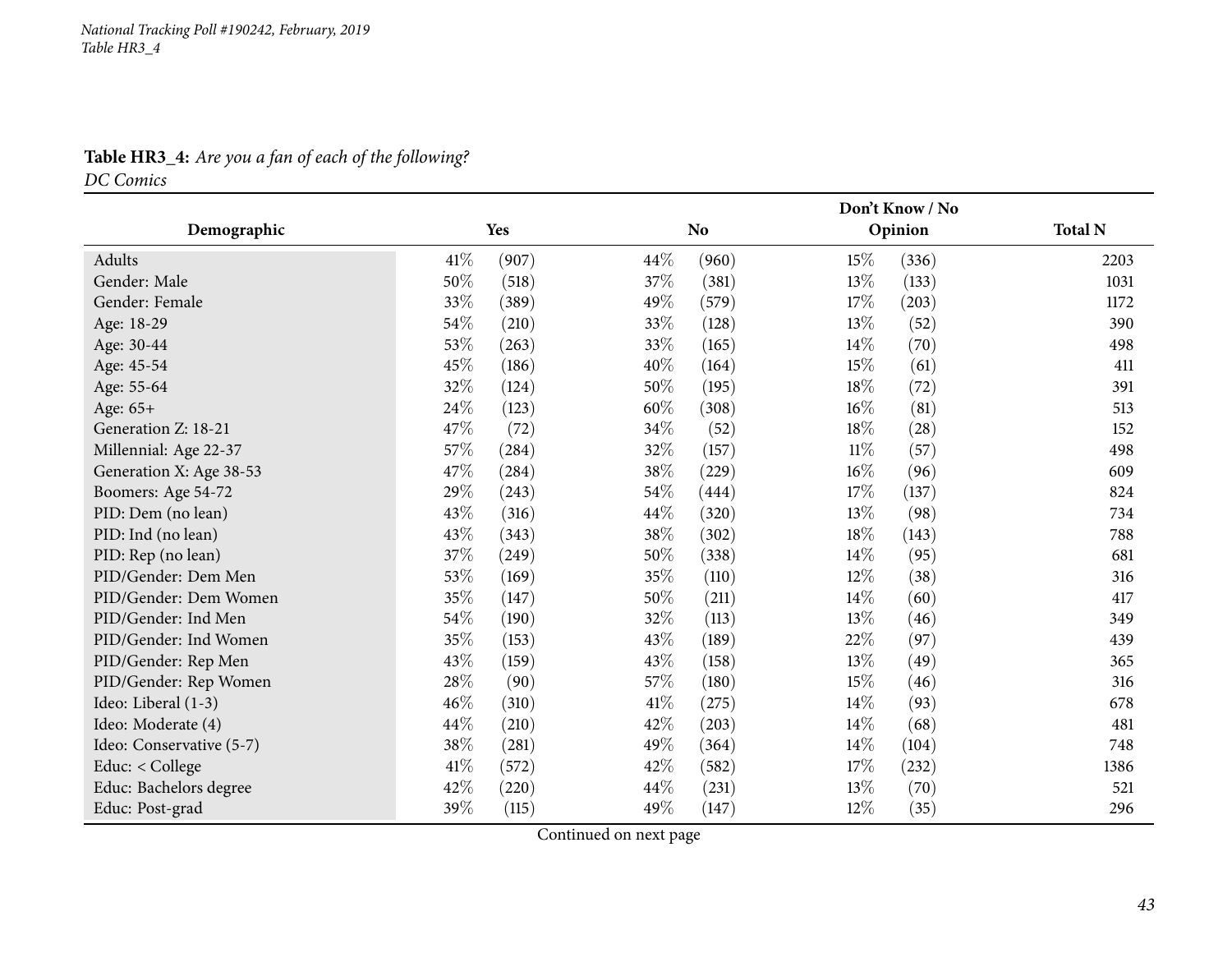**Table HR3_4:** *Are you a fan of each of the following?*
*DC Comics*

| Demographic | Yes | | No | | Don't Know / No Opinion | | Total N |
|---|---|---|---|---|---|---|---|
| Adults | 41% | (907) | 44% | (960) | 15% | (336) | 2203 |
| Gender: Male | 50% | (518) | 37% | (381) | 13% | (133) | 1031 |
| Gender: Female | 33% | (389) | 49% | (579) | 17% | (203) | 1172 |
| Age: 18-29 | 54% | (210) | 33% | (128) | 13% | (52) | 390 |
| Age: 30-44 | 53% | (263) | 33% | (165) | 14% | (70) | 498 |
| Age: 45-54 | 45% | (186) | 40% | (164) | 15% | (61) | 411 |
| Age: 55-64 | 32% | (124) | 50% | (195) | 18% | (72) | 391 |
| Age: 65+ | 24% | (123) | 60% | (308) | 16% | (81) | 513 |
| Generation Z: 18-21 | 47% | (72) | 34% | (52) | 18% | (28) | 152 |
| Millennial: Age 22-37 | 57% | (284) | 32% | (157) | 11% | (57) | 498 |
| Generation X: Age 38-53 | 47% | (284) | 38% | (229) | 16% | (96) | 609 |
| Boomers: Age 54-72 | 29% | (243) | 54% | (444) | 17% | (137) | 824 |
| PID: Dem (no lean) | 43% | (316) | 44% | (320) | 13% | (98) | 734 |
| PID: Ind (no lean) | 43% | (343) | 38% | (302) | 18% | (143) | 788 |
| PID: Rep (no lean) | 37% | (249) | 50% | (338) | 14% | (95) | 681 |
| PID/Gender: Dem Men | 53% | (169) | 35% | (110) | 12% | (38) | 316 |
| PID/Gender: Dem Women | 35% | (147) | 50% | (211) | 14% | (60) | 417 |
| PID/Gender: Ind Men | 54% | (190) | 32% | (113) | 13% | (46) | 349 |
| PID/Gender: Ind Women | 35% | (153) | 43% | (189) | 22% | (97) | 439 |
| PID/Gender: Rep Men | 43% | (159) | 43% | (158) | 13% | (49) | 365 |
| PID/Gender: Rep Women | 28% | (90) | 57% | (180) | 15% | (46) | 316 |
| Ideo: Liberal (1-3) | 46% | (310) | 41% | (275) | 14% | (93) | 678 |
| Ideo: Moderate (4) | 44% | (210) | 42% | (203) | 14% | (68) | 481 |
| Ideo: Conservative (5-7) | 38% | (281) | 49% | (364) | 14% | (104) | 748 |
| Educ: < College | 41% | (572) | 42% | (582) | 17% | (232) | 1386 |
| Educ: Bachelors degree | 42% | (220) | 44% | (231) | 13% | (70) | 521 |
| Educ: Post-grad | 39% | (115) | 49% | (147) | 12% | (35) | 296 |

Continued on next page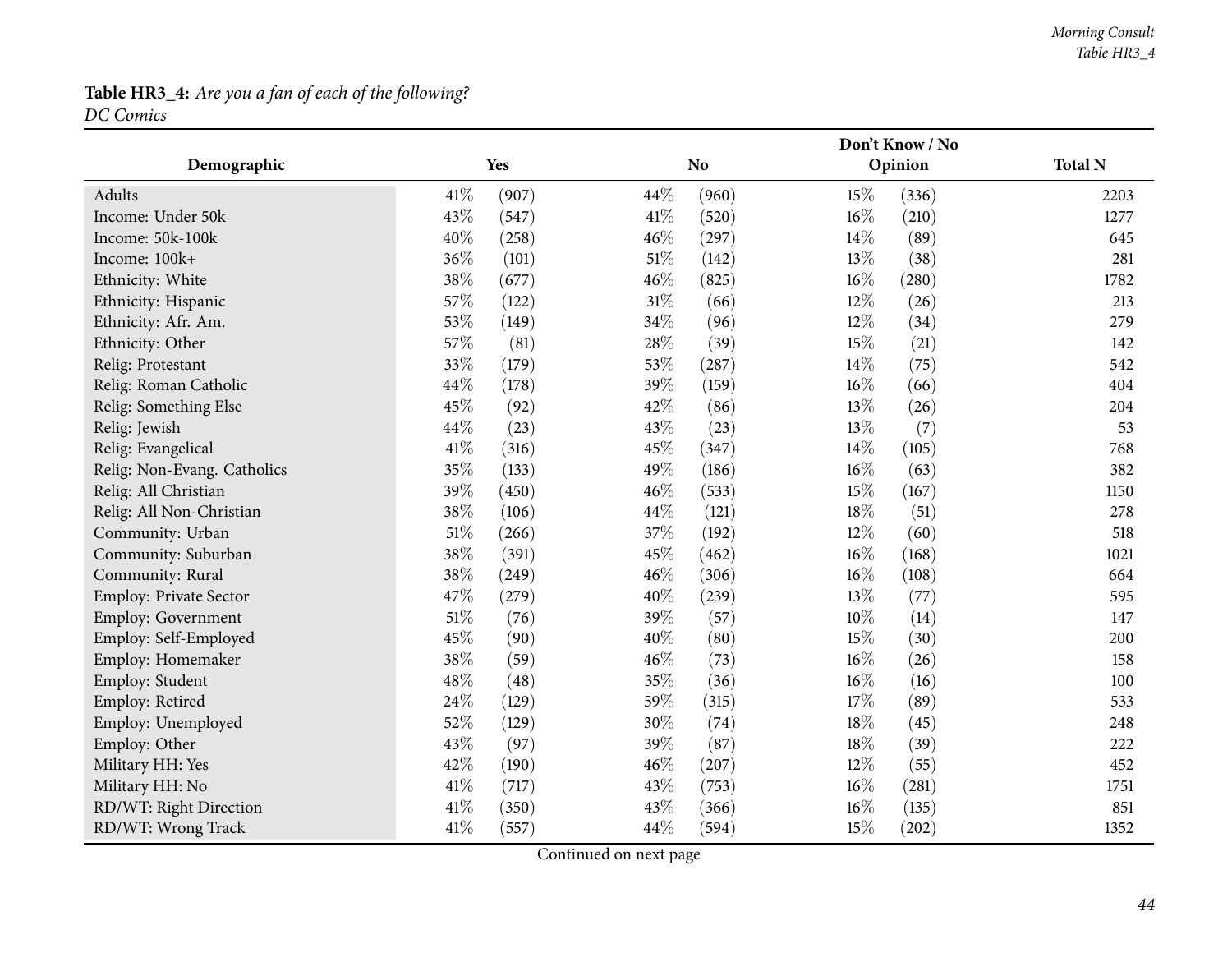**Table HR3_4:** *Are you a fan of each of the following?*
*DC Comics*

| Demographic | Yes | | No | | Don't Know / No Opinion | | Total N |
|---|---|---|---|---|---|---|---|
| Adults | 41% | (907) | 44% | (960) | 15% | (336) | 2203 |
| Income: Under 50k | 43% | (547) | 41% | (520) | 16% | (210) | 1277 |
| Income: 50k-100k | 40% | (258) | 46% | (297) | 14% | (89) | 645 |
| Income: 100k+ | 36% | (101) | 51% | (142) | 13% | (38) | 281 |
| Ethnicity: White | 38% | (677) | 46% | (825) | 16% | (280) | 1782 |
| Ethnicity: Hispanic | 57% | (122) | 31% | (66) | 12% | (26) | 213 |
| Ethnicity: Afr. Am. | 53% | (149) | 34% | (96) | 12% | (34) | 279 |
| Ethnicity: Other | 57% | (81) | 28% | (39) | 15% | (21) | 142 |
| Relig: Protestant | 33% | (179) | 53% | (287) | 14% | (75) | 542 |
| Relig: Roman Catholic | 44% | (178) | 39% | (159) | 16% | (66) | 404 |
| Relig: Something Else | 45% | (92) | 42% | (86) | 13% | (26) | 204 |
| Relig: Jewish | 44% | (23) | 43% | (23) | 13% | (7) | 53 |
| Relig: Evangelical | 41% | (316) | 45% | (347) | 14% | (105) | 768 |
| Relig: Non-Evang. Catholics | 35% | (133) | 49% | (186) | 16% | (63) | 382 |
| Relig: All Christian | 39% | (450) | 46% | (533) | 15% | (167) | 1150 |
| Relig: All Non-Christian | 38% | (106) | 44% | (121) | 18% | (51) | 278 |
| Community: Urban | 51% | (266) | 37% | (192) | 12% | (60) | 518 |
| Community: Suburban | 38% | (391) | 45% | (462) | 16% | (168) | 1021 |
| Community: Rural | 38% | (249) | 46% | (306) | 16% | (108) | 664 |
| Employ: Private Sector | 47% | (279) | 40% | (239) | 13% | (77) | 595 |
| Employ: Government | 51% | (76) | 39% | (57) | 10% | (14) | 147 |
| Employ: Self-Employed | 45% | (90) | 40% | (80) | 15% | (30) | 200 |
| Employ: Homemaker | 38% | (59) | 46% | (73) | 16% | (26) | 158 |
| Employ: Student | 48% | (48) | 35% | (36) | 16% | (16) | 100 |
| Employ: Retired | 24% | (129) | 59% | (315) | 17% | (89) | 533 |
| Employ: Unemployed | 52% | (129) | 30% | (74) | 18% | (45) | 248 |
| Employ: Other | 43% | (97) | 39% | (87) | 18% | (39) | 222 |
| Military HH: Yes | 42% | (190) | 46% | (207) | 12% | (55) | 452 |
| Military HH: No | 41% | (717) | 43% | (753) | 16% | (281) | 1751 |
| RD/WT: Right Direction | 41% | (350) | 43% | (366) | 16% | (135) | 851 |
| RD/WT: Wrong Track | 41% | (557) | 44% | (594) | 15% | (202) | 1352 |

Continued on next page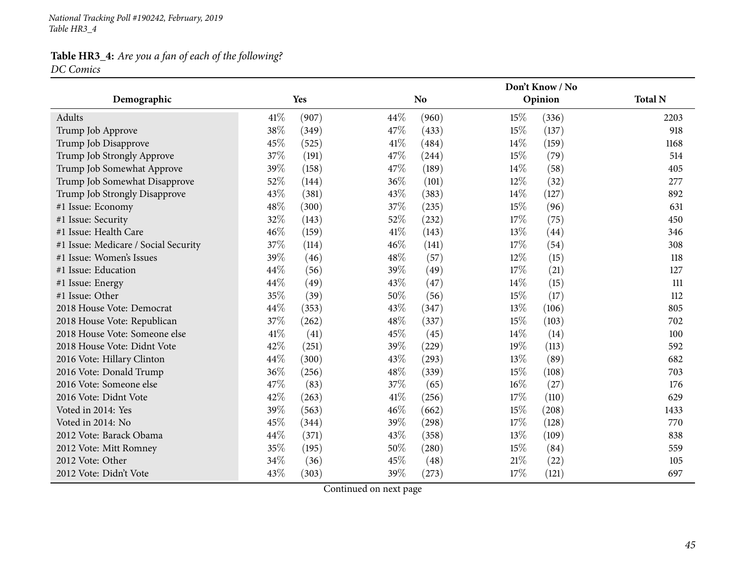*National Tracking Poll #190242, February, 2019*
*Table HR3_4*

**Table HR3_4:** *Are you a fan of each of the following?*
*DC Comics*

| Demographic | Yes | | No | | Don't Know / No Opinion | | Total N |
|---|---|---|---|---|---|---|---|
| Adults | 41% | (907) | 44% | (960) | 15% | (336) | 2203 |
| Trump Job Approve | 38% | (349) | 47% | (433) | 15% | (137) | 918 |
| Trump Job Disapprove | 45% | (525) | 41% | (484) | 14% | (159) | 1168 |
| Trump Job Strongly Approve | 37% | (191) | 47% | (244) | 15% | (79) | 514 |
| Trump Job Somewhat Approve | 39% | (158) | 47% | (189) | 14% | (58) | 405 |
| Trump Job Somewhat Disapprove | 52% | (144) | 36% | (101) | 12% | (32) | 277 |
| Trump Job Strongly Disapprove | 43% | (381) | 43% | (383) | 14% | (127) | 892 |
| #1 Issue: Economy | 48% | (300) | 37% | (235) | 15% | (96) | 631 |
| #1 Issue: Security | 32% | (143) | 52% | (232) | 17% | (75) | 450 |
| #1 Issue: Health Care | 46% | (159) | 41% | (143) | 13% | (44) | 346 |
| #1 Issue: Medicare / Social Security | 37% | (114) | 46% | (141) | 17% | (54) | 308 |
| #1 Issue: Women's Issues | 39% | (46) | 48% | (57) | 12% | (15) | 118 |
| #1 Issue: Education | 44% | (56) | 39% | (49) | 17% | (21) | 127 |
| #1 Issue: Energy | 44% | (49) | 43% | (47) | 14% | (15) | 111 |
| #1 Issue: Other | 35% | (39) | 50% | (56) | 15% | (17) | 112 |
| 2018 House Vote: Democrat | 44% | (353) | 43% | (347) | 13% | (106) | 805 |
| 2018 House Vote: Republican | 37% | (262) | 48% | (337) | 15% | (103) | 702 |
| 2018 House Vote: Someone else | 41% | (41) | 45% | (45) | 14% | (14) | 100 |
| 2018 House Vote: Didnt Vote | 42% | (251) | 39% | (229) | 19% | (113) | 592 |
| 2016 Vote: Hillary Clinton | 44% | (300) | 43% | (293) | 13% | (89) | 682 |
| 2016 Vote: Donald Trump | 36% | (256) | 48% | (339) | 15% | (108) | 703 |
| 2016 Vote: Someone else | 47% | (83) | 37% | (65) | 16% | (27) | 176 |
| 2016 Vote: Didnt Vote | 42% | (263) | 41% | (256) | 17% | (110) | 629 |
| Voted in 2014: Yes | 39% | (563) | 46% | (662) | 15% | (208) | 1433 |
| Voted in 2014: No | 45% | (344) | 39% | (298) | 17% | (128) | 770 |
| 2012 Vote: Barack Obama | 44% | (371) | 43% | (358) | 13% | (109) | 838 |
| 2012 Vote: Mitt Romney | 35% | (195) | 50% | (280) | 15% | (84) | 559 |
| 2012 Vote: Other | 34% | (36) | 45% | (48) | 21% | (22) | 105 |
| 2012 Vote: Didn't Vote | 43% | (303) | 39% | (273) | 17% | (121) | 697 |

Continued on next page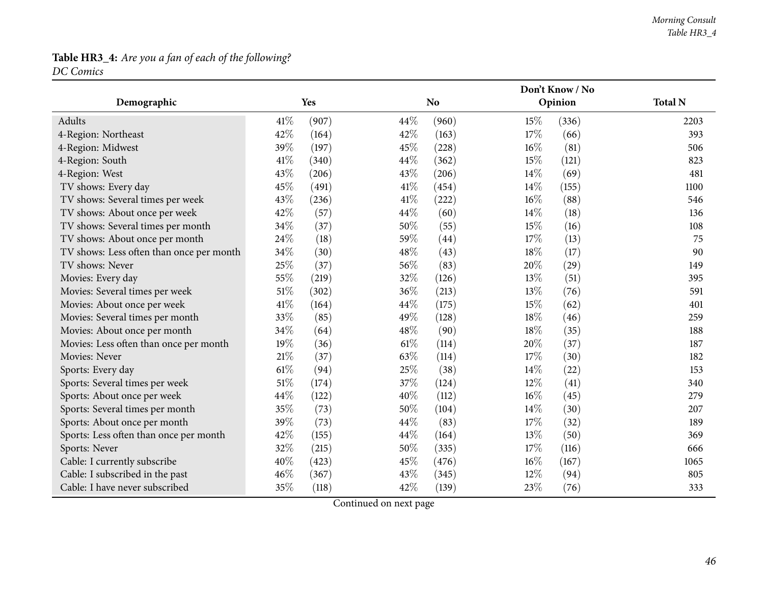**Table HR3_4:** *Are you a fan of each of the following?*
*DC Comics*

| Demographic | Yes | | No | | Don't Know / No Opinion | | Total N |
|---|---|---|---|---|---|---|---|
| Adults | 41% | (907) | 44% | (960) | 15% | (336) | 2203 |
| 4-Region: Northeast | 42% | (164) | 42% | (163) | 17% | (66) | 393 |
| 4-Region: Midwest | 39% | (197) | 45% | (228) | 16% | (81) | 506 |
| 4-Region: South | 41% | (340) | 44% | (362) | 15% | (121) | 823 |
| 4-Region: West | 43% | (206) | 43% | (206) | 14% | (69) | 481 |
| TV shows: Every day | 45% | (491) | 41% | (454) | 14% | (155) | 1100 |
| TV shows: Several times per week | 43% | (236) | 41% | (222) | 16% | (88) | 546 |
| TV shows: About once per week | 42% | (57) | 44% | (60) | 14% | (18) | 136 |
| TV shows: Several times per month | 34% | (37) | 50% | (55) | 15% | (16) | 108 |
| TV shows: About once per month | 24% | (18) | 59% | (44) | 17% | (13) | 75 |
| TV shows: Less often than once per month | 34% | (30) | 48% | (43) | 18% | (17) | 90 |
| TV shows: Never | 25% | (37) | 56% | (83) | 20% | (29) | 149 |
| Movies: Every day | 55% | (219) | 32% | (126) | 13% | (51) | 395 |
| Movies: Several times per week | 51% | (302) | 36% | (213) | 13% | (76) | 591 |
| Movies: About once per week | 41% | (164) | 44% | (175) | 15% | (62) | 401 |
| Movies: Several times per month | 33% | (85) | 49% | (128) | 18% | (46) | 259 |
| Movies: About once per month | 34% | (64) | 48% | (90) | 18% | (35) | 188 |
| Movies: Less often than once per month | 19% | (36) | 61% | (114) | 20% | (37) | 187 |
| Movies: Never | 21% | (37) | 63% | (114) | 17% | (30) | 182 |
| Sports: Every day | 61% | (94) | 25% | (38) | 14% | (22) | 153 |
| Sports: Several times per week | 51% | (174) | 37% | (124) | 12% | (41) | 340 |
| Sports: About once per week | 44% | (122) | 40% | (112) | 16% | (45) | 279 |
| Sports: Several times per month | 35% | (73) | 50% | (104) | 14% | (30) | 207 |
| Sports: About once per month | 39% | (73) | 44% | (83) | 17% | (32) | 189 |
| Sports: Less often than once per month | 42% | (155) | 44% | (164) | 13% | (50) | 369 |
| Sports: Never | 32% | (215) | 50% | (335) | 17% | (116) | 666 |
| Cable: I currently subscribe | 40% | (423) | 45% | (476) | 16% | (167) | 1065 |
| Cable: I subscribed in the past | 46% | (367) | 43% | (345) | 12% | (94) | 805 |
| Cable: I have never subscribed | 35% | (118) | 42% | (139) | 23% | (76) | 333 |

Continued on next page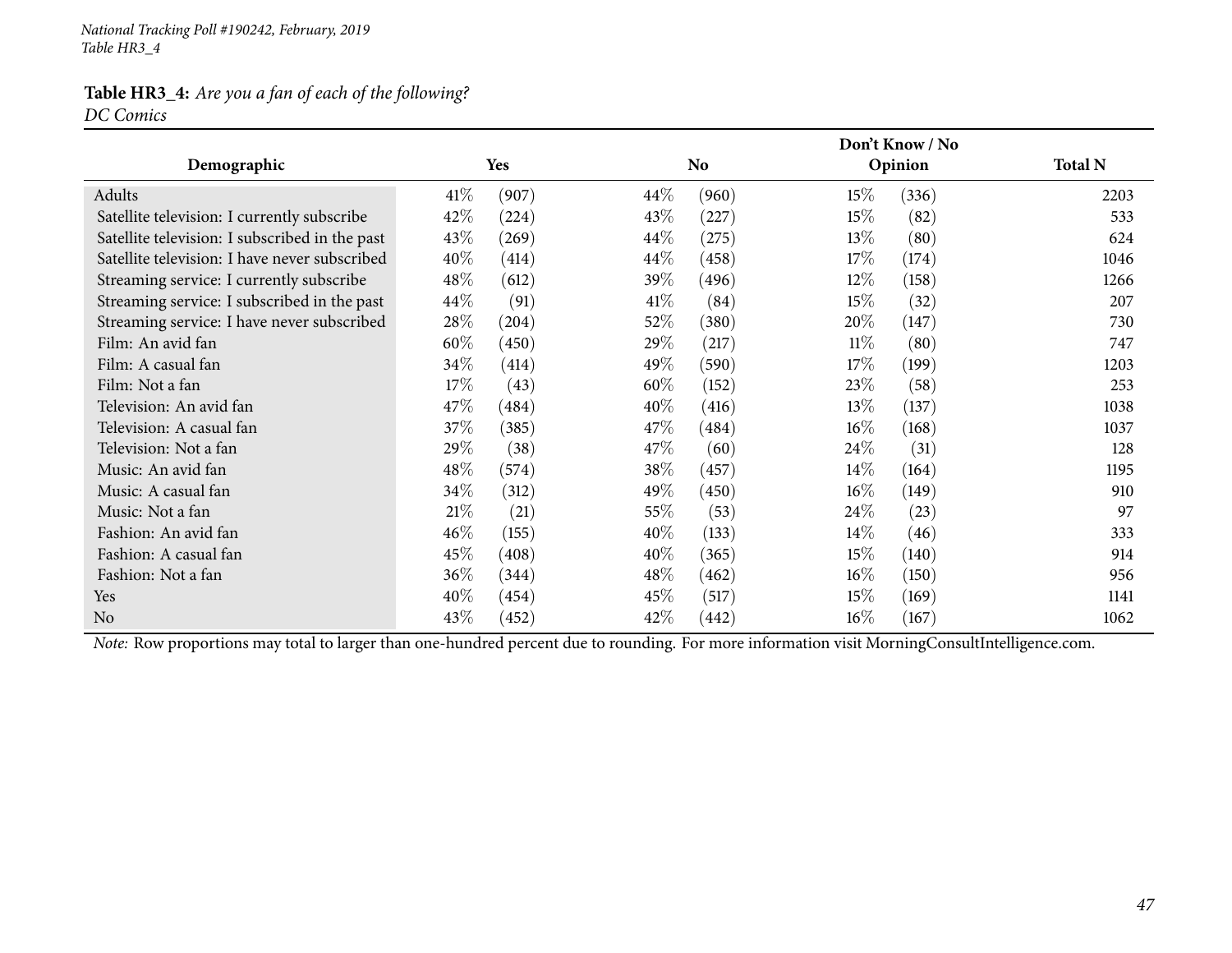National Tracking Poll #190242, February, 2019
Table HR3_4

**Table HR3_4:** *Are you a fan of each of the following?*
*DC Comics*

| Demographic | Yes | | No | | Don't Know / No Opinion | | Total N |
|---|---|---|---|---|---|---|---|
| Adults | 41% | (907) | 44% | (960) | 15% | (336) | 2203 |
| Satellite television: I currently subscribe | 42% | (224) | 43% | (227) | 15% | (82) | 533 |
| Satellite television: I subscribed in the past | 43% | (269) | 44% | (275) | 13% | (80) | 624 |
| Satellite television: I have never subscribed | 40% | (414) | 44% | (458) | 17% | (174) | 1046 |
| Streaming service: I currently subscribe | 48% | (612) | 39% | (496) | 12% | (158) | 1266 |
| Streaming service: I subscribed in the past | 44% | (91) | 41% | (84) | 15% | (32) | 207 |
| Streaming service: I have never subscribed | 28% | (204) | 52% | (380) | 20% | (147) | 730 |
| Film: An avid fan | 60% | (450) | 29% | (217) | 11% | (80) | 747 |
| Film: A casual fan | 34% | (414) | 49% | (590) | 17% | (199) | 1203 |
| Film: Not a fan | 17% | (43) | 60% | (152) | 23% | (58) | 253 |
| Television: An avid fan | 47% | (484) | 40% | (416) | 13% | (137) | 1038 |
| Television: A casual fan | 37% | (385) | 47% | (484) | 16% | (168) | 1037 |
| Television: Not a fan | 29% | (38) | 47% | (60) | 24% | (31) | 128 |
| Music: An avid fan | 48% | (574) | 38% | (457) | 14% | (164) | 1195 |
| Music: A casual fan | 34% | (312) | 49% | (450) | 16% | (149) | 910 |
| Music: Not a fan | 21% | (21) | 55% | (53) | 24% | (23) | 97 |
| Fashion: An avid fan | 46% | (155) | 40% | (133) | 14% | (46) | 333 |
| Fashion: A casual fan | 45% | (408) | 40% | (365) | 15% | (140) | 914 |
| Fashion: Not a fan | 36% | (344) | 48% | (462) | 16% | (150) | 956 |
| Yes | 40% | (454) | 45% | (517) | 15% | (169) | 1141 |
| No | 43% | (452) | 42% | (442) | 16% | (167) | 1062 |

*Note:* Row proportions may total to larger than one-hundred percent due to rounding. For more information visit MorningConsultIntelligence.com.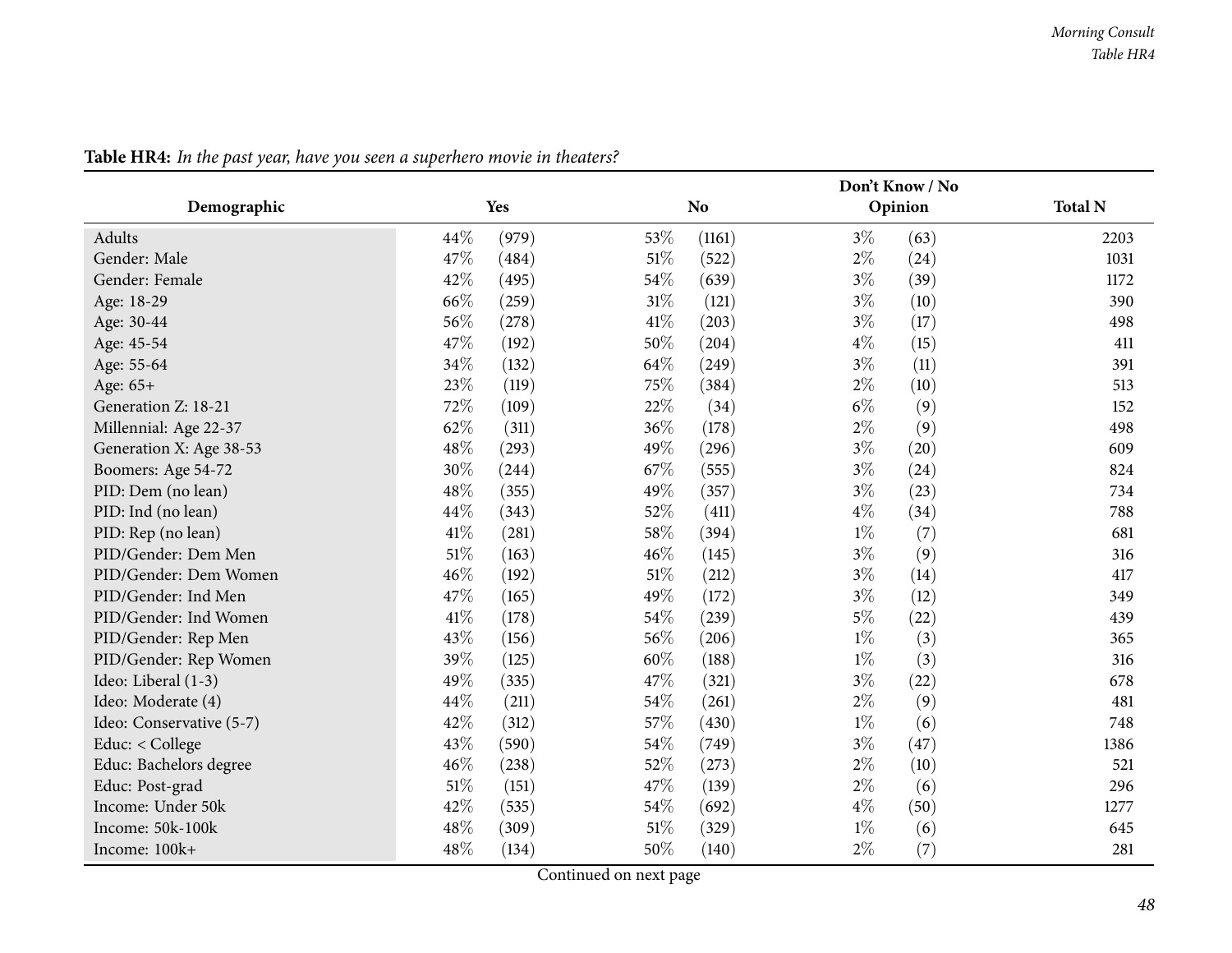**Table HR4:** *In the past year, have you seen a superhero movie in theaters?*

| Demographic | Yes | | No | | Don't Know / No Opinion | | Total N |
|---|---|---|---|---|---|---|---|
| Adults | 44% | (979) | 53% | (1161) | 3% | (63) | 2203 |
| Gender: Male | 47% | (484) | 51% | (522) | 2% | (24) | 1031 |
| Gender: Female | 42% | (495) | 54% | (639) | 3% | (39) | 1172 |
| Age: 18-29 | 66% | (259) | 31% | (121) | 3% | (10) | 390 |
| Age: 30-44 | 56% | (278) | 41% | (203) | 3% | (17) | 498 |
| Age: 45-54 | 47% | (192) | 50% | (204) | 4% | (15) | 411 |
| Age: 55-64 | 34% | (132) | 64% | (249) | 3% | (11) | 391 |
| Age: 65+ | 23% | (119) | 75% | (384) | 2% | (10) | 513 |
| Generation Z: 18-21 | 72% | (109) | 22% | (34) | 6% | (9) | 152 |
| Millennial: Age 22-37 | 62% | (311) | 36% | (178) | 2% | (9) | 498 |
| Generation X: Age 38-53 | 48% | (293) | 49% | (296) | 3% | (20) | 609 |
| Boomers: Age 54-72 | 30% | (244) | 67% | (555) | 3% | (24) | 824 |
| PID: Dem (no lean) | 48% | (355) | 49% | (357) | 3% | (23) | 734 |
| PID: Ind (no lean) | 44% | (343) | 52% | (411) | 4% | (34) | 788 |
| PID: Rep (no lean) | 41% | (281) | 58% | (394) | 1% | (7) | 681 |
| PID/Gender: Dem Men | 51% | (163) | 46% | (145) | 3% | (9) | 316 |
| PID/Gender: Dem Women | 46% | (192) | 51% | (212) | 3% | (14) | 417 |
| PID/Gender: Ind Men | 47% | (165) | 49% | (172) | 3% | (12) | 349 |
| PID/Gender: Ind Women | 41% | (178) | 54% | (239) | 5% | (22) | 439 |
| PID/Gender: Rep Men | 43% | (156) | 56% | (206) | 1% | (3) | 365 |
| PID/Gender: Rep Women | 39% | (125) | 60% | (188) | 1% | (3) | 316 |
| Ideo: Liberal (1-3) | 49% | (335) | 47% | (321) | 3% | (22) | 678 |
| Ideo: Moderate (4) | 44% | (211) | 54% | (261) | 2% | (9) | 481 |
| Ideo: Conservative (5-7) | 42% | (312) | 57% | (430) | 1% | (6) | 748 |
| Educ: < College | 43% | (590) | 54% | (749) | 3% | (47) | 1386 |
| Educ: Bachelors degree | 46% | (238) | 52% | (273) | 2% | (10) | 521 |
| Educ: Post-grad | 51% | (151) | 47% | (139) | 2% | (6) | 296 |
| Income: Under 50k | 42% | (535) | 54% | (692) | 4% | (50) | 1277 |
| Income: 50k-100k | 48% | (309) | 51% | (329) | 1% | (6) | 645 |
| Income: 100k+ | 48% | (134) | 50% | (140) | 2% | (7) | 281 |

Continued on next page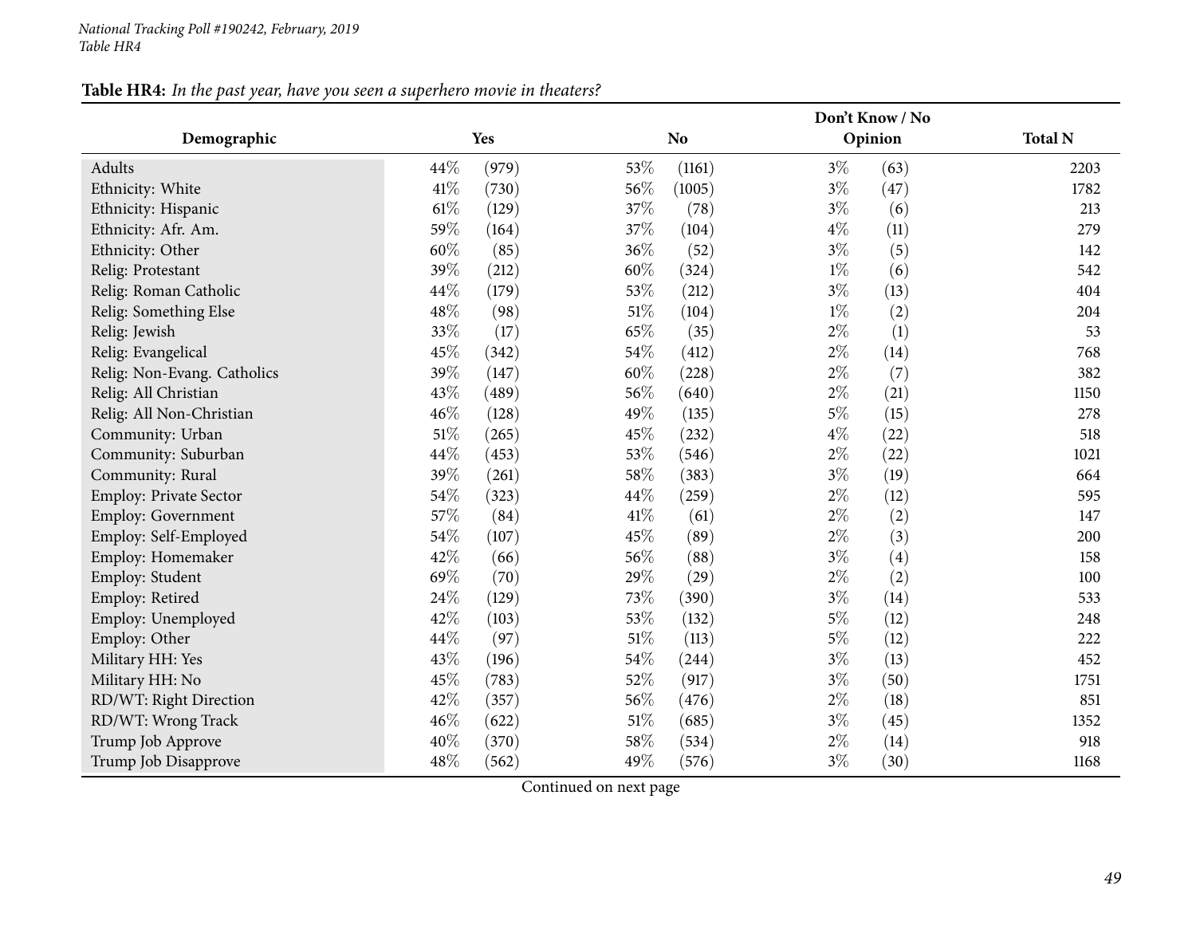National Tracking Poll #190242, February, 2019
Table HR4

**Table HR4:** *In the past year, have you seen a superhero movie in theaters?*

| Demographic | Yes | | No | | Don't Know / No Opinion | | Total N |
|---|---|---|---|---|---|---|---|
| Adults | 44% | (979) | 53% | (1161) | 3% | (63) | 2203 |
| Ethnicity: White | 41% | (730) | 56% | (1005) | 3% | (47) | 1782 |
| Ethnicity: Hispanic | 61% | (129) | 37% | (78) | 3% | (6) | 213 |
| Ethnicity: Afr. Am. | 59% | (164) | 37% | (104) | 4% | (11) | 279 |
| Ethnicity: Other | 60% | (85) | 36% | (52) | 3% | (5) | 142 |
| Relig: Protestant | 39% | (212) | 60% | (324) | 1% | (6) | 542 |
| Relig: Roman Catholic | 44% | (179) | 53% | (212) | 3% | (13) | 404 |
| Relig: Something Else | 48% | (98) | 51% | (104) | 1% | (2) | 204 |
| Relig: Jewish | 33% | (17) | 65% | (35) | 2% | (1) | 53 |
| Relig: Evangelical | 45% | (342) | 54% | (412) | 2% | (14) | 768 |
| Relig: Non-Evang. Catholics | 39% | (147) | 60% | (228) | 2% | (7) | 382 |
| Relig: All Christian | 43% | (489) | 56% | (640) | 2% | (21) | 1150 |
| Relig: All Non-Christian | 46% | (128) | 49% | (135) | 5% | (15) | 278 |
| Community: Urban | 51% | (265) | 45% | (232) | 4% | (22) | 518 |
| Community: Suburban | 44% | (453) | 53% | (546) | 2% | (22) | 1021 |
| Community: Rural | 39% | (261) | 58% | (383) | 3% | (19) | 664 |
| Employ: Private Sector | 54% | (323) | 44% | (259) | 2% | (12) | 595 |
| Employ: Government | 57% | (84) | 41% | (61) | 2% | (2) | 147 |
| Employ: Self-Employed | 54% | (107) | 45% | (89) | 2% | (3) | 200 |
| Employ: Homemaker | 42% | (66) | 56% | (88) | 3% | (4) | 158 |
| Employ: Student | 69% | (70) | 29% | (29) | 2% | (2) | 100 |
| Employ: Retired | 24% | (129) | 73% | (390) | 3% | (14) | 533 |
| Employ: Unemployed | 42% | (103) | 53% | (132) | 5% | (12) | 248 |
| Employ: Other | 44% | (97) | 51% | (113) | 5% | (12) | 222 |
| Military HH: Yes | 43% | (196) | 54% | (244) | 3% | (13) | 452 |
| Military HH: No | 45% | (783) | 52% | (917) | 3% | (50) | 1751 |
| RD/WT: Right Direction | 42% | (357) | 56% | (476) | 2% | (18) | 851 |
| RD/WT: Wrong Track | 46% | (622) | 51% | (685) | 3% | (45) | 1352 |
| Trump Job Approve | 40% | (370) | 58% | (534) | 2% | (14) | 918 |
| Trump Job Disapprove | 48% | (562) | 49% | (576) | 3% | (30) | 1168 |

Continued on next page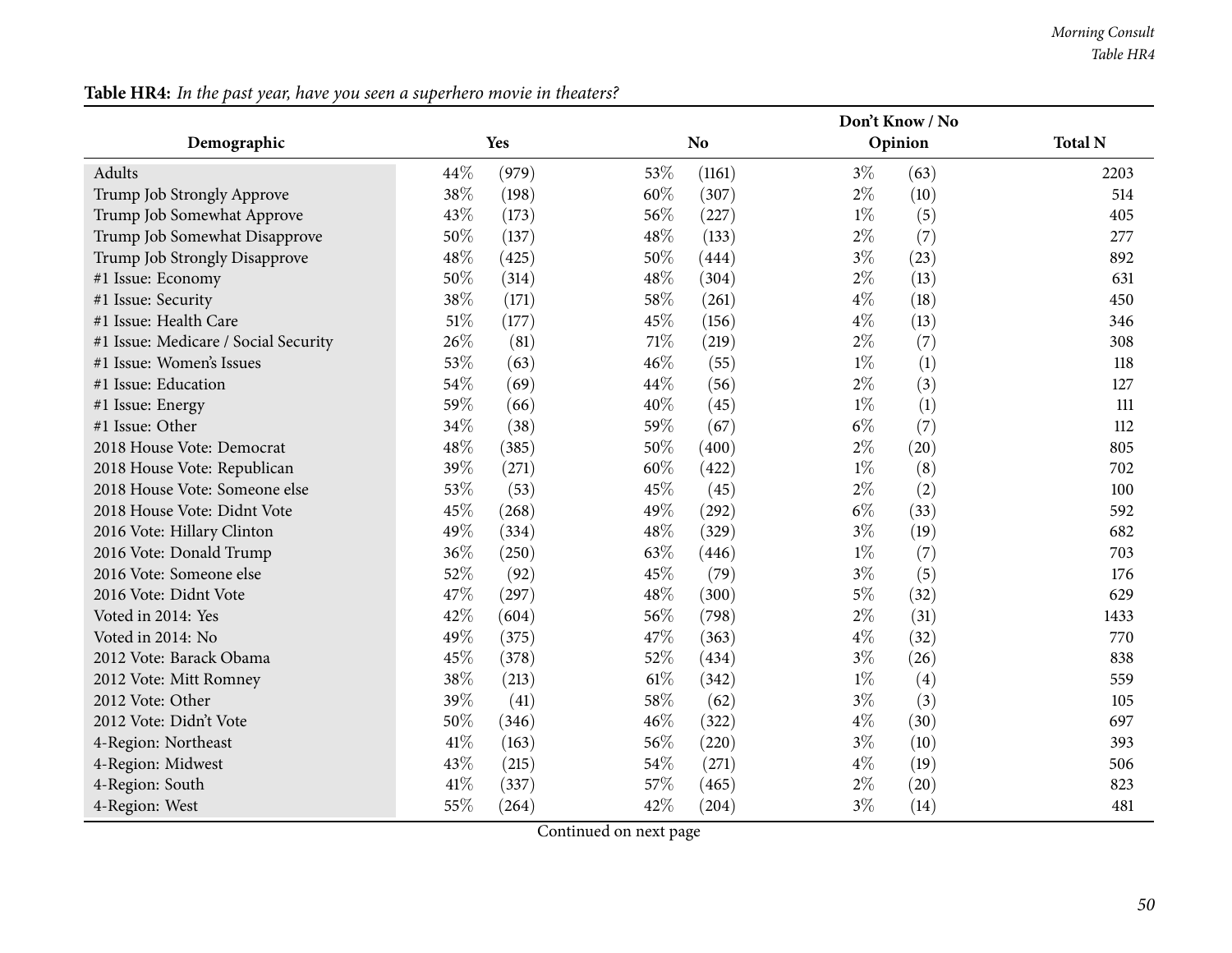**Table HR4:** *In the past year, have you seen a superhero movie in theaters?*

| Demographic | Yes | | No | | Don't Know / No Opinion | | Total N |
|---|---|---|---|---|---|---|---|
| Adults | 44% | (979) | 53% | (1161) | 3% | (63) | 2203 |
| Trump Job Strongly Approve | 38% | (198) | 60% | (307) | 2% | (10) | 514 |
| Trump Job Somewhat Approve | 43% | (173) | 56% | (227) | 1% | (5) | 405 |
| Trump Job Somewhat Disapprove | 50% | (137) | 48% | (133) | 2% | (7) | 277 |
| Trump Job Strongly Disapprove | 48% | (425) | 50% | (444) | 3% | (23) | 892 |
| #1 Issue: Economy | 50% | (314) | 48% | (304) | 2% | (13) | 631 |
| #1 Issue: Security | 38% | (171) | 58% | (261) | 4% | (18) | 450 |
| #1 Issue: Health Care | 51% | (177) | 45% | (156) | 4% | (13) | 346 |
| #1 Issue: Medicare / Social Security | 26% | (81) | 71% | (219) | 2% | (7) | 308 |
| #1 Issue: Women's Issues | 53% | (63) | 46% | (55) | 1% | (1) | 118 |
| #1 Issue: Education | 54% | (69) | 44% | (56) | 2% | (3) | 127 |
| #1 Issue: Energy | 59% | (66) | 40% | (45) | 1% | (1) | 111 |
| #1 Issue: Other | 34% | (38) | 59% | (67) | 6% | (7) | 112 |
| 2018 House Vote: Democrat | 48% | (385) | 50% | (400) | 2% | (20) | 805 |
| 2018 House Vote: Republican | 39% | (271) | 60% | (422) | 1% | (8) | 702 |
| 2018 House Vote: Someone else | 53% | (53) | 45% | (45) | 2% | (2) | 100 |
| 2018 House Vote: Didnt Vote | 45% | (268) | 49% | (292) | 6% | (33) | 592 |
| 2016 Vote: Hillary Clinton | 49% | (334) | 48% | (329) | 3% | (19) | 682 |
| 2016 Vote: Donald Trump | 36% | (250) | 63% | (446) | 1% | (7) | 703 |
| 2016 Vote: Someone else | 52% | (92) | 45% | (79) | 3% | (5) | 176 |
| 2016 Vote: Didnt Vote | 47% | (297) | 48% | (300) | 5% | (32) | 629 |
| Voted in 2014: Yes | 42% | (604) | 56% | (798) | 2% | (31) | 1433 |
| Voted in 2014: No | 49% | (375) | 47% | (363) | 4% | (32) | 770 |
| 2012 Vote: Barack Obama | 45% | (378) | 52% | (434) | 3% | (26) | 838 |
| 2012 Vote: Mitt Romney | 38% | (213) | 61% | (342) | 1% | (4) | 559 |
| 2012 Vote: Other | 39% | (41) | 58% | (62) | 3% | (3) | 105 |
| 2012 Vote: Didn't Vote | 50% | (346) | 46% | (322) | 4% | (30) | 697 |
| 4-Region: Northeast | 41% | (163) | 56% | (220) | 3% | (10) | 393 |
| 4-Region: Midwest | 43% | (215) | 54% | (271) | 4% | (19) | 506 |
| 4-Region: South | 41% | (337) | 57% | (465) | 2% | (20) | 823 |
| 4-Region: West | 55% | (264) | 42% | (204) | 3% | (14) | 481 |

Continued on next page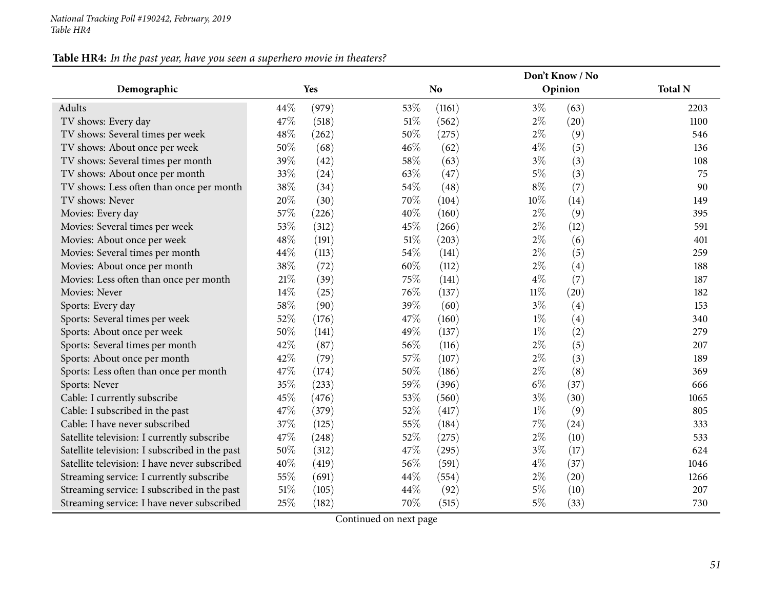**Table HR4:** *In the past year, have you seen a superhero movie in theaters?*

| Demographic | Yes | | No | | Don't Know / No Opinion | | Total N |
|---|---|---|---|---|---|---|---|
| Adults | 44% | (979) | 53% | (1161) | 3% | (63) | 2203 |
| TV shows: Every day | 47% | (518) | 51% | (562) | 2% | (20) | 1100 |
| TV shows: Several times per week | 48% | (262) | 50% | (275) | 2% | (9) | 546 |
| TV shows: About once per week | 50% | (68) | 46% | (62) | 4% | (5) | 136 |
| TV shows: Several times per month | 39% | (42) | 58% | (63) | 3% | (3) | 108 |
| TV shows: About once per month | 33% | (24) | 63% | (47) | 5% | (3) | 75 |
| TV shows: Less often than once per month | 38% | (34) | 54% | (48) | 8% | (7) | 90 |
| TV shows: Never | 20% | (30) | 70% | (104) | 10% | (14) | 149 |
| Movies: Every day | 57% | (226) | 40% | (160) | 2% | (9) | 395 |
| Movies: Several times per week | 53% | (312) | 45% | (266) | 2% | (12) | 591 |
| Movies: About once per week | 48% | (191) | 51% | (203) | 2% | (6) | 401 |
| Movies: Several times per month | 44% | (113) | 54% | (141) | 2% | (5) | 259 |
| Movies: About once per month | 38% | (72) | 60% | (112) | 2% | (4) | 188 |
| Movies: Less often than once per month | 21% | (39) | 75% | (141) | 4% | (7) | 187 |
| Movies: Never | 14% | (25) | 76% | (137) | 11% | (20) | 182 |
| Sports: Every day | 58% | (90) | 39% | (60) | 3% | (4) | 153 |
| Sports: Several times per week | 52% | (176) | 47% | (160) | 1% | (4) | 340 |
| Sports: About once per week | 50% | (141) | 49% | (137) | 1% | (2) | 279 |
| Sports: Several times per month | 42% | (87) | 56% | (116) | 2% | (5) | 207 |
| Sports: About once per month | 42% | (79) | 57% | (107) | 2% | (3) | 189 |
| Sports: Less often than once per month | 47% | (174) | 50% | (186) | 2% | (8) | 369 |
| Sports: Never | 35% | (233) | 59% | (396) | 6% | (37) | 666 |
| Cable: I currently subscribe | 45% | (476) | 53% | (560) | 3% | (30) | 1065 |
| Cable: I subscribed in the past | 47% | (379) | 52% | (417) | 1% | (9) | 805 |
| Cable: I have never subscribed | 37% | (125) | 55% | (184) | 7% | (24) | 333 |
| Satellite television: I currently subscribe | 47% | (248) | 52% | (275) | 2% | (10) | 533 |
| Satellite television: I subscribed in the past | 50% | (312) | 47% | (295) | 3% | (17) | 624 |
| Satellite television: I have never subscribed | 40% | (419) | 56% | (591) | 4% | (37) | 1046 |
| Streaming service: I currently subscribe | 55% | (691) | 44% | (554) | 2% | (20) | 1266 |
| Streaming service: I subscribed in the past | 51% | (105) | 44% | (92) | 5% | (10) | 207 |
| Streaming service: I have never subscribed | 25% | (182) | 70% | (515) | 5% | (33) | 730 |

Continued on next page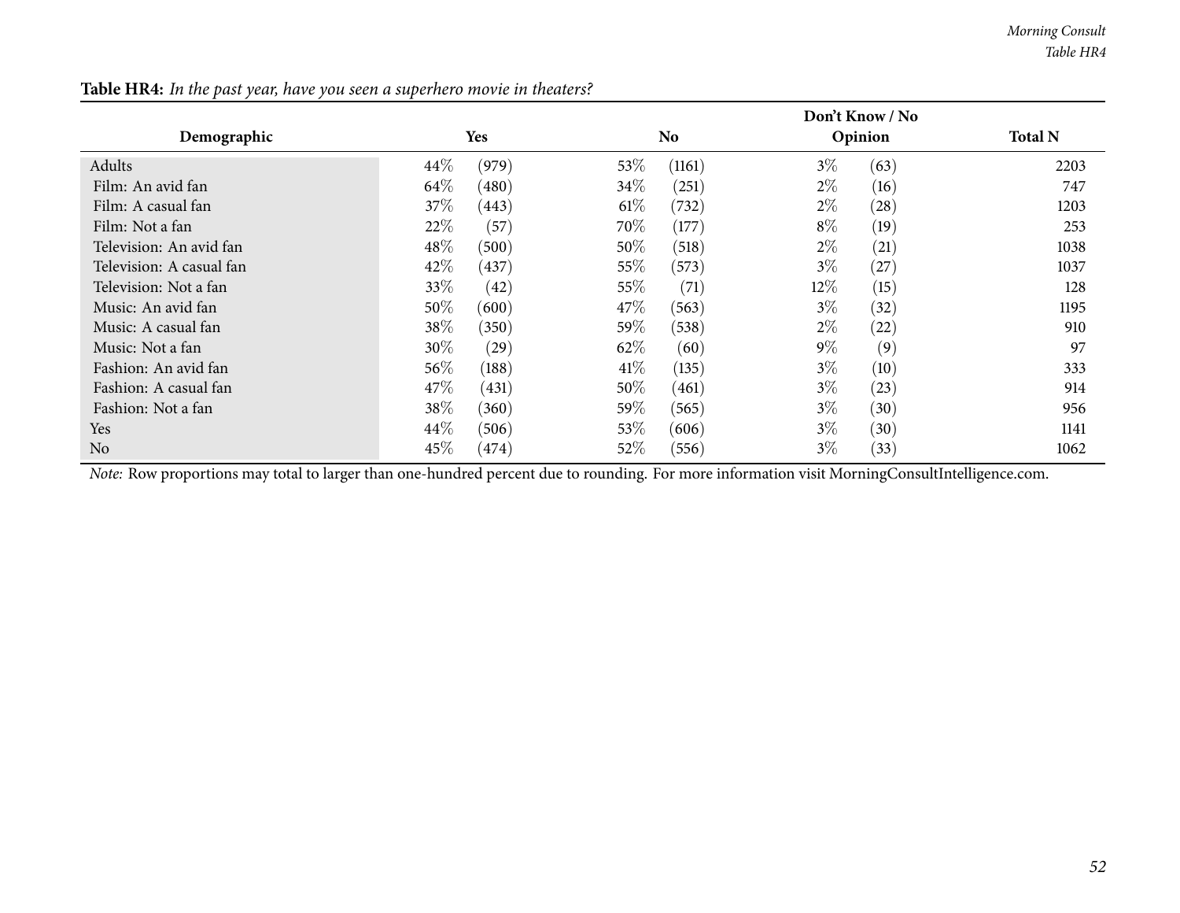**Table HR4:** *In the past year, have you seen a superhero movie in theaters?*

| Demographic | Yes | | No | | Don't Know / No Opinion | | Total N |
|---|---|---|---|---|---|---|---|
| Adults | 44% | (979) | 53% | (1161) | 3% | (63) | 2203 |
| Film: An avid fan | 64% | (480) | 34% | (251) | 2% | (16) | 747 |
| Film: A casual fan | 37% | (443) | 61% | (732) | 2% | (28) | 1203 |
| Film: Not a fan | 22% | (57) | 70% | (177) | 8% | (19) | 253 |
| Television: An avid fan | 48% | (500) | 50% | (518) | 2% | (21) | 1038 |
| Television: A casual fan | 42% | (437) | 55% | (573) | 3% | (27) | 1037 |
| Television: Not a fan | 33% | (42) | 55% | (71) | 12% | (15) | 128 |
| Music: An avid fan | 50% | (600) | 47% | (563) | 3% | (32) | 1195 |
| Music: A casual fan | 38% | (350) | 59% | (538) | 2% | (22) | 910 |
| Music: Not a fan | 30% | (29) | 62% | (60) | 9% | (9) | 97 |
| Fashion: An avid fan | 56% | (188) | 41% | (135) | 3% | (10) | 333 |
| Fashion: A casual fan | 47% | (431) | 50% | (461) | 3% | (23) | 914 |
| Fashion: Not a fan | 38% | (360) | 59% | (565) | 3% | (30) | 956 |
| Yes | 44% | (506) | 53% | (606) | 3% | (30) | 1141 |
| No | 45% | (474) | 52% | (556) | 3% | (33) | 1062 |

*Note:* Row proportions may total to larger than one-hundred percent due to rounding. For more information visit MorningConsultIntelligence.com.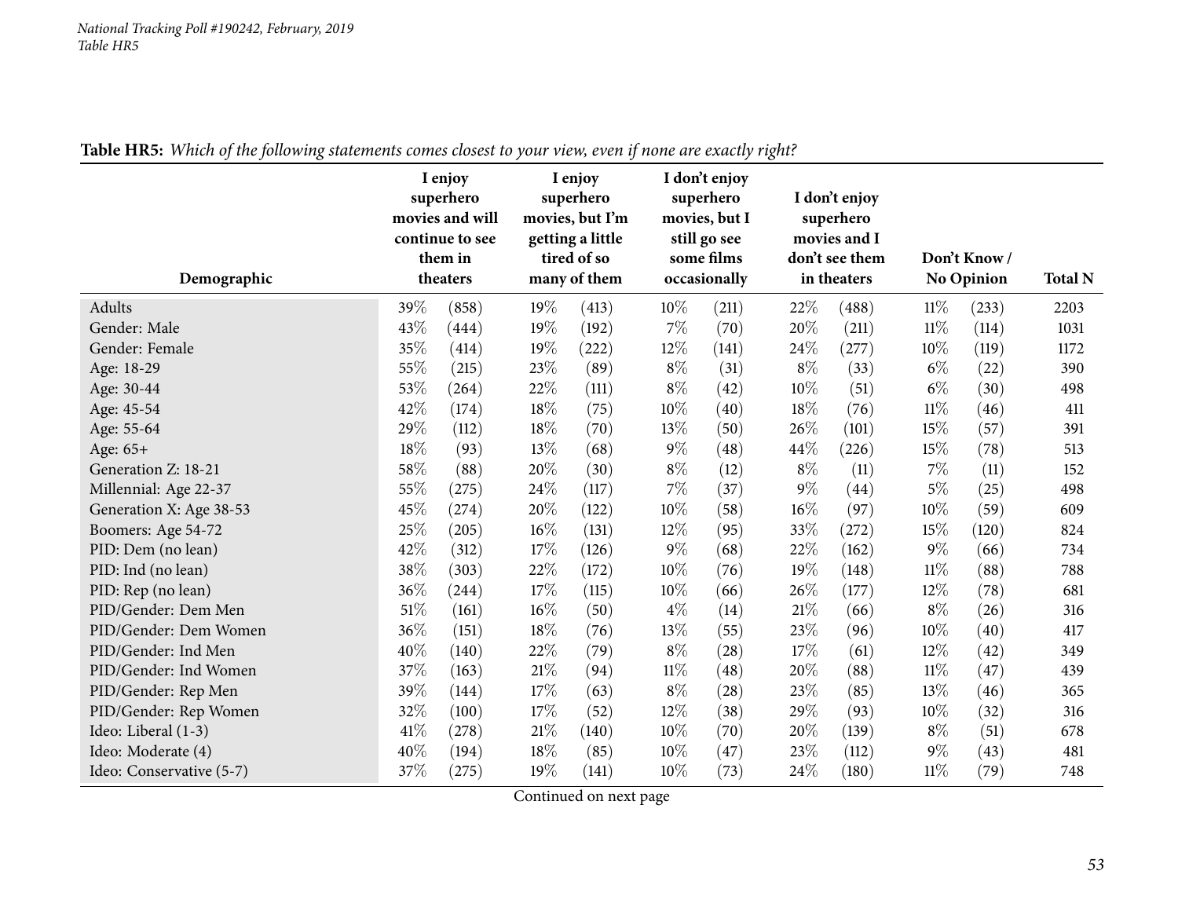**Table HR5:** *Which of the following statements comes closest to your view, even if none are exactly right?*

| Demographic | I enjoy superhero movies and will continue to see them in theaters | | I enjoy superhero movies, but I'm getting a little tired of so many of them | | I don't enjoy superhero movies, but I still go see some films occasionally | | I don't enjoy superhero movies and I don't see them in theaters | | Don't Know / No Opinion | | Total N |
|---|---|---|---|---|---|---|---|---|---|---|---|
| Adults | 39% | (858) | 19% | (413) | 10% | (211) | 22% | (488) | 11% | (233) | 2203 |
| Gender: Male | 43% | (444) | 19% | (192) | 7% | (70) | 20% | (211) | 11% | (114) | 1031 |
| Gender: Female | 35% | (414) | 19% | (222) | 12% | (141) | 24% | (277) | 10% | (119) | 1172 |
| Age: 18-29 | 55% | (215) | 23% | (89) | 8% | (31) | 8% | (33) | 6% | (22) | 390 |
| Age: 30-44 | 53% | (264) | 22% | (111) | 8% | (42) | 10% | (51) | 6% | (30) | 498 |
| Age: 45-54 | 42% | (174) | 18% | (75) | 10% | (40) | 18% | (76) | 11% | (46) | 411 |
| Age: 55-64 | 29% | (112) | 18% | (70) | 13% | (50) | 26% | (101) | 15% | (57) | 391 |
| Age: 65+ | 18% | (93) | 13% | (68) | 9% | (48) | 44% | (226) | 15% | (78) | 513 |
| Generation Z: 18-21 | 58% | (88) | 20% | (30) | 8% | (12) | 8% | (11) | 7% | (11) | 152 |
| Millennial: Age 22-37 | 55% | (275) | 24% | (117) | 7% | (37) | 9% | (44) | 5% | (25) | 498 |
| Generation X: Age 38-53 | 45% | (274) | 20% | (122) | 10% | (58) | 16% | (97) | 10% | (59) | 609 |
| Boomers: Age 54-72 | 25% | (205) | 16% | (131) | 12% | (95) | 33% | (272) | 15% | (120) | 824 |
| PID: Dem (no lean) | 42% | (312) | 17% | (126) | 9% | (68) | 22% | (162) | 9% | (66) | 734 |
| PID: Ind (no lean) | 38% | (303) | 22% | (172) | 10% | (76) | 19% | (148) | 11% | (88) | 788 |
| PID: Rep (no lean) | 36% | (244) | 17% | (115) | 10% | (66) | 26% | (177) | 12% | (78) | 681 |
| PID/Gender: Dem Men | 51% | (161) | 16% | (50) | 4% | (14) | 21% | (66) | 8% | (26) | 316 |
| PID/Gender: Dem Women | 36% | (151) | 18% | (76) | 13% | (55) | 23% | (96) | 10% | (40) | 417 |
| PID/Gender: Ind Men | 40% | (140) | 22% | (79) | 8% | (28) | 17% | (61) | 12% | (42) | 349 |
| PID/Gender: Ind Women | 37% | (163) | 21% | (94) | 11% | (48) | 20% | (88) | 11% | (47) | 439 |
| PID/Gender: Rep Men | 39% | (144) | 17% | (63) | 8% | (28) | 23% | (85) | 13% | (46) | 365 |
| PID/Gender: Rep Women | 32% | (100) | 17% | (52) | 12% | (38) | 29% | (93) | 10% | (32) | 316 |
| Ideo: Liberal (1-3) | 41% | (278) | 21% | (140) | 10% | (70) | 20% | (139) | 8% | (51) | 678 |
| Ideo: Moderate (4) | 40% | (194) | 18% | (85) | 10% | (47) | 23% | (112) | 9% | (43) | 481 |
| Ideo: Conservative (5-7) | 37% | (275) | 19% | (141) | 10% | (73) | 24% | (180) | 11% | (79) | 748 |

Continued on next page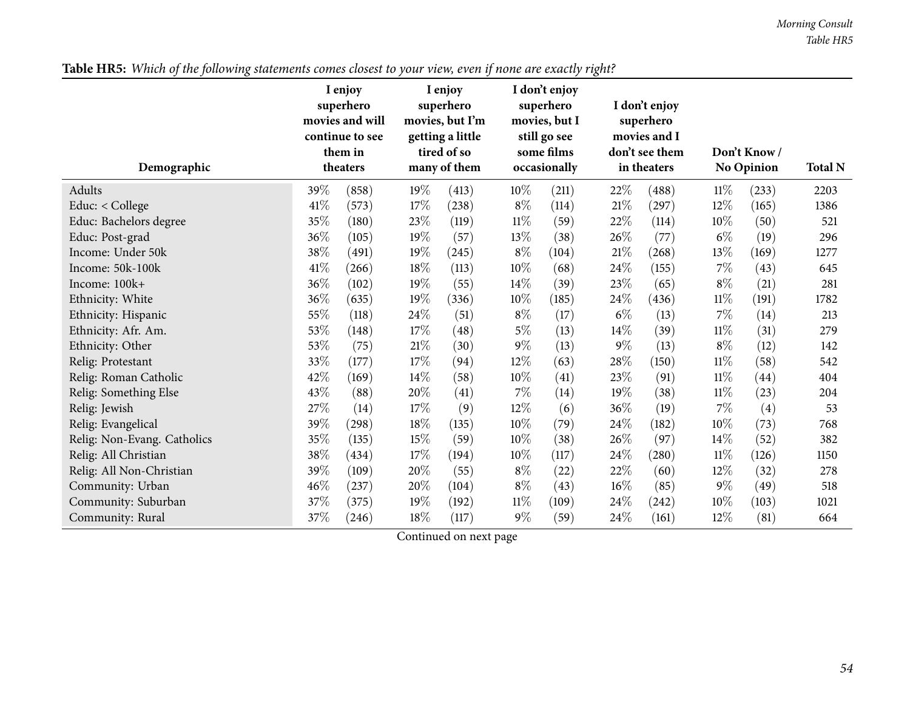**Table HR5:** *Which of the following statements comes closest to your view, even if none are exactly right?*

| Demographic | I enjoy superhero movies and will continue to see them in theaters | | I enjoy superhero movies, but I'm getting a little tired of so many of them | | I don't enjoy superhero movies, but I still go see some films occasionally | | I don't enjoy superhero movies and I don't see them in theaters | | Don't Know / No Opinion | | Total N |
|---|---|---|---|---|---|---|---|---|---|---|---|
| Adults | 39% | (858) | 19% | (413) | 10% | (211) | 22% | (488) | 11% | (233) | 2203 |
| Educ: < College | 41% | (573) | 17% | (238) | 8% | (114) | 21% | (297) | 12% | (165) | 1386 |
| Educ: Bachelors degree | 35% | (180) | 23% | (119) | 11% | (59) | 22% | (114) | 10% | (50) | 521 |
| Educ: Post-grad | 36% | (105) | 19% | (57) | 13% | (38) | 26% | (77) | 6% | (19) | 296 |
| Income: Under 50k | 38% | (491) | 19% | (245) | 8% | (104) | 21% | (268) | 13% | (169) | 1277 |
| Income: 50k-100k | 41% | (266) | 18% | (113) | 10% | (68) | 24% | (155) | 7% | (43) | 645 |
| Income: 100k+ | 36% | (102) | 19% | (55) | 14% | (39) | 23% | (65) | 8% | (21) | 281 |
| Ethnicity: White | 36% | (635) | 19% | (336) | 10% | (185) | 24% | (436) | 11% | (191) | 1782 |
| Ethnicity: Hispanic | 55% | (118) | 24% | (51) | 8% | (17) | 6% | (13) | 7% | (14) | 213 |
| Ethnicity: Afr. Am. | 53% | (148) | 17% | (48) | 5% | (13) | 14% | (39) | 11% | (31) | 279 |
| Ethnicity: Other | 53% | (75) | 21% | (30) | 9% | (13) | 9% | (13) | 8% | (12) | 142 |
| Relig: Protestant | 33% | (177) | 17% | (94) | 12% | (63) | 28% | (150) | 11% | (58) | 542 |
| Relig: Roman Catholic | 42% | (169) | 14% | (58) | 10% | (41) | 23% | (91) | 11% | (44) | 404 |
| Relig: Something Else | 43% | (88) | 20% | (41) | 7% | (14) | 19% | (38) | 11% | (23) | 204 |
| Relig: Jewish | 27% | (14) | 17% | (9) | 12% | (6) | 36% | (19) | 7% | (4) | 53 |
| Relig: Evangelical | 39% | (298) | 18% | (135) | 10% | (79) | 24% | (182) | 10% | (73) | 768 |
| Relig: Non-Evang. Catholics | 35% | (135) | 15% | (59) | 10% | (38) | 26% | (97) | 14% | (52) | 382 |
| Relig: All Christian | 38% | (434) | 17% | (194) | 10% | (117) | 24% | (280) | 11% | (126) | 1150 |
| Relig: All Non-Christian | 39% | (109) | 20% | (55) | 8% | (22) | 22% | (60) | 12% | (32) | 278 |
| Community: Urban | 46% | (237) | 20% | (104) | 8% | (43) | 16% | (85) | 9% | (49) | 518 |
| Community: Suburban | 37% | (375) | 19% | (192) | 11% | (109) | 24% | (242) | 10% | (103) | 1021 |
| Community: Rural | 37% | (246) | 18% | (117) | 9% | (59) | 24% | (161) | 12% | (81) | 664 |

Continued on next page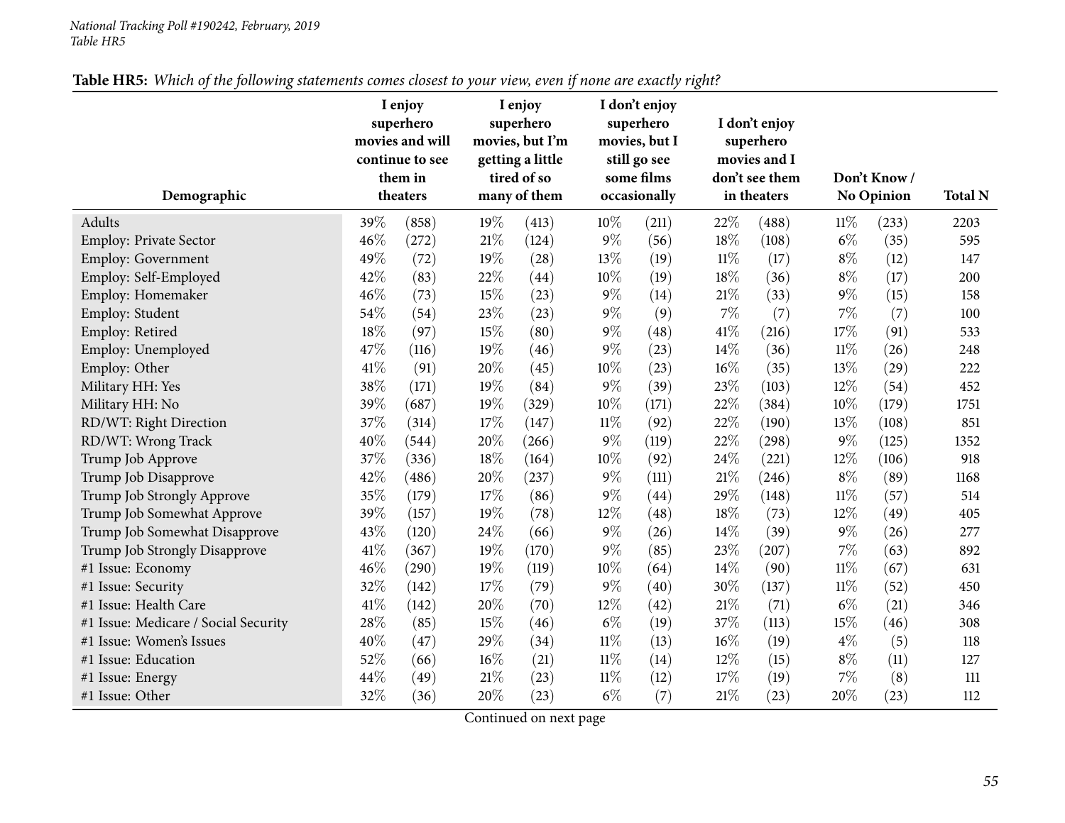National Tracking Poll #190242, February, 2019
Table HR5

**Table HR5:** *Which of the following statements comes closest to your view, even if none are exactly right?*

| Demographic | I enjoy superhero movies and will continue to see them in theaters | | I enjoy superhero movies, but I'm getting a little tired of so many of them | | I don't enjoy superhero movies, but I still go see some films occasionally | | I don't enjoy superhero movies and I don't see them in theaters | | Don't Know / No Opinion | | Total N |
|---|---|---|---|---|---|---|---|---|---|---|---|
| Adults | 39% | (858) | 19% | (413) | 10% | (211) | 22% | (488) | 11% | (233) | 2203 |
| Employ: Private Sector | 46% | (272) | 21% | (124) | 9% | (56) | 18% | (108) | 6% | (35) | 595 |
| Employ: Government | 49% | (72) | 19% | (28) | 13% | (19) | 11% | (17) | 8% | (12) | 147 |
| Employ: Self-Employed | 42% | (83) | 22% | (44) | 10% | (19) | 18% | (36) | 8% | (17) | 200 |
| Employ: Homemaker | 46% | (73) | 15% | (23) | 9% | (14) | 21% | (33) | 9% | (15) | 158 |
| Employ: Student | 54% | (54) | 23% | (23) | 9% | (9) | 7% | (7) | 7% | (7) | 100 |
| Employ: Retired | 18% | (97) | 15% | (80) | 9% | (48) | 41% | (216) | 17% | (91) | 533 |
| Employ: Unemployed | 47% | (116) | 19% | (46) | 9% | (23) | 14% | (36) | 11% | (26) | 248 |
| Employ: Other | 41% | (91) | 20% | (45) | 10% | (23) | 16% | (35) | 13% | (29) | 222 |
| Military HH: Yes | 38% | (171) | 19% | (84) | 9% | (39) | 23% | (103) | 12% | (54) | 452 |
| Military HH: No | 39% | (687) | 19% | (329) | 10% | (171) | 22% | (384) | 10% | (179) | 1751 |
| RD/WT: Right Direction | 37% | (314) | 17% | (147) | 11% | (92) | 22% | (190) | 13% | (108) | 851 |
| RD/WT: Wrong Track | 40% | (544) | 20% | (266) | 9% | (119) | 22% | (298) | 9% | (125) | 1352 |
| Trump Job Approve | 37% | (336) | 18% | (164) | 10% | (92) | 24% | (221) | 12% | (106) | 918 |
| Trump Job Disapprove | 42% | (486) | 20% | (237) | 9% | (111) | 21% | (246) | 8% | (89) | 1168 |
| Trump Job Strongly Approve | 35% | (179) | 17% | (86) | 9% | (44) | 29% | (148) | 11% | (57) | 514 |
| Trump Job Somewhat Approve | 39% | (157) | 19% | (78) | 12% | (48) | 18% | (73) | 12% | (49) | 405 |
| Trump Job Somewhat Disapprove | 43% | (120) | 24% | (66) | 9% | (26) | 14% | (39) | 9% | (26) | 277 |
| Trump Job Strongly Disapprove | 41% | (367) | 19% | (170) | 9% | (85) | 23% | (207) | 7% | (63) | 892 |
| #1 Issue: Economy | 46% | (290) | 19% | (119) | 10% | (64) | 14% | (90) | 11% | (67) | 631 |
| #1 Issue: Security | 32% | (142) | 17% | (79) | 9% | (40) | 30% | (137) | 11% | (52) | 450 |
| #1 Issue: Health Care | 41% | (142) | 20% | (70) | 12% | (42) | 21% | (71) | 6% | (21) | 346 |
| #1 Issue: Medicare / Social Security | 28% | (85) | 15% | (46) | 6% | (19) | 37% | (113) | 15% | (46) | 308 |
| #1 Issue: Women's Issues | 40% | (47) | 29% | (34) | 11% | (13) | 16% | (19) | 4% | (5) | 118 |
| #1 Issue: Education | 52% | (66) | 16% | (21) | 11% | (14) | 12% | (15) | 8% | (11) | 127 |
| #1 Issue: Energy | 44% | (49) | 21% | (23) | 11% | (12) | 17% | (19) | 7% | (8) | 111 |
| #1 Issue: Other | 32% | (36) | 20% | (23) | 6% | (7) | 21% | (23) | 20% | (23) | 112 |

Continued on next page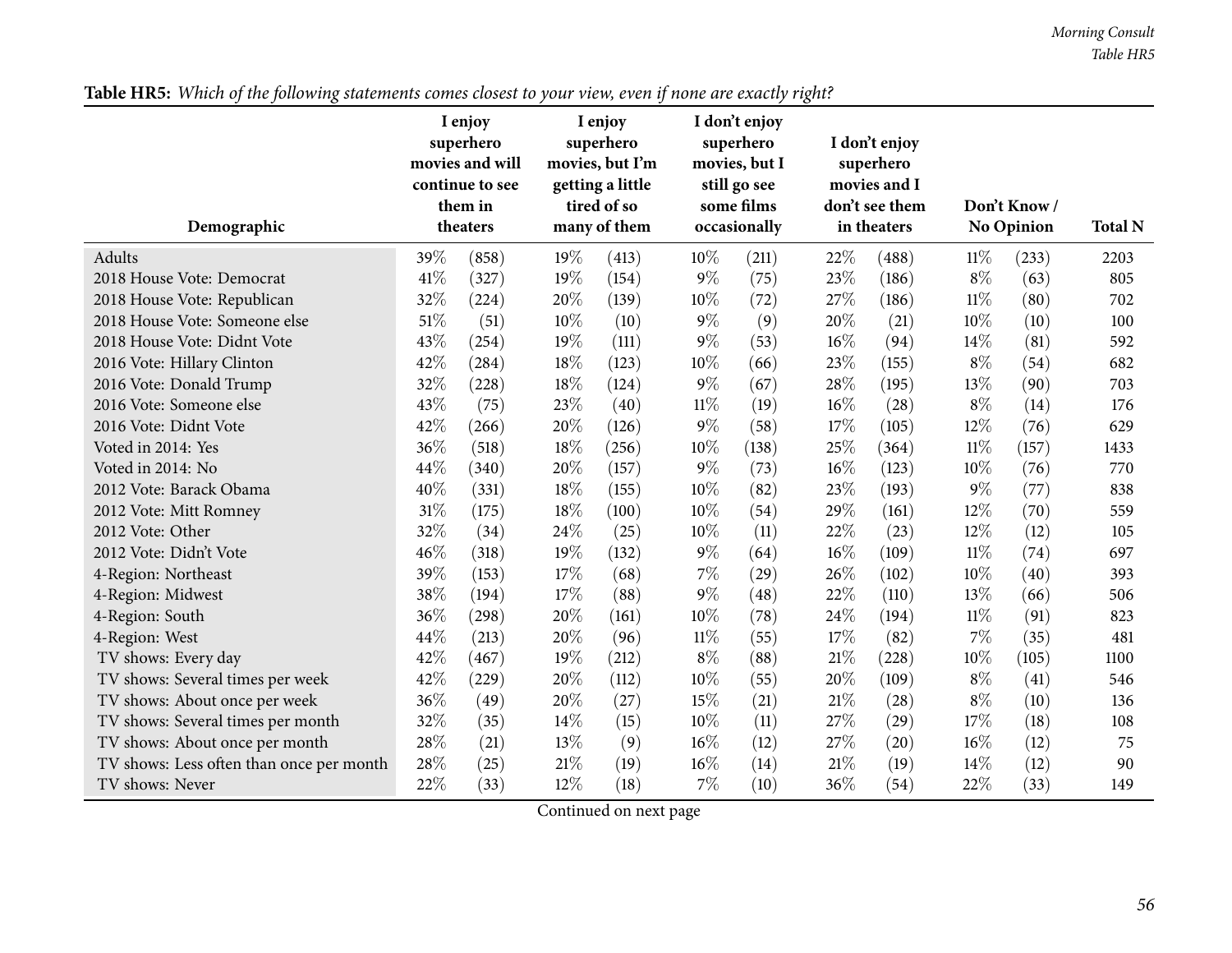**Table HR5:** *Which of the following statements comes closest to your view, even if none are exactly right?*

| Demographic | I enjoy superhero movies and will continue to see them in theaters | | I enjoy superhero movies, but I'm getting a little tired of so many of them | | I don't enjoy superhero movies, but I still go see some films occasionally | | I don't enjoy superhero movies and I don't see them in theaters | | Don't Know / No Opinion | | Total N |
|---|---|---|---|---|---|---|---|---|---|---|---|
| Adults | 39% | (858) | 19% | (413) | 10% | (211) | 22% | (488) | 11% | (233) | 2203 |
| 2018 House Vote: Democrat | 41% | (327) | 19% | (154) | 9% | (75) | 23% | (186) | 8% | (63) | 805 |
| 2018 House Vote: Republican | 32% | (224) | 20% | (139) | 10% | (72) | 27% | (186) | 11% | (80) | 702 |
| 2018 House Vote: Someone else | 51% | (51) | 10% | (10) | 9% | (9) | 20% | (21) | 10% | (10) | 100 |
| 2018 House Vote: Didnt Vote | 43% | (254) | 19% | (111) | 9% | (53) | 16% | (94) | 14% | (81) | 592 |
| 2016 Vote: Hillary Clinton | 42% | (284) | 18% | (123) | 10% | (66) | 23% | (155) | 8% | (54) | 682 |
| 2016 Vote: Donald Trump | 32% | (228) | 18% | (124) | 9% | (67) | 28% | (195) | 13% | (90) | 703 |
| 2016 Vote: Someone else | 43% | (75) | 23% | (40) | 11% | (19) | 16% | (28) | 8% | (14) | 176 |
| 2016 Vote: Didnt Vote | 42% | (266) | 20% | (126) | 9% | (58) | 17% | (105) | 12% | (76) | 629 |
| Voted in 2014: Yes | 36% | (518) | 18% | (256) | 10% | (138) | 25% | (364) | 11% | (157) | 1433 |
| Voted in 2014: No | 44% | (340) | 20% | (157) | 9% | (73) | 16% | (123) | 10% | (76) | 770 |
| 2012 Vote: Barack Obama | 40% | (331) | 18% | (155) | 10% | (82) | 23% | (193) | 9% | (77) | 838 |
| 2012 Vote: Mitt Romney | 31% | (175) | 18% | (100) | 10% | (54) | 29% | (161) | 12% | (70) | 559 |
| 2012 Vote: Other | 32% | (34) | 24% | (25) | 10% | (11) | 22% | (23) | 12% | (12) | 105 |
| 2012 Vote: Didn't Vote | 46% | (318) | 19% | (132) | 9% | (64) | 16% | (109) | 11% | (74) | 697 |
| 4-Region: Northeast | 39% | (153) | 17% | (68) | 7% | (29) | 26% | (102) | 10% | (40) | 393 |
| 4-Region: Midwest | 38% | (194) | 17% | (88) | 9% | (48) | 22% | (110) | 13% | (66) | 506 |
| 4-Region: South | 36% | (298) | 20% | (161) | 10% | (78) | 24% | (194) | 11% | (91) | 823 |
| 4-Region: West | 44% | (213) | 20% | (96) | 11% | (55) | 17% | (82) | 7% | (35) | 481 |
| TV shows: Every day | 42% | (467) | 19% | (212) | 8% | (88) | 21% | (228) | 10% | (105) | 1100 |
| TV shows: Several times per week | 42% | (229) | 20% | (112) | 10% | (55) | 20% | (109) | 8% | (41) | 546 |
| TV shows: About once per week | 36% | (49) | 20% | (27) | 15% | (21) | 21% | (28) | 8% | (10) | 136 |
| TV shows: Several times per month | 32% | (35) | 14% | (15) | 10% | (11) | 27% | (29) | 17% | (18) | 108 |
| TV shows: About once per month | 28% | (21) | 13% | (9) | 16% | (12) | 27% | (20) | 16% | (12) | 75 |
| TV shows: Less often than once per month | 28% | (25) | 21% | (19) | 16% | (14) | 21% | (19) | 14% | (12) | 90 |
| TV shows: Never | 22% | (33) | 12% | (18) | 7% | (10) | 36% | (54) | 22% | (33) | 149 |

Continued on next page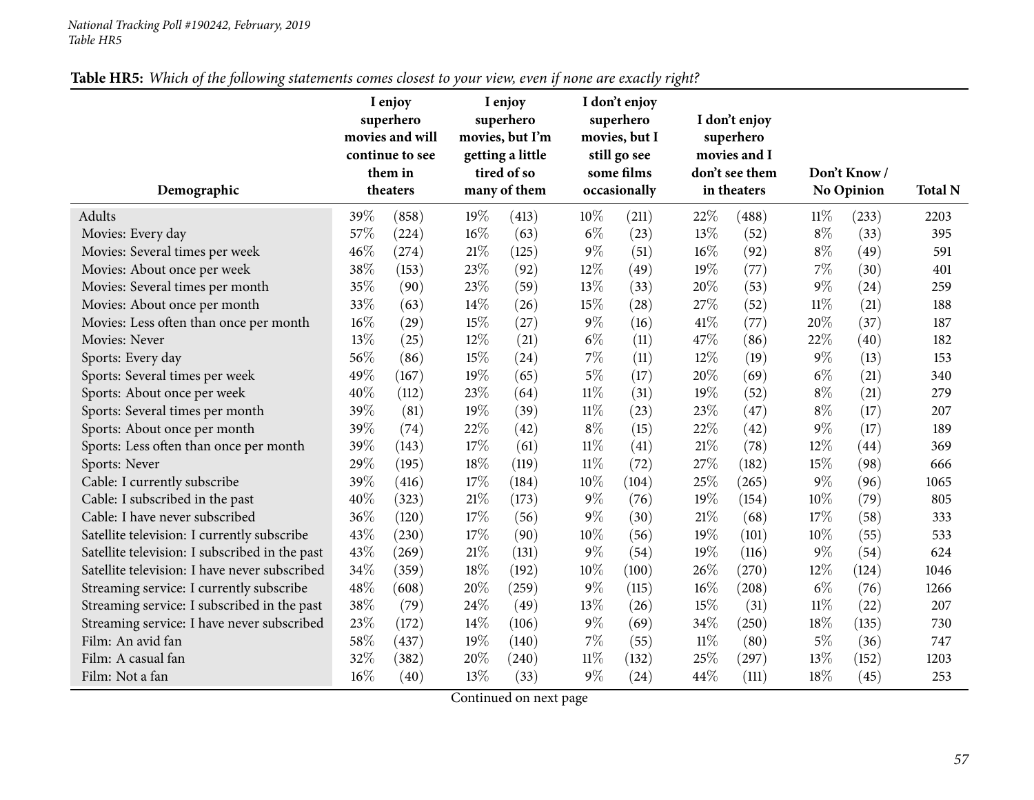**Table HR5:** *Which of the following statements comes closest to your view, even if none are exactly right?*

| Demographic | I enjoy superhero movies and will continue to see them in theaters | | I enjoy superhero movies, but I'm getting a little tired of so many of them | | I don't enjoy superhero movies, but I still go see some films occasionally | | I don't enjoy superhero movies and I don't see them in theaters | | Don't Know / No Opinion | | Total N |
|---|---|---|---|---|---|---|---|---|---|---|---|
| Adults | 39% | (858) | 19% | (413) | 10% | (211) | 22% | (488) | 11% | (233) | 2203 |
| Movies: Every day | 57% | (224) | 16% | (63) | 6% | (23) | 13% | (52) | 8% | (33) | 395 |
| Movies: Several times per week | 46% | (274) | 21% | (125) | 9% | (51) | 16% | (92) | 8% | (49) | 591 |
| Movies: About once per week | 38% | (153) | 23% | (92) | 12% | (49) | 19% | (77) | 7% | (30) | 401 |
| Movies: Several times per month | 35% | (90) | 23% | (59) | 13% | (33) | 20% | (53) | 9% | (24) | 259 |
| Movies: About once per month | 33% | (63) | 14% | (26) | 15% | (28) | 27% | (52) | 11% | (21) | 188 |
| Movies: Less often than once per month | 16% | (29) | 15% | (27) | 9% | (16) | 41% | (77) | 20% | (37) | 187 |
| Movies: Never | 13% | (25) | 12% | (21) | 6% | (11) | 47% | (86) | 22% | (40) | 182 |
| Sports: Every day | 56% | (86) | 15% | (24) | 7% | (11) | 12% | (19) | 9% | (13) | 153 |
| Sports: Several times per week | 49% | (167) | 19% | (65) | 5% | (17) | 20% | (69) | 6% | (21) | 340 |
| Sports: About once per week | 40% | (112) | 23% | (64) | 11% | (31) | 19% | (52) | 8% | (21) | 279 |
| Sports: Several times per month | 39% | (81) | 19% | (39) | 11% | (23) | 23% | (47) | 8% | (17) | 207 |
| Sports: About once per month | 39% | (74) | 22% | (42) | 8% | (15) | 22% | (42) | 9% | (17) | 189 |
| Sports: Less often than once per month | 39% | (143) | 17% | (61) | 11% | (41) | 21% | (78) | 12% | (44) | 369 |
| Sports: Never | 29% | (195) | 18% | (119) | 11% | (72) | 27% | (182) | 15% | (98) | 666 |
| Cable: I currently subscribe | 39% | (416) | 17% | (184) | 10% | (104) | 25% | (265) | 9% | (96) | 1065 |
| Cable: I subscribed in the past | 40% | (323) | 21% | (173) | 9% | (76) | 19% | (154) | 10% | (79) | 805 |
| Cable: I have never subscribed | 36% | (120) | 17% | (56) | 9% | (30) | 21% | (68) | 17% | (58) | 333 |
| Satellite television: I currently subscribe | 43% | (230) | 17% | (90) | 10% | (56) | 19% | (101) | 10% | (55) | 533 |
| Satellite television: I subscribed in the past | 43% | (269) | 21% | (131) | 9% | (54) | 19% | (116) | 9% | (54) | 624 |
| Satellite television: I have never subscribed | 34% | (359) | 18% | (192) | 10% | (100) | 26% | (270) | 12% | (124) | 1046 |
| Streaming service: I currently subscribe | 48% | (608) | 20% | (259) | 9% | (115) | 16% | (208) | 6% | (76) | 1266 |
| Streaming service: I subscribed in the past | 38% | (79) | 24% | (49) | 13% | (26) | 15% | (31) | 11% | (22) | 207 |
| Streaming service: I have never subscribed | 23% | (172) | 14% | (106) | 9% | (69) | 34% | (250) | 18% | (135) | 730 |
| Film: An avid fan | 58% | (437) | 19% | (140) | 7% | (55) | 11% | (80) | 5% | (36) | 747 |
| Film: A casual fan | 32% | (382) | 20% | (240) | 11% | (132) | 25% | (297) | 13% | (152) | 1203 |
| Film: Not a fan | 16% | (40) | 13% | (33) | 9% | (24) | 44% | (111) | 18% | (45) | 253 |

Continued on next page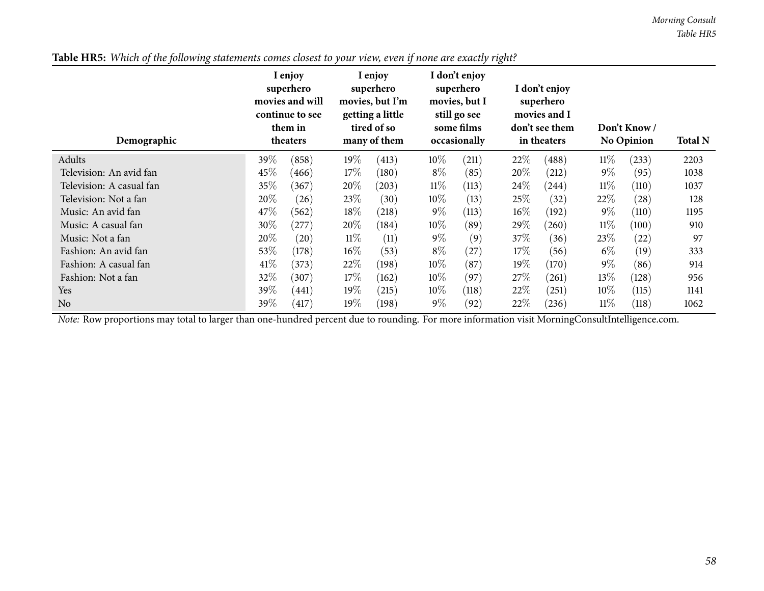**Table HR5:** *Which of the following statements comes closest to your view, even if none are exactly right?*

| Demographic | I enjoy superhero movies and will continue to see them in theaters | | I enjoy superhero movies, but I'm getting a little tired of so many of them | | I don't enjoy superhero movies, but I still go see some films occasionally | | I don't enjoy superhero movies and I don't see them in theaters | | Don't Know / No Opinion | | Total N |
|---|---|---|---|---|---|---|---|---|---|---|---|
| Adults | 39% | (858) | 19% | (413) | 10% | (211) | 22% | (488) | 11% | (233) | 2203 |
| Television: An avid fan | 45% | (466) | 17% | (180) | 8% | (85) | 20% | (212) | 9% | (95) | 1038 |
| Television: A casual fan | 35% | (367) | 20% | (203) | 11% | (113) | 24% | (244) | 11% | (110) | 1037 |
| Television: Not a fan | 20% | (26) | 23% | (30) | 10% | (13) | 25% | (32) | 22% | (28) | 128 |
| Music: An avid fan | 47% | (562) | 18% | (218) | 9% | (113) | 16% | (192) | 9% | (110) | 1195 |
| Music: A casual fan | 30% | (277) | 20% | (184) | 10% | (89) | 29% | (260) | 11% | (100) | 910 |
| Music: Not a fan | 20% | (20) | 11% | (11) | 9% | (9) | 37% | (36) | 23% | (22) | 97 |
| Fashion: An avid fan | 53% | (178) | 16% | (53) | 8% | (27) | 17% | (56) | 6% | (19) | 333 |
| Fashion: A casual fan | 41% | (373) | 22% | (198) | 10% | (87) | 19% | (170) | 9% | (86) | 914 |
| Fashion: Not a fan | 32% | (307) | 17% | (162) | 10% | (97) | 27% | (261) | 13% | (128) | 956 |
| Yes | 39% | (441) | 19% | (215) | 10% | (118) | 22% | (251) | 10% | (115) | 1141 |
| No | 39% | (417) | 19% | (198) | 9% | (92) | 22% | (236) | 11% | (118) | 1062 |

*Note:* Row proportions may total to larger than one-hundred percent due to rounding. For more information visit MorningConsultIntelligence.com.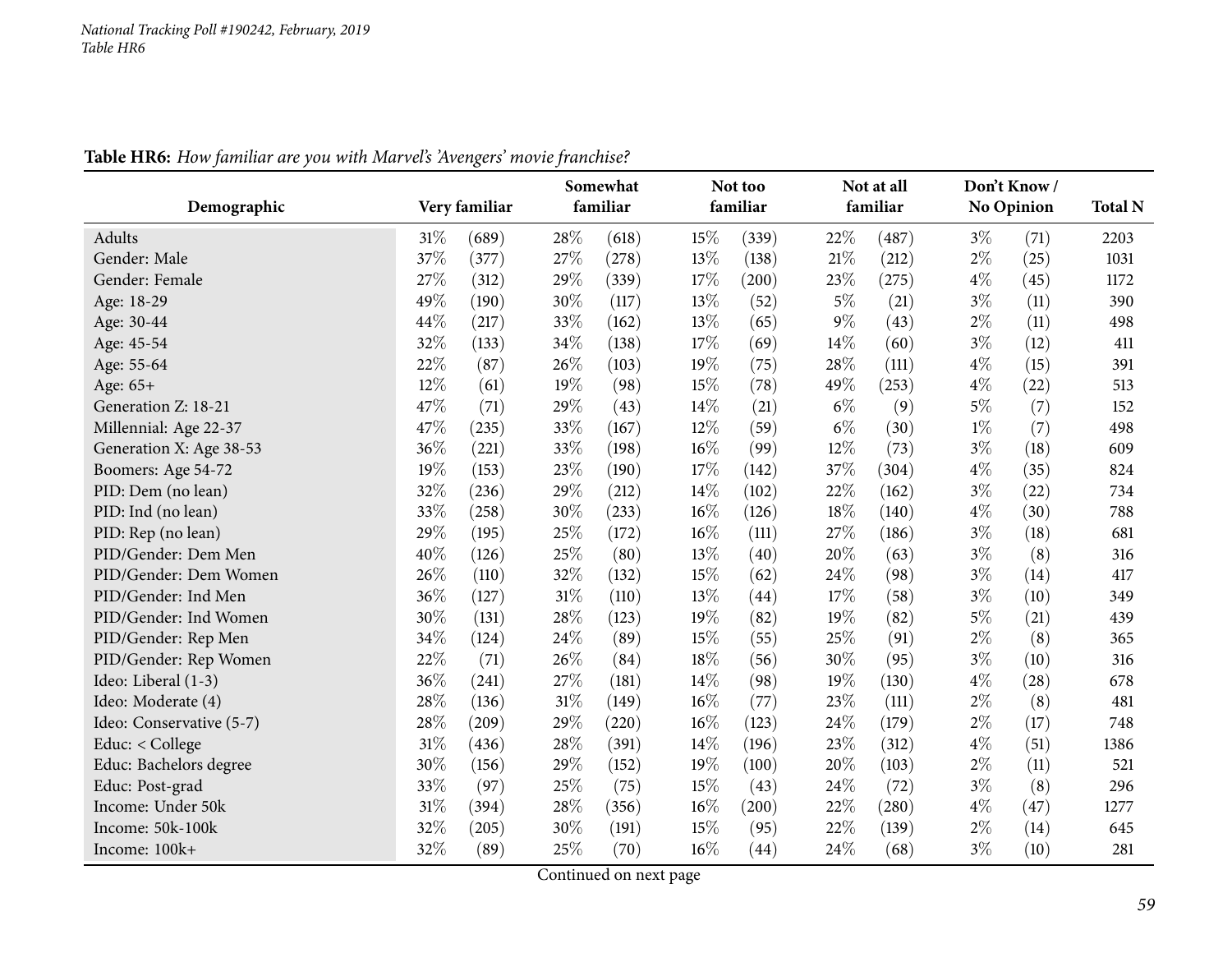National Tracking Poll #190242, February, 2019
Table HR6

**Table HR6:** *How familiar are you with Marvel's 'Avengers' movie franchise?*

| Demographic | Very familiar | | Somewhat familiar | | Not too familiar | | Not at all familiar | | Don't Know / No Opinion | | Total N |
|---|---|---|---|---|---|---|---|---|---|---|---|
| Adults | 31% | (689) | 28% | (618) | 15% | (339) | 22% | (487) | 3% | (71) | 2203 |
| Gender: Male | 37% | (377) | 27% | (278) | 13% | (138) | 21% | (212) | 2% | (25) | 1031 |
| Gender: Female | 27% | (312) | 29% | (339) | 17% | (200) | 23% | (275) | 4% | (45) | 1172 |
| Age: 18-29 | 49% | (190) | 30% | (117) | 13% | (52) | 5% | (21) | 3% | (11) | 390 |
| Age: 30-44 | 44% | (217) | 33% | (162) | 13% | (65) | 9% | (43) | 2% | (11) | 498 |
| Age: 45-54 | 32% | (133) | 34% | (138) | 17% | (69) | 14% | (60) | 3% | (12) | 411 |
| Age: 55-64 | 22% | (87) | 26% | (103) | 19% | (75) | 28% | (111) | 4% | (15) | 391 |
| Age: 65+ | 12% | (61) | 19% | (98) | 15% | (78) | 49% | (253) | 4% | (22) | 513 |
| Generation Z: 18-21 | 47% | (71) | 29% | (43) | 14% | (21) | 6% | (9) | 5% | (7) | 152 |
| Millennial: Age 22-37 | 47% | (235) | 33% | (167) | 12% | (59) | 6% | (30) | 1% | (7) | 498 |
| Generation X: Age 38-53 | 36% | (221) | 33% | (198) | 16% | (99) | 12% | (73) | 3% | (18) | 609 |
| Boomers: Age 54-72 | 19% | (153) | 23% | (190) | 17% | (142) | 37% | (304) | 4% | (35) | 824 |
| PID: Dem (no lean) | 32% | (236) | 29% | (212) | 14% | (102) | 22% | (162) | 3% | (22) | 734 |
| PID: Ind (no lean) | 33% | (258) | 30% | (233) | 16% | (126) | 18% | (140) | 4% | (30) | 788 |
| PID: Rep (no lean) | 29% | (195) | 25% | (172) | 16% | (111) | 27% | (186) | 3% | (18) | 681 |
| PID/Gender: Dem Men | 40% | (126) | 25% | (80) | 13% | (40) | 20% | (63) | 3% | (8) | 316 |
| PID/Gender: Dem Women | 26% | (110) | 32% | (132) | 15% | (62) | 24% | (98) | 3% | (14) | 417 |
| PID/Gender: Ind Men | 36% | (127) | 31% | (110) | 13% | (44) | 17% | (58) | 3% | (10) | 349 |
| PID/Gender: Ind Women | 30% | (131) | 28% | (123) | 19% | (82) | 19% | (82) | 5% | (21) | 439 |
| PID/Gender: Rep Men | 34% | (124) | 24% | (89) | 15% | (55) | 25% | (91) | 2% | (8) | 365 |
| PID/Gender: Rep Women | 22% | (71) | 26% | (84) | 18% | (56) | 30% | (95) | 3% | (10) | 316 |
| Ideo: Liberal (1-3) | 36% | (241) | 27% | (181) | 14% | (98) | 19% | (130) | 4% | (28) | 678 |
| Ideo: Moderate (4) | 28% | (136) | 31% | (149) | 16% | (77) | 23% | (111) | 2% | (8) | 481 |
| Ideo: Conservative (5-7) | 28% | (209) | 29% | (220) | 16% | (123) | 24% | (179) | 2% | (17) | 748 |
| Educ: < College | 31% | (436) | 28% | (391) | 14% | (196) | 23% | (312) | 4% | (51) | 1386 |
| Educ: Bachelors degree | 30% | (156) | 29% | (152) | 19% | (100) | 20% | (103) | 2% | (11) | 521 |
| Educ: Post-grad | 33% | (97) | 25% | (75) | 15% | (43) | 24% | (72) | 3% | (8) | 296 |
| Income: Under 50k | 31% | (394) | 28% | (356) | 16% | (200) | 22% | (280) | 4% | (47) | 1277 |
| Income: 50k-100k | 32% | (205) | 30% | (191) | 15% | (95) | 22% | (139) | 2% | (14) | 645 |
| Income: 100k+ | 32% | (89) | 25% | (70) | 16% | (44) | 24% | (68) | 3% | (10) | 281 |

Continued on next page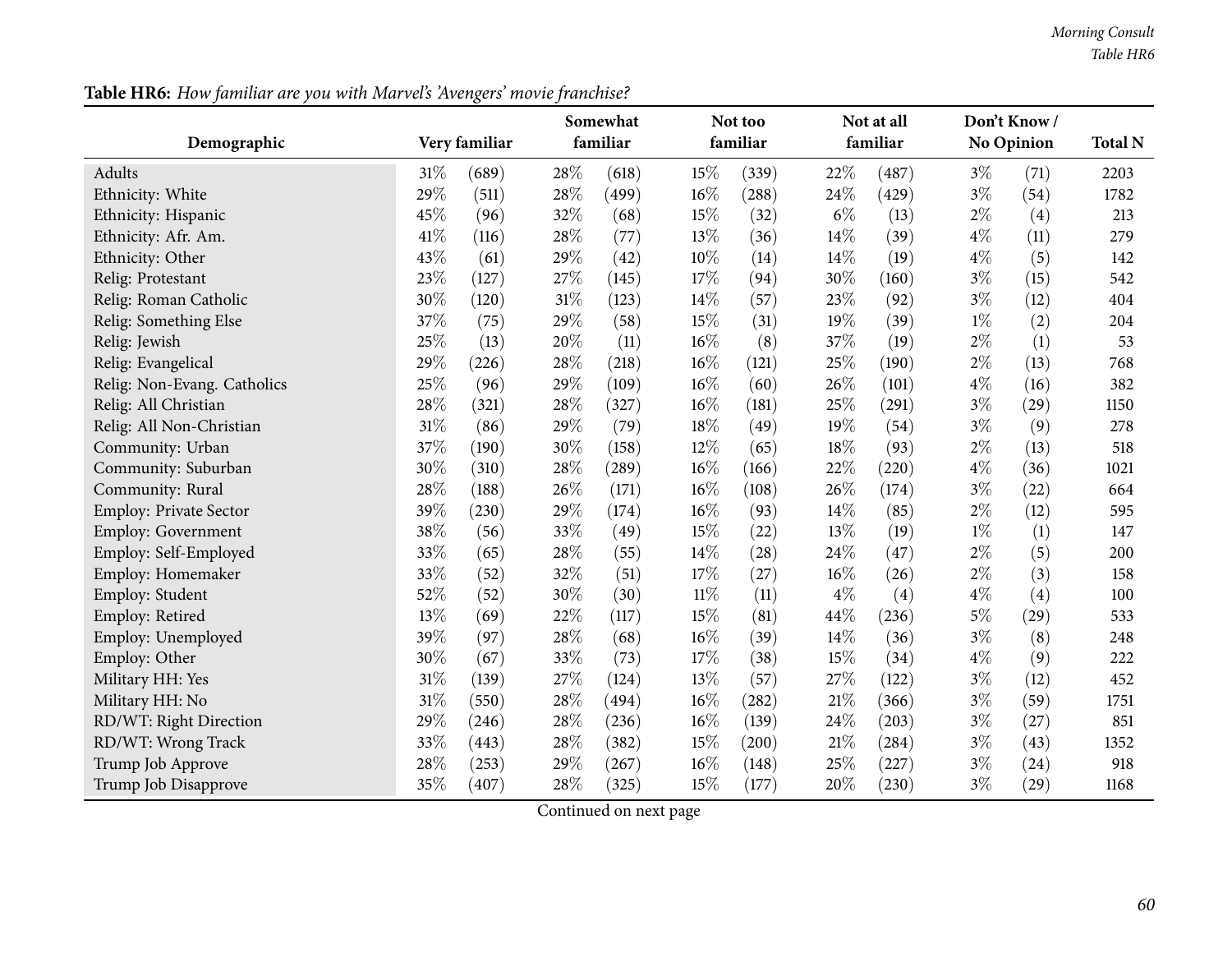**Table HR6:** *How familiar are you with Marvel's 'Avengers' movie franchise?*

| Demographic | Very familiar | | Somewhat familiar | | Not too familiar | | Not at all familiar | | Don't Know / No Opinion | | Total N |
|---|---|---|---|---|---|---|---|---|---|---|---|
| Adults | 31% | (689) | 28% | (618) | 15% | (339) | 22% | (487) | 3% | (71) | 2203 |
| Ethnicity: White | 29% | (511) | 28% | (499) | 16% | (288) | 24% | (429) | 3% | (54) | 1782 |
| Ethnicity: Hispanic | 45% | (96) | 32% | (68) | 15% | (32) | 6% | (13) | 2% | (4) | 213 |
| Ethnicity: Afr. Am. | 41% | (116) | 28% | (77) | 13% | (36) | 14% | (39) | 4% | (11) | 279 |
| Ethnicity: Other | 43% | (61) | 29% | (42) | 10% | (14) | 14% | (19) | 4% | (5) | 142 |
| Relig: Protestant | 23% | (127) | 27% | (145) | 17% | (94) | 30% | (160) | 3% | (15) | 542 |
| Relig: Roman Catholic | 30% | (120) | 31% | (123) | 14% | (57) | 23% | (92) | 3% | (12) | 404 |
| Relig: Something Else | 37% | (75) | 29% | (58) | 15% | (31) | 19% | (39) | 1% | (2) | 204 |
| Relig: Jewish | 25% | (13) | 20% | (11) | 16% | (8) | 37% | (19) | 2% | (1) | 53 |
| Relig: Evangelical | 29% | (226) | 28% | (218) | 16% | (121) | 25% | (190) | 2% | (13) | 768 |
| Relig: Non-Evang. Catholics | 25% | (96) | 29% | (109) | 16% | (60) | 26% | (101) | 4% | (16) | 382 |
| Relig: All Christian | 28% | (321) | 28% | (327) | 16% | (181) | 25% | (291) | 3% | (29) | 1150 |
| Relig: All Non-Christian | 31% | (86) | 29% | (79) | 18% | (49) | 19% | (54) | 3% | (9) | 278 |
| Community: Urban | 37% | (190) | 30% | (158) | 12% | (65) | 18% | (93) | 2% | (13) | 518 |
| Community: Suburban | 30% | (310) | 28% | (289) | 16% | (166) | 22% | (220) | 4% | (36) | 1021 |
| Community: Rural | 28% | (188) | 26% | (171) | 16% | (108) | 26% | (174) | 3% | (22) | 664 |
| Employ: Private Sector | 39% | (230) | 29% | (174) | 16% | (93) | 14% | (85) | 2% | (12) | 595 |
| Employ: Government | 38% | (56) | 33% | (49) | 15% | (22) | 13% | (19) | 1% | (1) | 147 |
| Employ: Self-Employed | 33% | (65) | 28% | (55) | 14% | (28) | 24% | (47) | 2% | (5) | 200 |
| Employ: Homemaker | 33% | (52) | 32% | (51) | 17% | (27) | 16% | (26) | 2% | (3) | 158 |
| Employ: Student | 52% | (52) | 30% | (30) | 11% | (11) | 4% | (4) | 4% | (4) | 100 |
| Employ: Retired | 13% | (69) | 22% | (117) | 15% | (81) | 44% | (236) | 5% | (29) | 533 |
| Employ: Unemployed | 39% | (97) | 28% | (68) | 16% | (39) | 14% | (36) | 3% | (8) | 248 |
| Employ: Other | 30% | (67) | 33% | (73) | 17% | (38) | 15% | (34) | 4% | (9) | 222 |
| Military HH: Yes | 31% | (139) | 27% | (124) | 13% | (57) | 27% | (122) | 3% | (12) | 452 |
| Military HH: No | 31% | (550) | 28% | (494) | 16% | (282) | 21% | (366) | 3% | (59) | 1751 |
| RD/WT: Right Direction | 29% | (246) | 28% | (236) | 16% | (139) | 24% | (203) | 3% | (27) | 851 |
| RD/WT: Wrong Track | 33% | (443) | 28% | (382) | 15% | (200) | 21% | (284) | 3% | (43) | 1352 |
| Trump Job Approve | 28% | (253) | 29% | (267) | 16% | (148) | 25% | (227) | 3% | (24) | 918 |
| Trump Job Disapprove | 35% | (407) | 28% | (325) | 15% | (177) | 20% | (230) | 3% | (29) | 1168 |

Continued on next page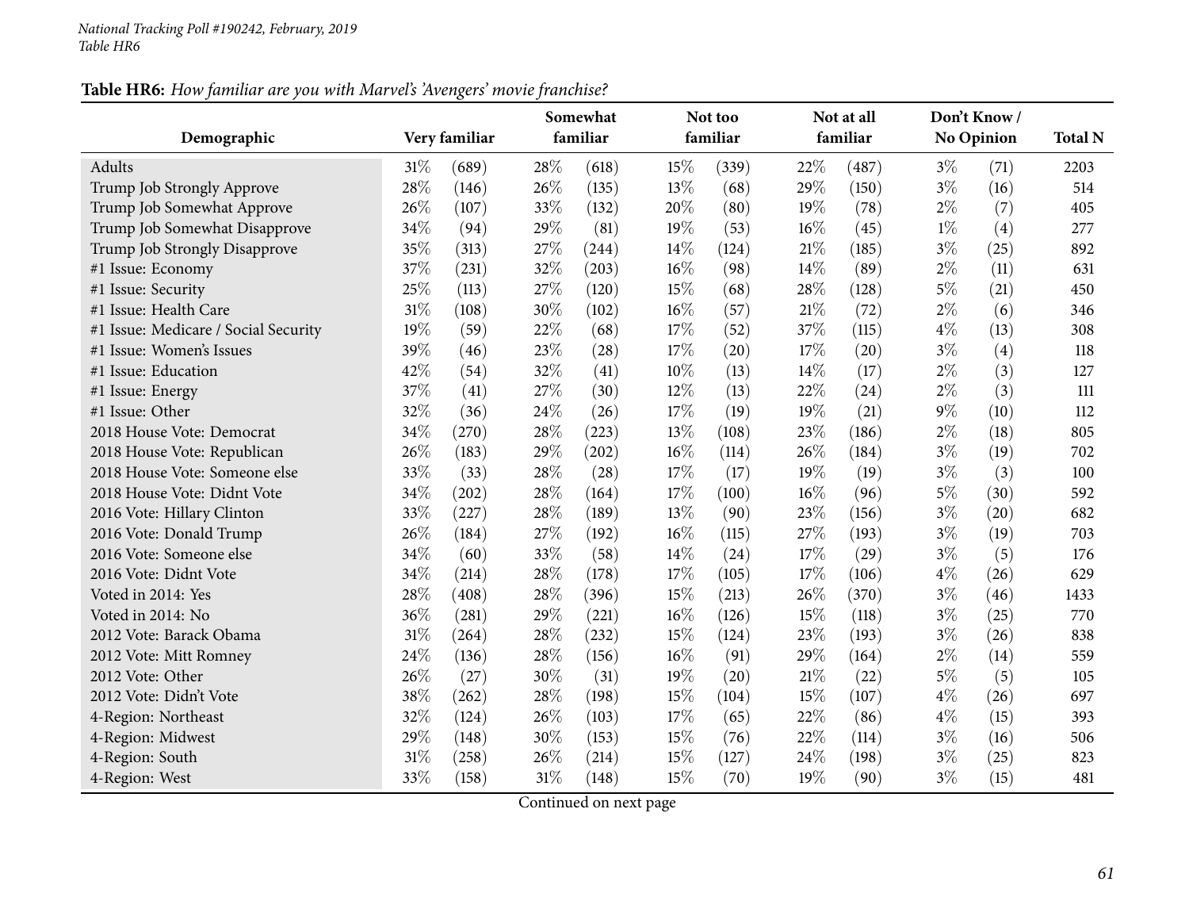*National Tracking Poll #190242, February, 2019*
*Table HR6*

**Table HR6:** *How familiar are you with Marvel's 'Avengers' movie franchise?*

| Demographic | Very familiar | | Somewhat familiar | | Not too familiar | | Not at all familiar | | Don't Know / No Opinion | | Total N |
|---|---|---|---|---|---|---|---|---|---|---|---|
| Adults | 31% | (689) | 28% | (618) | 15% | (339) | 22% | (487) | 3% | (71) | 2203 |
| Trump Job Strongly Approve | 28% | (146) | 26% | (135) | 13% | (68) | 29% | (150) | 3% | (16) | 514 |
| Trump Job Somewhat Approve | 26% | (107) | 33% | (132) | 20% | (80) | 19% | (78) | 2% | (7) | 405 |
| Trump Job Somewhat Disapprove | 34% | (94) | 29% | (81) | 19% | (53) | 16% | (45) | 1% | (4) | 277 |
| Trump Job Strongly Disapprove | 35% | (313) | 27% | (244) | 14% | (124) | 21% | (185) | 3% | (25) | 892 |
| #1 Issue: Economy | 37% | (231) | 32% | (203) | 16% | (98) | 14% | (89) | 2% | (11) | 631 |
| #1 Issue: Security | 25% | (113) | 27% | (120) | 15% | (68) | 28% | (128) | 5% | (21) | 450 |
| #1 Issue: Health Care | 31% | (108) | 30% | (102) | 16% | (57) | 21% | (72) | 2% | (6) | 346 |
| #1 Issue: Medicare / Social Security | 19% | (59) | 22% | (68) | 17% | (52) | 37% | (115) | 4% | (13) | 308 |
| #1 Issue: Women's Issues | 39% | (46) | 23% | (28) | 17% | (20) | 17% | (20) | 3% | (4) | 118 |
| #1 Issue: Education | 42% | (54) | 32% | (41) | 10% | (13) | 14% | (17) | 2% | (3) | 127 |
| #1 Issue: Energy | 37% | (41) | 27% | (30) | 12% | (13) | 22% | (24) | 2% | (3) | 111 |
| #1 Issue: Other | 32% | (36) | 24% | (26) | 17% | (19) | 19% | (21) | 9% | (10) | 112 |
| 2018 House Vote: Democrat | 34% | (270) | 28% | (223) | 13% | (108) | 23% | (186) | 2% | (18) | 805 |
| 2018 House Vote: Republican | 26% | (183) | 29% | (202) | 16% | (114) | 26% | (184) | 3% | (19) | 702 |
| 2018 House Vote: Someone else | 33% | (33) | 28% | (28) | 17% | (17) | 19% | (19) | 3% | (3) | 100 |
| 2018 House Vote: Didnt Vote | 34% | (202) | 28% | (164) | 17% | (100) | 16% | (96) | 5% | (30) | 592 |
| 2016 Vote: Hillary Clinton | 33% | (227) | 28% | (189) | 13% | (90) | 23% | (156) | 3% | (20) | 682 |
| 2016 Vote: Donald Trump | 26% | (184) | 27% | (192) | 16% | (115) | 27% | (193) | 3% | (19) | 703 |
| 2016 Vote: Someone else | 34% | (60) | 33% | (58) | 14% | (24) | 17% | (29) | 3% | (5) | 176 |
| 2016 Vote: Didnt Vote | 34% | (214) | 28% | (178) | 17% | (105) | 17% | (106) | 4% | (26) | 629 |
| Voted in 2014: Yes | 28% | (408) | 28% | (396) | 15% | (213) | 26% | (370) | 3% | (46) | 1433 |
| Voted in 2014: No | 36% | (281) | 29% | (221) | 16% | (126) | 15% | (118) | 3% | (25) | 770 |
| 2012 Vote: Barack Obama | 31% | (264) | 28% | (232) | 15% | (124) | 23% | (193) | 3% | (26) | 838 |
| 2012 Vote: Mitt Romney | 24% | (136) | 28% | (156) | 16% | (91) | 29% | (164) | 2% | (14) | 559 |
| 2012 Vote: Other | 26% | (27) | 30% | (31) | 19% | (20) | 21% | (22) | 5% | (5) | 105 |
| 2012 Vote: Didn't Vote | 38% | (262) | 28% | (198) | 15% | (104) | 15% | (107) | 4% | (26) | 697 |
| 4-Region: Northeast | 32% | (124) | 26% | (103) | 17% | (65) | 22% | (86) | 4% | (15) | 393 |
| 4-Region: Midwest | 29% | (148) | 30% | (153) | 15% | (76) | 22% | (114) | 3% | (16) | 506 |
| 4-Region: South | 31% | (258) | 26% | (214) | 15% | (127) | 24% | (198) | 3% | (25) | 823 |
| 4-Region: West | 33% | (158) | 31% | (148) | 15% | (70) | 19% | (90) | 3% | (15) | 481 |

Continued on next page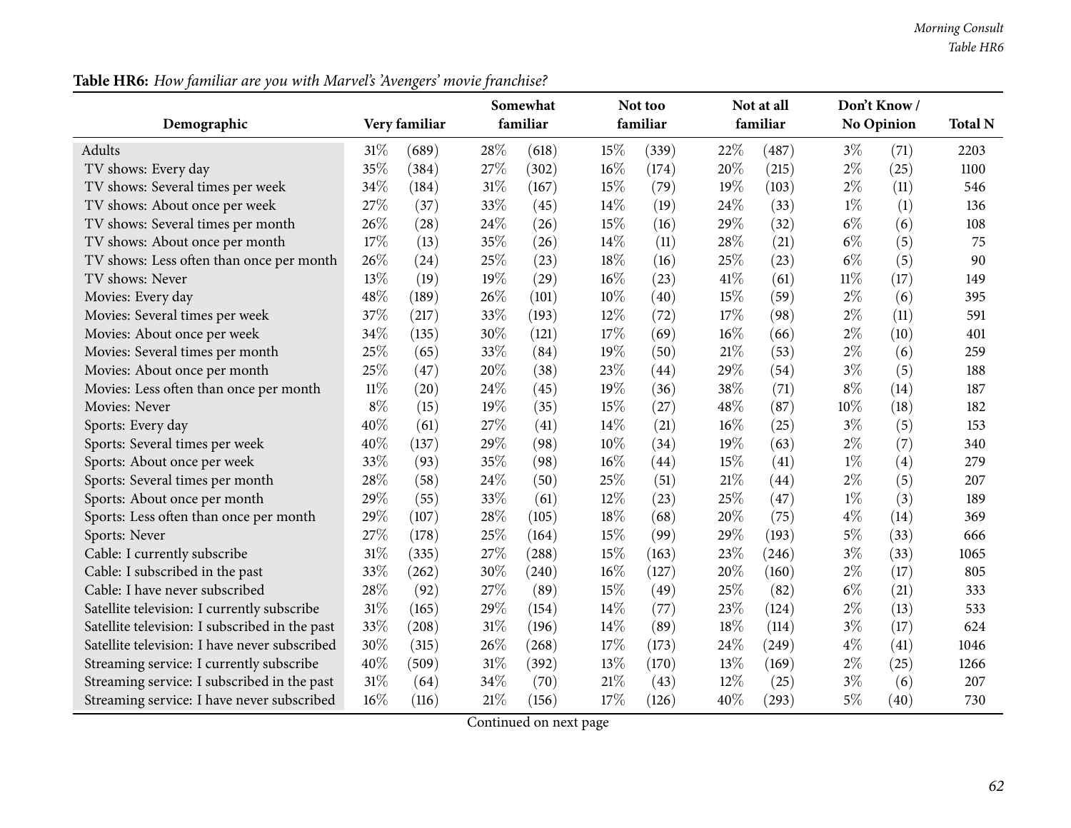**Table HR6:** *How familiar are you with Marvel's 'Avengers' movie franchise?*

| Demographic | Very familiar | | Somewhat familiar | | Not too familiar | | Not at all familiar | | Don't Know / No Opinion | | Total N |
|---|---|---|---|---|---|---|---|---|---|---|---|
| Adults | 31% | (689) | 28% | (618) | 15% | (339) | 22% | (487) | 3% | (71) | 2203 |
| TV shows: Every day | 35% | (384) | 27% | (302) | 16% | (174) | 20% | (215) | 2% | (25) | 1100 |
| TV shows: Several times per week | 34% | (184) | 31% | (167) | 15% | (79) | 19% | (103) | 2% | (11) | 546 |
| TV shows: About once per week | 27% | (37) | 33% | (45) | 14% | (19) | 24% | (33) | 1% | (1) | 136 |
| TV shows: Several times per month | 26% | (28) | 24% | (26) | 15% | (16) | 29% | (32) | 6% | (6) | 108 |
| TV shows: About once per month | 17% | (13) | 35% | (26) | 14% | (11) | 28% | (21) | 6% | (5) | 75 |
| TV shows: Less often than once per month | 26% | (24) | 25% | (23) | 18% | (16) | 25% | (23) | 6% | (5) | 90 |
| TV shows: Never | 13% | (19) | 19% | (29) | 16% | (23) | 41% | (61) | 11% | (17) | 149 |
| Movies: Every day | 48% | (189) | 26% | (101) | 10% | (40) | 15% | (59) | 2% | (6) | 395 |
| Movies: Several times per week | 37% | (217) | 33% | (193) | 12% | (72) | 17% | (98) | 2% | (11) | 591 |
| Movies: About once per week | 34% | (135) | 30% | (121) | 17% | (69) | 16% | (66) | 2% | (10) | 401 |
| Movies: Several times per month | 25% | (65) | 33% | (84) | 19% | (50) | 21% | (53) | 2% | (6) | 259 |
| Movies: About once per month | 25% | (47) | 20% | (38) | 23% | (44) | 29% | (54) | 3% | (5) | 188 |
| Movies: Less often than once per month | 11% | (20) | 24% | (45) | 19% | (36) | 38% | (71) | 8% | (14) | 187 |
| Movies: Never | 8% | (15) | 19% | (35) | 15% | (27) | 48% | (87) | 10% | (18) | 182 |
| Sports: Every day | 40% | (61) | 27% | (41) | 14% | (21) | 16% | (25) | 3% | (5) | 153 |
| Sports: Several times per week | 40% | (137) | 29% | (98) | 10% | (34) | 19% | (63) | 2% | (7) | 340 |
| Sports: About once per week | 33% | (93) | 35% | (98) | 16% | (44) | 15% | (41) | 1% | (4) | 279 |
| Sports: Several times per month | 28% | (58) | 24% | (50) | 25% | (51) | 21% | (44) | 2% | (5) | 207 |
| Sports: About once per month | 29% | (55) | 33% | (61) | 12% | (23) | 25% | (47) | 1% | (3) | 189 |
| Sports: Less often than once per month | 29% | (107) | 28% | (105) | 18% | (68) | 20% | (75) | 4% | (14) | 369 |
| Sports: Never | 27% | (178) | 25% | (164) | 15% | (99) | 29% | (193) | 5% | (33) | 666 |
| Cable: I currently subscribe | 31% | (335) | 27% | (288) | 15% | (163) | 23% | (246) | 3% | (33) | 1065 |
| Cable: I subscribed in the past | 33% | (262) | 30% | (240) | 16% | (127) | 20% | (160) | 2% | (17) | 805 |
| Cable: I have never subscribed | 28% | (92) | 27% | (89) | 15% | (49) | 25% | (82) | 6% | (21) | 333 |
| Satellite television: I currently subscribe | 31% | (165) | 29% | (154) | 14% | (77) | 23% | (124) | 2% | (13) | 533 |
| Satellite television: I subscribed in the past | 33% | (208) | 31% | (196) | 14% | (89) | 18% | (114) | 3% | (17) | 624 |
| Satellite television: I have never subscribed | 30% | (315) | 26% | (268) | 17% | (173) | 24% | (249) | 4% | (41) | 1046 |
| Streaming service: I currently subscribe | 40% | (509) | 31% | (392) | 13% | (170) | 13% | (169) | 2% | (25) | 1266 |
| Streaming service: I subscribed in the past | 31% | (64) | 34% | (70) | 21% | (43) | 12% | (25) | 3% | (6) | 207 |
| Streaming service: I have never subscribed | 16% | (116) | 21% | (156) | 17% | (126) | 40% | (293) | 5% | (40) | 730 |

Continued on next page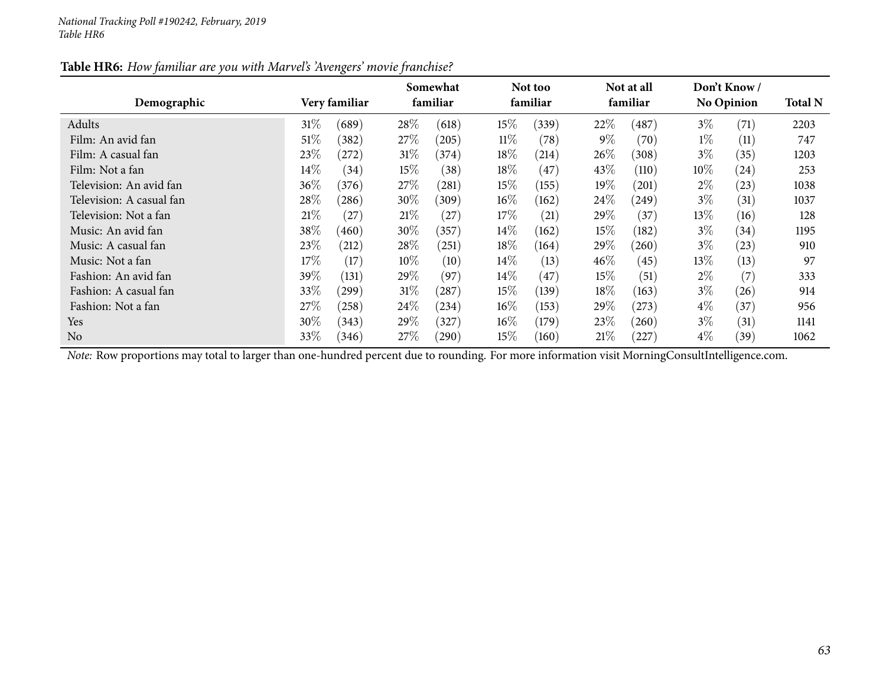National Tracking Poll #190242, February, 2019
Table HR6

**Table HR6:** *How familiar are you with Marvel's 'Avengers' movie franchise?*

| Demographic | Very familiar | | Somewhat familiar | | Not too familiar | | Not at all familiar | | Don't Know / No Opinion | | Total N |
|---|---|---|---|---|---|---|---|---|---|---|---|
| Adults | 31% | (689) | 28% | (618) | 15% | (339) | 22% | (487) | 3% | (71) | 2203 |
| Film: An avid fan | 51% | (382) | 27% | (205) | 11% | (78) | 9% | (70) | 1% | (11) | 747 |
| Film: A casual fan | 23% | (272) | 31% | (374) | 18% | (214) | 26% | (308) | 3% | (35) | 1203 |
| Film: Not a fan | 14% | (34) | 15% | (38) | 18% | (47) | 43% | (110) | 10% | (24) | 253 |
| Television: An avid fan | 36% | (376) | 27% | (281) | 15% | (155) | 19% | (201) | 2% | (23) | 1038 |
| Television: A casual fan | 28% | (286) | 30% | (309) | 16% | (162) | 24% | (249) | 3% | (31) | 1037 |
| Television: Not a fan | 21% | (27) | 21% | (27) | 17% | (21) | 29% | (37) | 13% | (16) | 128 |
| Music: An avid fan | 38% | (460) | 30% | (357) | 14% | (162) | 15% | (182) | 3% | (34) | 1195 |
| Music: A casual fan | 23% | (212) | 28% | (251) | 18% | (164) | 29% | (260) | 3% | (23) | 910 |
| Music: Not a fan | 17% | (17) | 10% | (10) | 14% | (13) | 46% | (45) | 13% | (13) | 97 |
| Fashion: An avid fan | 39% | (131) | 29% | (97) | 14% | (47) | 15% | (51) | 2% | (7) | 333 |
| Fashion: A casual fan | 33% | (299) | 31% | (287) | 15% | (139) | 18% | (163) | 3% | (26) | 914 |
| Fashion: Not a fan | 27% | (258) | 24% | (234) | 16% | (153) | 29% | (273) | 4% | (37) | 956 |
| Yes | 30% | (343) | 29% | (327) | 16% | (179) | 23% | (260) | 3% | (31) | 1141 |
| No | 33% | (346) | 27% | (290) | 15% | (160) | 21% | (227) | 4% | (39) | 1062 |

*Note:* Row proportions may total to larger than one-hundred percent due to rounding. For more information visit MorningConsultIntelligence.com.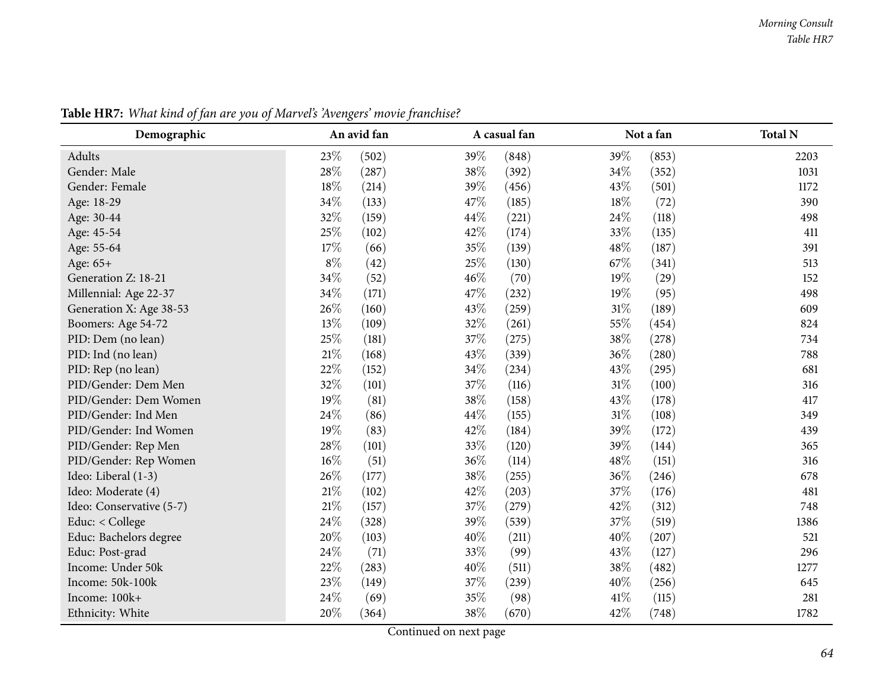**Table HR7:** *What kind of fan are you of Marvel's 'Avengers' movie franchise?*

| Demographic | An avid fan | | A casual fan | | Not a fan | | Total N |
|---|---|---|---|---|---|---|---|
| Adults | 23% | (502) | 39% | (848) | 39% | (853) | 2203 |
| Gender: Male | 28% | (287) | 38% | (392) | 34% | (352) | 1031 |
| Gender: Female | 18% | (214) | 39% | (456) | 43% | (501) | 1172 |
| Age: 18-29 | 34% | (133) | 47% | (185) | 18% | (72) | 390 |
| Age: 30-44 | 32% | (159) | 44% | (221) | 24% | (118) | 498 |
| Age: 45-54 | 25% | (102) | 42% | (174) | 33% | (135) | 411 |
| Age: 55-64 | 17% | (66) | 35% | (139) | 48% | (187) | 391 |
| Age: 65+ | 8% | (42) | 25% | (130) | 67% | (341) | 513 |
| Generation Z: 18-21 | 34% | (52) | 46% | (70) | 19% | (29) | 152 |
| Millennial: Age 22-37 | 34% | (171) | 47% | (232) | 19% | (95) | 498 |
| Generation X: Age 38-53 | 26% | (160) | 43% | (259) | 31% | (189) | 609 |
| Boomers: Age 54-72 | 13% | (109) | 32% | (261) | 55% | (454) | 824 |
| PID: Dem (no lean) | 25% | (181) | 37% | (275) | 38% | (278) | 734 |
| PID: Ind (no lean) | 21% | (168) | 43% | (339) | 36% | (280) | 788 |
| PID: Rep (no lean) | 22% | (152) | 34% | (234) | 43% | (295) | 681 |
| PID/Gender: Dem Men | 32% | (101) | 37% | (116) | 31% | (100) | 316 |
| PID/Gender: Dem Women | 19% | (81) | 38% | (158) | 43% | (178) | 417 |
| PID/Gender: Ind Men | 24% | (86) | 44% | (155) | 31% | (108) | 349 |
| PID/Gender: Ind Women | 19% | (83) | 42% | (184) | 39% | (172) | 439 |
| PID/Gender: Rep Men | 28% | (101) | 33% | (120) | 39% | (144) | 365 |
| PID/Gender: Rep Women | 16% | (51) | 36% | (114) | 48% | (151) | 316 |
| Ideo: Liberal (1-3) | 26% | (177) | 38% | (255) | 36% | (246) | 678 |
| Ideo: Moderate (4) | 21% | (102) | 42% | (203) | 37% | (176) | 481 |
| Ideo: Conservative (5-7) | 21% | (157) | 37% | (279) | 42% | (312) | 748 |
| Educ: < College | 24% | (328) | 39% | (539) | 37% | (519) | 1386 |
| Educ: Bachelors degree | 20% | (103) | 40% | (211) | 40% | (207) | 521 |
| Educ: Post-grad | 24% | (71) | 33% | (99) | 43% | (127) | 296 |
| Income: Under 50k | 22% | (283) | 40% | (511) | 38% | (482) | 1277 |
| Income: 50k-100k | 23% | (149) | 37% | (239) | 40% | (256) | 645 |
| Income: 100k+ | 24% | (69) | 35% | (98) | 41% | (115) | 281 |
| Ethnicity: White | 20% | (364) | 38% | (670) | 42% | (748) | 1782 |

Continued on next page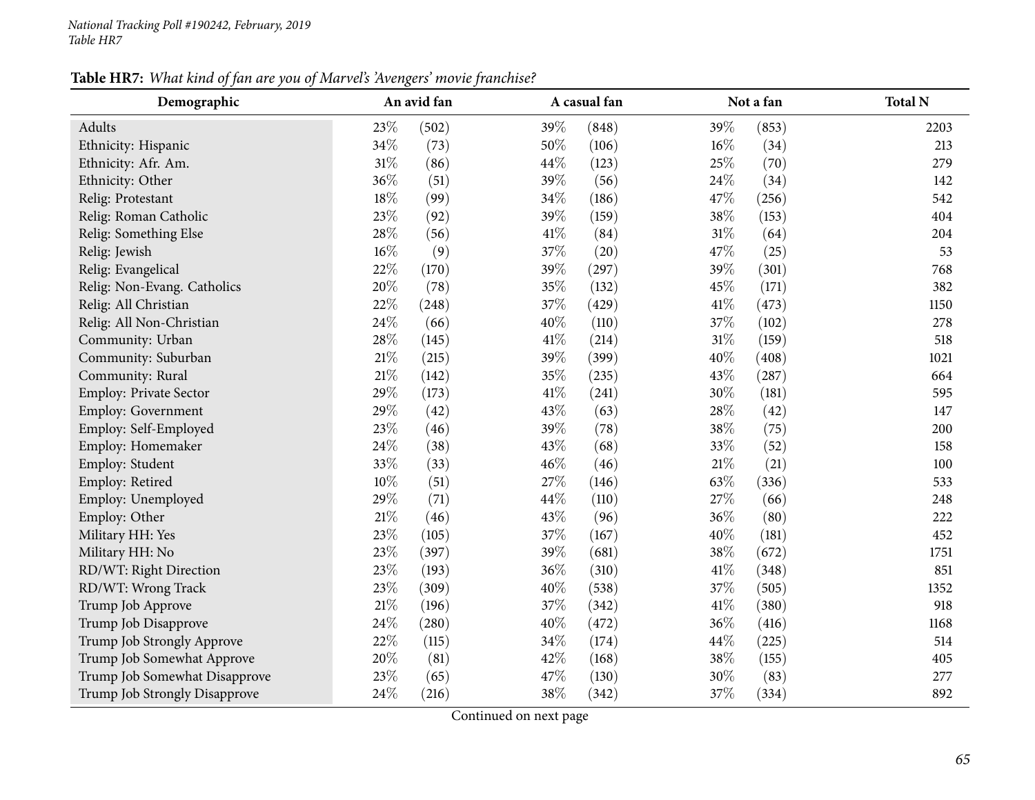**Table HR7:** *What kind of fan are you of Marvel's 'Avengers' movie franchise?*

| Demographic | An avid fan | | A casual fan | | Not a fan | | Total N |
|---|---|---|---|---|---|---|---|
| Adults | 23% | (502) | 39% | (848) | 39% | (853) | 2203 |
| Ethnicity: Hispanic | 34% | (73) | 50% | (106) | 16% | (34) | 213 |
| Ethnicity: Afr. Am. | 31% | (86) | 44% | (123) | 25% | (70) | 279 |
| Ethnicity: Other | 36% | (51) | 39% | (56) | 24% | (34) | 142 |
| Relig: Protestant | 18% | (99) | 34% | (186) | 47% | (256) | 542 |
| Relig: Roman Catholic | 23% | (92) | 39% | (159) | 38% | (153) | 404 |
| Relig: Something Else | 28% | (56) | 41% | (84) | 31% | (64) | 204 |
| Relig: Jewish | 16% | (9) | 37% | (20) | 47% | (25) | 53 |
| Relig: Evangelical | 22% | (170) | 39% | (297) | 39% | (301) | 768 |
| Relig: Non-Evang. Catholics | 20% | (78) | 35% | (132) | 45% | (171) | 382 |
| Relig: All Christian | 22% | (248) | 37% | (429) | 41% | (473) | 1150 |
| Relig: All Non-Christian | 24% | (66) | 40% | (110) | 37% | (102) | 278 |
| Community: Urban | 28% | (145) | 41% | (214) | 31% | (159) | 518 |
| Community: Suburban | 21% | (215) | 39% | (399) | 40% | (408) | 1021 |
| Community: Rural | 21% | (142) | 35% | (235) | 43% | (287) | 664 |
| Employ: Private Sector | 29% | (173) | 41% | (241) | 30% | (181) | 595 |
| Employ: Government | 29% | (42) | 43% | (63) | 28% | (42) | 147 |
| Employ: Self-Employed | 23% | (46) | 39% | (78) | 38% | (75) | 200 |
| Employ: Homemaker | 24% | (38) | 43% | (68) | 33% | (52) | 158 |
| Employ: Student | 33% | (33) | 46% | (46) | 21% | (21) | 100 |
| Employ: Retired | 10% | (51) | 27% | (146) | 63% | (336) | 533 |
| Employ: Unemployed | 29% | (71) | 44% | (110) | 27% | (66) | 248 |
| Employ: Other | 21% | (46) | 43% | (96) | 36% | (80) | 222 |
| Military HH: Yes | 23% | (105) | 37% | (167) | 40% | (181) | 452 |
| Military HH: No | 23% | (397) | 39% | (681) | 38% | (672) | 1751 |
| RD/WT: Right Direction | 23% | (193) | 36% | (310) | 41% | (348) | 851 |
| RD/WT: Wrong Track | 23% | (309) | 40% | (538) | 37% | (505) | 1352 |
| Trump Job Approve | 21% | (196) | 37% | (342) | 41% | (380) | 918 |
| Trump Job Disapprove | 24% | (280) | 40% | (472) | 36% | (416) | 1168 |
| Trump Job Strongly Approve | 22% | (115) | 34% | (174) | 44% | (225) | 514 |
| Trump Job Somewhat Approve | 20% | (81) | 42% | (168) | 38% | (155) | 405 |
| Trump Job Somewhat Disapprove | 23% | (65) | 47% | (130) | 30% | (83) | 277 |
| Trump Job Strongly Disapprove | 24% | (216) | 38% | (342) | 37% | (334) | 892 |

Continued on next page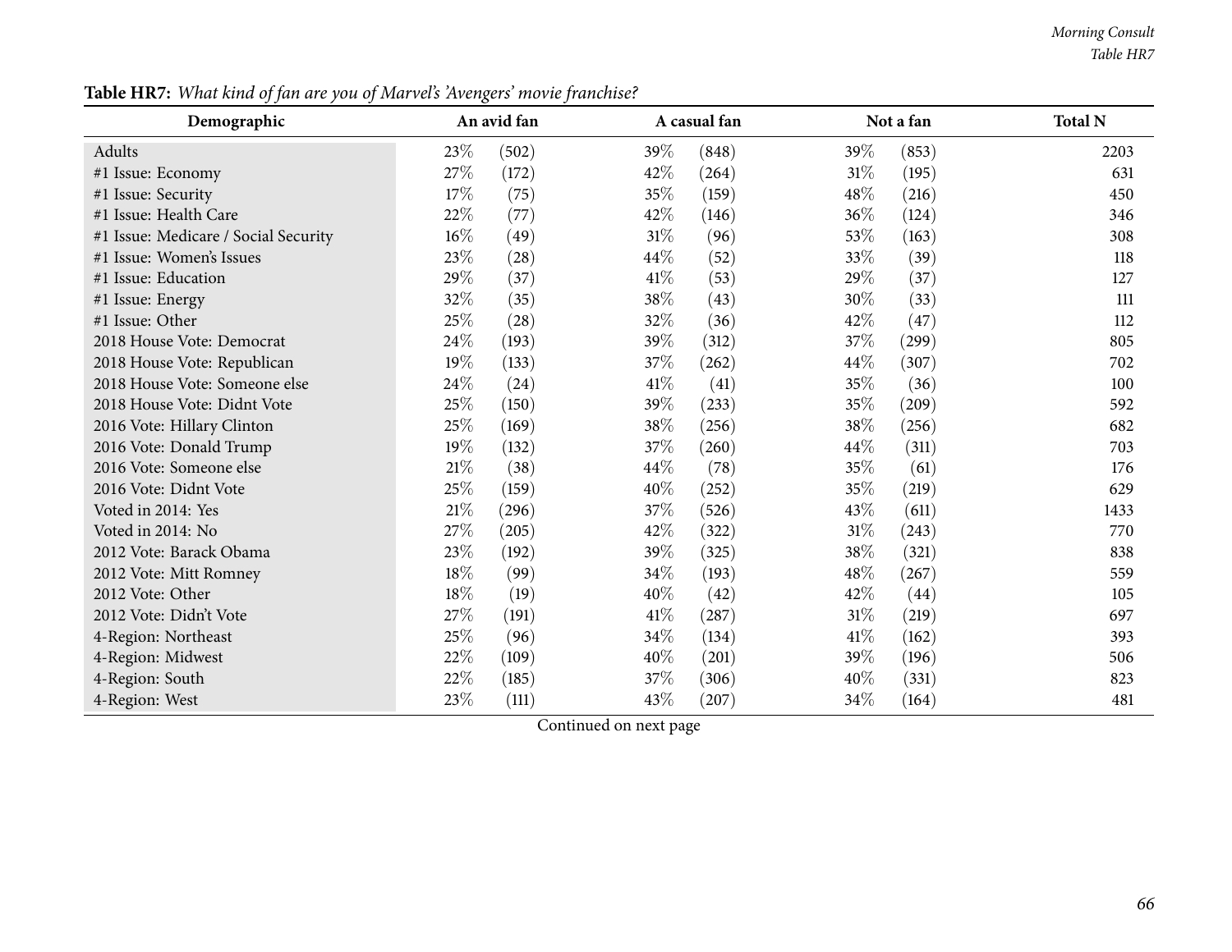**Table HR7:** *What kind of fan are you of Marvel's 'Avengers' movie franchise?*

| Demographic | An avid fan | | A casual fan | | Not a fan | | Total N |
|---|---|---|---|---|---|---|---|
| Adults | 23% | (502) | 39% | (848) | 39% | (853) | 2203 |
| #1 Issue: Economy | 27% | (172) | 42% | (264) | 31% | (195) | 631 |
| #1 Issue: Security | 17% | (75) | 35% | (159) | 48% | (216) | 450 |
| #1 Issue: Health Care | 22% | (77) | 42% | (146) | 36% | (124) | 346 |
| #1 Issue: Medicare / Social Security | 16% | (49) | 31% | (96) | 53% | (163) | 308 |
| #1 Issue: Women's Issues | 23% | (28) | 44% | (52) | 33% | (39) | 118 |
| #1 Issue: Education | 29% | (37) | 41% | (53) | 29% | (37) | 127 |
| #1 Issue: Energy | 32% | (35) | 38% | (43) | 30% | (33) | 111 |
| #1 Issue: Other | 25% | (28) | 32% | (36) | 42% | (47) | 112 |
| 2018 House Vote: Democrat | 24% | (193) | 39% | (312) | 37% | (299) | 805 |
| 2018 House Vote: Republican | 19% | (133) | 37% | (262) | 44% | (307) | 702 |
| 2018 House Vote: Someone else | 24% | (24) | 41% | (41) | 35% | (36) | 100 |
| 2018 House Vote: Didnt Vote | 25% | (150) | 39% | (233) | 35% | (209) | 592 |
| 2016 Vote: Hillary Clinton | 25% | (169) | 38% | (256) | 38% | (256) | 682 |
| 2016 Vote: Donald Trump | 19% | (132) | 37% | (260) | 44% | (311) | 703 |
| 2016 Vote: Someone else | 21% | (38) | 44% | (78) | 35% | (61) | 176 |
| 2016 Vote: Didnt Vote | 25% | (159) | 40% | (252) | 35% | (219) | 629 |
| Voted in 2014: Yes | 21% | (296) | 37% | (526) | 43% | (611) | 1433 |
| Voted in 2014: No | 27% | (205) | 42% | (322) | 31% | (243) | 770 |
| 2012 Vote: Barack Obama | 23% | (192) | 39% | (325) | 38% | (321) | 838 |
| 2012 Vote: Mitt Romney | 18% | (99) | 34% | (193) | 48% | (267) | 559 |
| 2012 Vote: Other | 18% | (19) | 40% | (42) | 42% | (44) | 105 |
| 2012 Vote: Didn't Vote | 27% | (191) | 41% | (287) | 31% | (219) | 697 |
| 4-Region: Northeast | 25% | (96) | 34% | (134) | 41% | (162) | 393 |
| 4-Region: Midwest | 22% | (109) | 40% | (201) | 39% | (196) | 506 |
| 4-Region: South | 22% | (185) | 37% | (306) | 40% | (331) | 823 |
| 4-Region: West | 23% | (111) | 43% | (207) | 34% | (164) | 481 |

Continued on next page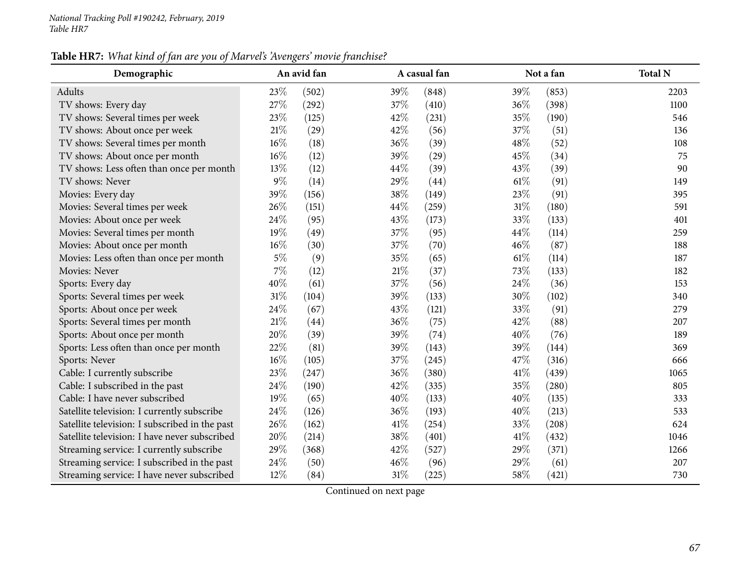**Table HR7:** *What kind of fan are you of Marvel's 'Avengers' movie franchise?*

| Demographic | An avid fan | | A casual fan | | Not a fan | | Total N |
|---|---|---|---|---|---|---|---|
| Adults | 23% | (502) | 39% | (848) | 39% | (853) | 2203 |
| TV shows: Every day | 27% | (292) | 37% | (410) | 36% | (398) | 1100 |
| TV shows: Several times per week | 23% | (125) | 42% | (231) | 35% | (190) | 546 |
| TV shows: About once per week | 21% | (29) | 42% | (56) | 37% | (51) | 136 |
| TV shows: Several times per month | 16% | (18) | 36% | (39) | 48% | (52) | 108 |
| TV shows: About once per month | 16% | (12) | 39% | (29) | 45% | (34) | 75 |
| TV shows: Less often than once per month | 13% | (12) | 44% | (39) | 43% | (39) | 90 |
| TV shows: Never | 9% | (14) | 29% | (44) | 61% | (91) | 149 |
| Movies: Every day | 39% | (156) | 38% | (149) | 23% | (91) | 395 |
| Movies: Several times per week | 26% | (151) | 44% | (259) | 31% | (180) | 591 |
| Movies: About once per week | 24% | (95) | 43% | (173) | 33% | (133) | 401 |
| Movies: Several times per month | 19% | (49) | 37% | (95) | 44% | (114) | 259 |
| Movies: About once per month | 16% | (30) | 37% | (70) | 46% | (87) | 188 |
| Movies: Less often than once per month | 5% | (9) | 35% | (65) | 61% | (114) | 187 |
| Movies: Never | 7% | (12) | 21% | (37) | 73% | (133) | 182 |
| Sports: Every day | 40% | (61) | 37% | (56) | 24% | (36) | 153 |
| Sports: Several times per week | 31% | (104) | 39% | (133) | 30% | (102) | 340 |
| Sports: About once per week | 24% | (67) | 43% | (121) | 33% | (91) | 279 |
| Sports: Several times per month | 21% | (44) | 36% | (75) | 42% | (88) | 207 |
| Sports: About once per month | 20% | (39) | 39% | (74) | 40% | (76) | 189 |
| Sports: Less often than once per month | 22% | (81) | 39% | (143) | 39% | (144) | 369 |
| Sports: Never | 16% | (105) | 37% | (245) | 47% | (316) | 666 |
| Cable: I currently subscribe | 23% | (247) | 36% | (380) | 41% | (439) | 1065 |
| Cable: I subscribed in the past | 24% | (190) | 42% | (335) | 35% | (280) | 805 |
| Cable: I have never subscribed | 19% | (65) | 40% | (133) | 40% | (135) | 333 |
| Satellite television: I currently subscribe | 24% | (126) | 36% | (193) | 40% | (213) | 533 |
| Satellite television: I subscribed in the past | 26% | (162) | 41% | (254) | 33% | (208) | 624 |
| Satellite television: I have never subscribed | 20% | (214) | 38% | (401) | 41% | (432) | 1046 |
| Streaming service: I currently subscribe | 29% | (368) | 42% | (527) | 29% | (371) | 1266 |
| Streaming service: I subscribed in the past | 24% | (50) | 46% | (96) | 29% | (61) | 207 |
| Streaming service: I have never subscribed | 12% | (84) | 31% | (225) | 58% | (421) | 730 |

Continued on next page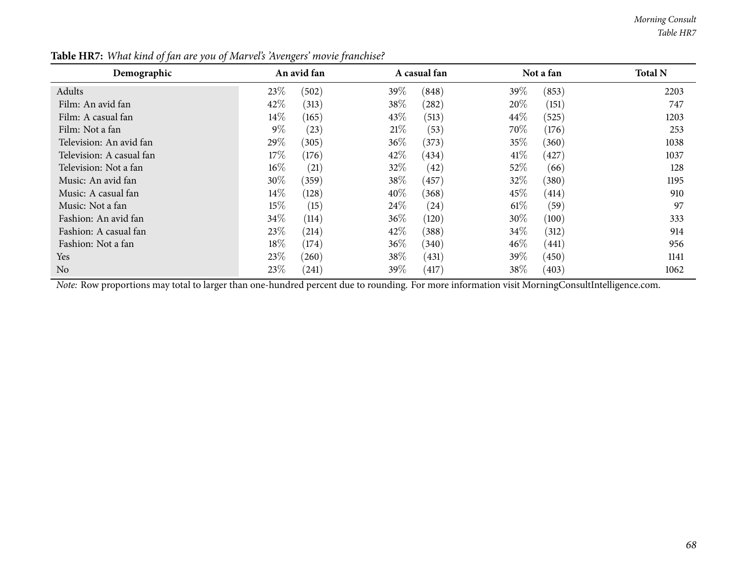**Table HR7:** *What kind of fan are you of Marvel's 'Avengers' movie franchise?*

| Demographic | An avid fan | | A casual fan | | Not a fan | | Total N |
|---|---|---|---|---|---|---|---|
| Adults | 23% | (502) | 39% | (848) | 39% | (853) | 2203 |
| Film: An avid fan | 42% | (313) | 38% | (282) | 20% | (151) | 747 |
| Film: A casual fan | 14% | (165) | 43% | (513) | 44% | (525) | 1203 |
| Film: Not a fan | 9% | (23) | 21% | (53) | 70% | (176) | 253 |
| Television: An avid fan | 29% | (305) | 36% | (373) | 35% | (360) | 1038 |
| Television: A casual fan | 17% | (176) | 42% | (434) | 41% | (427) | 1037 |
| Television: Not a fan | 16% | (21) | 32% | (42) | 52% | (66) | 128 |
| Music: An avid fan | 30% | (359) | 38% | (457) | 32% | (380) | 1195 |
| Music: A casual fan | 14% | (128) | 40% | (368) | 45% | (414) | 910 |
| Music: Not a fan | 15% | (15) | 24% | (24) | 61% | (59) | 97 |
| Fashion: An avid fan | 34% | (114) | 36% | (120) | 30% | (100) | 333 |
| Fashion: A casual fan | 23% | (214) | 42% | (388) | 34% | (312) | 914 |
| Fashion: Not a fan | 18% | (174) | 36% | (340) | 46% | (441) | 956 |
| Yes | 23% | (260) | 38% | (431) | 39% | (450) | 1141 |
| No | 23% | (241) | 39% | (417) | 38% | (403) | 1062 |

*Note:* Row proportions may total to larger than one-hundred percent due to rounding. For more information visit MorningConsultIntelligence.com.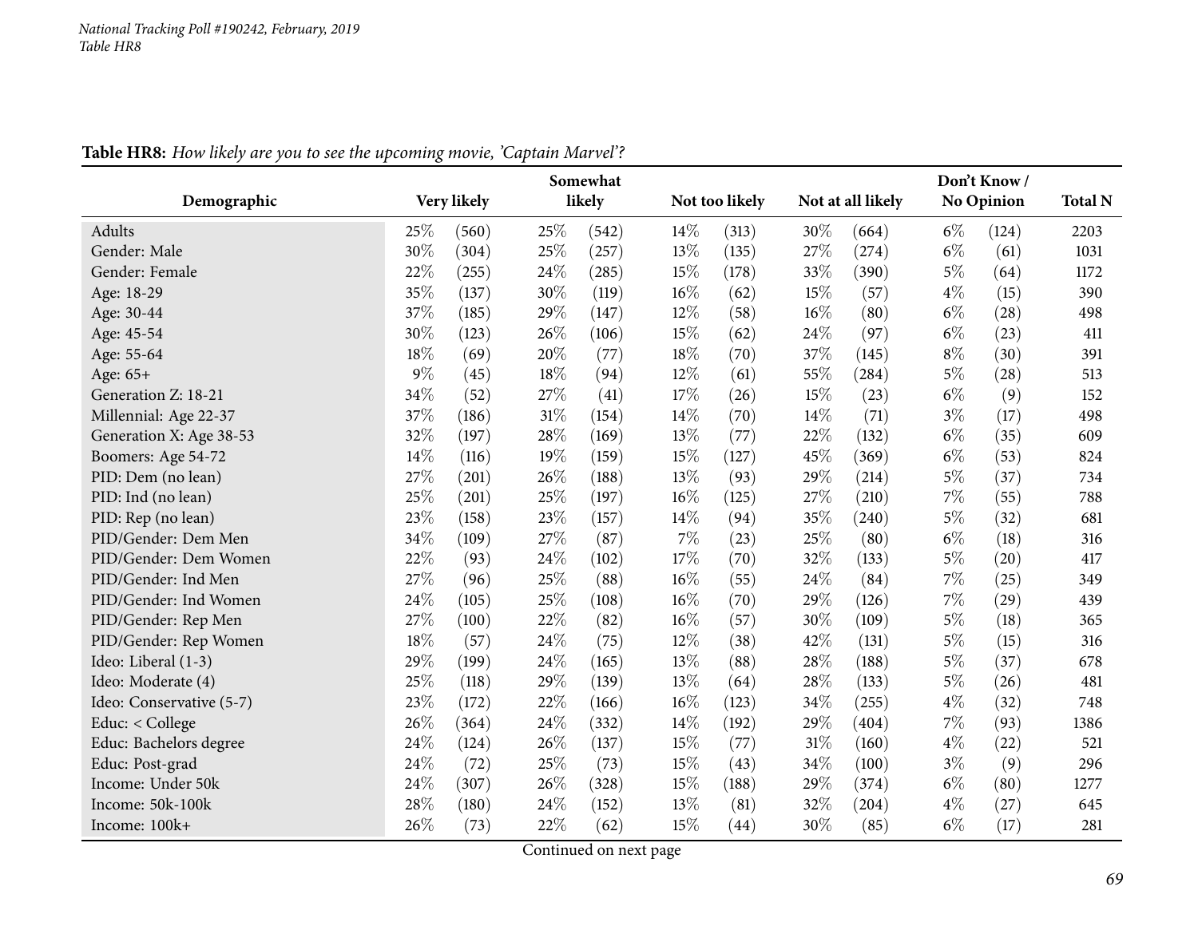*National Tracking Poll #190242, February, 2019*
*Table HR8*

**Table HR8:** *How likely are you to see the upcoming movie, 'Captain Marvel'?*

| Demographic | Very likely | | Somewhat likely | | Not too likely | | Not at all likely | | Don't Know / No Opinion | | Total N |
|---|---|---|---|---|---|---|---|---|---|---|---|
| Adults | 25% | (560) | 25% | (542) | 14% | (313) | 30% | (664) | 6% | (124) | 2203 |
| Gender: Male | 30% | (304) | 25% | (257) | 13% | (135) | 27% | (274) | 6% | (61) | 1031 |
| Gender: Female | 22% | (255) | 24% | (285) | 15% | (178) | 33% | (390) | 5% | (64) | 1172 |
| Age: 18-29 | 35% | (137) | 30% | (119) | 16% | (62) | 15% | (57) | 4% | (15) | 390 |
| Age: 30-44 | 37% | (185) | 29% | (147) | 12% | (58) | 16% | (80) | 6% | (28) | 498 |
| Age: 45-54 | 30% | (123) | 26% | (106) | 15% | (62) | 24% | (97) | 6% | (23) | 411 |
| Age: 55-64 | 18% | (69) | 20% | (77) | 18% | (70) | 37% | (145) | 8% | (30) | 391 |
| Age: 65+ | 9% | (45) | 18% | (94) | 12% | (61) | 55% | (284) | 5% | (28) | 513 |
| Generation Z: 18-21 | 34% | (52) | 27% | (41) | 17% | (26) | 15% | (23) | 6% | (9) | 152 |
| Millennial: Age 22-37 | 37% | (186) | 31% | (154) | 14% | (70) | 14% | (71) | 3% | (17) | 498 |
| Generation X: Age 38-53 | 32% | (197) | 28% | (169) | 13% | (77) | 22% | (132) | 6% | (35) | 609 |
| Boomers: Age 54-72 | 14% | (116) | 19% | (159) | 15% | (127) | 45% | (369) | 6% | (53) | 824 |
| PID: Dem (no lean) | 27% | (201) | 26% | (188) | 13% | (93) | 29% | (214) | 5% | (37) | 734 |
| PID: Ind (no lean) | 25% | (201) | 25% | (197) | 16% | (125) | 27% | (210) | 7% | (55) | 788 |
| PID: Rep (no lean) | 23% | (158) | 23% | (157) | 14% | (94) | 35% | (240) | 5% | (32) | 681 |
| PID/Gender: Dem Men | 34% | (109) | 27% | (87) | 7% | (23) | 25% | (80) | 6% | (18) | 316 |
| PID/Gender: Dem Women | 22% | (93) | 24% | (102) | 17% | (70) | 32% | (133) | 5% | (20) | 417 |
| PID/Gender: Ind Men | 27% | (96) | 25% | (88) | 16% | (55) | 24% | (84) | 7% | (25) | 349 |
| PID/Gender: Ind Women | 24% | (105) | 25% | (108) | 16% | (70) | 29% | (126) | 7% | (29) | 439 |
| PID/Gender: Rep Men | 27% | (100) | 22% | (82) | 16% | (57) | 30% | (109) | 5% | (18) | 365 |
| PID/Gender: Rep Women | 18% | (57) | 24% | (75) | 12% | (38) | 42% | (131) | 5% | (15) | 316 |
| Ideo: Liberal (1-3) | 29% | (199) | 24% | (165) | 13% | (88) | 28% | (188) | 5% | (37) | 678 |
| Ideo: Moderate (4) | 25% | (118) | 29% | (139) | 13% | (64) | 28% | (133) | 5% | (26) | 481 |
| Ideo: Conservative (5-7) | 23% | (172) | 22% | (166) | 16% | (123) | 34% | (255) | 4% | (32) | 748 |
| Educ: < College | 26% | (364) | 24% | (332) | 14% | (192) | 29% | (404) | 7% | (93) | 1386 |
| Educ: Bachelors degree | 24% | (124) | 26% | (137) | 15% | (77) | 31% | (160) | 4% | (22) | 521 |
| Educ: Post-grad | 24% | (72) | 25% | (73) | 15% | (43) | 34% | (100) | 3% | (9) | 296 |
| Income: Under 50k | 24% | (307) | 26% | (328) | 15% | (188) | 29% | (374) | 6% | (80) | 1277 |
| Income: 50k-100k | 28% | (180) | 24% | (152) | 13% | (81) | 32% | (204) | 4% | (27) | 645 |
| Income: 100k+ | 26% | (73) | 22% | (62) | 15% | (44) | 30% | (85) | 6% | (17) | 281 |

Continued on next page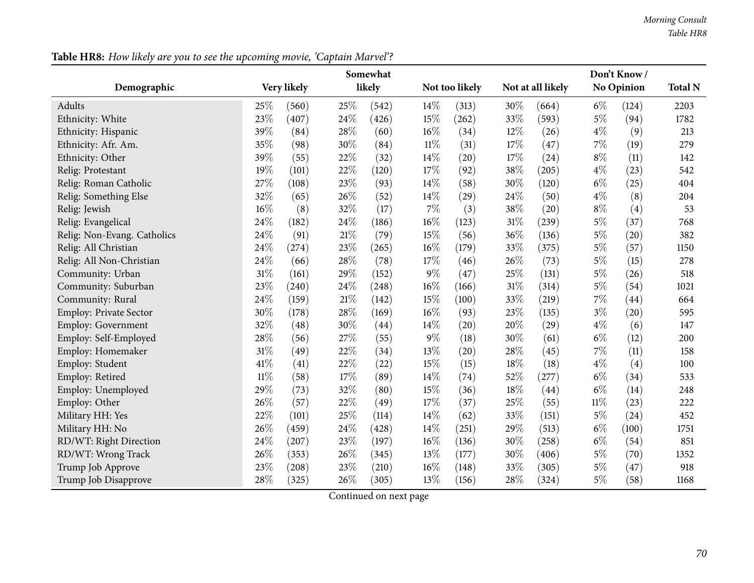**Table HR8:** *How likely are you to see the upcoming movie, 'Captain Marvel'?*

| Demographic | Very likely | | Somewhat likely | | Not too likely | | Not at all likely | | Don't Know / No Opinion | | Total N |
|---|---|---|---|---|---|---|---|---|---|---|---|
| Adults | 25% | (560) | 25% | (542) | 14% | (313) | 30% | (664) | 6% | (124) | 2203 |
| Ethnicity: White | 23% | (407) | 24% | (426) | 15% | (262) | 33% | (593) | 5% | (94) | 1782 |
| Ethnicity: Hispanic | 39% | (84) | 28% | (60) | 16% | (34) | 12% | (26) | 4% | (9) | 213 |
| Ethnicity: Afr. Am. | 35% | (98) | 30% | (84) | 11% | (31) | 17% | (47) | 7% | (19) | 279 |
| Ethnicity: Other | 39% | (55) | 22% | (32) | 14% | (20) | 17% | (24) | 8% | (11) | 142 |
| Relig: Protestant | 19% | (101) | 22% | (120) | 17% | (92) | 38% | (205) | 4% | (23) | 542 |
| Relig: Roman Catholic | 27% | (108) | 23% | (93) | 14% | (58) | 30% | (120) | 6% | (25) | 404 |
| Relig: Something Else | 32% | (65) | 26% | (52) | 14% | (29) | 24% | (50) | 4% | (8) | 204 |
| Relig: Jewish | 16% | (8) | 32% | (17) | 7% | (3) | 38% | (20) | 8% | (4) | 53 |
| Relig: Evangelical | 24% | (182) | 24% | (186) | 16% | (123) | 31% | (239) | 5% | (37) | 768 |
| Relig: Non-Evang. Catholics | 24% | (91) | 21% | (79) | 15% | (56) | 36% | (136) | 5% | (20) | 382 |
| Relig: All Christian | 24% | (274) | 23% | (265) | 16% | (179) | 33% | (375) | 5% | (57) | 1150 |
| Relig: All Non-Christian | 24% | (66) | 28% | (78) | 17% | (46) | 26% | (73) | 5% | (15) | 278 |
| Community: Urban | 31% | (161) | 29% | (152) | 9% | (47) | 25% | (131) | 5% | (26) | 518 |
| Community: Suburban | 23% | (240) | 24% | (248) | 16% | (166) | 31% | (314) | 5% | (54) | 1021 |
| Community: Rural | 24% | (159) | 21% | (142) | 15% | (100) | 33% | (219) | 7% | (44) | 664 |
| Employ: Private Sector | 30% | (178) | 28% | (169) | 16% | (93) | 23% | (135) | 3% | (20) | 595 |
| Employ: Government | 32% | (48) | 30% | (44) | 14% | (20) | 20% | (29) | 4% | (6) | 147 |
| Employ: Self-Employed | 28% | (56) | 27% | (55) | 9% | (18) | 30% | (61) | 6% | (12) | 200 |
| Employ: Homemaker | 31% | (49) | 22% | (34) | 13% | (20) | 28% | (45) | 7% | (11) | 158 |
| Employ: Student | 41% | (41) | 22% | (22) | 15% | (15) | 18% | (18) | 4% | (4) | 100 |
| Employ: Retired | 11% | (58) | 17% | (89) | 14% | (74) | 52% | (277) | 6% | (34) | 533 |
| Employ: Unemployed | 29% | (73) | 32% | (80) | 15% | (36) | 18% | (44) | 6% | (14) | 248 |
| Employ: Other | 26% | (57) | 22% | (49) | 17% | (37) | 25% | (55) | 11% | (23) | 222 |
| Military HH: Yes | 22% | (101) | 25% | (114) | 14% | (62) | 33% | (151) | 5% | (24) | 452 |
| Military HH: No | 26% | (459) | 24% | (428) | 14% | (251) | 29% | (513) | 6% | (100) | 1751 |
| RD/WT: Right Direction | 24% | (207) | 23% | (197) | 16% | (136) | 30% | (258) | 6% | (54) | 851 |
| RD/WT: Wrong Track | 26% | (353) | 26% | (345) | 13% | (177) | 30% | (406) | 5% | (70) | 1352 |
| Trump Job Approve | 23% | (208) | 23% | (210) | 16% | (148) | 33% | (305) | 5% | (47) | 918 |
| Trump Job Disapprove | 28% | (325) | 26% | (305) | 13% | (156) | 28% | (324) | 5% | (58) | 1168 |

Continued on next page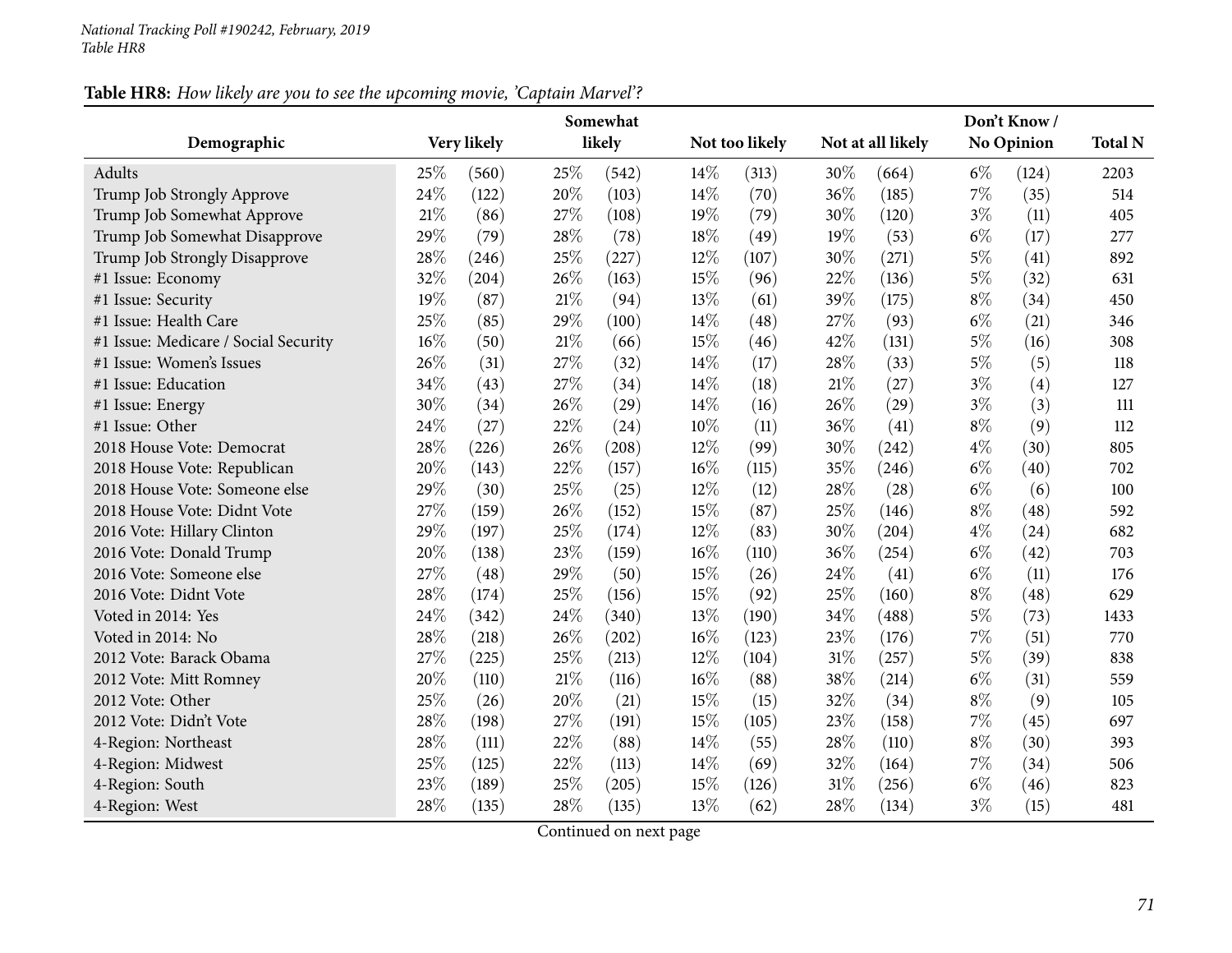*National Tracking Poll #190242, February, 2019*
*Table HR8*

**Table HR8:** *How likely are you to see the upcoming movie, 'Captain Marvel'?*

| Demographic | Very likely | | Somewhat likely | | Not too likely | | Not at all likely | | Don't Know / No Opinion | | Total N |
|---|---|---|---|---|---|---|---|---|---|---|---|
| Adults | 25% | (560) | 25% | (542) | 14% | (313) | 30% | (664) | 6% | (124) | 2203 |
| Trump Job Strongly Approve | 24% | (122) | 20% | (103) | 14% | (70) | 36% | (185) | 7% | (35) | 514 |
| Trump Job Somewhat Approve | 21% | (86) | 27% | (108) | 19% | (79) | 30% | (120) | 3% | (11) | 405 |
| Trump Job Somewhat Disapprove | 29% | (79) | 28% | (78) | 18% | (49) | 19% | (53) | 6% | (17) | 277 |
| Trump Job Strongly Disapprove | 28% | (246) | 25% | (227) | 12% | (107) | 30% | (271) | 5% | (41) | 892 |
| #1 Issue: Economy | 32% | (204) | 26% | (163) | 15% | (96) | 22% | (136) | 5% | (32) | 631 |
| #1 Issue: Security | 19% | (87) | 21% | (94) | 13% | (61) | 39% | (175) | 8% | (34) | 450 |
| #1 Issue: Health Care | 25% | (85) | 29% | (100) | 14% | (48) | 27% | (93) | 6% | (21) | 346 |
| #1 Issue: Medicare / Social Security | 16% | (50) | 21% | (66) | 15% | (46) | 42% | (131) | 5% | (16) | 308 |
| #1 Issue: Women's Issues | 26% | (31) | 27% | (32) | 14% | (17) | 28% | (33) | 5% | (5) | 118 |
| #1 Issue: Education | 34% | (43) | 27% | (34) | 14% | (18) | 21% | (27) | 3% | (4) | 127 |
| #1 Issue: Energy | 30% | (34) | 26% | (29) | 14% | (16) | 26% | (29) | 3% | (3) | 111 |
| #1 Issue: Other | 24% | (27) | 22% | (24) | 10% | (11) | 36% | (41) | 8% | (9) | 112 |
| 2018 House Vote: Democrat | 28% | (226) | 26% | (208) | 12% | (99) | 30% | (242) | 4% | (30) | 805 |
| 2018 House Vote: Republican | 20% | (143) | 22% | (157) | 16% | (115) | 35% | (246) | 6% | (40) | 702 |
| 2018 House Vote: Someone else | 29% | (30) | 25% | (25) | 12% | (12) | 28% | (28) | 6% | (6) | 100 |
| 2018 House Vote: Didnt Vote | 27% | (159) | 26% | (152) | 15% | (87) | 25% | (146) | 8% | (48) | 592 |
| 2016 Vote: Hillary Clinton | 29% | (197) | 25% | (174) | 12% | (83) | 30% | (204) | 4% | (24) | 682 |
| 2016 Vote: Donald Trump | 20% | (138) | 23% | (159) | 16% | (110) | 36% | (254) | 6% | (42) | 703 |
| 2016 Vote: Someone else | 27% | (48) | 29% | (50) | 15% | (26) | 24% | (41) | 6% | (11) | 176 |
| 2016 Vote: Didnt Vote | 28% | (174) | 25% | (156) | 15% | (92) | 25% | (160) | 8% | (48) | 629 |
| Voted in 2014: Yes | 24% | (342) | 24% | (340) | 13% | (190) | 34% | (488) | 5% | (73) | 1433 |
| Voted in 2014: No | 28% | (218) | 26% | (202) | 16% | (123) | 23% | (176) | 7% | (51) | 770 |
| 2012 Vote: Barack Obama | 27% | (225) | 25% | (213) | 12% | (104) | 31% | (257) | 5% | (39) | 838 |
| 2012 Vote: Mitt Romney | 20% | (110) | 21% | (116) | 16% | (88) | 38% | (214) | 6% | (31) | 559 |
| 2012 Vote: Other | 25% | (26) | 20% | (21) | 15% | (15) | 32% | (34) | 8% | (9) | 105 |
| 2012 Vote: Didn't Vote | 28% | (198) | 27% | (191) | 15% | (105) | 23% | (158) | 7% | (45) | 697 |
| 4-Region: Northeast | 28% | (111) | 22% | (88) | 14% | (55) | 28% | (110) | 8% | (30) | 393 |
| 4-Region: Midwest | 25% | (125) | 22% | (113) | 14% | (69) | 32% | (164) | 7% | (34) | 506 |
| 4-Region: South | 23% | (189) | 25% | (205) | 15% | (126) | 31% | (256) | 6% | (46) | 823 |
| 4-Region: West | 28% | (135) | 28% | (135) | 13% | (62) | 28% | (134) | 3% | (15) | 481 |

Continued on next page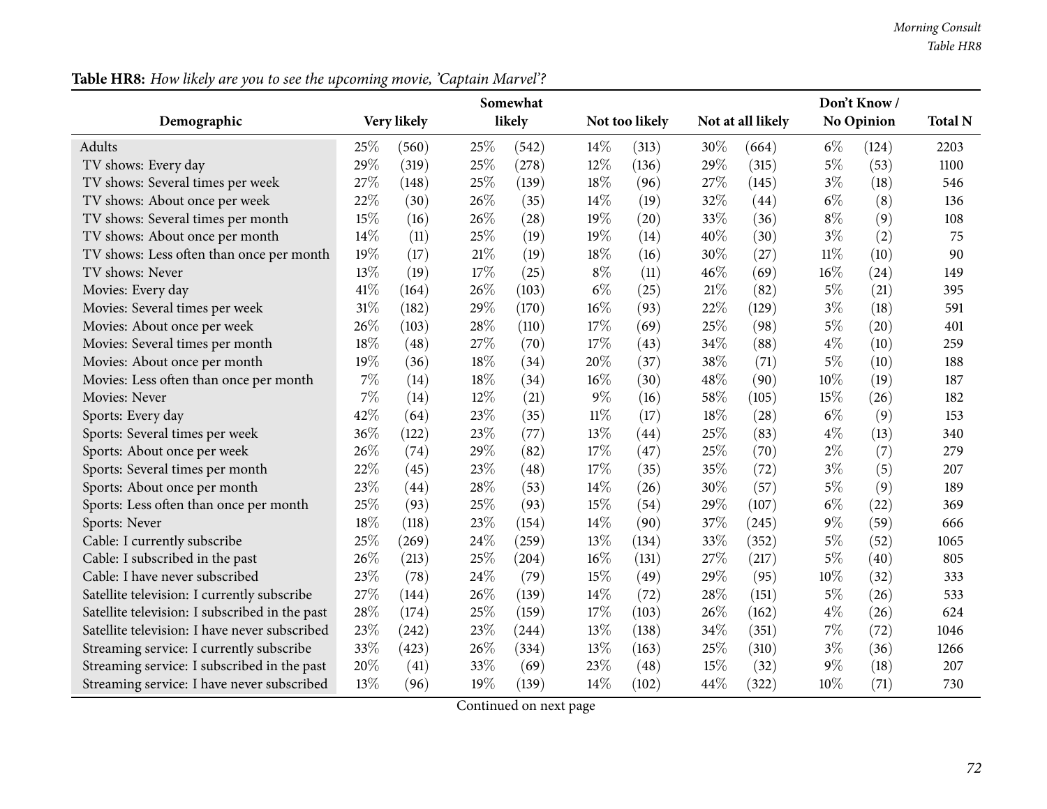**Table HR8:** *How likely are you to see the upcoming movie, 'Captain Marvel'?*

| Demographic | Very likely | | Somewhat likely | | Not too likely | | Not at all likely | | Don't Know / No Opinion | | Total N |
|---|---|---|---|---|---|---|---|---|---|---|---|
| Adults | 25% | (560) | 25% | (542) | 14% | (313) | 30% | (664) | 6% | (124) | 2203 |
| TV shows: Every day | 29% | (319) | 25% | (278) | 12% | (136) | 29% | (315) | 5% | (53) | 1100 |
| TV shows: Several times per week | 27% | (148) | 25% | (139) | 18% | (96) | 27% | (145) | 3% | (18) | 546 |
| TV shows: About once per week | 22% | (30) | 26% | (35) | 14% | (19) | 32% | (44) | 6% | (8) | 136 |
| TV shows: Several times per month | 15% | (16) | 26% | (28) | 19% | (20) | 33% | (36) | 8% | (9) | 108 |
| TV shows: About once per month | 14% | (11) | 25% | (19) | 19% | (14) | 40% | (30) | 3% | (2) | 75 |
| TV shows: Less often than once per month | 19% | (17) | 21% | (19) | 18% | (16) | 30% | (27) | 11% | (10) | 90 |
| TV shows: Never | 13% | (19) | 17% | (25) | 8% | (11) | 46% | (69) | 16% | (24) | 149 |
| Movies: Every day | 41% | (164) | 26% | (103) | 6% | (25) | 21% | (82) | 5% | (21) | 395 |
| Movies: Several times per week | 31% | (182) | 29% | (170) | 16% | (93) | 22% | (129) | 3% | (18) | 591 |
| Movies: About once per week | 26% | (103) | 28% | (110) | 17% | (69) | 25% | (98) | 5% | (20) | 401 |
| Movies: Several times per month | 18% | (48) | 27% | (70) | 17% | (43) | 34% | (88) | 4% | (10) | 259 |
| Movies: About once per month | 19% | (36) | 18% | (34) | 20% | (37) | 38% | (71) | 5% | (10) | 188 |
| Movies: Less often than once per month | 7% | (14) | 18% | (34) | 16% | (30) | 48% | (90) | 10% | (19) | 187 |
| Movies: Never | 7% | (14) | 12% | (21) | 9% | (16) | 58% | (105) | 15% | (26) | 182 |
| Sports: Every day | 42% | (64) | 23% | (35) | 11% | (17) | 18% | (28) | 6% | (9) | 153 |
| Sports: Several times per week | 36% | (122) | 23% | (77) | 13% | (44) | 25% | (83) | 4% | (13) | 340 |
| Sports: About once per week | 26% | (74) | 29% | (82) | 17% | (47) | 25% | (70) | 2% | (7) | 279 |
| Sports: Several times per month | 22% | (45) | 23% | (48) | 17% | (35) | 35% | (72) | 3% | (5) | 207 |
| Sports: About once per month | 23% | (44) | 28% | (53) | 14% | (26) | 30% | (57) | 5% | (9) | 189 |
| Sports: Less often than once per month | 25% | (93) | 25% | (93) | 15% | (54) | 29% | (107) | 6% | (22) | 369 |
| Sports: Never | 18% | (118) | 23% | (154) | 14% | (90) | 37% | (245) | 9% | (59) | 666 |
| Cable: I currently subscribe | 25% | (269) | 24% | (259) | 13% | (134) | 33% | (352) | 5% | (52) | 1065 |
| Cable: I subscribed in the past | 26% | (213) | 25% | (204) | 16% | (131) | 27% | (217) | 5% | (40) | 805 |
| Cable: I have never subscribed | 23% | (78) | 24% | (79) | 15% | (49) | 29% | (95) | 10% | (32) | 333 |
| Satellite television: I currently subscribe | 27% | (144) | 26% | (139) | 14% | (72) | 28% | (151) | 5% | (26) | 533 |
| Satellite television: I subscribed in the past | 28% | (174) | 25% | (159) | 17% | (103) | 26% | (162) | 4% | (26) | 624 |
| Satellite television: I have never subscribed | 23% | (242) | 23% | (244) | 13% | (138) | 34% | (351) | 7% | (72) | 1046 |
| Streaming service: I currently subscribe | 33% | (423) | 26% | (334) | 13% | (163) | 25% | (310) | 3% | (36) | 1266 |
| Streaming service: I subscribed in the past | 20% | (41) | 33% | (69) | 23% | (48) | 15% | (32) | 9% | (18) | 207 |
| Streaming service: I have never subscribed | 13% | (96) | 19% | (139) | 14% | (102) | 44% | (322) | 10% | (71) | 730 |

Continued on next page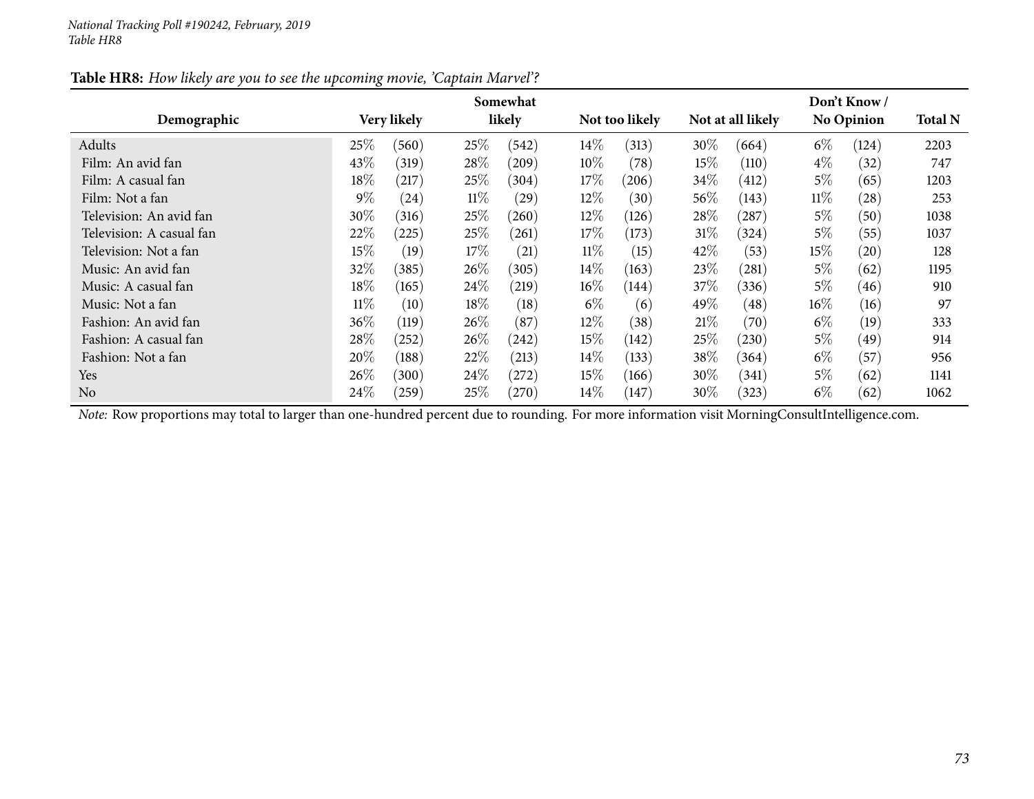*National Tracking Poll #190242, February, 2019*
*Table HR8*

**Table HR8:** *How likely are you to see the upcoming movie, 'Captain Marvel'?*

| Demographic | Very likely | | Somewhat likely | | Not too likely | | Not at all likely | | Don't Know / No Opinion | | Total N |
|---|---|---|---|---|---|---|---|---|---|---|---|
| Adults | 25% | (560) | 25% | (542) | 14% | (313) | 30% | (664) | 6% | (124) | 2203 |
| Film: An avid fan | 43% | (319) | 28% | (209) | 10% | (78) | 15% | (110) | 4% | (32) | 747 |
| Film: A casual fan | 18% | (217) | 25% | (304) | 17% | (206) | 34% | (412) | 5% | (65) | 1203 |
| Film: Not a fan | 9% | (24) | 11% | (29) | 12% | (30) | 56% | (143) | 11% | (28) | 253 |
| Television: An avid fan | 30% | (316) | 25% | (260) | 12% | (126) | 28% | (287) | 5% | (50) | 1038 |
| Television: A casual fan | 22% | (225) | 25% | (261) | 17% | (173) | 31% | (324) | 5% | (55) | 1037 |
| Television: Not a fan | 15% | (19) | 17% | (21) | 11% | (15) | 42% | (53) | 15% | (20) | 128 |
| Music: An avid fan | 32% | (385) | 26% | (305) | 14% | (163) | 23% | (281) | 5% | (62) | 1195 |
| Music: A casual fan | 18% | (165) | 24% | (219) | 16% | (144) | 37% | (336) | 5% | (46) | 910 |
| Music: Not a fan | 11% | (10) | 18% | (18) | 6% | (6) | 49% | (48) | 16% | (16) | 97 |
| Fashion: An avid fan | 36% | (119) | 26% | (87) | 12% | (38) | 21% | (70) | 6% | (19) | 333 |
| Fashion: A casual fan | 28% | (252) | 26% | (242) | 15% | (142) | 25% | (230) | 5% | (49) | 914 |
| Fashion: Not a fan | 20% | (188) | 22% | (213) | 14% | (133) | 38% | (364) | 6% | (57) | 956 |
| Yes | 26% | (300) | 24% | (272) | 15% | (166) | 30% | (341) | 5% | (62) | 1141 |
| No | 24% | (259) | 25% | (270) | 14% | (147) | 30% | (323) | 6% | (62) | 1062 |

*Note:* Row proportions may total to larger than one-hundred percent due to rounding. For more information visit MorningConsultIntelligence.com.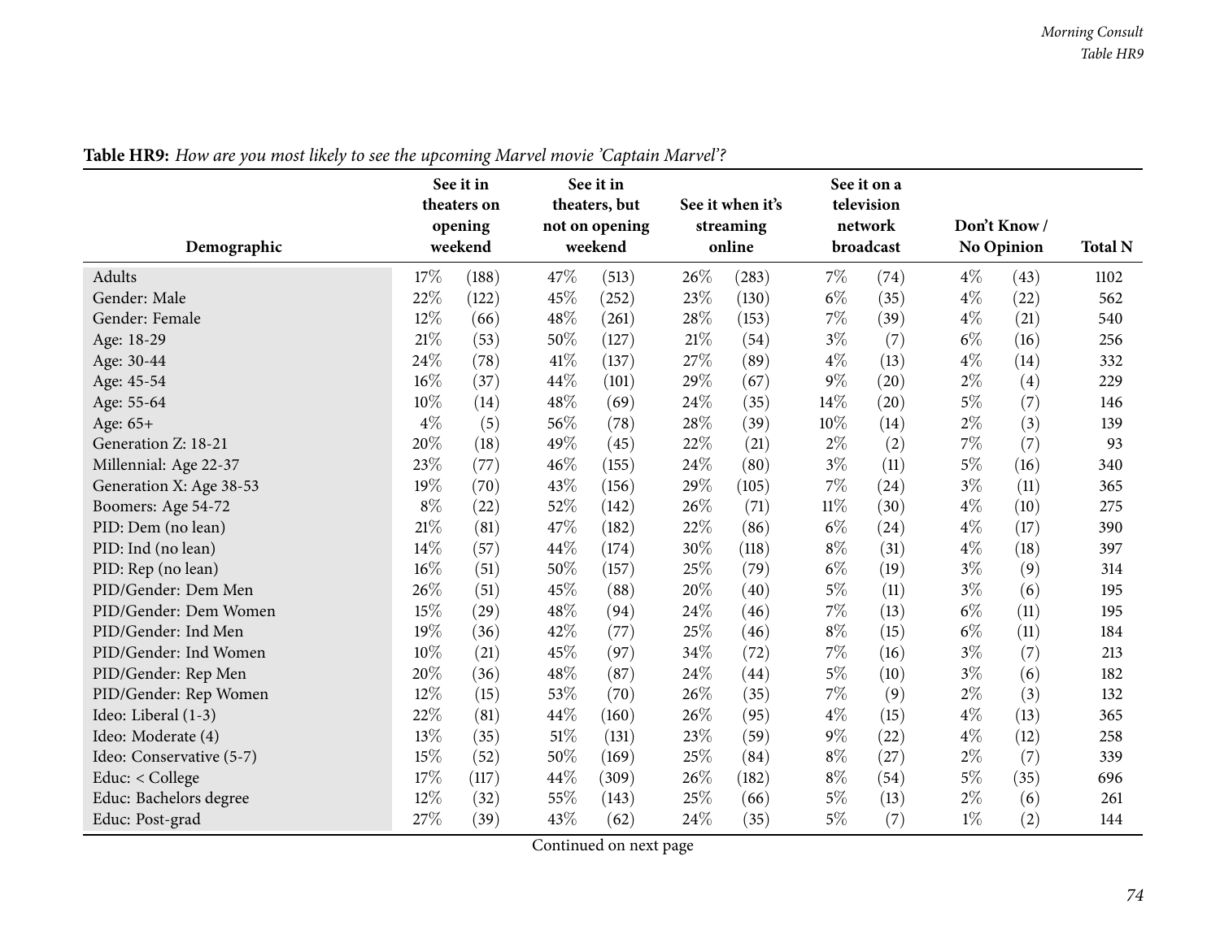**Table HR9:** *How are you most likely to see the upcoming Marvel movie 'Captain Marvel'?*

| Demographic | See it in theaters on opening weekend | | See it in theaters, but not on opening weekend | | See it when it's streaming online | | See it on a television network broadcast | | Don't Know / No Opinion | | Total N |
|---|---|---|---|---|---|---|---|---|---|---|---|
| Adults | 17% | (188) | 47% | (513) | 26% | (283) | 7% | (74) | 4% | (43) | 1102 |
| Gender: Male | 22% | (122) | 45% | (252) | 23% | (130) | 6% | (35) | 4% | (22) | 562 |
| Gender: Female | 12% | (66) | 48% | (261) | 28% | (153) | 7% | (39) | 4% | (21) | 540 |
| Age: 18-29 | 21% | (53) | 50% | (127) | 21% | (54) | 3% | (7) | 6% | (16) | 256 |
| Age: 30-44 | 24% | (78) | 41% | (137) | 27% | (89) | 4% | (13) | 4% | (14) | 332 |
| Age: 45-54 | 16% | (37) | 44% | (101) | 29% | (67) | 9% | (20) | 2% | (4) | 229 |
| Age: 55-64 | 10% | (14) | 48% | (69) | 24% | (35) | 14% | (20) | 5% | (7) | 146 |
| Age: 65+ | 4% | (5) | 56% | (78) | 28% | (39) | 10% | (14) | 2% | (3) | 139 |
| Generation Z: 18-21 | 20% | (18) | 49% | (45) | 22% | (21) | 2% | (2) | 7% | (7) | 93 |
| Millennial: Age 22-37 | 23% | (77) | 46% | (155) | 24% | (80) | 3% | (11) | 5% | (16) | 340 |
| Generation X: Age 38-53 | 19% | (70) | 43% | (156) | 29% | (105) | 7% | (24) | 3% | (11) | 365 |
| Boomers: Age 54-72 | 8% | (22) | 52% | (142) | 26% | (71) | 11% | (30) | 4% | (10) | 275 |
| PID: Dem (no lean) | 21% | (81) | 47% | (182) | 22% | (86) | 6% | (24) | 4% | (17) | 390 |
| PID: Ind (no lean) | 14% | (57) | 44% | (174) | 30% | (118) | 8% | (31) | 4% | (18) | 397 |
| PID: Rep (no lean) | 16% | (51) | 50% | (157) | 25% | (79) | 6% | (19) | 3% | (9) | 314 |
| PID/Gender: Dem Men | 26% | (51) | 45% | (88) | 20% | (40) | 5% | (11) | 3% | (6) | 195 |
| PID/Gender: Dem Women | 15% | (29) | 48% | (94) | 24% | (46) | 7% | (13) | 6% | (11) | 195 |
| PID/Gender: Ind Men | 19% | (36) | 42% | (77) | 25% | (46) | 8% | (15) | 6% | (11) | 184 |
| PID/Gender: Ind Women | 10% | (21) | 45% | (97) | 34% | (72) | 7% | (16) | 3% | (7) | 213 |
| PID/Gender: Rep Men | 20% | (36) | 48% | (87) | 24% | (44) | 5% | (10) | 3% | (6) | 182 |
| PID/Gender: Rep Women | 12% | (15) | 53% | (70) | 26% | (35) | 7% | (9) | 2% | (3) | 132 |
| Ideo: Liberal (1-3) | 22% | (81) | 44% | (160) | 26% | (95) | 4% | (15) | 4% | (13) | 365 |
| Ideo: Moderate (4) | 13% | (35) | 51% | (131) | 23% | (59) | 9% | (22) | 4% | (12) | 258 |
| Ideo: Conservative (5-7) | 15% | (52) | 50% | (169) | 25% | (84) | 8% | (27) | 2% | (7) | 339 |
| Educ: < College | 17% | (117) | 44% | (309) | 26% | (182) | 8% | (54) | 5% | (35) | 696 |
| Educ: Bachelors degree | 12% | (32) | 55% | (143) | 25% | (66) | 5% | (13) | 2% | (6) | 261 |
| Educ: Post-grad | 27% | (39) | 43% | (62) | 24% | (35) | 5% | (7) | 1% | (2) | 144 |

Continued on next page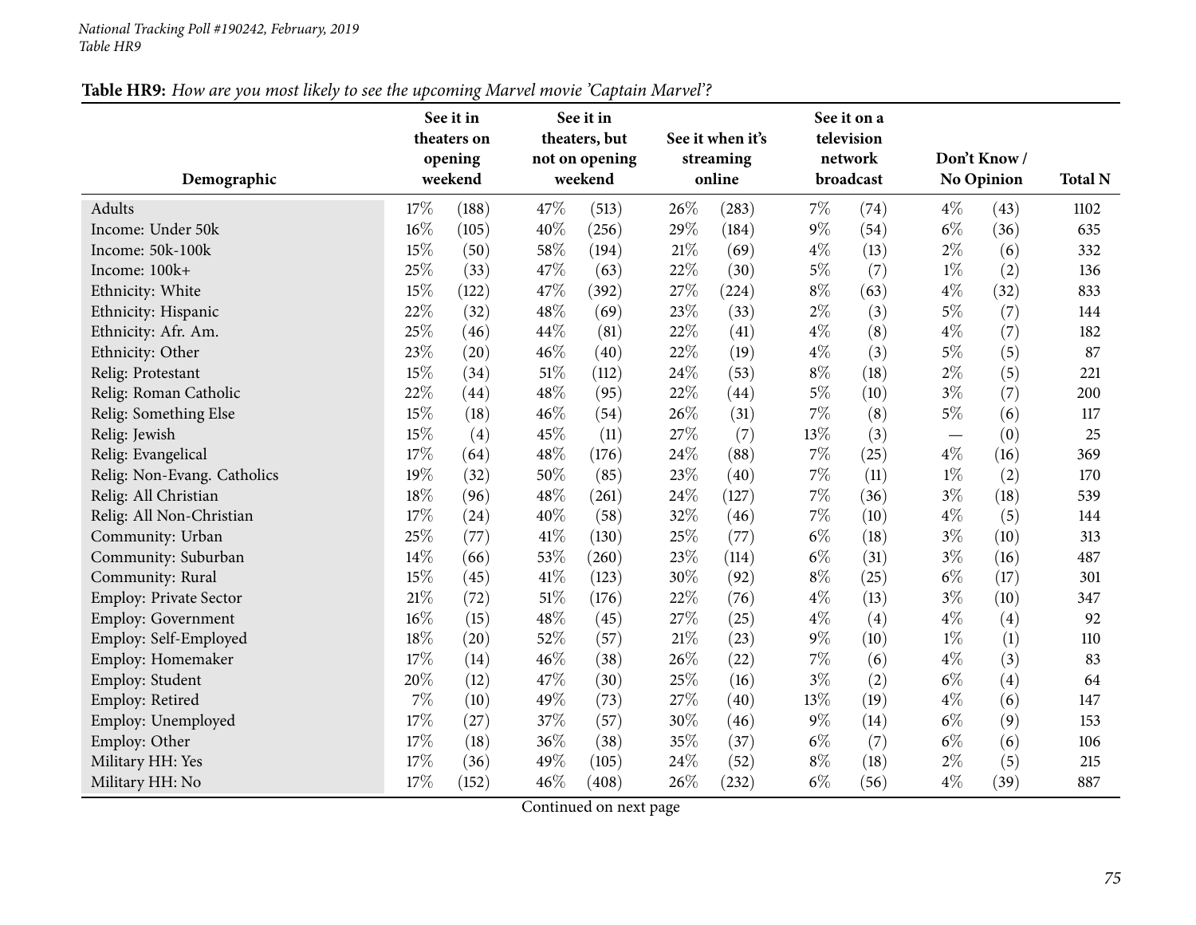National Tracking Poll #190242, February, 2019
Table HR9

**Table HR9:** *How are you most likely to see the upcoming Marvel movie 'Captain Marvel'?*

| Demographic | See it in theaters on opening weekend | | See it in theaters, but not on opening weekend | | See it when it's streaming online | | See it on a television network broadcast | | Don't Know / No Opinion | | Total N |
|---|---|---|---|---|---|---|---|---|---|---|---|
| Adults | 17% | (188) | 47% | (513) | 26% | (283) | 7% | (74) | 4% | (43) | 1102 |
| Income: Under 50k | 16% | (105) | 40% | (256) | 29% | (184) | 9% | (54) | 6% | (36) | 635 |
| Income: 50k-100k | 15% | (50) | 58% | (194) | 21% | (69) | 4% | (13) | 2% | (6) | 332 |
| Income: 100k+ | 25% | (33) | 47% | (63) | 22% | (30) | 5% | (7) | 1% | (2) | 136 |
| Ethnicity: White | 15% | (122) | 47% | (392) | 27% | (224) | 8% | (63) | 4% | (32) | 833 |
| Ethnicity: Hispanic | 22% | (32) | 48% | (69) | 23% | (33) | 2% | (3) | 5% | (7) | 144 |
| Ethnicity: Afr. Am. | 25% | (46) | 44% | (81) | 22% | (41) | 4% | (8) | 4% | (7) | 182 |
| Ethnicity: Other | 23% | (20) | 46% | (40) | 22% | (19) | 4% | (3) | 5% | (5) | 87 |
| Relig: Protestant | 15% | (34) | 51% | (112) | 24% | (53) | 8% | (18) | 2% | (5) | 221 |
| Relig: Roman Catholic | 22% | (44) | 48% | (95) | 22% | (44) | 5% | (10) | 3% | (7) | 200 |
| Relig: Something Else | 15% | (18) | 46% | (54) | 26% | (31) | 7% | (8) | 5% | (6) | 117 |
| Relig: Jewish | 15% | (4) | 45% | (11) | 27% | (7) | 13% | (3) | — | (0) | 25 |
| Relig: Evangelical | 17% | (64) | 48% | (176) | 24% | (88) | 7% | (25) | 4% | (16) | 369 |
| Relig: Non-Evang. Catholics | 19% | (32) | 50% | (85) | 23% | (40) | 7% | (11) | 1% | (2) | 170 |
| Relig: All Christian | 18% | (96) | 48% | (261) | 24% | (127) | 7% | (36) | 3% | (18) | 539 |
| Relig: All Non-Christian | 17% | (24) | 40% | (58) | 32% | (46) | 7% | (10) | 4% | (5) | 144 |
| Community: Urban | 25% | (77) | 41% | (130) | 25% | (77) | 6% | (18) | 3% | (10) | 313 |
| Community: Suburban | 14% | (66) | 53% | (260) | 23% | (114) | 6% | (31) | 3% | (16) | 487 |
| Community: Rural | 15% | (45) | 41% | (123) | 30% | (92) | 8% | (25) | 6% | (17) | 301 |
| Employ: Private Sector | 21% | (72) | 51% | (176) | 22% | (76) | 4% | (13) | 3% | (10) | 347 |
| Employ: Government | 16% | (15) | 48% | (45) | 27% | (25) | 4% | (4) | 4% | (4) | 92 |
| Employ: Self-Employed | 18% | (20) | 52% | (57) | 21% | (23) | 9% | (10) | 1% | (1) | 110 |
| Employ: Homemaker | 17% | (14) | 46% | (38) | 26% | (22) | 7% | (6) | 4% | (3) | 83 |
| Employ: Student | 20% | (12) | 47% | (30) | 25% | (16) | 3% | (2) | 6% | (4) | 64 |
| Employ: Retired | 7% | (10) | 49% | (73) | 27% | (40) | 13% | (19) | 4% | (6) | 147 |
| Employ: Unemployed | 17% | (27) | 37% | (57) | 30% | (46) | 9% | (14) | 6% | (9) | 153 |
| Employ: Other | 17% | (18) | 36% | (38) | 35% | (37) | 6% | (7) | 6% | (6) | 106 |
| Military HH: Yes | 17% | (36) | 49% | (105) | 24% | (52) | 8% | (18) | 2% | (5) | 215 |
| Military HH: No | 17% | (152) | 46% | (408) | 26% | (232) | 6% | (56) | 4% | (39) | 887 |

Continued on next page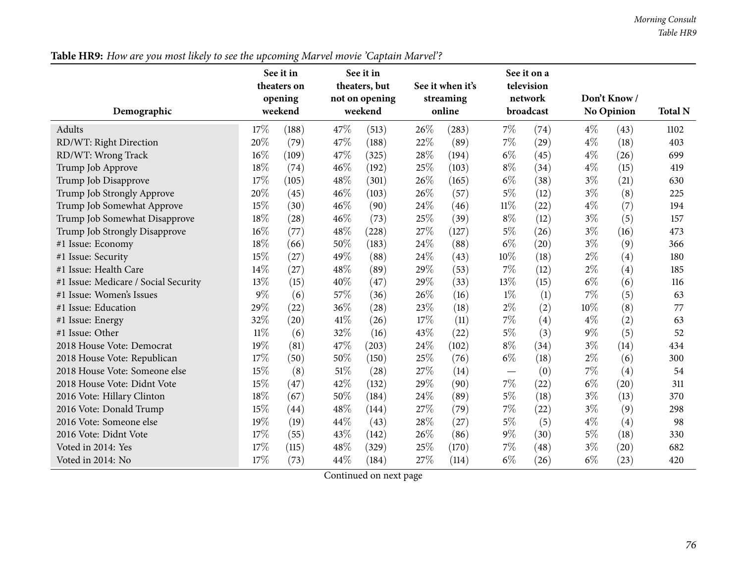**Table HR9:** *How are you most likely to see the upcoming Marvel movie 'Captain Marvel'?*

| Demographic | See it in theaters on opening weekend | | See it in theaters, but not on opening weekend | | See it when it's streaming online | | See it on a television network broadcast | | Don't Know / No Opinion | | Total N |
|---|---|---|---|---|---|---|---|---|---|---|---|
| Adults | 17% | (188) | 47% | (513) | 26% | (283) | 7% | (74) | 4% | (43) | 1102 |
| RD/WT: Right Direction | 20% | (79) | 47% | (188) | 22% | (89) | 7% | (29) | 4% | (18) | 403 |
| RD/WT: Wrong Track | 16% | (109) | 47% | (325) | 28% | (194) | 6% | (45) | 4% | (26) | 699 |
| Trump Job Approve | 18% | (74) | 46% | (192) | 25% | (103) | 8% | (34) | 4% | (15) | 419 |
| Trump Job Disapprove | 17% | (105) | 48% | (301) | 26% | (165) | 6% | (38) | 3% | (21) | 630 |
| Trump Job Strongly Approve | 20% | (45) | 46% | (103) | 26% | (57) | 5% | (12) | 3% | (8) | 225 |
| Trump Job Somewhat Approve | 15% | (30) | 46% | (90) | 24% | (46) | 11% | (22) | 4% | (7) | 194 |
| Trump Job Somewhat Disapprove | 18% | (28) | 46% | (73) | 25% | (39) | 8% | (12) | 3% | (5) | 157 |
| Trump Job Strongly Disapprove | 16% | (77) | 48% | (228) | 27% | (127) | 5% | (26) | 3% | (16) | 473 |
| #1 Issue: Economy | 18% | (66) | 50% | (183) | 24% | (88) | 6% | (20) | 3% | (9) | 366 |
| #1 Issue: Security | 15% | (27) | 49% | (88) | 24% | (43) | 10% | (18) | 2% | (4) | 180 |
| #1 Issue: Health Care | 14% | (27) | 48% | (89) | 29% | (53) | 7% | (12) | 2% | (4) | 185 |
| #1 Issue: Medicare / Social Security | 13% | (15) | 40% | (47) | 29% | (33) | 13% | (15) | 6% | (6) | 116 |
| #1 Issue: Women's Issues | 9% | (6) | 57% | (36) | 26% | (16) | 1% | (1) | 7% | (5) | 63 |
| #1 Issue: Education | 29% | (22) | 36% | (28) | 23% | (18) | 2% | (2) | 10% | (8) | 77 |
| #1 Issue: Energy | 32% | (20) | 41% | (26) | 17% | (11) | 7% | (4) | 4% | (2) | 63 |
| #1 Issue: Other | 11% | (6) | 32% | (16) | 43% | (22) | 5% | (3) | 9% | (5) | 52 |
| 2018 House Vote: Democrat | 19% | (81) | 47% | (203) | 24% | (102) | 8% | (34) | 3% | (14) | 434 |
| 2018 House Vote: Republican | 17% | (50) | 50% | (150) | 25% | (76) | 6% | (18) | 2% | (6) | 300 |
| 2018 House Vote: Someone else | 15% | (8) | 51% | (28) | 27% | (14) | — | (0) | 7% | (4) | 54 |
| 2018 House Vote: Didnt Vote | 15% | (47) | 42% | (132) | 29% | (90) | 7% | (22) | 6% | (20) | 311 |
| 2016 Vote: Hillary Clinton | 18% | (67) | 50% | (184) | 24% | (89) | 5% | (18) | 3% | (13) | 370 |
| 2016 Vote: Donald Trump | 15% | (44) | 48% | (144) | 27% | (79) | 7% | (22) | 3% | (9) | 298 |
| 2016 Vote: Someone else | 19% | (19) | 44% | (43) | 28% | (27) | 5% | (5) | 4% | (4) | 98 |
| 2016 Vote: Didnt Vote | 17% | (55) | 43% | (142) | 26% | (86) | 9% | (30) | 5% | (18) | 330 |
| Voted in 2014: Yes | 17% | (115) | 48% | (329) | 25% | (170) | 7% | (48) | 3% | (20) | 682 |
| Voted in 2014: No | 17% | (73) | 44% | (184) | 27% | (114) | 6% | (26) | 6% | (23) | 420 |

Continued on next page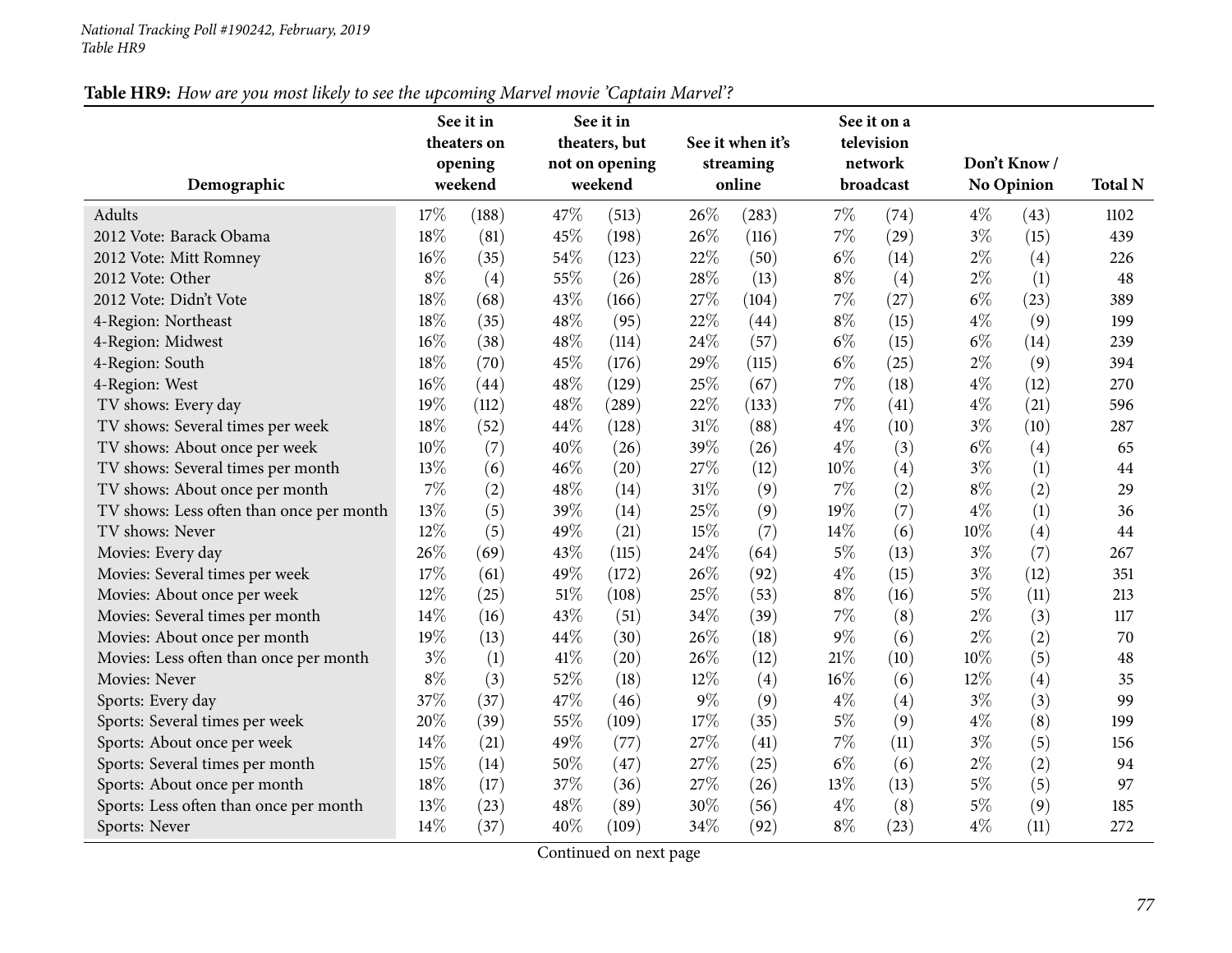**Table HR9:** *How are you most likely to see the upcoming Marvel movie 'Captain Marvel'?*

| Demographic | See it in theaters on opening weekend | | See it in theaters, but not on opening weekend | | See it when it's streaming online | | See it on a television network broadcast | | Don't Know / No Opinion | | Total N |
|---|---|---|---|---|---|---|---|---|---|---|---|
| Adults | 17% | (188) | 47% | (513) | 26% | (283) | 7% | (74) | 4% | (43) | 1102 |
| 2012 Vote: Barack Obama | 18% | (81) | 45% | (198) | 26% | (116) | 7% | (29) | 3% | (15) | 439 |
| 2012 Vote: Mitt Romney | 16% | (35) | 54% | (123) | 22% | (50) | 6% | (14) | 2% | (4) | 226 |
| 2012 Vote: Other | 8% | (4) | 55% | (26) | 28% | (13) | 8% | (4) | 2% | (1) | 48 |
| 2012 Vote: Didn't Vote | 18% | (68) | 43% | (166) | 27% | (104) | 7% | (27) | 6% | (23) | 389 |
| 4-Region: Northeast | 18% | (35) | 48% | (95) | 22% | (44) | 8% | (15) | 4% | (9) | 199 |
| 4-Region: Midwest | 16% | (38) | 48% | (114) | 24% | (57) | 6% | (15) | 6% | (14) | 239 |
| 4-Region: South | 18% | (70) | 45% | (176) | 29% | (115) | 6% | (25) | 2% | (9) | 394 |
| 4-Region: West | 16% | (44) | 48% | (129) | 25% | (67) | 7% | (18) | 4% | (12) | 270 |
| TV shows: Every day | 19% | (112) | 48% | (289) | 22% | (133) | 7% | (41) | 4% | (21) | 596 |
| TV shows: Several times per week | 18% | (52) | 44% | (128) | 31% | (88) | 4% | (10) | 3% | (10) | 287 |
| TV shows: About once per week | 10% | (7) | 40% | (26) | 39% | (26) | 4% | (3) | 6% | (4) | 65 |
| TV shows: Several times per month | 13% | (6) | 46% | (20) | 27% | (12) | 10% | (4) | 3% | (1) | 44 |
| TV shows: About once per month | 7% | (2) | 48% | (14) | 31% | (9) | 7% | (2) | 8% | (2) | 29 |
| TV shows: Less often than once per month | 13% | (5) | 39% | (14) | 25% | (9) | 19% | (7) | 4% | (1) | 36 |
| TV shows: Never | 12% | (5) | 49% | (21) | 15% | (7) | 14% | (6) | 10% | (4) | 44 |
| Movies: Every day | 26% | (69) | 43% | (115) | 24% | (64) | 5% | (13) | 3% | (7) | 267 |
| Movies: Several times per week | 17% | (61) | 49% | (172) | 26% | (92) | 4% | (15) | 3% | (12) | 351 |
| Movies: About once per week | 12% | (25) | 51% | (108) | 25% | (53) | 8% | (16) | 5% | (11) | 213 |
| Movies: Several times per month | 14% | (16) | 43% | (51) | 34% | (39) | 7% | (8) | 2% | (3) | 117 |
| Movies: About once per month | 19% | (13) | 44% | (30) | 26% | (18) | 9% | (6) | 2% | (2) | 70 |
| Movies: Less often than once per month | 3% | (1) | 41% | (20) | 26% | (12) | 21% | (10) | 10% | (5) | 48 |
| Movies: Never | 8% | (3) | 52% | (18) | 12% | (4) | 16% | (6) | 12% | (4) | 35 |
| Sports: Every day | 37% | (37) | 47% | (46) | 9% | (9) | 4% | (4) | 3% | (3) | 99 |
| Sports: Several times per week | 20% | (39) | 55% | (109) | 17% | (35) | 5% | (9) | 4% | (8) | 199 |
| Sports: About once per week | 14% | (21) | 49% | (77) | 27% | (41) | 7% | (11) | 3% | (5) | 156 |
| Sports: Several times per month | 15% | (14) | 50% | (47) | 27% | (25) | 6% | (6) | 2% | (2) | 94 |
| Sports: About once per month | 18% | (17) | 37% | (36) | 27% | (26) | 13% | (13) | 5% | (5) | 97 |
| Sports: Less often than once per month | 13% | (23) | 48% | (89) | 30% | (56) | 4% | (8) | 5% | (9) | 185 |
| Sports: Never | 14% | (37) | 40% | (109) | 34% | (92) | 8% | (23) | 4% | (11) | 272 |

Continued on next page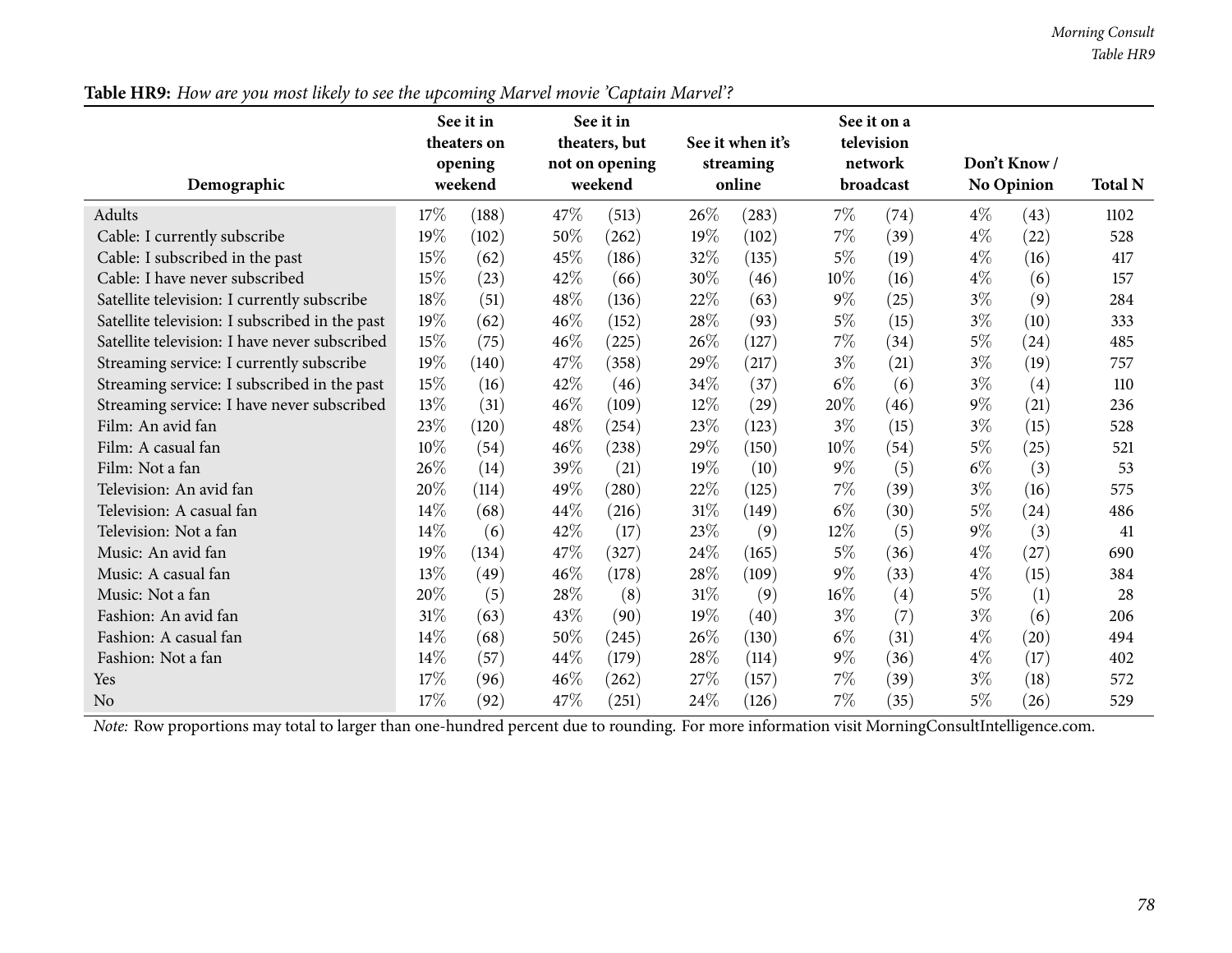**Table HR9:** *How are you most likely to see the upcoming Marvel movie 'Captain Marvel'?*

| Demographic | See it in theaters on opening weekend | | See it in theaters, but not on opening weekend | | See it when it's streaming online | | See it on a television network broadcast | | Don't Know / No Opinion | | Total N |
|---|---|---|---|---|---|---|---|---|---|---|---|
| Adults | 17% | (188) | 47% | (513) | 26% | (283) | 7% | (74) | 4% | (43) | 1102 |
| Cable: I currently subscribe | 19% | (102) | 50% | (262) | 19% | (102) | 7% | (39) | 4% | (22) | 528 |
| Cable: I subscribed in the past | 15% | (62) | 45% | (186) | 32% | (135) | 5% | (19) | 4% | (16) | 417 |
| Cable: I have never subscribed | 15% | (23) | 42% | (66) | 30% | (46) | 10% | (16) | 4% | (6) | 157 |
| Satellite television: I currently subscribe | 18% | (51) | 48% | (136) | 22% | (63) | 9% | (25) | 3% | (9) | 284 |
| Satellite television: I subscribed in the past | 19% | (62) | 46% | (152) | 28% | (93) | 5% | (15) | 3% | (10) | 333 |
| Satellite television: I have never subscribed | 15% | (75) | 46% | (225) | 26% | (127) | 7% | (34) | 5% | (24) | 485 |
| Streaming service: I currently subscribe | 19% | (140) | 47% | (358) | 29% | (217) | 3% | (21) | 3% | (19) | 757 |
| Streaming service: I subscribed in the past | 15% | (16) | 42% | (46) | 34% | (37) | 6% | (6) | 3% | (4) | 110 |
| Streaming service: I have never subscribed | 13% | (31) | 46% | (109) | 12% | (29) | 20% | (46) | 9% | (21) | 236 |
| Film: An avid fan | 23% | (120) | 48% | (254) | 23% | (123) | 3% | (15) | 3% | (15) | 528 |
| Film: A casual fan | 10% | (54) | 46% | (238) | 29% | (150) | 10% | (54) | 5% | (25) | 521 |
| Film: Not a fan | 26% | (14) | 39% | (21) | 19% | (10) | 9% | (5) | 6% | (3) | 53 |
| Television: An avid fan | 20% | (114) | 49% | (280) | 22% | (125) | 7% | (39) | 3% | (16) | 575 |
| Television: A casual fan | 14% | (68) | 44% | (216) | 31% | (149) | 6% | (30) | 5% | (24) | 486 |
| Television: Not a fan | 14% | (6) | 42% | (17) | 23% | (9) | 12% | (5) | 9% | (3) | 41 |
| Music: An avid fan | 19% | (134) | 47% | (327) | 24% | (165) | 5% | (36) | 4% | (27) | 690 |
| Music: A casual fan | 13% | (49) | 46% | (178) | 28% | (109) | 9% | (33) | 4% | (15) | 384 |
| Music: Not a fan | 20% | (5) | 28% | (8) | 31% | (9) | 16% | (4) | 5% | (1) | 28 |
| Fashion: An avid fan | 31% | (63) | 43% | (90) | 19% | (40) | 3% | (7) | 3% | (6) | 206 |
| Fashion: A casual fan | 14% | (68) | 50% | (245) | 26% | (130) | 6% | (31) | 4% | (20) | 494 |
| Fashion: Not a fan | 14% | (57) | 44% | (179) | 28% | (114) | 9% | (36) | 4% | (17) | 402 |
| Yes | 17% | (96) | 46% | (262) | 27% | (157) | 7% | (39) | 3% | (18) | 572 |
| No | 17% | (92) | 47% | (251) | 24% | (126) | 7% | (35) | 5% | (26) | 529 |

*Note:* Row proportions may total to larger than one-hundred percent due to rounding. For more information visit MorningConsultIntelligence.com.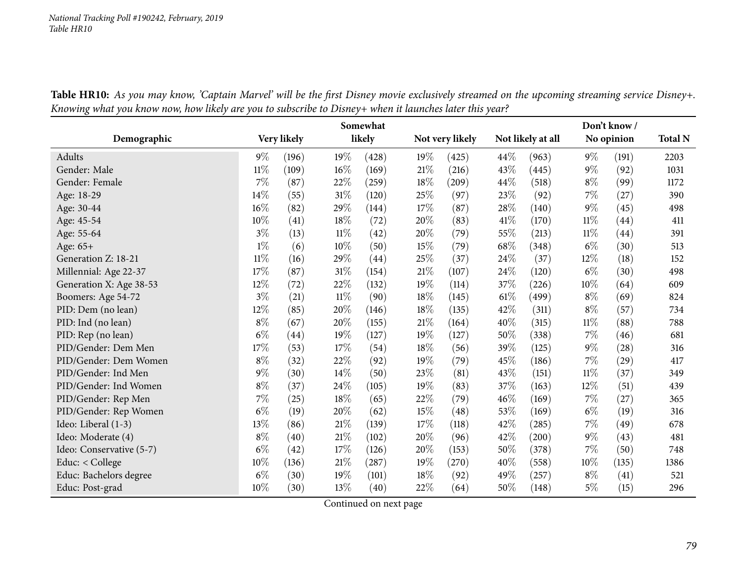**Table HR10:** *As you may know, 'Captain Marvel' will be the first Disney movie exclusively streamed on the upcoming streaming service Disney+. Knowing what you know now, how likely are you to subscribe to Disney+ when it launches later this year?*

| Demographic | Very likely | | Somewhat likely | | Not very likely | | Not likely at all | | Don't know / No opinion | | Total N |
|---|---|---|---|---|---|---|---|---|---|---|---|
| Adults | 9% | (196) | 19% | (428) | 19% | (425) | 44% | (963) | 9% | (191) | 2203 |
| Gender: Male | 11% | (109) | 16% | (169) | 21% | (216) | 43% | (445) | 9% | (92) | 1031 |
| Gender: Female | 7% | (87) | 22% | (259) | 18% | (209) | 44% | (518) | 8% | (99) | 1172 |
| Age: 18-29 | 14% | (55) | 31% | (120) | 25% | (97) | 23% | (92) | 7% | (27) | 390 |
| Age: 30-44 | 16% | (82) | 29% | (144) | 17% | (87) | 28% | (140) | 9% | (45) | 498 |
| Age: 45-54 | 10% | (41) | 18% | (72) | 20% | (83) | 41% | (170) | 11% | (44) | 411 |
| Age: 55-64 | 3% | (13) | 11% | (42) | 20% | (79) | 55% | (213) | 11% | (44) | 391 |
| Age: 65+ | 1% | (6) | 10% | (50) | 15% | (79) | 68% | (348) | 6% | (30) | 513 |
| Generation Z: 18-21 | 11% | (16) | 29% | (44) | 25% | (37) | 24% | (37) | 12% | (18) | 152 |
| Millennial: Age 22-37 | 17% | (87) | 31% | (154) | 21% | (107) | 24% | (120) | 6% | (30) | 498 |
| Generation X: Age 38-53 | 12% | (72) | 22% | (132) | 19% | (114) | 37% | (226) | 10% | (64) | 609 |
| Boomers: Age 54-72 | 3% | (21) | 11% | (90) | 18% | (145) | 61% | (499) | 8% | (69) | 824 |
| PID: Dem (no lean) | 12% | (85) | 20% | (146) | 18% | (135) | 42% | (311) | 8% | (57) | 734 |
| PID: Ind (no lean) | 8% | (67) | 20% | (155) | 21% | (164) | 40% | (315) | 11% | (88) | 788 |
| PID: Rep (no lean) | 6% | (44) | 19% | (127) | 19% | (127) | 50% | (338) | 7% | (46) | 681 |
| PID/Gender: Dem Men | 17% | (53) | 17% | (54) | 18% | (56) | 39% | (125) | 9% | (28) | 316 |
| PID/Gender: Dem Women | 8% | (32) | 22% | (92) | 19% | (79) | 45% | (186) | 7% | (29) | 417 |
| PID/Gender: Ind Men | 9% | (30) | 14% | (50) | 23% | (81) | 43% | (151) | 11% | (37) | 349 |
| PID/Gender: Ind Women | 8% | (37) | 24% | (105) | 19% | (83) | 37% | (163) | 12% | (51) | 439 |
| PID/Gender: Rep Men | 7% | (25) | 18% | (65) | 22% | (79) | 46% | (169) | 7% | (27) | 365 |
| PID/Gender: Rep Women | 6% | (19) | 20% | (62) | 15% | (48) | 53% | (169) | 6% | (19) | 316 |
| Ideo: Liberal (1-3) | 13% | (86) | 21% | (139) | 17% | (118) | 42% | (285) | 7% | (49) | 678 |
| Ideo: Moderate (4) | 8% | (40) | 21% | (102) | 20% | (96) | 42% | (200) | 9% | (43) | 481 |
| Ideo: Conservative (5-7) | 6% | (42) | 17% | (126) | 20% | (153) | 50% | (378) | 7% | (50) | 748 |
| Educ: < College | 10% | (136) | 21% | (287) | 19% | (270) | 40% | (558) | 10% | (135) | 1386 |
| Educ: Bachelors degree | 6% | (30) | 19% | (101) | 18% | (92) | 49% | (257) | 8% | (41) | 521 |
| Educ: Post-grad | 10% | (30) | 13% | (40) | 22% | (64) | 50% | (148) | 5% | (15) | 296 |

Continued on next page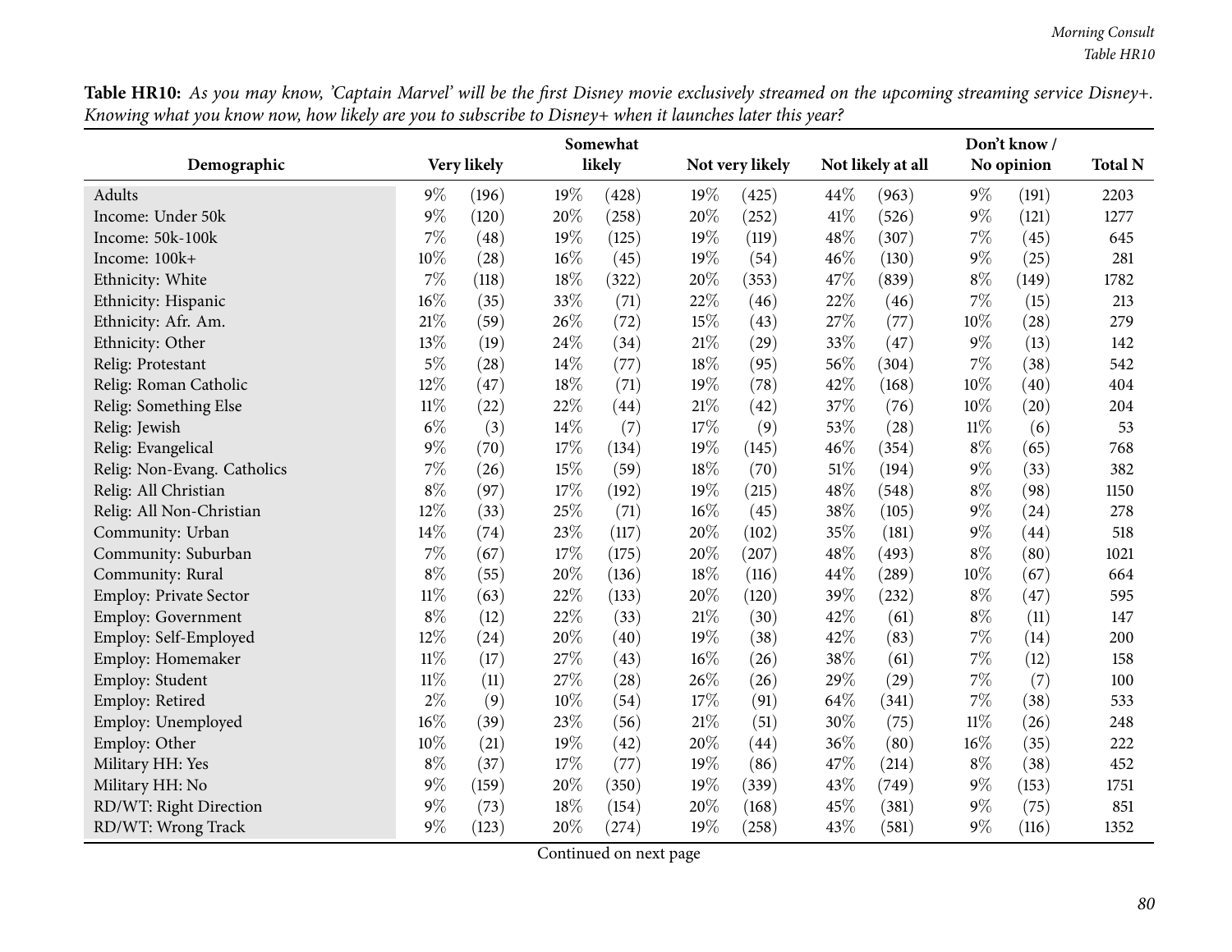**Table HR10:** *As you may know, 'Captain Marvel' will be the first Disney movie exclusively streamed on the upcoming streaming service Disney+. Knowing what you know now, how likely are you to subscribe to Disney+ when it launches later this year?*

| Demographic | Very likely | | Somewhat likely | | Not very likely | | Not likely at all | | Don't know / No opinion | | Total N |
|---|---|---|---|---|---|---|---|---|---|---|---|
| Adults | 9% | (196) | 19% | (428) | 19% | (425) | 44% | (963) | 9% | (191) | 2203 |
| Income: Under 50k | 9% | (120) | 20% | (258) | 20% | (252) | 41% | (526) | 9% | (121) | 1277 |
| Income: 50k-100k | 7% | (48) | 19% | (125) | 19% | (119) | 48% | (307) | 7% | (45) | 645 |
| Income: 100k+ | 10% | (28) | 16% | (45) | 19% | (54) | 46% | (130) | 9% | (25) | 281 |
| Ethnicity: White | 7% | (118) | 18% | (322) | 20% | (353) | 47% | (839) | 8% | (149) | 1782 |
| Ethnicity: Hispanic | 16% | (35) | 33% | (71) | 22% | (46) | 22% | (46) | 7% | (15) | 213 |
| Ethnicity: Afr. Am. | 21% | (59) | 26% | (72) | 15% | (43) | 27% | (77) | 10% | (28) | 279 |
| Ethnicity: Other | 13% | (19) | 24% | (34) | 21% | (29) | 33% | (47) | 9% | (13) | 142 |
| Relig: Protestant | 5% | (28) | 14% | (77) | 18% | (95) | 56% | (304) | 7% | (38) | 542 |
| Relig: Roman Catholic | 12% | (47) | 18% | (71) | 19% | (78) | 42% | (168) | 10% | (40) | 404 |
| Relig: Something Else | 11% | (22) | 22% | (44) | 21% | (42) | 37% | (76) | 10% | (20) | 204 |
| Relig: Jewish | 6% | (3) | 14% | (7) | 17% | (9) | 53% | (28) | 11% | (6) | 53 |
| Relig: Evangelical | 9% | (70) | 17% | (134) | 19% | (145) | 46% | (354) | 8% | (65) | 768 |
| Relig: Non-Evang. Catholics | 7% | (26) | 15% | (59) | 18% | (70) | 51% | (194) | 9% | (33) | 382 |
| Relig: All Christian | 8% | (97) | 17% | (192) | 19% | (215) | 48% | (548) | 8% | (98) | 1150 |
| Relig: All Non-Christian | 12% | (33) | 25% | (71) | 16% | (45) | 38% | (105) | 9% | (24) | 278 |
| Community: Urban | 14% | (74) | 23% | (117) | 20% | (102) | 35% | (181) | 9% | (44) | 518 |
| Community: Suburban | 7% | (67) | 17% | (175) | 20% | (207) | 48% | (493) | 8% | (80) | 1021 |
| Community: Rural | 8% | (55) | 20% | (136) | 18% | (116) | 44% | (289) | 10% | (67) | 664 |
| Employ: Private Sector | 11% | (63) | 22% | (133) | 20% | (120) | 39% | (232) | 8% | (47) | 595 |
| Employ: Government | 8% | (12) | 22% | (33) | 21% | (30) | 42% | (61) | 8% | (11) | 147 |
| Employ: Self-Employed | 12% | (24) | 20% | (40) | 19% | (38) | 42% | (83) | 7% | (14) | 200 |
| Employ: Homemaker | 11% | (17) | 27% | (43) | 16% | (26) | 38% | (61) | 7% | (12) | 158 |
| Employ: Student | 11% | (11) | 27% | (28) | 26% | (26) | 29% | (29) | 7% | (7) | 100 |
| Employ: Retired | 2% | (9) | 10% | (54) | 17% | (91) | 64% | (341) | 7% | (38) | 533 |
| Employ: Unemployed | 16% | (39) | 23% | (56) | 21% | (51) | 30% | (75) | 11% | (26) | 248 |
| Employ: Other | 10% | (21) | 19% | (42) | 20% | (44) | 36% | (80) | 16% | (35) | 222 |
| Military HH: Yes | 8% | (37) | 17% | (77) | 19% | (86) | 47% | (214) | 8% | (38) | 452 |
| Military HH: No | 9% | (159) | 20% | (350) | 19% | (339) | 43% | (749) | 9% | (153) | 1751 |
| RD/WT: Right Direction | 9% | (73) | 18% | (154) | 20% | (168) | 45% | (381) | 9% | (75) | 851 |
| RD/WT: Wrong Track | 9% | (123) | 20% | (274) | 19% | (258) | 43% | (581) | 9% | (116) | 1352 |

Continued on next page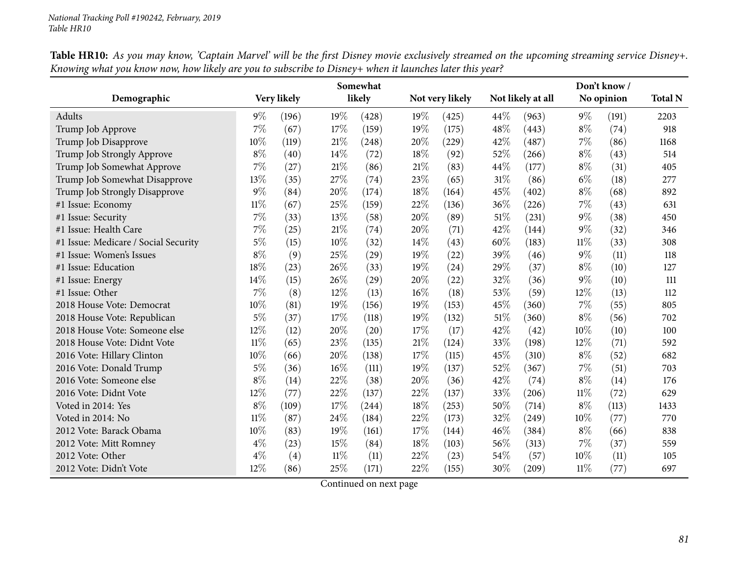**Table HR10:** *As you may know, 'Captain Marvel' will be the first Disney movie exclusively streamed on the upcoming streaming service Disney+. Knowing what you know now, how likely are you to subscribe to Disney+ when it launches later this year?*

| Demographic | Very likely | | Somewhat likely | | Not very likely | | Not likely at all | | Don't know / No opinion | | Total N |
|---|---|---|---|---|---|---|---|---|---|---|---|
| Adults | 9% | (196) | 19% | (428) | 19% | (425) | 44% | (963) | 9% | (191) | 2203 |
| Trump Job Approve | 7% | (67) | 17% | (159) | 19% | (175) | 48% | (443) | 8% | (74) | 918 |
| Trump Job Disapprove | 10% | (119) | 21% | (248) | 20% | (229) | 42% | (487) | 7% | (86) | 1168 |
| Trump Job Strongly Approve | 8% | (40) | 14% | (72) | 18% | (92) | 52% | (266) | 8% | (43) | 514 |
| Trump Job Somewhat Approve | 7% | (27) | 21% | (86) | 21% | (83) | 44% | (177) | 8% | (31) | 405 |
| Trump Job Somewhat Disapprove | 13% | (35) | 27% | (74) | 23% | (65) | 31% | (86) | 6% | (18) | 277 |
| Trump Job Strongly Disapprove | 9% | (84) | 20% | (174) | 18% | (164) | 45% | (402) | 8% | (68) | 892 |
| #1 Issue: Economy | 11% | (67) | 25% | (159) | 22% | (136) | 36% | (226) | 7% | (43) | 631 |
| #1 Issue: Security | 7% | (33) | 13% | (58) | 20% | (89) | 51% | (231) | 9% | (38) | 450 |
| #1 Issue: Health Care | 7% | (25) | 21% | (74) | 20% | (71) | 42% | (144) | 9% | (32) | 346 |
| #1 Issue: Medicare / Social Security | 5% | (15) | 10% | (32) | 14% | (43) | 60% | (183) | 11% | (33) | 308 |
| #1 Issue: Women's Issues | 8% | (9) | 25% | (29) | 19% | (22) | 39% | (46) | 9% | (11) | 118 |
| #1 Issue: Education | 18% | (23) | 26% | (33) | 19% | (24) | 29% | (37) | 8% | (10) | 127 |
| #1 Issue: Energy | 14% | (15) | 26% | (29) | 20% | (22) | 32% | (36) | 9% | (10) | 111 |
| #1 Issue: Other | 7% | (8) | 12% | (13) | 16% | (18) | 53% | (59) | 12% | (13) | 112 |
| 2018 House Vote: Democrat | 10% | (81) | 19% | (156) | 19% | (153) | 45% | (360) | 7% | (55) | 805 |
| 2018 House Vote: Republican | 5% | (37) | 17% | (118) | 19% | (132) | 51% | (360) | 8% | (56) | 702 |
| 2018 House Vote: Someone else | 12% | (12) | 20% | (20) | 17% | (17) | 42% | (42) | 10% | (10) | 100 |
| 2018 House Vote: Didnt Vote | 11% | (65) | 23% | (135) | 21% | (124) | 33% | (198) | 12% | (71) | 592 |
| 2016 Vote: Hillary Clinton | 10% | (66) | 20% | (138) | 17% | (115) | 45% | (310) | 8% | (52) | 682 |
| 2016 Vote: Donald Trump | 5% | (36) | 16% | (111) | 19% | (137) | 52% | (367) | 7% | (51) | 703 |
| 2016 Vote: Someone else | 8% | (14) | 22% | (38) | 20% | (36) | 42% | (74) | 8% | (14) | 176 |
| 2016 Vote: Didnt Vote | 12% | (77) | 22% | (137) | 22% | (137) | 33% | (206) | 11% | (72) | 629 |
| Voted in 2014: Yes | 8% | (109) | 17% | (244) | 18% | (253) | 50% | (714) | 8% | (113) | 1433 |
| Voted in 2014: No | 11% | (87) | 24% | (184) | 22% | (173) | 32% | (249) | 10% | (77) | 770 |
| 2012 Vote: Barack Obama | 10% | (83) | 19% | (161) | 17% | (144) | 46% | (384) | 8% | (66) | 838 |
| 2012 Vote: Mitt Romney | 4% | (23) | 15% | (84) | 18% | (103) | 56% | (313) | 7% | (37) | 559 |
| 2012 Vote: Other | 4% | (4) | 11% | (11) | 22% | (23) | 54% | (57) | 10% | (11) | 105 |
| 2012 Vote: Didn't Vote | 12% | (86) | 25% | (171) | 22% | (155) | 30% | (209) | 11% | (77) | 697 |

Continued on next page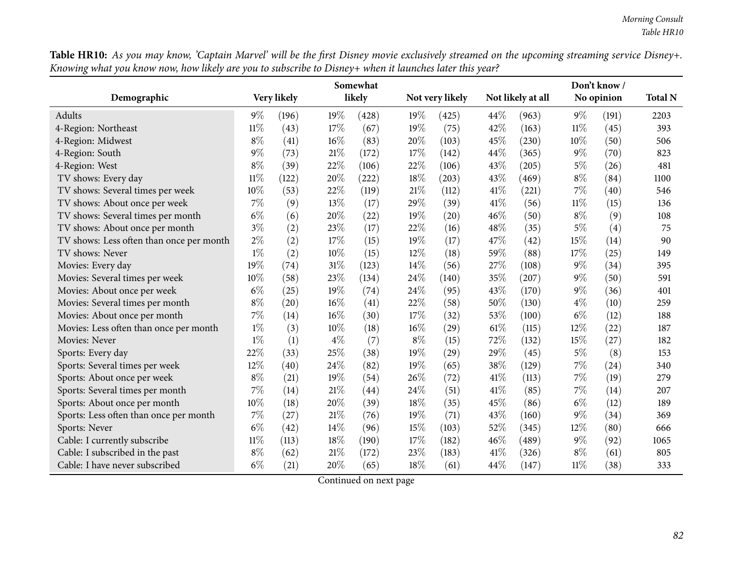**Table HR10:** *As you may know, 'Captain Marvel' will be the first Disney movie exclusively streamed on the upcoming streaming service Disney+. Knowing what you know now, how likely are you to subscribe to Disney+ when it launches later this year?*

| Demographic | Very likely | | Somewhat likely | | Not very likely | | Not likely at all | | Don't know / No opinion | | Total N |
|---|---|---|---|---|---|---|---|---|---|---|---|
| Adults | 9% | (196) | 19% | (428) | 19% | (425) | 44% | (963) | 9% | (191) | 2203 |
| 4-Region: Northeast | 11% | (43) | 17% | (67) | 19% | (75) | 42% | (163) | 11% | (45) | 393 |
| 4-Region: Midwest | 8% | (41) | 16% | (83) | 20% | (103) | 45% | (230) | 10% | (50) | 506 |
| 4-Region: South | 9% | (73) | 21% | (172) | 17% | (142) | 44% | (365) | 9% | (70) | 823 |
| 4-Region: West | 8% | (39) | 22% | (106) | 22% | (106) | 43% | (205) | 5% | (26) | 481 |
| TV shows: Every day | 11% | (122) | 20% | (222) | 18% | (203) | 43% | (469) | 8% | (84) | 1100 |
| TV shows: Several times per week | 10% | (53) | 22% | (119) | 21% | (112) | 41% | (221) | 7% | (40) | 546 |
| TV shows: About once per week | 7% | (9) | 13% | (17) | 29% | (39) | 41% | (56) | 11% | (15) | 136 |
| TV shows: Several times per month | 6% | (6) | 20% | (22) | 19% | (20) | 46% | (50) | 8% | (9) | 108 |
| TV shows: About once per month | 3% | (2) | 23% | (17) | 22% | (16) | 48% | (35) | 5% | (4) | 75 |
| TV shows: Less often than once per month | 2% | (2) | 17% | (15) | 19% | (17) | 47% | (42) | 15% | (14) | 90 |
| TV shows: Never | 1% | (2) | 10% | (15) | 12% | (18) | 59% | (88) | 17% | (25) | 149 |
| Movies: Every day | 19% | (74) | 31% | (123) | 14% | (56) | 27% | (108) | 9% | (34) | 395 |
| Movies: Several times per week | 10% | (58) | 23% | (134) | 24% | (140) | 35% | (207) | 9% | (50) | 591 |
| Movies: About once per week | 6% | (25) | 19% | (74) | 24% | (95) | 43% | (170) | 9% | (36) | 401 |
| Movies: Several times per month | 8% | (20) | 16% | (41) | 22% | (58) | 50% | (130) | 4% | (10) | 259 |
| Movies: About once per month | 7% | (14) | 16% | (30) | 17% | (32) | 53% | (100) | 6% | (12) | 188 |
| Movies: Less often than once per month | 1% | (3) | 10% | (18) | 16% | (29) | 61% | (115) | 12% | (22) | 187 |
| Movies: Never | 1% | (1) | 4% | (7) | 8% | (15) | 72% | (132) | 15% | (27) | 182 |
| Sports: Every day | 22% | (33) | 25% | (38) | 19% | (29) | 29% | (45) | 5% | (8) | 153 |
| Sports: Several times per week | 12% | (40) | 24% | (82) | 19% | (65) | 38% | (129) | 7% | (24) | 340 |
| Sports: About once per week | 8% | (21) | 19% | (54) | 26% | (72) | 41% | (113) | 7% | (19) | 279 |
| Sports: Several times per month | 7% | (14) | 21% | (44) | 24% | (51) | 41% | (85) | 7% | (14) | 207 |
| Sports: About once per month | 10% | (18) | 20% | (39) | 18% | (35) | 45% | (86) | 6% | (12) | 189 |
| Sports: Less often than once per month | 7% | (27) | 21% | (76) | 19% | (71) | 43% | (160) | 9% | (34) | 369 |
| Sports: Never | 6% | (42) | 14% | (96) | 15% | (103) | 52% | (345) | 12% | (80) | 666 |
| Cable: I currently subscribe | 11% | (113) | 18% | (190) | 17% | (182) | 46% | (489) | 9% | (92) | 1065 |
| Cable: I subscribed in the past | 8% | (62) | 21% | (172) | 23% | (183) | 41% | (326) | 8% | (61) | 805 |
| Cable: I have never subscribed | 6% | (21) | 20% | (65) | 18% | (61) | 44% | (147) | 11% | (38) | 333 |

Continued on next page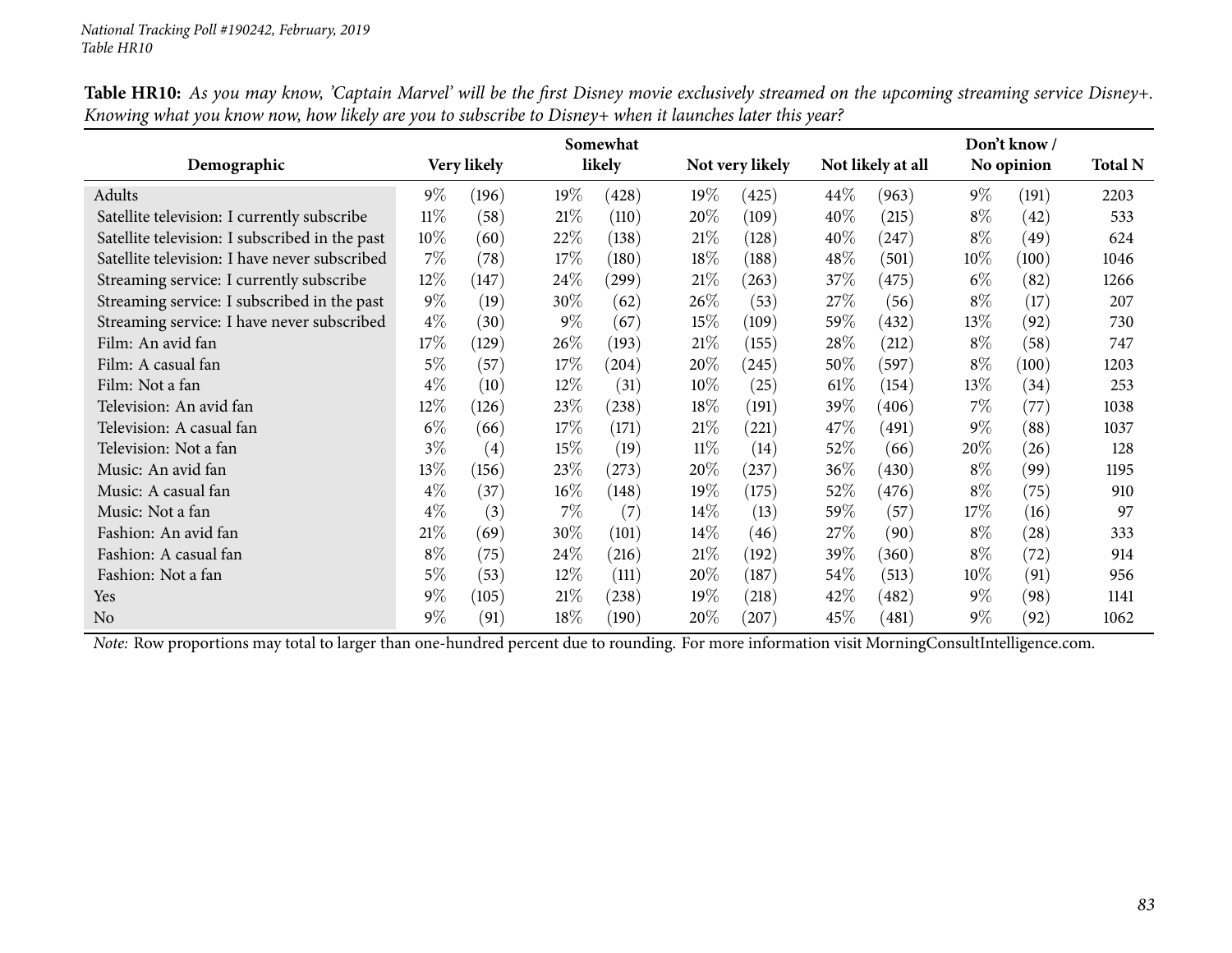**Table HR10:** *As you may know, 'Captain Marvel' will be the first Disney movie exclusively streamed on the upcoming streaming service Disney+. Knowing what you know now, how likely are you to subscribe to Disney+ when it launches later this year?*

| Demographic | Very likely | | Somewhat likely | | Not very likely | | Not likely at all | | Don't know / No opinion | | Total N |
|---|---|---|---|---|---|---|---|---|---|---|---|
| Adults | 9% | (196) | 19% | (428) | 19% | (425) | 44% | (963) | 9% | (191) | 2203 |
| Satellite television: I currently subscribe | 11% | (58) | 21% | (110) | 20% | (109) | 40% | (215) | 8% | (42) | 533 |
| Satellite television: I subscribed in the past | 10% | (60) | 22% | (138) | 21% | (128) | 40% | (247) | 8% | (49) | 624 |
| Satellite television: I have never subscribed | 7% | (78) | 17% | (180) | 18% | (188) | 48% | (501) | 10% | (100) | 1046 |
| Streaming service: I currently subscribe | 12% | (147) | 24% | (299) | 21% | (263) | 37% | (475) | 6% | (82) | 1266 |
| Streaming service: I subscribed in the past | 9% | (19) | 30% | (62) | 26% | (53) | 27% | (56) | 8% | (17) | 207 |
| Streaming service: I have never subscribed | 4% | (30) | 9% | (67) | 15% | (109) | 59% | (432) | 13% | (92) | 730 |
| Film: An avid fan | 17% | (129) | 26% | (193) | 21% | (155) | 28% | (212) | 8% | (58) | 747 |
| Film: A casual fan | 5% | (57) | 17% | (204) | 20% | (245) | 50% | (597) | 8% | (100) | 1203 |
| Film: Not a fan | 4% | (10) | 12% | (31) | 10% | (25) | 61% | (154) | 13% | (34) | 253 |
| Television: An avid fan | 12% | (126) | 23% | (238) | 18% | (191) | 39% | (406) | 7% | (77) | 1038 |
| Television: A casual fan | 6% | (66) | 17% | (171) | 21% | (221) | 47% | (491) | 9% | (88) | 1037 |
| Television: Not a fan | 3% | (4) | 15% | (19) | 11% | (14) | 52% | (66) | 20% | (26) | 128 |
| Music: An avid fan | 13% | (156) | 23% | (273) | 20% | (237) | 36% | (430) | 8% | (99) | 1195 |
| Music: A casual fan | 4% | (37) | 16% | (148) | 19% | (175) | 52% | (476) | 8% | (75) | 910 |
| Music: Not a fan | 4% | (3) | 7% | (7) | 14% | (13) | 59% | (57) | 17% | (16) | 97 |
| Fashion: An avid fan | 21% | (69) | 30% | (101) | 14% | (46) | 27% | (90) | 8% | (28) | 333 |
| Fashion: A casual fan | 8% | (75) | 24% | (216) | 21% | (192) | 39% | (360) | 8% | (72) | 914 |
| Fashion: Not a fan | 5% | (53) | 12% | (111) | 20% | (187) | 54% | (513) | 10% | (91) | 956 |
| Yes | 9% | (105) | 21% | (238) | 19% | (218) | 42% | (482) | 9% | (98) | 1141 |
| No | 9% | (91) | 18% | (190) | 20% | (207) | 45% | (481) | 9% | (92) | 1062 |

*Note:* Row proportions may total to larger than one-hundred percent due to rounding. For more information visit MorningConsultIntelligence.com.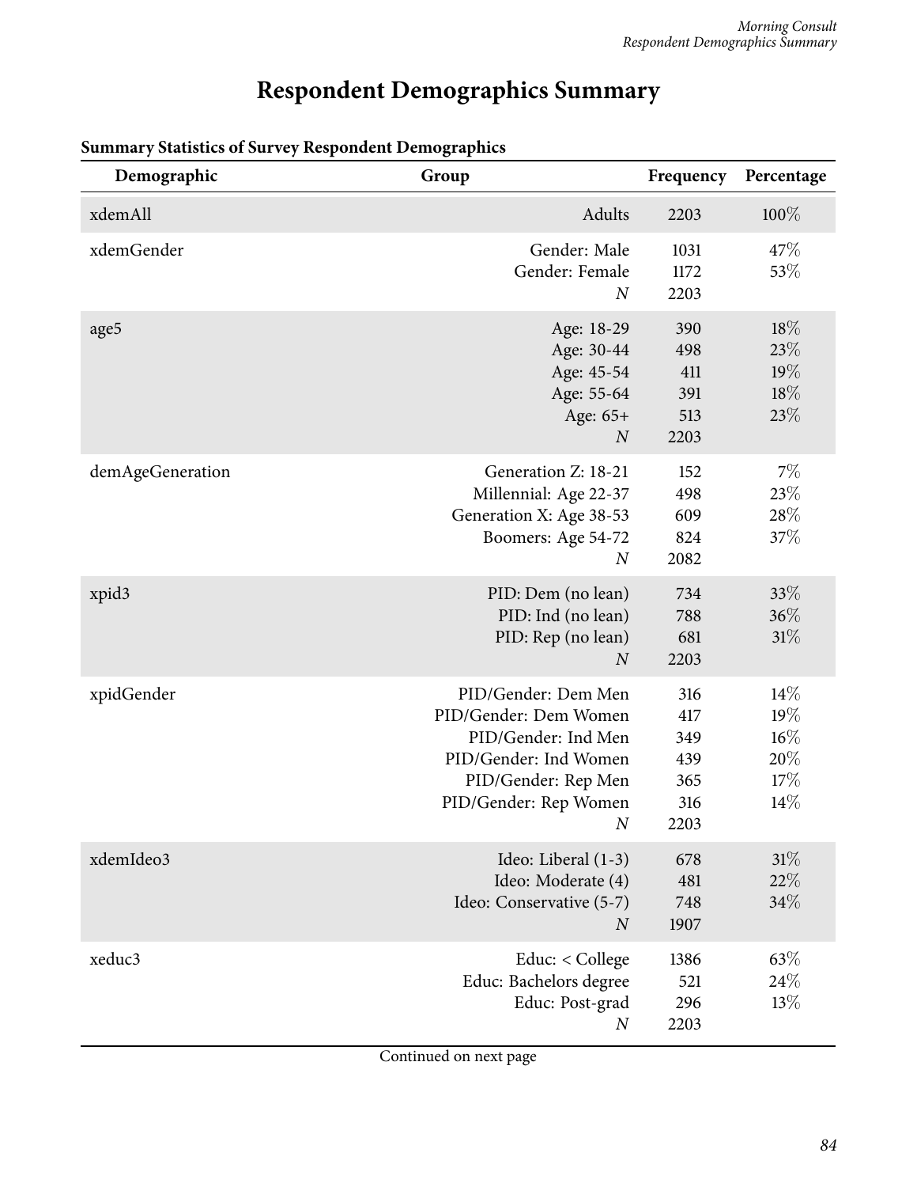# Respondent Demographics Summary

**Summary Statistics of Survey Respondent Demographics**

| Demographic | Group | Frequency | Percentage |
|---|---|---|---|
| xdemAll | Adults | 2203 | 100% |
| xdemGender | Gender: Male | 1031 | 47% |
| | Gender: Female | 1172 | 53% |
| | *N* | 2203 | |
| age5 | Age: 18-29 | 390 | 18% |
| | Age: 30-44 | 498 | 23% |
| | Age: 45-54 | 411 | 19% |
| | Age: 55-64 | 391 | 18% |
| | Age: 65+ | 513 | 23% |
| | *N* | 2203 | |
| demAgeGeneration | Generation Z: 18-21 | 152 | 7% |
| | Millennial: Age 22-37 | 498 | 23% |
| | Generation X: Age 38-53 | 609 | 28% |
| | Boomers: Age 54-72 | 824 | 37% |
| | *N* | 2082 | |
| xpid3 | PID: Dem (no lean) | 734 | 33% |
| | PID: Ind (no lean) | 788 | 36% |
| | PID: Rep (no lean) | 681 | 31% |
| | *N* | 2203 | |
| xpidGender | PID/Gender: Dem Men | 316 | 14% |
| | PID/Gender: Dem Women | 417 | 19% |
| | PID/Gender: Ind Men | 349 | 16% |
| | PID/Gender: Ind Women | 439 | 20% |
| | PID/Gender: Rep Men | 365 | 17% |
| | PID/Gender: Rep Women | 316 | 14% |
| | *N* | 2203 | |
| xdemIdeo3 | Ideo: Liberal (1-3) | 678 | 31% |
| | Ideo: Moderate (4) | 481 | 22% |
| | Ideo: Conservative (5-7) | 748 | 34% |
| | *N* | 1907 | |
| xeduc3 | Educ: < College | 1386 | 63% |
| | Educ: Bachelors degree | 521 | 24% |
| | Educ: Post-grad | 296 | 13% |
| | *N* | 2203 | |

Continued on next page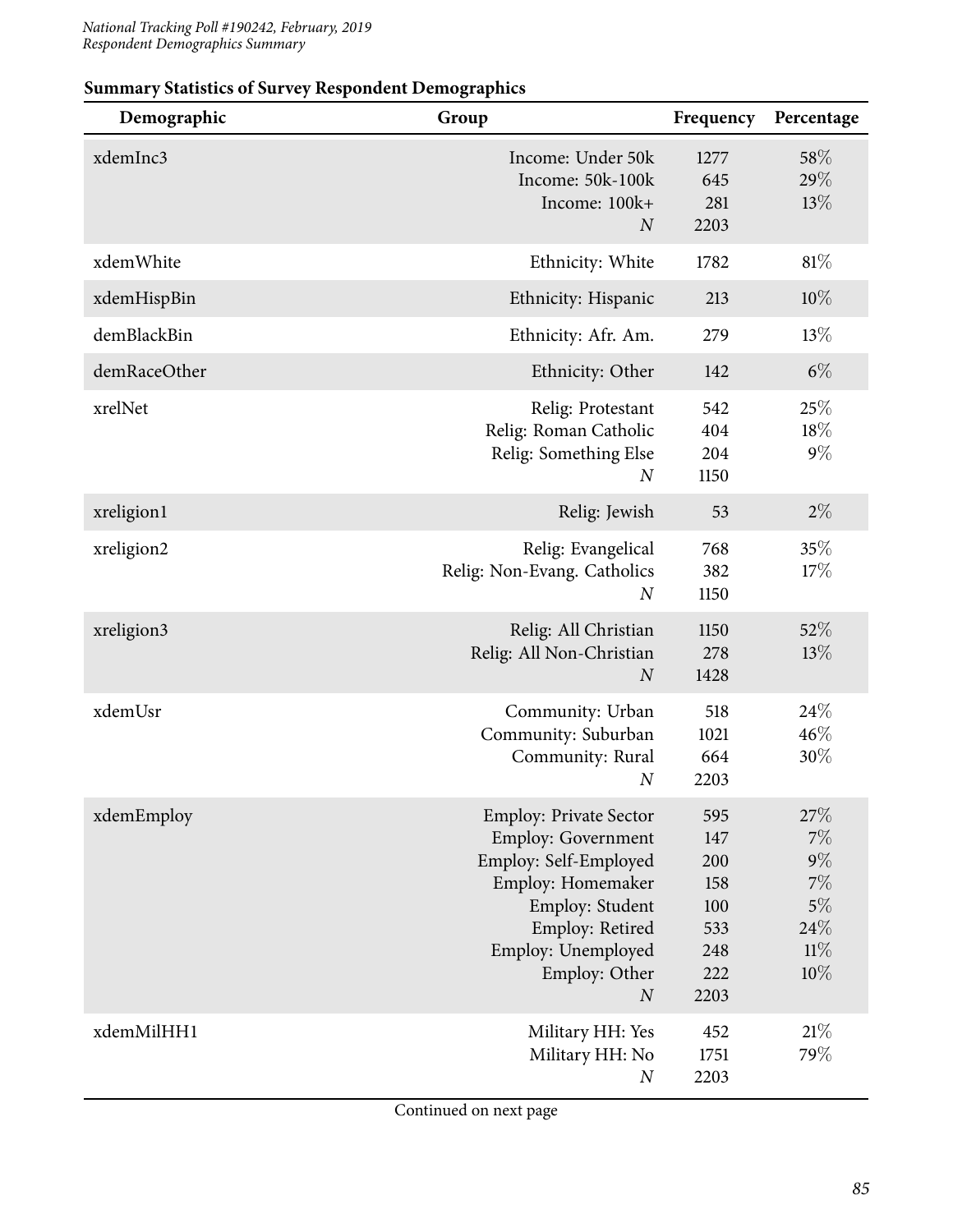## Summary Statistics of Survey Respondent Demographics

| Demographic | Group | Frequency | Percentage |
|---|---|---|---|
| xdemInc3 | Income: Under 50k | 1277 | 58% |
| | Income: 50k-100k | 645 | 29% |
| | Income: 100k+ | 281 | 13% |
| | *N* | 2203 | |
| xdemWhite | Ethnicity: White | 1782 | 81% |
| xdemHispBin | Ethnicity: Hispanic | 213 | 10% |
| demBlackBin | Ethnicity: Afr. Am. | 279 | 13% |
| demRaceOther | Ethnicity: Other | 142 | 6% |
| xrelNet | Relig: Protestant | 542 | 25% |
| | Relig: Roman Catholic | 404 | 18% |
| | Relig: Something Else | 204 | 9% |
| | *N* | 1150 | |
| xreligion1 | Relig: Jewish | 53 | 2% |
| xreligion2 | Relig: Evangelical | 768 | 35% |
| | Relig: Non-Evang. Catholics | 382 | 17% |
| | *N* | 1150 | |
| xreligion3 | Relig: All Christian | 1150 | 52% |
| | Relig: All Non-Christian | 278 | 13% |
| | *N* | 1428 | |
| xdemUsr | Community: Urban | 518 | 24% |
| | Community: Suburban | 1021 | 46% |
| | Community: Rural | 664 | 30% |
| | *N* | 2203 | |
| xdemEmploy | Employ: Private Sector | 595 | 27% |
| | Employ: Government | 147 | 7% |
| | Employ: Self-Employed | 200 | 9% |
| | Employ: Homemaker | 158 | 7% |
| | Employ: Student | 100 | 5% |
| | Employ: Retired | 533 | 24% |
| | Employ: Unemployed | 248 | 11% |
| | Employ: Other | 222 | 10% |
| | *N* | 2203 | |
| xdemMilHH1 | Military HH: Yes | 452 | 21% |
| | Military HH: No | 1751 | 79% |
| | *N* | 2203 | |

Continued on next page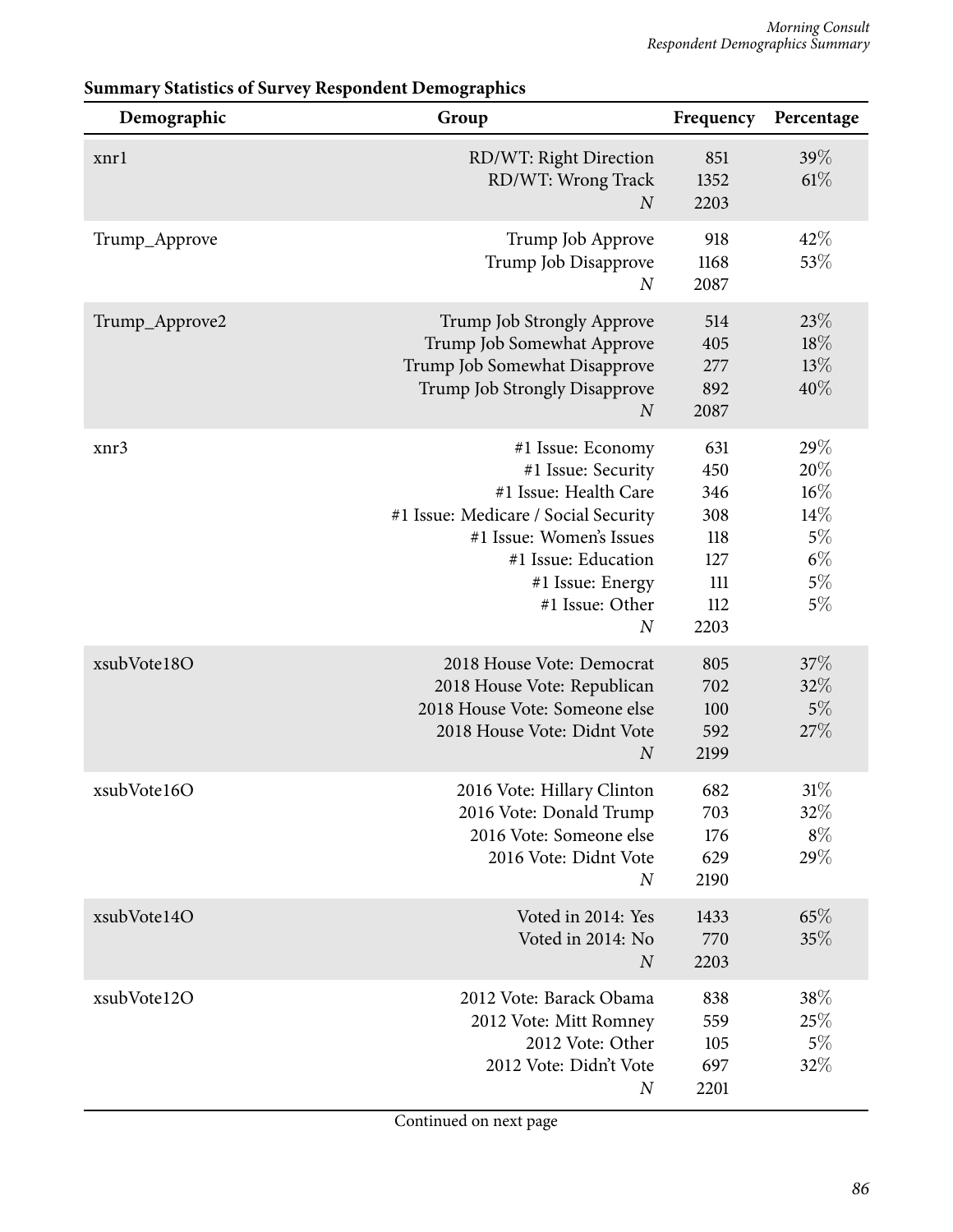**Summary Statistics of Survey Respondent Demographics**

| Demographic | Group | Frequency | Percentage |
|---|---|---|---|
| xnr1 | RD/WT: Right Direction | 851 | 39% |
| | RD/WT: Wrong Track | 1352 | 61% |
| | *N* | 2203 | |
| Trump_Approve | Trump Job Approve | 918 | 42% |
| | Trump Job Disapprove | 1168 | 53% |
| | *N* | 2087 | |
| Trump_Approve2 | Trump Job Strongly Approve | 514 | 23% |
| | Trump Job Somewhat Approve | 405 | 18% |
| | Trump Job Somewhat Disapprove | 277 | 13% |
| | Trump Job Strongly Disapprove | 892 | 40% |
| | *N* | 2087 | |
| xnr3 | #1 Issue: Economy | 631 | 29% |
| | #1 Issue: Security | 450 | 20% |
| | #1 Issue: Health Care | 346 | 16% |
| | #1 Issue: Medicare / Social Security | 308 | 14% |
| | #1 Issue: Women's Issues | 118 | 5% |
| | #1 Issue: Education | 127 | 6% |
| | #1 Issue: Energy | 111 | 5% |
| | #1 Issue: Other | 112 | 5% |
| | *N* | 2203 | |
| xsubVote18O | 2018 House Vote: Democrat | 805 | 37% |
| | 2018 House Vote: Republican | 702 | 32% |
| | 2018 House Vote: Someone else | 100 | 5% |
| | 2018 House Vote: Didnt Vote | 592 | 27% |
| | *N* | 2199 | |
| xsubVote16O | 2016 Vote: Hillary Clinton | 682 | 31% |
| | 2016 Vote: Donald Trump | 703 | 32% |
| | 2016 Vote: Someone else | 176 | 8% |
| | 2016 Vote: Didnt Vote | 629 | 29% |
| | *N* | 2190 | |
| xsubVote14O | Voted in 2014: Yes | 1433 | 65% |
| | Voted in 2014: No | 770 | 35% |
| | *N* | 2203 | |
| xsubVote12O | 2012 Vote: Barack Obama | 838 | 38% |
| | 2012 Vote: Mitt Romney | 559 | 25% |
| | 2012 Vote: Other | 105 | 5% |
| | 2012 Vote: Didn't Vote | 697 | 32% |
| | *N* | 2201 | |

Continued on next page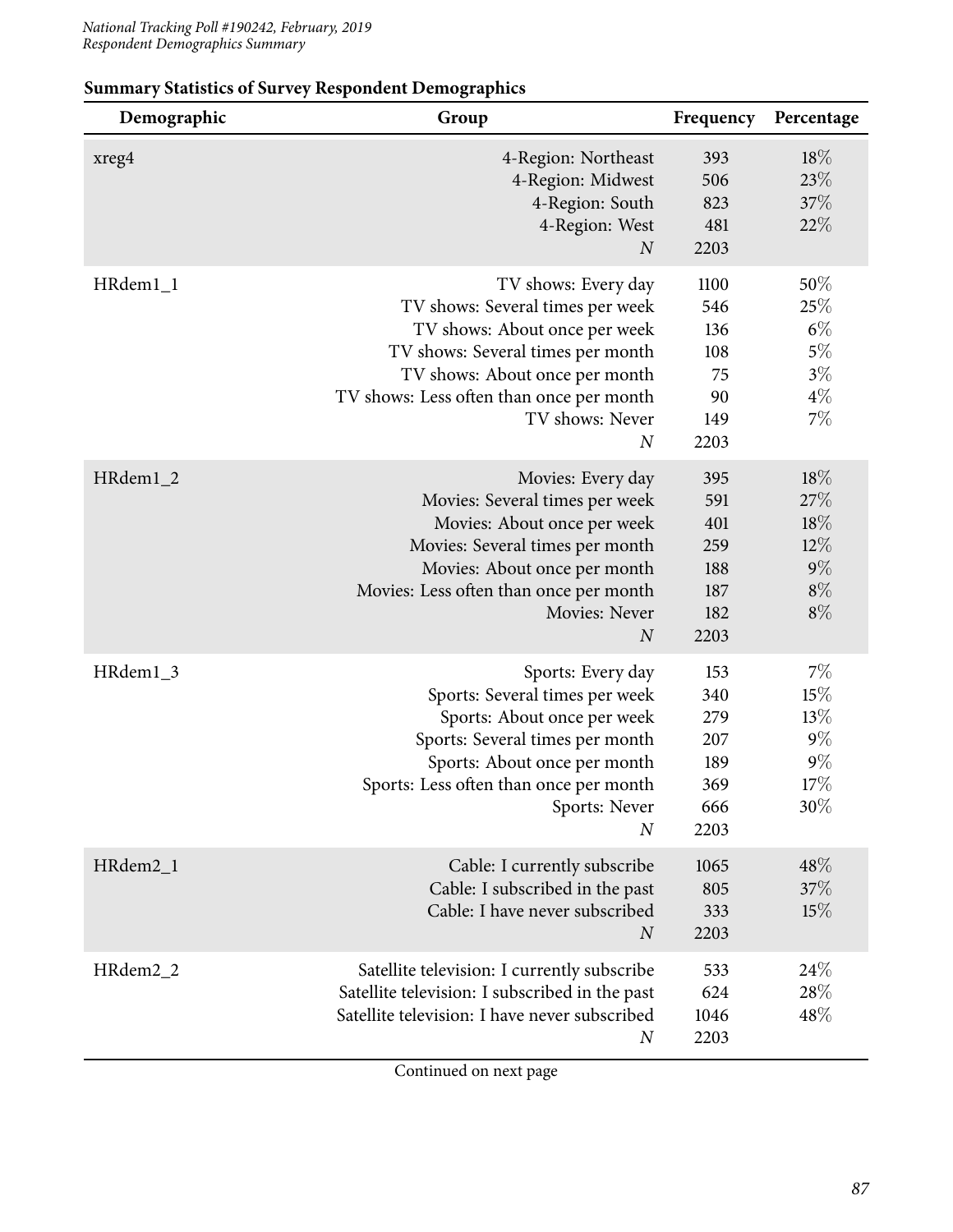**Summary Statistics of Survey Respondent Demographics**

| Demographic | Group | Frequency | Percentage |
|---|---|---|---|
| xreg4 | 4-Region: Northeast | 393 | 18% |
| | 4-Region: Midwest | 506 | 23% |
| | 4-Region: South | 823 | 37% |
| | 4-Region: West | 481 | 22% |
| | *N* | 2203 | |
| HRdem1_1 | TV shows: Every day | 1100 | 50% |
| | TV shows: Several times per week | 546 | 25% |
| | TV shows: About once per week | 136 | 6% |
| | TV shows: Several times per month | 108 | 5% |
| | TV shows: About once per month | 75 | 3% |
| | TV shows: Less often than once per month | 90 | 4% |
| | TV shows: Never | 149 | 7% |
| | *N* | 2203 | |
| HRdem1_2 | Movies: Every day | 395 | 18% |
| | Movies: Several times per week | 591 | 27% |
| | Movies: About once per week | 401 | 18% |
| | Movies: Several times per month | 259 | 12% |
| | Movies: About once per month | 188 | 9% |
| | Movies: Less often than once per month | 187 | 8% |
| | Movies: Never | 182 | 8% |
| | *N* | 2203 | |
| HRdem1_3 | Sports: Every day | 153 | 7% |
| | Sports: Several times per week | 340 | 15% |
| | Sports: About once per week | 279 | 13% |
| | Sports: Several times per month | 207 | 9% |
| | Sports: About once per month | 189 | 9% |
| | Sports: Less often than once per month | 369 | 17% |
| | Sports: Never | 666 | 30% |
| | *N* | 2203 | |
| HRdem2_1 | Cable: I currently subscribe | 1065 | 48% |
| | Cable: I subscribed in the past | 805 | 37% |
| | Cable: I have never subscribed | 333 | 15% |
| | *N* | 2203 | |
| HRdem2_2 | Satellite television: I currently subscribe | 533 | 24% |
| | Satellite television: I subscribed in the past | 624 | 28% |
| | Satellite television: I have never subscribed | 1046 | 48% |
| | *N* | 2203 | |

Continued on next page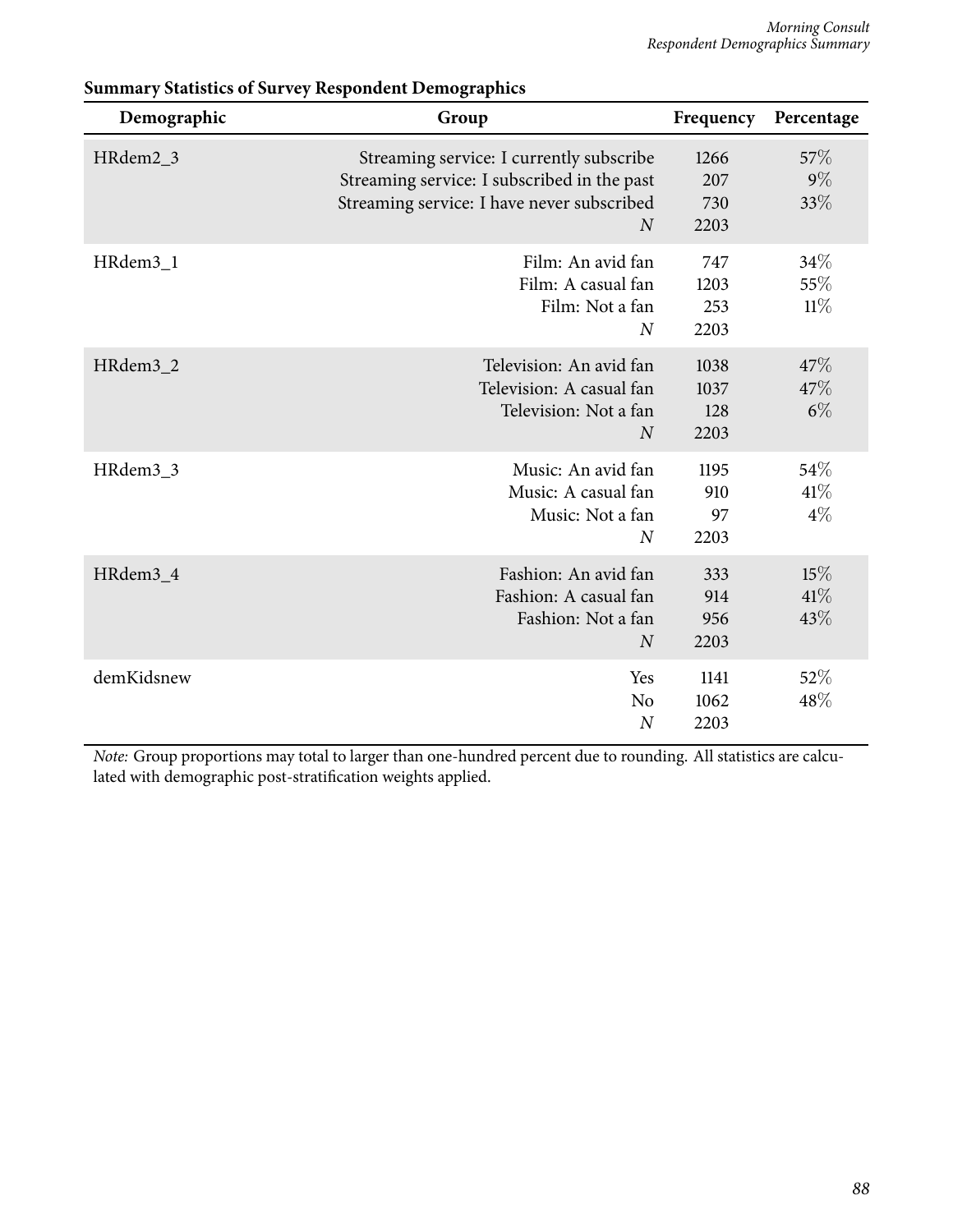**Summary Statistics of Survey Respondent Demographics**

| Demographic | Group | Frequency | Percentage |
|---|---|---|---|
| HRdem2_3 | Streaming service: I currently subscribe | 1266 | 57% |
| | Streaming service: I subscribed in the past | 207 | 9% |
| | Streaming service: I have never subscribed | 730 | 33% |
| | *N* | 2203 | |
| HRdem3_1 | Film: An avid fan | 747 | 34% |
| | Film: A casual fan | 1203 | 55% |
| | Film: Not a fan | 253 | 11% |
| | *N* | 2203 | |
| HRdem3_2 | Television: An avid fan | 1038 | 47% |
| | Television: A casual fan | 1037 | 47% |
| | Television: Not a fan | 128 | 6% |
| | *N* | 2203 | |
| HRdem3_3 | Music: An avid fan | 1195 | 54% |
| | Music: A casual fan | 910 | 41% |
| | Music: Not a fan | 97 | 4% |
| | *N* | 2203 | |
| HRdem3_4 | Fashion: An avid fan | 333 | 15% |
| | Fashion: A casual fan | 914 | 41% |
| | Fashion: Not a fan | 956 | 43% |
| | *N* | 2203 | |
| demKidsnew | Yes | 1141 | 52% |
| | No | 1062 | 48% |
| | *N* | 2203 | |

*Note:* Group proportions may total to larger than one-hundred percent due to rounding. All statistics are calculated with demographic post-stratification weights applied.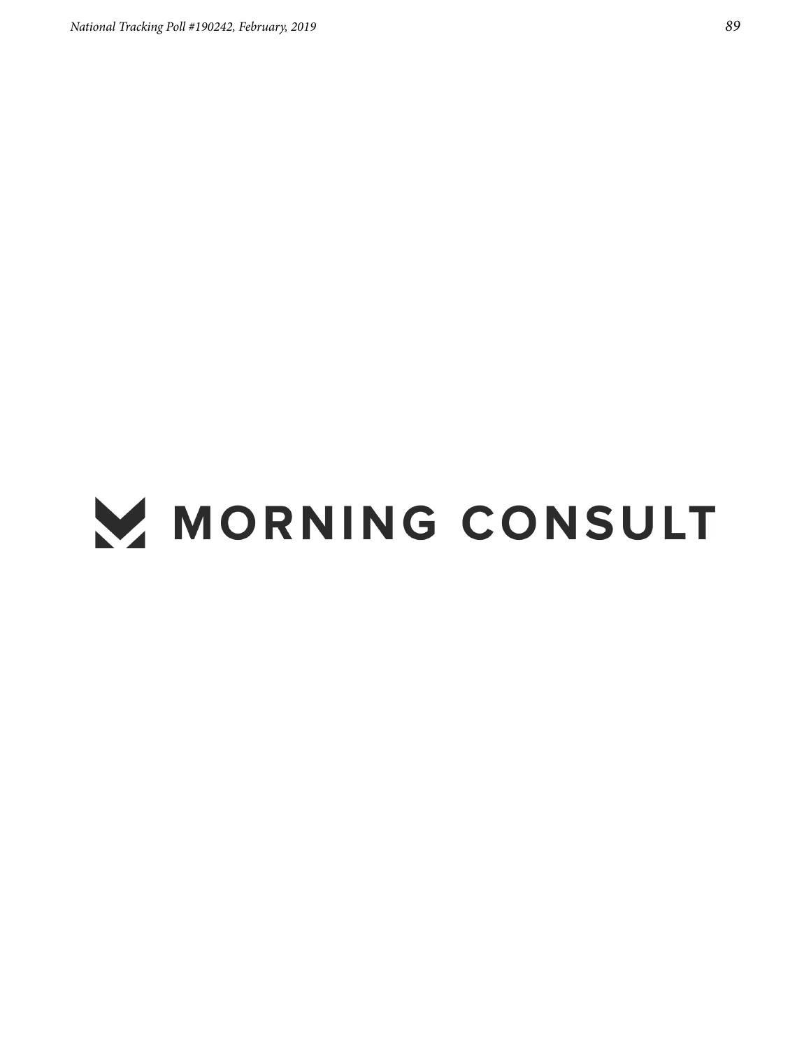MORNING CONSULT